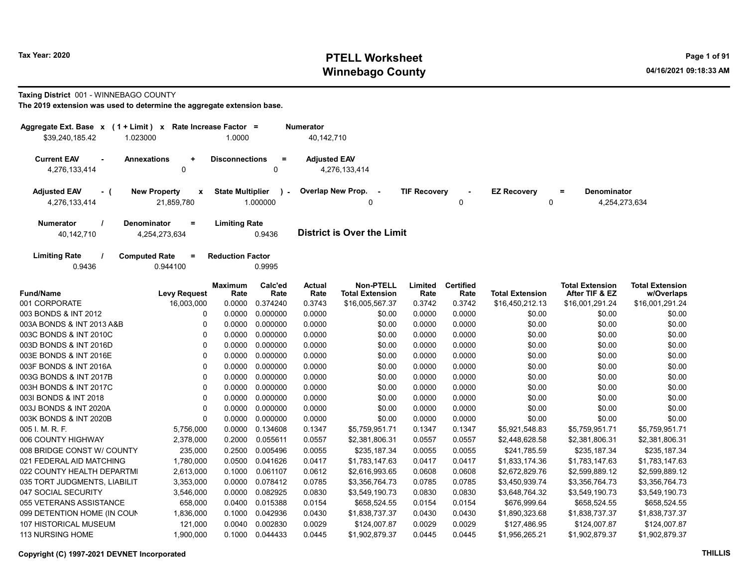Tax Year: 2020

# PTELL Worksheet
# Winnebago County

04/16/2021 09:18:33 AM

**Taxing District** 001 - WINNEBAGO COUNTY

**The 2019 extension was used to determine the aggregate extension base.**

| Aggregate Ext. Base | x | (1 + Limit) | x | Rate Increase Factor | = | Numerator |
|---|---|---|---|---|---|---|
| $39,240,185.42 | | 1.023000 | | 1.0000 | | 40,142,710 |

| Current EAV | - | Annexations | + | Disconnections | = | Adjusted EAV |
|---|---|---|---|---|---|---|
| 4,276,133,414 | | 0 | | 0 | | 4,276,133,414 |

| Adjusted EAV | - ( | New Property | x | State Multiplier | ) - | Overlap New Prop. | - | TIF Recovery | - | EZ Recovery | = | Denominator |
|---|---|---|---|---|---|---|---|---|---|---|---|---|
| 4,276,133,414 | | 21,859,780 | | 1.000000 | | 0 | | 0 | | 0 | | 4,254,273,634 |

| Numerator | / | Denominator | = | Limiting Rate |
|---|---|---|---|---|
| 40,142,710 | | 4,254,273,634 | | 0.9436 |

**District is Over the Limit**

| Limiting Rate | / | Computed Rate | = | Reduction Factor |
|---|---|---|---|---|
| 0.9436 | | 0.944100 | | 0.9995 |

| Fund/Name | Levy Request | Maximum Rate | Calc'ed Rate | Actual Rate | Non-PTELL Total Extension | Limited Rate | Certified Rate | Total Extension | Total Extension After TIF & EZ | Total Extension w/Overlaps |
|---|---|---|---|---|---|---|---|---|---|---|
| 001 CORPORATE | 16,003,000 | 0.0000 | 0.374240 | 0.3743 | $16,005,567.37 | 0.3742 | 0.3742 | $16,450,212.13 | $16,001,291.24 | $16,001,291.24 |
| 003 BONDS & INT 2012 | 0 | 0.0000 | 0.000000 | 0.0000 | $0.00 | 0.0000 | 0.0000 | $0.00 | $0.00 | $0.00 |
| 003A BONDS & INT 2013 A&B | 0 | 0.0000 | 0.000000 | 0.0000 | $0.00 | 0.0000 | 0.0000 | $0.00 | $0.00 | $0.00 |
| 003C BONDS & INT 2010C | 0 | 0.0000 | 0.000000 | 0.0000 | $0.00 | 0.0000 | 0.0000 | $0.00 | $0.00 | $0.00 |
| 003D BONDS & INT 2016D | 0 | 0.0000 | 0.000000 | 0.0000 | $0.00 | 0.0000 | 0.0000 | $0.00 | $0.00 | $0.00 |
| 003E BONDS & INT 2016E | 0 | 0.0000 | 0.000000 | 0.0000 | $0.00 | 0.0000 | 0.0000 | $0.00 | $0.00 | $0.00 |
| 003F BONDS & INT 2016A | 0 | 0.0000 | 0.000000 | 0.0000 | $0.00 | 0.0000 | 0.0000 | $0.00 | $0.00 | $0.00 |
| 003G BONDS & INT 2017B | 0 | 0.0000 | 0.000000 | 0.0000 | $0.00 | 0.0000 | 0.0000 | $0.00 | $0.00 | $0.00 |
| 003H BONDS & INT 2017C | 0 | 0.0000 | 0.000000 | 0.0000 | $0.00 | 0.0000 | 0.0000 | $0.00 | $0.00 | $0.00 |
| 003I BONDS & INT 2018 | 0 | 0.0000 | 0.000000 | 0.0000 | $0.00 | 0.0000 | 0.0000 | $0.00 | $0.00 | $0.00 |
| 003J BONDS & INT 2020A | 0 | 0.0000 | 0.000000 | 0.0000 | $0.00 | 0.0000 | 0.0000 | $0.00 | $0.00 | $0.00 |
| 003K BONDS & INT 2020B | 0 | 0.0000 | 0.000000 | 0.0000 | $0.00 | 0.0000 | 0.0000 | $0.00 | $0.00 | $0.00 |
| 005 I. M. R. F. | 5,756,000 | 0.0000 | 0.134608 | 0.1347 | $5,759,951.71 | 0.1347 | 0.1347 | $5,921,548.83 | $5,759,951.71 | $5,759,951.71 |
| 006 COUNTY HIGHWAY | 2,378,000 | 0.2000 | 0.055611 | 0.0557 | $2,381,806.31 | 0.0557 | 0.0557 | $2,448,628.58 | $2,381,806.31 | $2,381,806.31 |
| 008 BRIDGE CONST W/ COUNTY | 235,000 | 0.2500 | 0.005496 | 0.0055 | $235,187.34 | 0.0055 | 0.0055 | $241,785.59 | $235,187.34 | $235,187.34 |
| 021 FEDERAL AID MATCHING | 1,780,000 | 0.0500 | 0.041626 | 0.0417 | $1,783,147.63 | 0.0417 | 0.0417 | $1,833,174.36 | $1,783,147.63 | $1,783,147.63 |
| 022 COUNTY HEALTH DEPARTMI | 2,613,000 | 0.1000 | 0.061107 | 0.0612 | $2,616,993.65 | 0.0608 | 0.0608 | $2,672,829.76 | $2,599,889.12 | $2,599,889.12 |
| 035 TORT JUDGMENTS, LIABILIT | 3,353,000 | 0.0000 | 0.078412 | 0.0785 | $3,356,764.73 | 0.0785 | 0.0785 | $3,450,939.74 | $3,356,764.73 | $3,356,764.73 |
| 047 SOCIAL SECURITY | 3,546,000 | 0.0000 | 0.082925 | 0.0830 | $3,549,190.73 | 0.0830 | 0.0830 | $3,648,764.32 | $3,549,190.73 | $3,549,190.73 |
| 055 VETERANS ASSISTANCE | 658,000 | 0.0400 | 0.015388 | 0.0154 | $658,524.55 | 0.0154 | 0.0154 | $676,999.64 | $658,524.55 | $658,524.55 |
| 099 DETENTION HOME (IN COUN | 1,836,000 | 0.1000 | 0.042936 | 0.0430 | $1,838,737.37 | 0.0430 | 0.0430 | $1,890,323.68 | $1,838,737.37 | $1,838,737.37 |
| 107 HISTORICAL MUSEUM | 121,000 | 0.0040 | 0.002830 | 0.0029 | $124,007.87 | 0.0029 | 0.0029 | $127,486.95 | $124,007.87 | $124,007.87 |
| 113 NURSING HOME | 1,900,000 | 0.1000 | 0.044433 | 0.0445 | $1,902,879.37 | 0.0445 | 0.0445 | $1,956,265.21 | $1,902,879.37 | $1,902,879.37 |

Copyright (C) 1997-2021 DEVNET Incorporated

THILLIS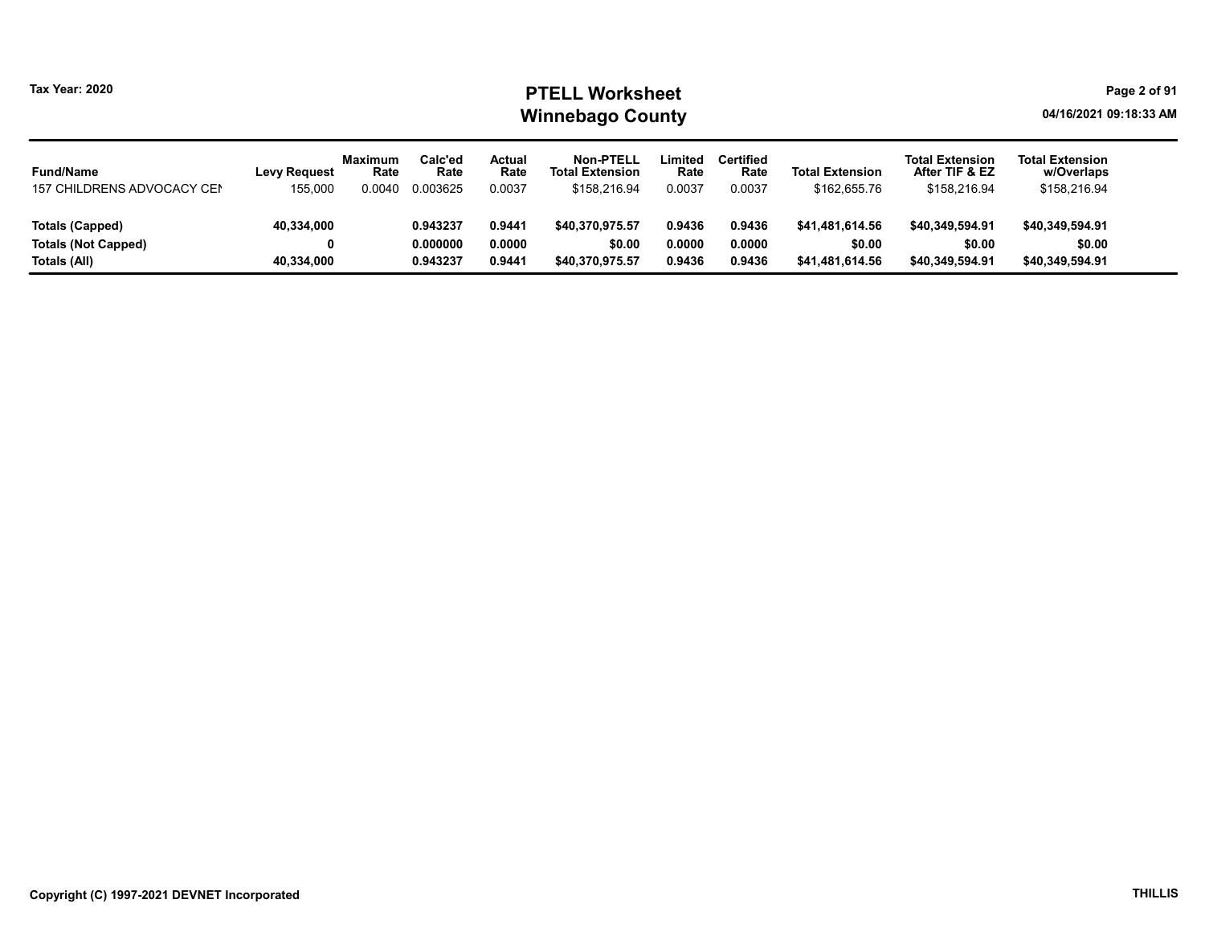| Fund/Name | Levy Request | Maximum Rate | Calc'ed Rate | Actual Rate | Non-PTELL Total Extension | Limited Rate | Certified Rate | Total Extension | Total Extension After TIF & EZ | Total Extension w/Overlaps |
|---|---|---|---|---|---|---|---|---|---|---|
| 157 CHILDRENS ADVOCACY CEN | 155,000 | 0.0040 | 0.003625 | 0.0037 | $158,216.94 | 0.0037 | 0.0037 | $162,655.76 | $158,216.94 | $158,216.94 |
| **Totals (Capped)** | **40,334,000** | | **0.943237** | **0.9441** | **$40,370,975.57** | **0.9436** | **0.9436** | **$41,481,614.56** | **$40,349,594.91** | **$40,349,594.91** |
| **Totals (Not Capped)** | **0** | | **0.000000** | **0.0000** | **$0.00** | **0.0000** | **0.0000** | **$0.00** | **$0.00** | **$0.00** |
| **Totals (All)** | **40,334,000** | | **0.943237** | **0.9441** | **$40,370,975.57** | **0.9436** | **0.9436** | **$41,481,614.56** | **$40,349,594.91** | **$40,349,594.91** |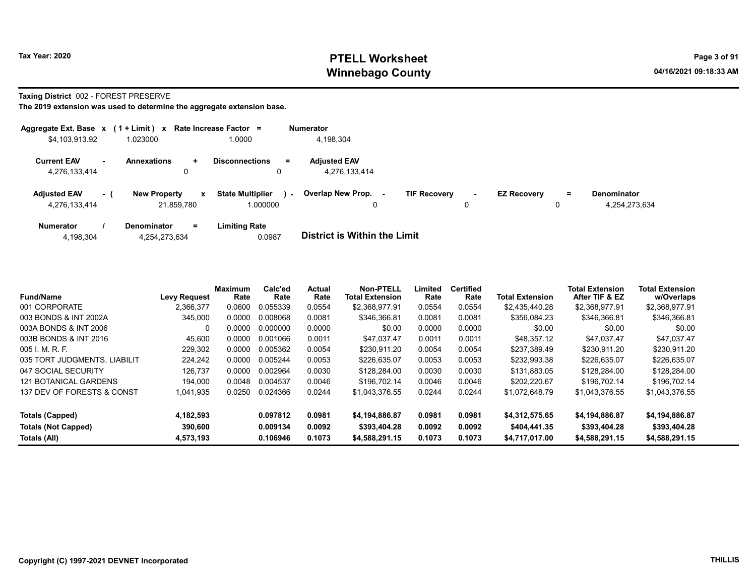**Taxing District** 002 - FOREST PRESERVE

**The 2019 extension was used to determine the aggregate extension base.**

| Aggregate Ext. Base | x | (1 + Limit) | x | Rate Increase Factor | = | Numerator |
|---|---|---|---|---|---|---|
| $4,103,913.92 | | 1.023000 | | 1.0000 | | 4,198,304 |

| Current EAV | - | Annexations | + | Disconnections | = | Adjusted EAV |
|---|---|---|---|---|---|---|
| 4,276,133,414 | | 0 | | 0 | | 4,276,133,414 |

| Adjusted EAV | - ( | New Property | x | State Multiplier | ) - | Overlap New Prop. | - | TIF Recovery | - | EZ Recovery | = | Denominator |
|---|---|---|---|---|---|---|---|---|---|---|---|---|
| 4,276,133,414 | | 21,859,780 | | 1.000000 | | 0 | | 0 | | 0 | | 4,254,273,634 |

| Numerator | / | Denominator | = | Limiting Rate |
|---|---|---|---|---|
| 4,198,304 | | 4,254,273,634 | | 0.0987 |

**District is Within the Limit**

| Fund/Name | Levy Request | Maximum Rate | Calc'ed Rate | Actual Rate | Non-PTELL Total Extension | Limited Rate | Certified Rate | Total Extension | Total Extension After TIF & EZ | Total Extension w/Overlaps |
|---|---|---|---|---|---|---|---|---|---|---|
| 001 CORPORATE | 2,366,377 | 0.0600 | 0.055339 | 0.0554 | $2,368,977.91 | 0.0554 | 0.0554 | $2,435,440.28 | $2,368,977.91 | $2,368,977.91 |
| 003 BONDS & INT 2002A | 345,000 | 0.0000 | 0.008068 | 0.0081 | $346,366.81 | 0.0081 | 0.0081 | $356,084.23 | $346,366.81 | $346,366.81 |
| 003A BONDS & INT 2006 | 0 | 0.0000 | 0.000000 | 0.0000 | $0.00 | 0.0000 | 0.0000 | $0.00 | $0.00 | $0.00 |
| 003B BONDS & INT 2016 | 45,600 | 0.0000 | 0.001066 | 0.0011 | $47,037.47 | 0.0011 | 0.0011 | $48,357.12 | $47,037.47 | $47,037.47 |
| 005 I. M. R. F. | 229,302 | 0.0000 | 0.005362 | 0.0054 | $230,911.20 | 0.0054 | 0.0054 | $237,389.49 | $230,911.20 | $230,911.20 |
| 035 TORT JUDGMENTS, LIABILIT | 224,242 | 0.0000 | 0.005244 | 0.0053 | $226,635.07 | 0.0053 | 0.0053 | $232,993.38 | $226,635.07 | $226,635.07 |
| 047 SOCIAL SECURITY | 126,737 | 0.0000 | 0.002964 | 0.0030 | $128,284.00 | 0.0030 | 0.0030 | $131,883.05 | $128,284.00 | $128,284.00 |
| 121 BOTANICAL GARDENS | 194,000 | 0.0048 | 0.004537 | 0.0046 | $196,702.14 | 0.0046 | 0.0046 | $202,220.67 | $196,702.14 | $196,702.14 |
| 137 DEV OF FORESTS & CONST | 1,041,935 | 0.0250 | 0.024366 | 0.0244 | $1,043,376.55 | 0.0244 | 0.0244 | $1,072,648.79 | $1,043,376.55 | $1,043,376.55 |
| **Totals (Capped)** | **4,182,593** | | **0.097812** | **0.0981** | **$4,194,886.87** | **0.0981** | **0.0981** | **$4,312,575.65** | **$4,194,886.87** | **$4,194,886.87** |
| **Totals (Not Capped)** | **390,600** | | **0.009134** | **0.0092** | **$393,404.28** | **0.0092** | **0.0092** | **$404,441.35** | **$393,404.28** | **$393,404.28** |
| **Totals (All)** | **4,573,193** | | **0.106946** | **0.1073** | **$4,588,291.15** | **0.1073** | **0.1073** | **$4,717,017.00** | **$4,588,291.15** | **$4,588,291.15** |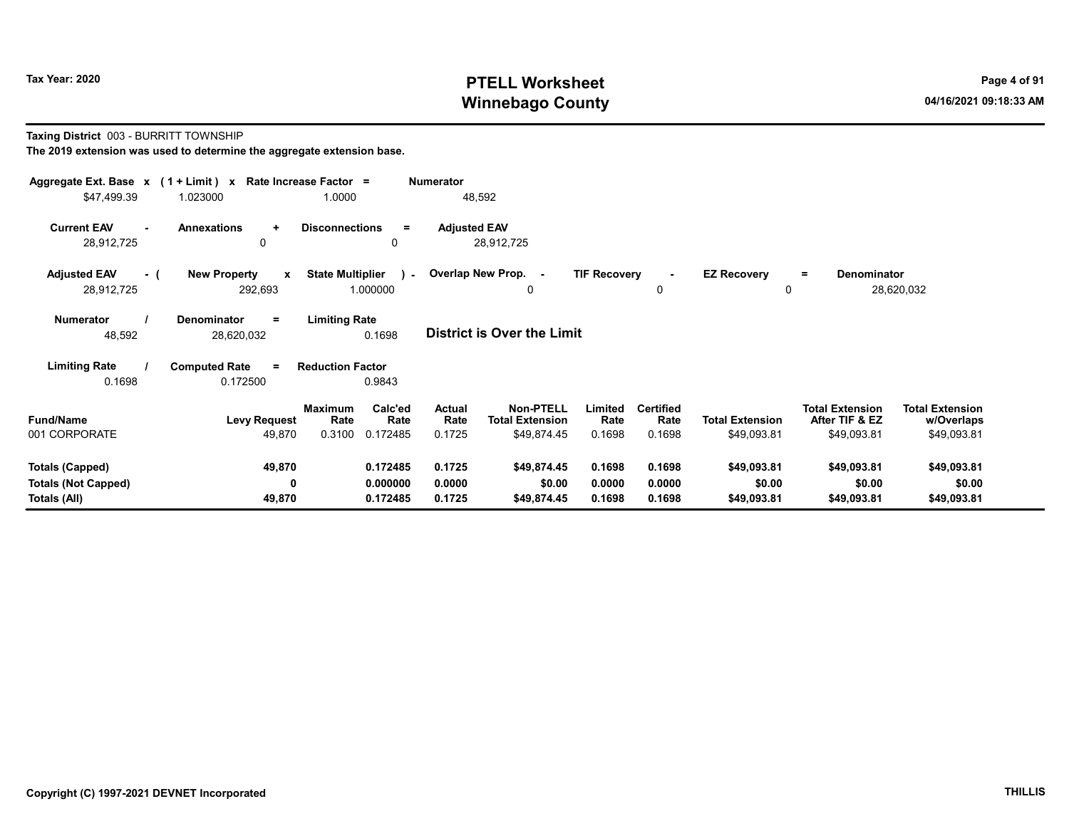Tax Year: 2020

# PTELL Worksheet
# Winnebago County

04/16/2021 09:18:33 AM

**Taxing District** 003 - BURRITT TOWNSHIP

**The 2019 extension was used to determine the aggregate extension base.**

| Aggregate Ext. Base x | (1 + Limit) x | Rate Increase Factor = | Numerator |
|---|---|---|---|
| $47,499.39 | 1.023000 | 1.0000 | 48,592 |

| Current EAV - | Annexations + | Disconnections = | Adjusted EAV |
|---|---|---|---|
| 28,912,725 | 0 | 0 | 28,912,725 |

| Adjusted EAV - ( | New Property x | State Multiplier ) - | Overlap New Prop. - | TIF Recovery - | EZ Recovery = | Denominator |
|---|---|---|---|---|---|---|
| 28,912,725 | 292,693 | 1.000000 | 0 | 0 | 0 | 28,620,032 |

| Numerator / | Denominator = | Limiting Rate |
|---|---|---|
| 48,592 | 28,620,032 | 0.1698 |

**District is Over the Limit**

| Limiting Rate / | Computed Rate = | Reduction Factor |
|---|---|---|
| 0.1698 | 0.172500 | 0.9843 |

| Fund/Name | Levy Request | Maximum Rate | Calc'ed Rate | Actual Rate | Non-PTELL Total Extension | Limited Rate | Certified Rate | Total Extension | Total Extension After TIF & EZ | Total Extension w/Overlaps |
|---|---|---|---|---|---|---|---|---|---|---|
| 001 CORPORATE | 49,870 | 0.3100 | 0.172485 | 0.1725 | $49,874.45 | 0.1698 | 0.1698 | $49,093.81 | $49,093.81 | $49,093.81 |
| **Totals (Capped)** | **49,870** | | **0.172485** | **0.1725** | **$49,874.45** | **0.1698** | **0.1698** | **$49,093.81** | **$49,093.81** | **$49,093.81** |
| **Totals (Not Capped)** | **0** | | **0.000000** | **0.0000** | **$0.00** | **0.0000** | **0.0000** | **$0.00** | **$0.00** | **$0.00** |
| **Totals (All)** | **49,870** | | **0.172485** | **0.1725** | **$49,874.45** | **0.1698** | **0.1698** | **$49,093.81** | **$49,093.81** | **$49,093.81** |

**Copyright (C) 1997-2021 DEVNET Incorporated** **THILLIS**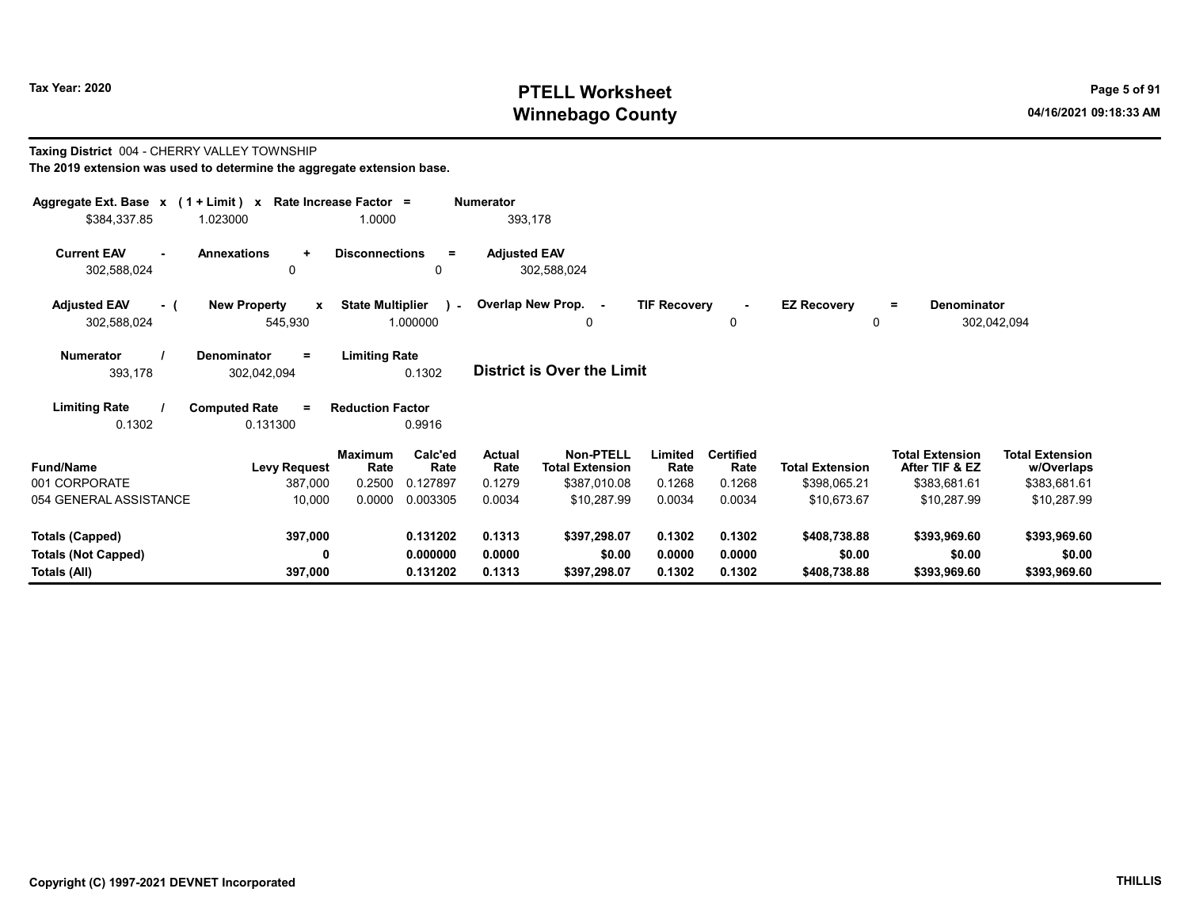# PTELL Worksheet
# Winnebago County

Tax Year: 2020

04/16/2021 09:18:33 AM

**Taxing District** 004 - CHERRY VALLEY TOWNSHIP

**The 2019 extension was used to determine the aggregate extension base.**

| Aggregate Ext. Base | x | ( 1 + Limit ) | x | Rate Increase Factor | = | Numerator |
|---|---|---|---|---|---|---|
| $384,337.85 | | 1.023000 | | 1.0000 | | 393,178 |

| Current EAV | - | Annexations | + | Disconnections | = | Adjusted EAV |
|---|---|---|---|---|---|---|
| 302,588,024 | | 0 | | 0 | | 302,588,024 |

| Adjusted EAV | - ( | New Property | x | State Multiplier | ) - | Overlap New Prop. | - | TIF Recovery | - | EZ Recovery | = | Denominator |
|---|---|---|---|---|---|---|---|---|---|---|---|---|
| 302,588,024 | | 545,930 | | 1.000000 | | 0 | | 0 | | 0 | | 302,042,094 |

| Numerator | / | Denominator | = | Limiting Rate |
|---|---|---|---|---|
| 393,178 | | 302,042,094 | | 0.1302 |

**District is Over the Limit**

| Limiting Rate | / | Computed Rate | = | Reduction Factor |
|---|---|---|---|---|
| 0.1302 | | 0.131300 | | 0.9916 |

| Fund/Name | Levy Request | Maximum Rate | Calc'ed Rate | Actual Rate | Non-PTELL Total Extension | Limited Rate | Certified Rate | Total Extension | Total Extension After TIF & EZ | Total Extension w/Overlaps |
|---|---|---|---|---|---|---|---|---|---|---|
| 001 CORPORATE | 387,000 | 0.2500 | 0.127897 | 0.1279 | $387,010.08 | 0.1268 | 0.1268 | $398,065.21 | $383,681.61 | $383,681.61 |
| 054 GENERAL ASSISTANCE | 10,000 | 0.0000 | 0.003305 | 0.0034 | $10,287.99 | 0.0034 | 0.0034 | $10,673.67 | $10,287.99 | $10,287.99 |
| **Totals (Capped)** | **397,000** | | **0.131202** | **0.1313** | **$397,298.07** | **0.1302** | **0.1302** | **$408,738.88** | **$393,969.60** | **$393,969.60** |
| **Totals (Not Capped)** | **0** | | **0.000000** | **0.0000** | **$0.00** | **0.0000** | **0.0000** | **$0.00** | **$0.00** | **$0.00** |
| **Totals (All)** | **397,000** | | **0.131202** | **0.1313** | **$397,298.07** | **0.1302** | **0.1302** | **$408,738.88** | **$393,969.60** | **$393,969.60** |

Copyright (C) 1997-2021 DEVNET Incorporated

THILLIS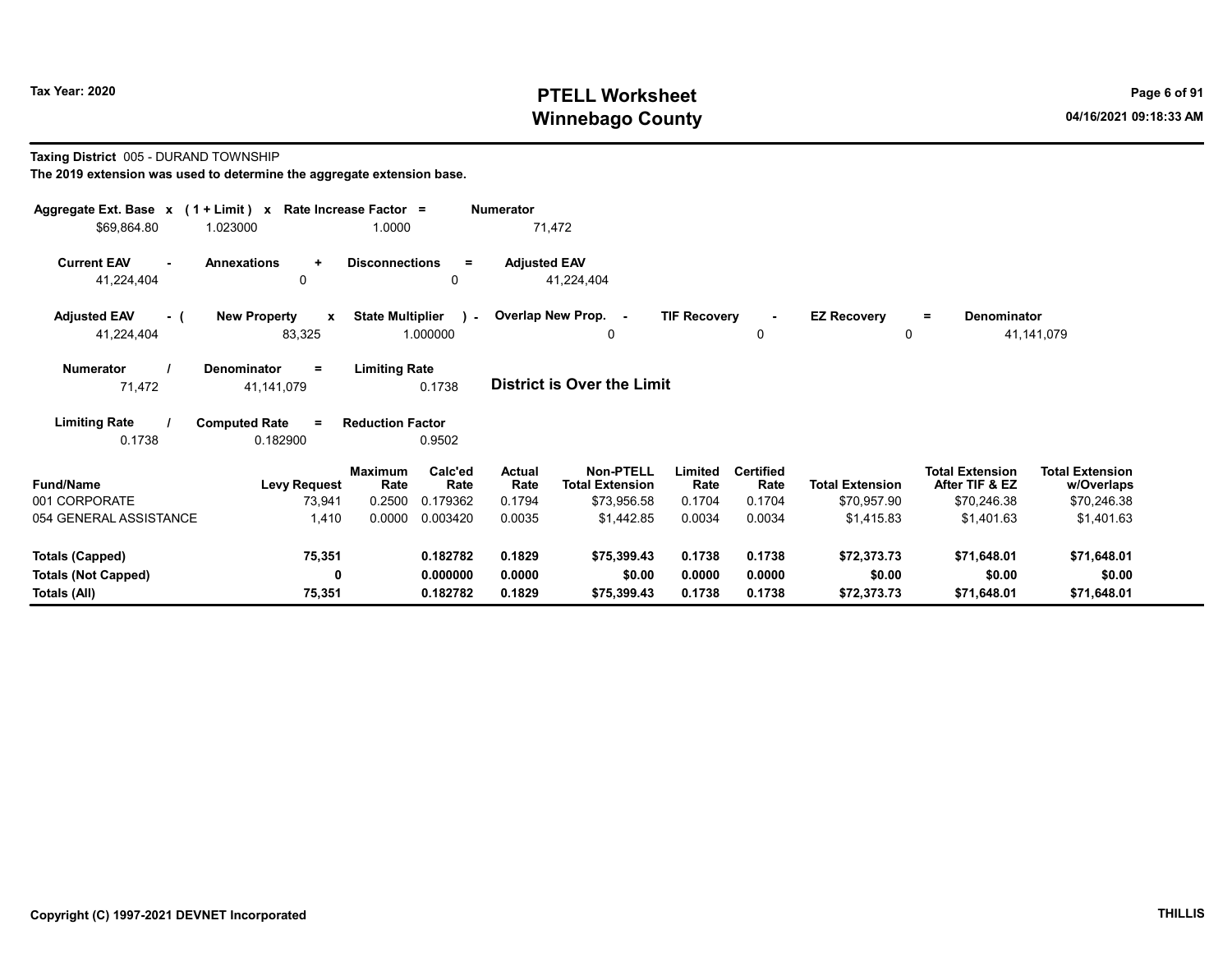**Taxing District** 005 - DURAND TOWNSHIP

**The 2019 extension was used to determine the aggregate extension base.**

| Aggregate Ext. Base | x | (1 + Limit) | x | Rate Increase Factor | = | Numerator |
|---|---|---|---|---|---|---|
| $69,864.80 | | 1.023000 | | 1.0000 | | 71,472 |

| Current EAV | - | Annexations | + | Disconnections | = | Adjusted EAV |
|---|---|---|---|---|---|---|
| 41,224,404 | | 0 | | 0 | | 41,224,404 |

| Adjusted EAV | - ( | New Property | x | State Multiplier | ) - | Overlap New Prop. | - | TIF Recovery | - | EZ Recovery | = | Denominator |
|---|---|---|---|---|---|---|---|---|---|---|---|---|
| 41,224,404 | | 83,325 | | 1.000000 | | 0 | | 0 | | 0 | | 41,141,079 |

| Numerator | / | Denominator | = | Limiting Rate |
|---|---|---|---|---|
| 71,472 | | 41,141,079 | | 0.1738 |

**District is Over the Limit**

| Limiting Rate | / | Computed Rate | = | Reduction Factor |
|---|---|---|---|---|
| 0.1738 | | 0.182900 | | 0.9502 |

| Fund/Name | Levy Request | Maximum Rate | Calc'ed Rate | Actual Rate | Non-PTELL Total Extension | Limited Rate | Certified Rate | Total Extension | Total Extension After TIF & EZ | Total Extension w/Overlaps |
|---|---|---|---|---|---|---|---|---|---|---|
| 001 CORPORATE | 73,941 | 0.2500 | 0.179362 | 0.1794 | $73,956.58 | 0.1704 | 0.1704 | $70,957.90 | $70,246.38 | $70,246.38 |
| 054 GENERAL ASSISTANCE | 1,410 | 0.0000 | 0.003420 | 0.0035 | $1,442.85 | 0.0034 | 0.0034 | $1,415.83 | $1,401.63 | $1,401.63 |
| **Totals (Capped)** | **75,351** | | **0.182782** | **0.1829** | **$75,399.43** | **0.1738** | **0.1738** | **$72,373.73** | **$71,648.01** | **$71,648.01** |
| **Totals (Not Capped)** | **0** | | **0.000000** | **0.0000** | **$0.00** | **0.0000** | **0.0000** | **$0.00** | **$0.00** | **$0.00** |
| **Totals (All)** | **75,351** | | **0.182782** | **0.1829** | **$75,399.43** | **0.1738** | **0.1738** | **$72,373.73** | **$71,648.01** | **$71,648.01** |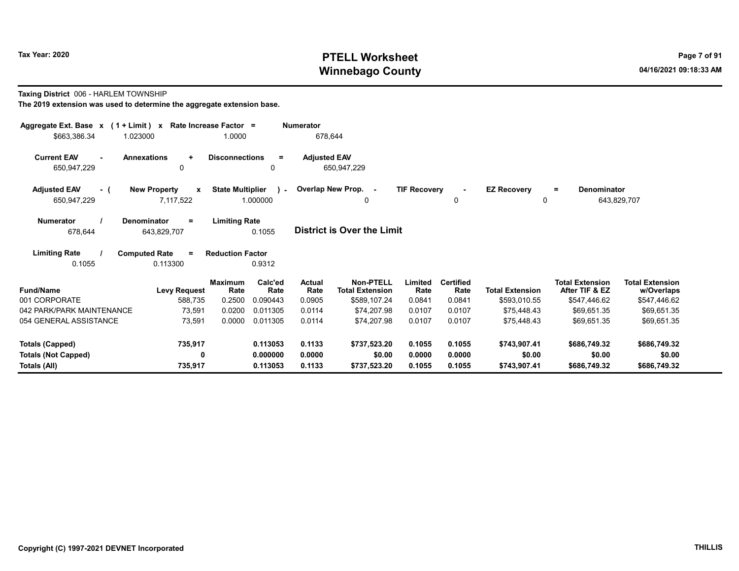**Taxing District** 006 - HARLEM TOWNSHIP

**The 2019 extension was used to determine the aggregate extension base.**

| Aggregate Ext. Base x | (1 + Limit) x | Rate Increase Factor = | Numerator |
|---|---|---|---|
| $663,386.34 | 1.023000 | 1.0000 | 678,644 |

| Current EAV - | Annexations + | Disconnections = | Adjusted EAV |
|---|---|---|---|
| 650,947,229 | 0 | 0 | 650,947,229 |

| Adjusted EAV - ( | New Property x | State Multiplier ) - | Overlap New Prop. - | TIF Recovery - | EZ Recovery = | Denominator |
|---|---|---|---|---|---|---|
| 650,947,229 | 7,117,522 | 1.000000 | 0 | 0 | 0 | 643,829,707 |

| Numerator / | Denominator = | Limiting Rate |
|---|---|---|
| 678,644 | 643,829,707 | 0.1055 |

**District is Over the Limit**

| Limiting Rate / | Computed Rate = | Reduction Factor |
|---|---|---|
| 0.1055 | 0.113300 | 0.9312 |

| Fund/Name | Levy Request | Maximum Rate | Calc'ed Rate | Actual Rate | Non-PTELL Total Extension | Limited Rate | Certified Rate | Total Extension | Total Extension After TIF & EZ | Total Extension w/Overlaps |
|---|---|---|---|---|---|---|---|---|---|---|
| 001 CORPORATE | 588,735 | 0.2500 | 0.090443 | 0.0905 | $589,107.24 | 0.0841 | 0.0841 | $593,010.55 | $547,446.62 | $547,446.62 |
| 042 PARK/PARK MAINTENANCE | 73,591 | 0.0200 | 0.011305 | 0.0114 | $74,207.98 | 0.0107 | 0.0107 | $75,448.43 | $69,651.35 | $69,651.35 |
| 054 GENERAL ASSISTANCE | 73,591 | 0.0000 | 0.011305 | 0.0114 | $74,207.98 | 0.0107 | 0.0107 | $75,448.43 | $69,651.35 | $69,651.35 |
| **Totals (Capped)** | **735,917** | | **0.113053** | **0.1133** | **$737,523.20** | **0.1055** | **0.1055** | **$743,907.41** | **$686,749.32** | **$686,749.32** |
| **Totals (Not Capped)** | **0** | | **0.000000** | **0.0000** | **$0.00** | **0.0000** | **0.0000** | **$0.00** | **$0.00** | **$0.00** |
| **Totals (All)** | **735,917** | | **0.113053** | **0.1133** | **$737,523.20** | **0.1055** | **0.1055** | **$743,907.41** | **$686,749.32** | **$686,749.32** |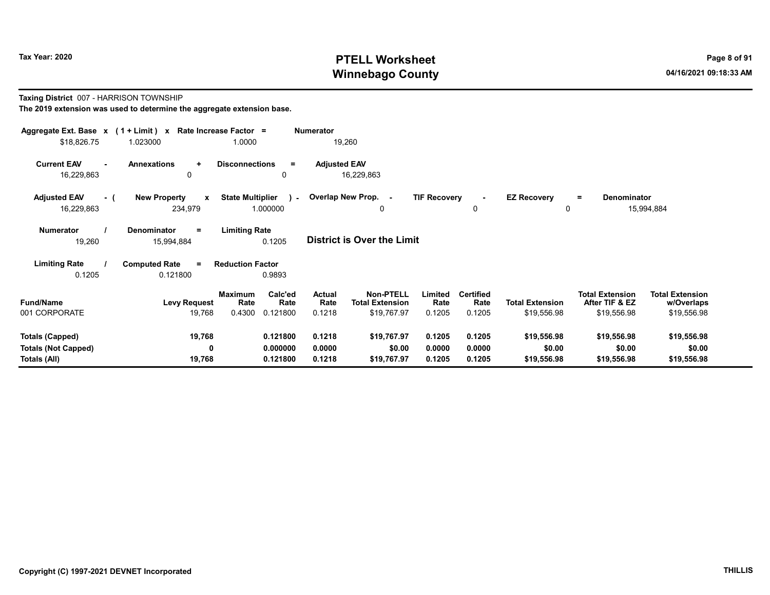Tax Year: 2020

# PTELL Worksheet
# Winnebago County

**Taxing District** 007 - HARRISON TOWNSHIP

**The 2019 extension was used to determine the aggregate extension base.**

| Aggregate Ext. Base | x | ( 1 + Limit ) | x | Rate Increase Factor | = | Numerator |
|---|---|---|---|---|---|---|
| $18,826.75 | | 1.023000 | | 1.0000 | | 19,260 |

| Current EAV | - | Annexations | + | Disconnections | = | Adjusted EAV |
|---|---|---|---|---|---|---|
| 16,229,863 | | 0 | | 0 | | 16,229,863 |

| Adjusted EAV | - ( | New Property | x | State Multiplier | ) - | Overlap New Prop. | - | TIF Recovery | - | EZ Recovery | = | Denominator |
|---|---|---|---|---|---|---|---|---|---|---|---|---|
| 16,229,863 | | 234,979 | | 1.000000 | | 0 | | 0 | | 0 | | 15,994,884 |

| Numerator | / | Denominator | = | Limiting Rate |
|---|---|---|---|---|
| 19,260 | | 15,994,884 | | 0.1205 |

**District is Over the Limit**

| Limiting Rate | / | Computed Rate | = | Reduction Factor |
|---|---|---|---|---|
| 0.1205 | | 0.121800 | | 0.9893 |

| Fund/Name | Levy Request | Maximum Rate | Calc'ed Rate | Actual Rate | Non-PTELL Total Extension | Limited Rate | Certified Rate | Total Extension | Total Extension After TIF & EZ | Total Extension w/Overlaps |
|---|---|---|---|---|---|---|---|---|---|---|
| 001 CORPORATE | 19,768 | 0.4300 | 0.121800 | 0.1218 | $19,767.97 | 0.1205 | 0.1205 | $19,556.98 | $19,556.98 | $19,556.98 |
| **Totals (Capped)** | **19,768** | | **0.121800** | **0.1218** | **$19,767.97** | **0.1205** | **0.1205** | **$19,556.98** | **$19,556.98** | **$19,556.98** |
| **Totals (Not Capped)** | **0** | | **0.000000** | **0.0000** | **$0.00** | **0.0000** | **0.0000** | **$0.00** | **$0.00** | **$0.00** |
| **Totals (All)** | **19,768** | | **0.121800** | **0.1218** | **$19,767.97** | **0.1205** | **0.1205** | **$19,556.98** | **$19,556.98** | **$19,556.98** |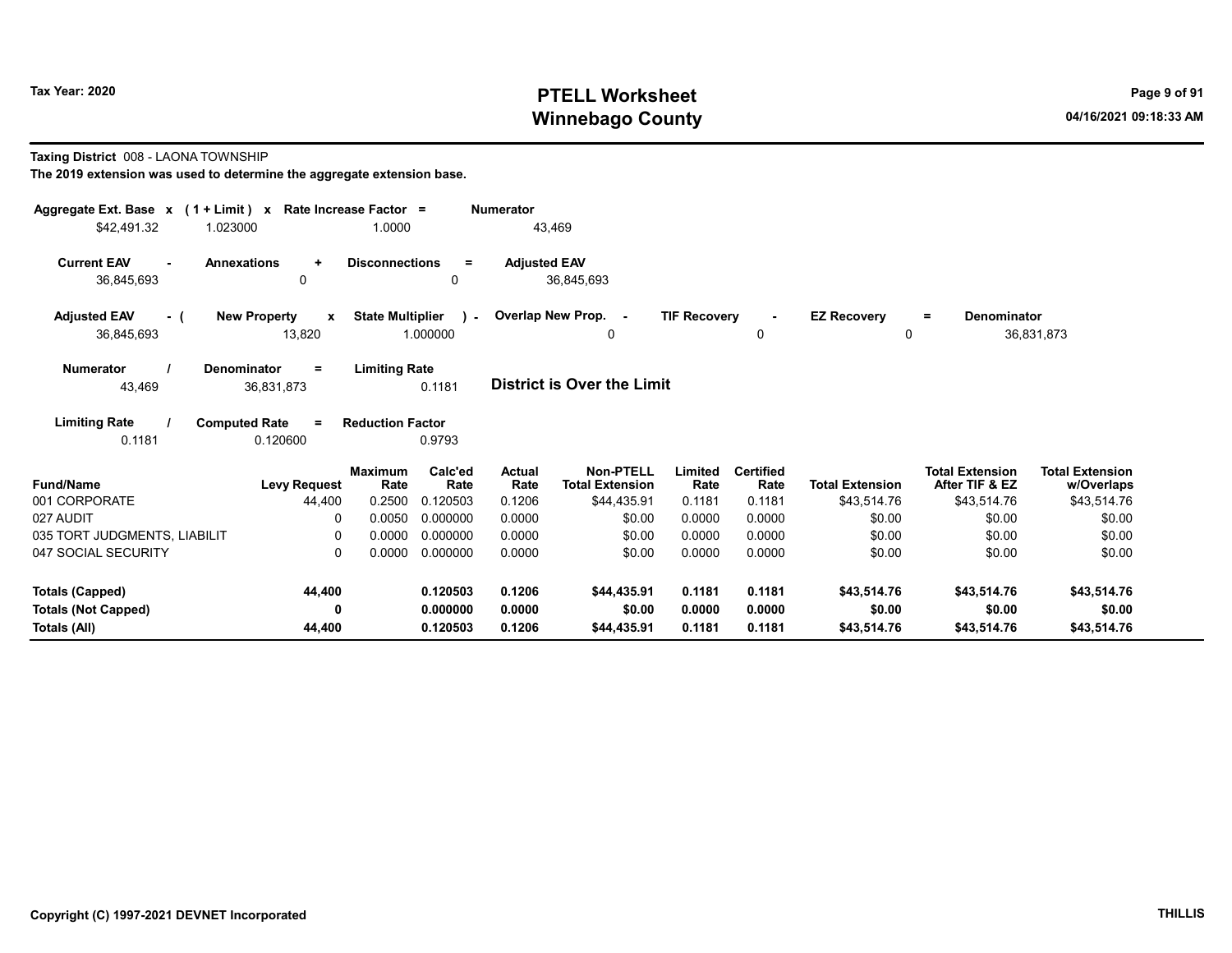# PTELL Worksheet
# Winnebago County

Tax Year: 2020

04/16/2021 09:18:33 AM

**Taxing District** 008 - LAONA TOWNSHIP

**The 2019 extension was used to determine the aggregate extension base.**

| Aggregate Ext. Base x | (1 + Limit) x | Rate Increase Factor = | Numerator |
|---|---|---|---|
| $42,491.32 | 1.023000 | 1.0000 | 43,469 |

| Current EAV - | Annexations + | Disconnections = | Adjusted EAV |
|---|---|---|---|
| 36,845,693 | 0 | 0 | 36,845,693 |

| Adjusted EAV - ( | New Property x | State Multiplier ) - | Overlap New Prop. - | TIF Recovery - | EZ Recovery = | Denominator |
|---|---|---|---|---|---|---|
| 36,845,693 | 13,820 | 1.000000 | 0 | 0 | 0 | 36,831,873 |

| Numerator / | Denominator = | Limiting Rate |
|---|---|---|
| 43,469 | 36,831,873 | 0.1181 |

**District is Over the Limit**

| Limiting Rate / | Computed Rate = | Reduction Factor |
|---|---|---|
| 0.1181 | 0.120600 | 0.9793 |

| Fund/Name | Levy Request | Maximum Rate | Calc'ed Rate | Actual Rate | Non-PTELL Total Extension | Limited Rate | Certified Rate | Total Extension | Total Extension After TIF & EZ | Total Extension w/Overlaps |
|---|---|---|---|---|---|---|---|---|---|---|
| 001 CORPORATE | 44,400 | 0.2500 | 0.120503 | 0.1206 | $44,435.91 | 0.1181 | 0.1181 | $43,514.76 | $43,514.76 | $43,514.76 |
| 027 AUDIT | 0 | 0.0050 | 0.000000 | 0.0000 | $0.00 | 0.0000 | 0.0000 | $0.00 | $0.00 | $0.00 |
| 035 TORT JUDGMENTS, LIABILIT | 0 | 0.0000 | 0.000000 | 0.0000 | $0.00 | 0.0000 | 0.0000 | $0.00 | $0.00 | $0.00 |
| 047 SOCIAL SECURITY | 0 | 0.0000 | 0.000000 | 0.0000 | $0.00 | 0.0000 | 0.0000 | $0.00 | $0.00 | $0.00 |
| **Totals (Capped)** | **44,400** | | **0.120503** | **0.1206** | **$44,435.91** | **0.1181** | **0.1181** | **$43,514.76** | **$43,514.76** | **$43,514.76** |
| **Totals (Not Capped)** | **0** | | **0.000000** | **0.0000** | **$0.00** | **0.0000** | **0.0000** | **$0.00** | **$0.00** | **$0.00** |
| **Totals (All)** | **44,400** | | **0.120503** | **0.1206** | **$44,435.91** | **0.1181** | **0.1181** | **$43,514.76** | **$43,514.76** | **$43,514.76** |

Copyright (C) 1997-2021 DEVNET Incorporated

THILLIS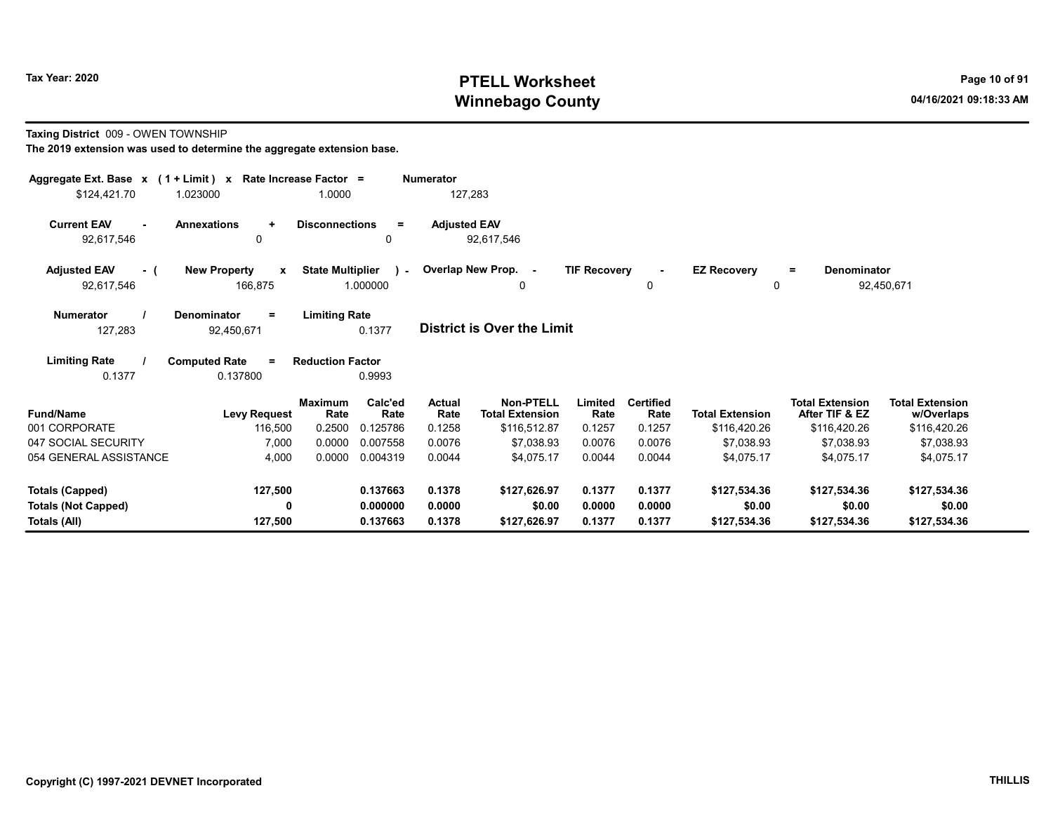**Taxing District** 009 - OWEN TOWNSHIP

**The 2019 extension was used to determine the aggregate extension base.**

| Aggregate Ext. Base | x | (1 + Limit) | x | Rate Increase Factor | = | Numerator |
|---|---|---|---|---|---|---|
| $124,421.70 | | 1.023000 | | 1.0000 | | 127,283 |

| Current EAV | - | Annexations | + | Disconnections | = | Adjusted EAV |
|---|---|---|---|---|---|---|
| 92,617,546 | | 0 | | 0 | | 92,617,546 |

| Adjusted EAV | - ( | New Property | x | State Multiplier | ) - | Overlap New Prop. | - | TIF Recovery | - | EZ Recovery | = | Denominator |
|---|---|---|---|---|---|---|---|---|---|---|---|---|
| 92,617,546 | | 166,875 | | 1.000000 | | 0 | | 0 | | 0 | | 92,450,671 |

| Numerator | / | Denominator | = | Limiting Rate |
|---|---|---|---|---|
| 127,283 | | 92,450,671 | | 0.1377 |

**District is Over the Limit**

| Limiting Rate | / | Computed Rate | = | Reduction Factor |
|---|---|---|---|---|
| 0.1377 | | 0.137800 | | 0.9993 |

| Fund/Name | Levy Request | Maximum Rate | Calc'ed Rate | Actual Rate | Non-PTELL Total Extension | Limited Rate | Certified Rate | Total Extension | Total Extension After TIF & EZ | Total Extension w/Overlaps |
|---|---|---|---|---|---|---|---|---|---|---|
| 001 CORPORATE | 116,500 | 0.2500 | 0.125786 | 0.1258 | $116,512.87 | 0.1257 | 0.1257 | $116,420.26 | $116,420.26 | $116,420.26 |
| 047 SOCIAL SECURITY | 7,000 | 0.0000 | 0.007558 | 0.0076 | $7,038.93 | 0.0076 | 0.0076 | $7,038.93 | $7,038.93 | $7,038.93 |
| 054 GENERAL ASSISTANCE | 4,000 | 0.0000 | 0.004319 | 0.0044 | $4,075.17 | 0.0044 | 0.0044 | $4,075.17 | $4,075.17 | $4,075.17 |
| **Totals (Capped)** | **127,500** | | **0.137663** | **0.1378** | **$127,626.97** | **0.1377** | **0.1377** | **$127,534.36** | **$127,534.36** | **$127,534.36** |
| **Totals (Not Capped)** | **0** | | **0.000000** | **0.0000** | **$0.00** | **0.0000** | **0.0000** | **$0.00** | **$0.00** | **$0.00** |
| **Totals (All)** | **127,500** | | **0.137663** | **0.1378** | **$127,626.97** | **0.1377** | **0.1377** | **$127,534.36** | **$127,534.36** | **$127,534.36** |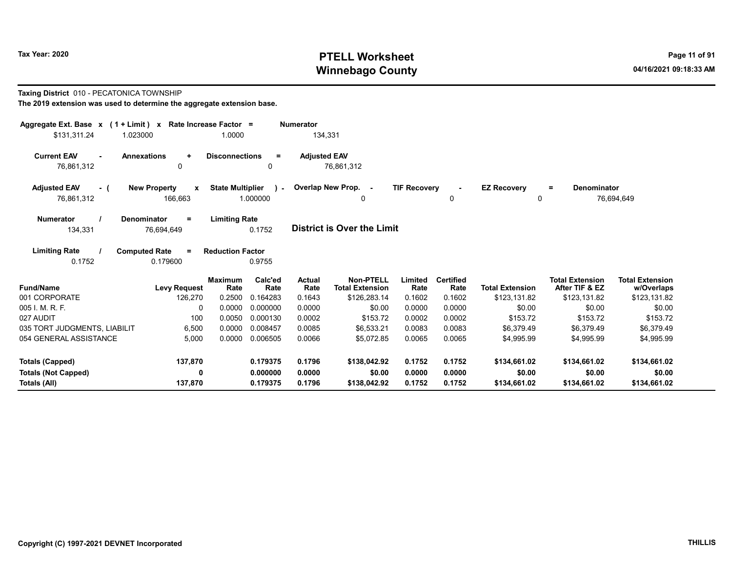# PTELL Worksheet
# Winnebago County

Tax Year: 2020

**Taxing District** 010 - PECATONICA TOWNSHIP

**The 2019 extension was used to determine the aggregate extension base.**

| Aggregate Ext. Base | x | (1 + Limit) | x | Rate Increase Factor | = | Numerator |
|---|---|---|---|---|---|---|
| $131,311.24 | | 1.023000 | | 1.0000 | | 134,331 |

| Current EAV | - | Annexations | + | Disconnections | = | Adjusted EAV |
|---|---|---|---|---|---|---|
| 76,861,312 | | 0 | | 0 | | 76,861,312 |

| Adjusted EAV | - ( | New Property | x | State Multiplier | ) - | Overlap New Prop. | - | TIF Recovery | - | EZ Recovery | = | Denominator |
|---|---|---|---|---|---|---|---|---|---|---|---|---|
| 76,861,312 | | 166,663 | | 1.000000 | | 0 | | 0 | | 0 | | 76,694,649 |

| Numerator | / | Denominator | = | Limiting Rate |
|---|---|---|---|---|
| 134,331 | | 76,694,649 | | 0.1752 |

**District is Over the Limit**

| Limiting Rate | / | Computed Rate | = | Reduction Factor |
|---|---|---|---|---|
| 0.1752 | | 0.179600 | | 0.9755 |

| Fund/Name | Levy Request | Maximum Rate | Calc'ed Rate | Actual Rate | Non-PTELL Total Extension | Limited Rate | Certified Rate | Total Extension | Total Extension After TIF & EZ | Total Extension w/Overlaps |
|---|---|---|---|---|---|---|---|---|---|---|
| 001 CORPORATE | 126,270 | 0.2500 | 0.164283 | 0.1643 | $126,283.14 | 0.1602 | 0.1602 | $123,131.82 | $123,131.82 | $123,131.82 |
| 005 I. M. R. F. | 0 | 0.0000 | 0.000000 | 0.0000 | $0.00 | 0.0000 | 0.0000 | $0.00 | $0.00 | $0.00 |
| 027 AUDIT | 100 | 0.0050 | 0.000130 | 0.0002 | $153.72 | 0.0002 | 0.0002 | $153.72 | $153.72 | $153.72 |
| 035 TORT JUDGMENTS, LIABILIT | 6,500 | 0.0000 | 0.008457 | 0.0085 | $6,533.21 | 0.0083 | 0.0083 | $6,379.49 | $6,379.49 | $6,379.49 |
| 054 GENERAL ASSISTANCE | 5,000 | 0.0000 | 0.006505 | 0.0066 | $5,072.85 | 0.0065 | 0.0065 | $4,995.99 | $4,995.99 | $4,995.99 |
| **Totals (Capped)** | **137,870** | | **0.179375** | **0.1796** | **$138,042.92** | **0.1752** | **0.1752** | **$134,661.02** | **$134,661.02** | **$134,661.02** |
| **Totals (Not Capped)** | **0** | | **0.000000** | **0.0000** | **$0.00** | **0.0000** | **0.0000** | **$0.00** | **$0.00** | **$0.00** |
| **Totals (All)** | **137,870** | | **0.179375** | **0.1796** | **$138,042.92** | **0.1752** | **0.1752** | **$134,661.02** | **$134,661.02** | **$134,661.02** |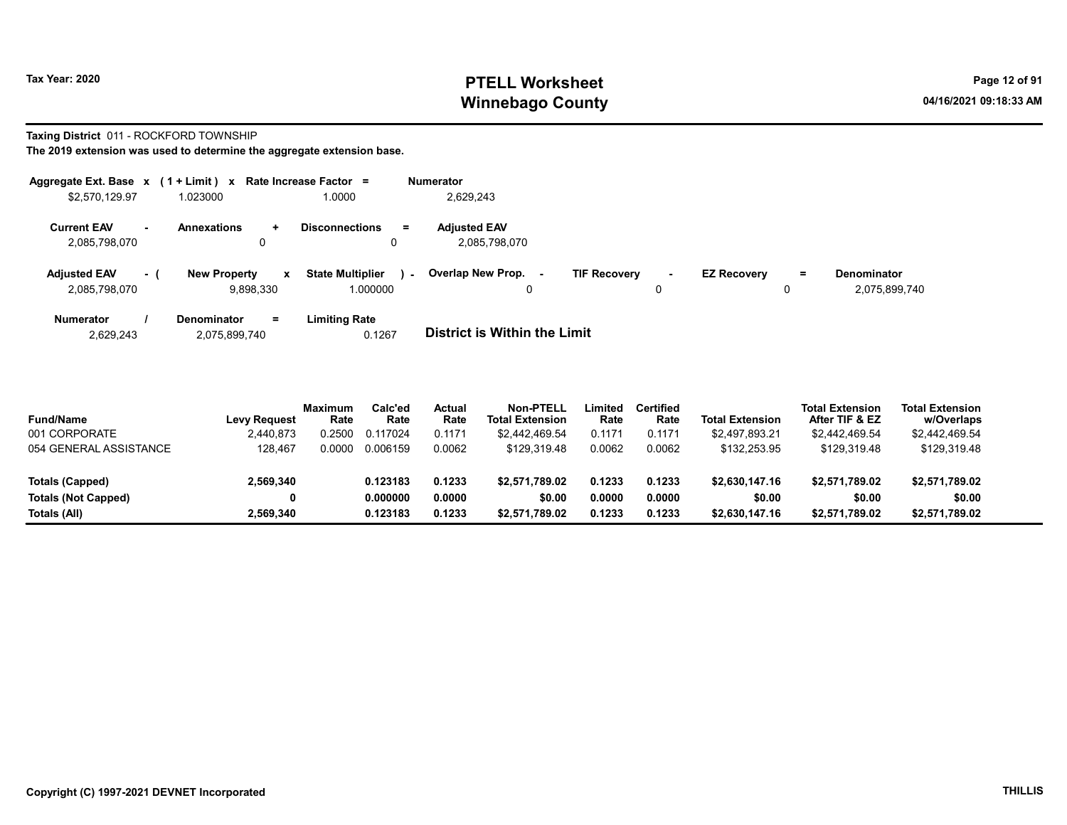**Tax Year: 2020**

# PTELL Worksheet
# Winnebago County

04/16/2021 09:18:33 AM

**Taxing District** 011 - ROCKFORD TOWNSHIP

**The 2019 extension was used to determine the aggregate extension base.**

| Aggregate Ext. Base | x | (1 + Limit) | x | Rate Increase Factor | = | Numerator |
|---|---|---|---|---|---|---|
| $2,570,129.97 | | 1.023000 | | 1.0000 | | 2,629,243 |

| Current EAV | - | Annexations | + | Disconnections | = | Adjusted EAV |
|---|---|---|---|---|---|---|
| 2,085,798,070 | | 0 | | 0 | | 2,085,798,070 |

| Adjusted EAV | - ( | New Property | x | State Multiplier | ) - | Overlap New Prop. | - | TIF Recovery | - | EZ Recovery | = | Denominator |
|---|---|---|---|---|---|---|---|---|---|---|---|---|
| 2,085,798,070 | | 9,898,330 | | 1.000000 | | 0 | | 0 | | 0 | | 2,075,899,740 |

| Numerator | / | Denominator | = | Limiting Rate |
|---|---|---|---|---|
| 2,629,243 | | 2,075,899,740 | | 0.1267 |

**District is Within the Limit**

| Fund/Name | Levy Request | Maximum Rate | Calc'ed Rate | Actual Rate | Non-PTELL Total Extension | Limited Rate | Certified Rate | Total Extension | Total Extension After TIF & EZ | Total Extension w/Overlaps |
|---|---|---|---|---|---|---|---|---|---|---|
| 001 CORPORATE | 2,440,873 | 0.2500 | 0.117024 | 0.1171 | $2,442,469.54 | 0.1171 | 0.1171 | $2,497,893.21 | $2,442,469.54 | $2,442,469.54 |
| 054 GENERAL ASSISTANCE | 128,467 | 0.0000 | 0.006159 | 0.0062 | $129,319.48 | 0.0062 | 0.0062 | $132,253.95 | $129,319.48 | $129,319.48 |
| **Totals (Capped)** | **2,569,340** | | **0.123183** | **0.1233** | **$2,571,789.02** | **0.1233** | **0.1233** | **$2,630,147.16** | **$2,571,789.02** | **$2,571,789.02** |
| **Totals (Not Capped)** | **0** | | **0.000000** | **0.0000** | **$0.00** | **0.0000** | **0.0000** | **$0.00** | **$0.00** | **$0.00** |
| **Totals (All)** | **2,569,340** | | **0.123183** | **0.1233** | **$2,571,789.02** | **0.1233** | **0.1233** | **$2,630,147.16** | **$2,571,789.02** | **$2,571,789.02** |

**Copyright (C) 1997-2021 DEVNET Incorporated** **THILLIS**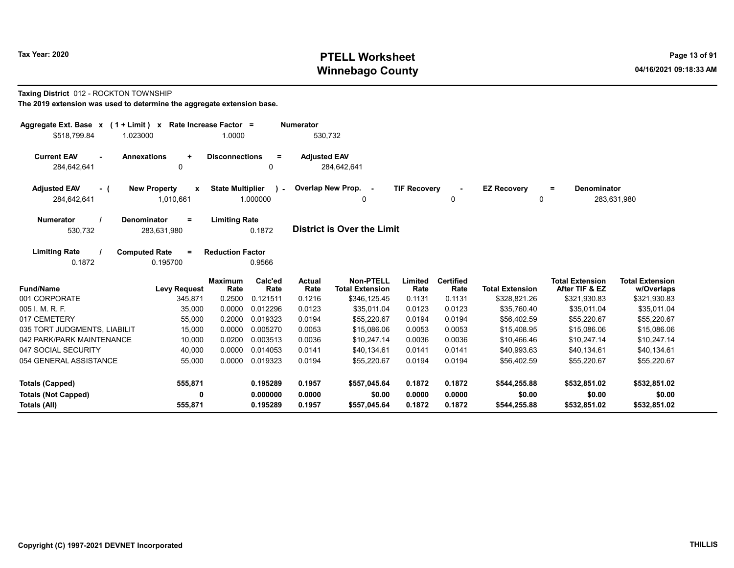# PTELL Worksheet
## Winnebago County

Tax Year: 2020

04/16/2021 09:18:33 AM

**Taxing District** 012 - ROCKTON TOWNSHIP

**The 2019 extension was used to determine the aggregate extension base.**

| Aggregate Ext. Base | x | (1 + Limit) | x | Rate Increase Factor | = | Numerator |
|---|---|---|---|---|---|---|
| $518,799.84 | | 1.023000 | | 1.0000 | | 530,732 |

| Current EAV | - | Annexations | + | Disconnections | = | Adjusted EAV |
|---|---|---|---|---|---|---|
| 284,642,641 | | 0 | | 0 | | 284,642,641 |

| Adjusted EAV | - ( | New Property | x | State Multiplier | ) - | Overlap New Prop. | - | TIF Recovery | - | EZ Recovery | = | Denominator |
|---|---|---|---|---|---|---|---|---|---|---|---|---|
| 284,642,641 | | 1,010,661 | | 1.000000 | | 0 | | 0 | | 0 | | 283,631,980 |

| Numerator | / | Denominator | = | Limiting Rate |
|---|---|---|---|---|
| 530,732 | | 283,631,980 | | 0.1872 |

**District is Over the Limit**

| Limiting Rate | / | Computed Rate | = | Reduction Factor |
|---|---|---|---|---|
| 0.1872 | | 0.195700 | | 0.9566 |

| Fund/Name | Levy Request | Maximum Rate | Calc'ed Rate | Actual Rate | Non-PTELL Total Extension | Limited Rate | Certified Rate | Total Extension | Total Extension After TIF & EZ | Total Extension w/Overlaps |
|---|---|---|---|---|---|---|---|---|---|---|
| 001 CORPORATE | 345,871 | 0.2500 | 0.121511 | 0.1216 | $346,125.45 | 0.1131 | 0.1131 | $328,821.26 | $321,930.83 | $321,930.83 |
| 005 I. M. R. F. | 35,000 | 0.0000 | 0.012296 | 0.0123 | $35,011.04 | 0.0123 | 0.0123 | $35,760.40 | $35,011.04 | $35,011.04 |
| 017 CEMETERY | 55,000 | 0.2000 | 0.019323 | 0.0194 | $55,220.67 | 0.0194 | 0.0194 | $56,402.59 | $55,220.67 | $55,220.67 |
| 035 TORT JUDGMENTS, LIABILIT | 15,000 | 0.0000 | 0.005270 | 0.0053 | $15,086.06 | 0.0053 | 0.0053 | $15,408.95 | $15,086.06 | $15,086.06 |
| 042 PARK/PARK MAINTENANCE | 10,000 | 0.0200 | 0.003513 | 0.0036 | $10,247.14 | 0.0036 | 0.0036 | $10,466.46 | $10,247.14 | $10,247.14 |
| 047 SOCIAL SECURITY | 40,000 | 0.0000 | 0.014053 | 0.0141 | $40,134.61 | 0.0141 | 0.0141 | $40,993.63 | $40,134.61 | $40,134.61 |
| 054 GENERAL ASSISTANCE | 55,000 | 0.0000 | 0.019323 | 0.0194 | $55,220.67 | 0.0194 | 0.0194 | $56,402.59 | $55,220.67 | $55,220.67 |
| **Totals (Capped)** | **555,871** | | **0.195289** | **0.1957** | **$557,045.64** | **0.1872** | **0.1872** | **$544,255.88** | **$532,851.02** | **$532,851.02** |
| **Totals (Not Capped)** | **0** | | **0.000000** | **0.0000** | **$0.00** | **0.0000** | **0.0000** | **$0.00** | **$0.00** | **$0.00** |
| **Totals (All)** | **555,871** | | **0.195289** | **0.1957** | **$557,045.64** | **0.1872** | **0.1872** | **$544,255.88** | **$532,851.02** | **$532,851.02** |

Copyright (C) 1997-2021 DEVNET Incorporated

THILLIS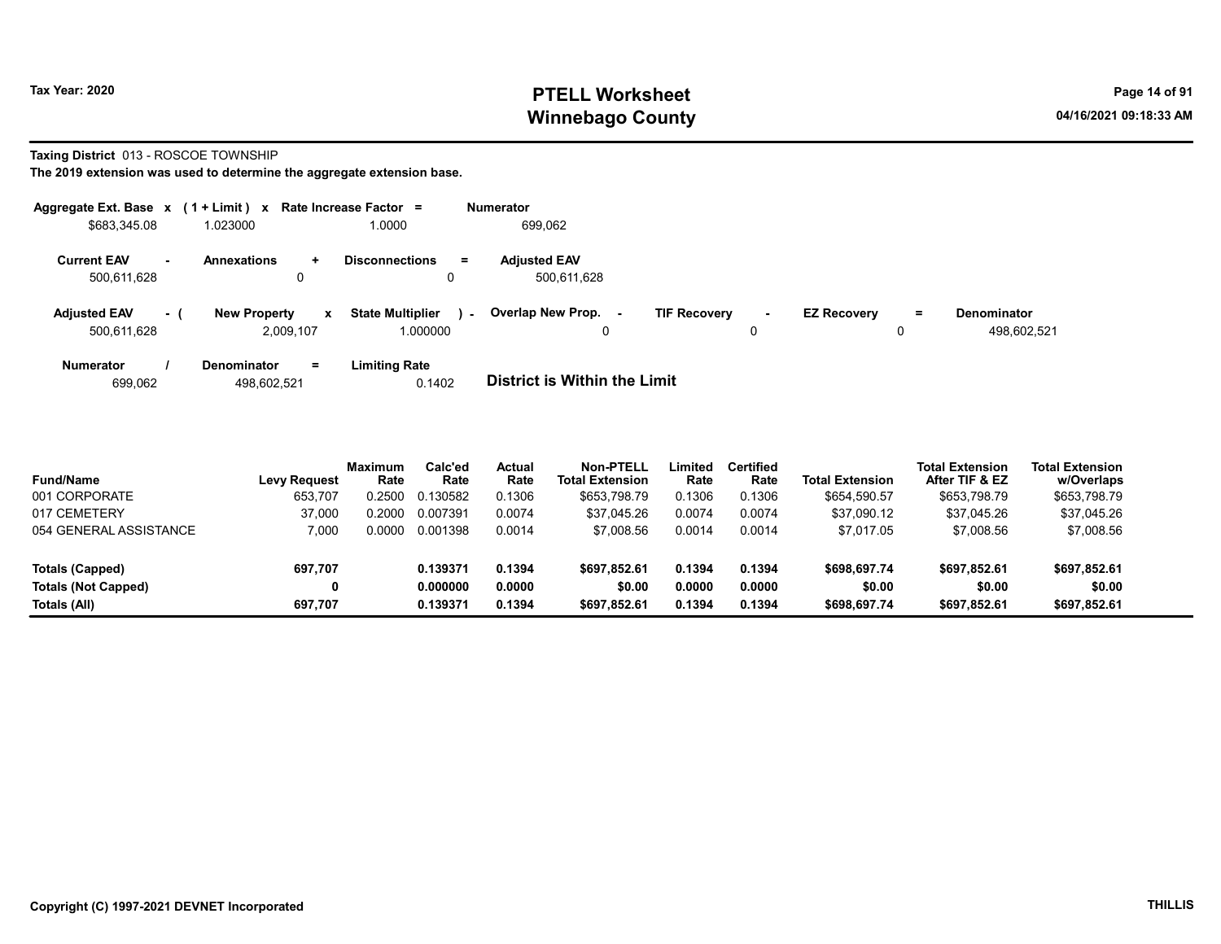Tax Year: 2020

# PTELL Worksheet
# Winnebago County

04/16/2021 09:18:33 AM

**Taxing District** 013 - ROSCOE TOWNSHIP

**The 2019 extension was used to determine the aggregate extension base.**

| Aggregate Ext. Base | x | ( 1 + Limit ) | x | Rate Increase Factor | = | Numerator |
|---|---|---|---|---|---|---|
| $683,345.08 | | 1.023000 | | 1.0000 | | 699,062 |

| Current EAV | - | Annexations | + | Disconnections | = | Adjusted EAV |
|---|---|---|---|---|---|---|
| 500,611,628 | | 0 | | 0 | | 500,611,628 |

| Adjusted EAV | - ( | New Property | x | State Multiplier | ) - | Overlap New Prop. | - | TIF Recovery | - | EZ Recovery | = | Denominator |
|---|---|---|---|---|---|---|---|---|---|---|---|---|
| 500,611,628 | | 2,009,107 | | 1.000000 | | 0 | | 0 | | 0 | | 498,602,521 |

| Numerator | / | Denominator | = | Limiting Rate |
|---|---|---|---|---|
| 699,062 | | 498,602,521 | | 0.1402 |

**District is Within the Limit**

| Fund/Name | Levy Request | Maximum Rate | Calc'ed Rate | Actual Rate | Non-PTELL Total Extension | Limited Rate | Certified Rate | Total Extension | Total Extension After TIF & EZ | Total Extension w/Overlaps |
|---|---|---|---|---|---|---|---|---|---|---|
| 001 CORPORATE | 653,707 | 0.2500 | 0.130582 | 0.1306 | $653,798.79 | 0.1306 | 0.1306 | $654,590.57 | $653,798.79 | $653,798.79 |
| 017 CEMETERY | 37,000 | 0.2000 | 0.007391 | 0.0074 | $37,045.26 | 0.0074 | 0.0074 | $37,090.12 | $37,045.26 | $37,045.26 |
| 054 GENERAL ASSISTANCE | 7,000 | 0.0000 | 0.001398 | 0.0014 | $7,008.56 | 0.0014 | 0.0014 | $7,017.05 | $7,008.56 | $7,008.56 |
| **Totals (Capped)** | **697,707** | | **0.139371** | **0.1394** | **$697,852.61** | **0.1394** | **0.1394** | **$698,697.74** | **$697,852.61** | **$697,852.61** |
| **Totals (Not Capped)** | **0** | | **0.000000** | **0.0000** | **$0.00** | **0.0000** | **0.0000** | **$0.00** | **$0.00** | **$0.00** |
| **Totals (All)** | **697,707** | | **0.139371** | **0.1394** | **$697,852.61** | **0.1394** | **0.1394** | **$698,697.74** | **$697,852.61** | **$697,852.61** |

Copyright (C) 1997-2021 DEVNET Incorporated

THILLIS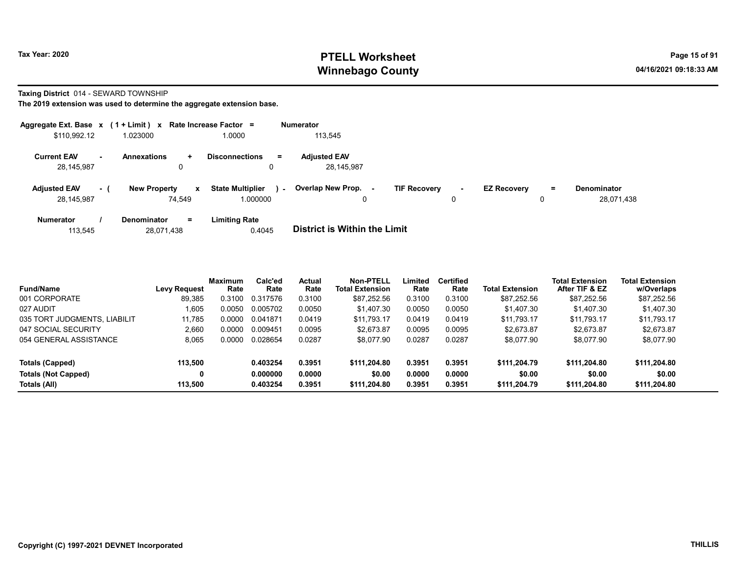# PTELL Worksheet
# Winnebago County

Tax Year: 2020

04/16/2021 09:18:33 AM

**Taxing District** 014 - SEWARD TOWNSHIP

**The 2019 extension was used to determine the aggregate extension base.**

| Aggregate Ext. Base | x | ( 1 + Limit ) | x | Rate Increase Factor | = | Numerator |
|---|---|---|---|---|---|---|
| $110,992.12 | | 1.023000 | | 1.0000 | | 113,545 |

| Current EAV | - | Annexations | + | Disconnections | = | Adjusted EAV |
|---|---|---|---|---|---|---|
| 28,145,987 | | 0 | | 0 | | 28,145,987 |

| Adjusted EAV | - ( | New Property | x | State Multiplier | ) - | Overlap New Prop. | - | TIF Recovery | - | EZ Recovery | = | Denominator |
|---|---|---|---|---|---|---|---|---|---|---|---|---|
| 28,145,987 | | 74,549 | | 1.000000 | | 0 | | 0 | | 0 | | 28,071,438 |

| Numerator | / | Denominator | = | Limiting Rate |
|---|---|---|---|---|
| 113,545 | | 28,071,438 | | 0.4045 |

**District is Within the Limit**

| Fund/Name | Levy Request | Maximum Rate | Calc'ed Rate | Actual Rate | Non-PTELL Total Extension | Limited Rate | Certified Rate | Total Extension | Total Extension After TIF & EZ | Total Extension w/Overlaps |
|---|---|---|---|---|---|---|---|---|---|---|
| 001 CORPORATE | 89,385 | 0.3100 | 0.317576 | 0.3100 | $87,252.56 | 0.3100 | 0.3100 | $87,252.56 | $87,252.56 | $87,252.56 |
| 027 AUDIT | 1,605 | 0.0050 | 0.005702 | 0.0050 | $1,407.30 | 0.0050 | 0.0050 | $1,407.30 | $1,407.30 | $1,407.30 |
| 035 TORT JUDGMENTS, LIABILIT | 11,785 | 0.0000 | 0.041871 | 0.0419 | $11,793.17 | 0.0419 | 0.0419 | $11,793.17 | $11,793.17 | $11,793.17 |
| 047 SOCIAL SECURITY | 2,660 | 0.0000 | 0.009451 | 0.0095 | $2,673.87 | 0.0095 | 0.0095 | $2,673.87 | $2,673.87 | $2,673.87 |
| 054 GENERAL ASSISTANCE | 8,065 | 0.0000 | 0.028654 | 0.0287 | $8,077.90 | 0.0287 | 0.0287 | $8,077.90 | $8,077.90 | $8,077.90 |
| **Totals (Capped)** | **113,500** | | **0.403254** | **0.3951** | **$111,204.80** | **0.3951** | **0.3951** | **$111,204.79** | **$111,204.80** | **$111,204.80** |
| **Totals (Not Capped)** | **0** | | **0.000000** | **0.0000** | **$0.00** | **0.0000** | **0.0000** | **$0.00** | **$0.00** | **$0.00** |
| **Totals (All)** | **113,500** | | **0.403254** | **0.3951** | **$111,204.80** | **0.3951** | **0.3951** | **$111,204.79** | **$111,204.80** | **$111,204.80** |

Copyright (C) 1997-2021 DEVNET Incorporated

THILLIS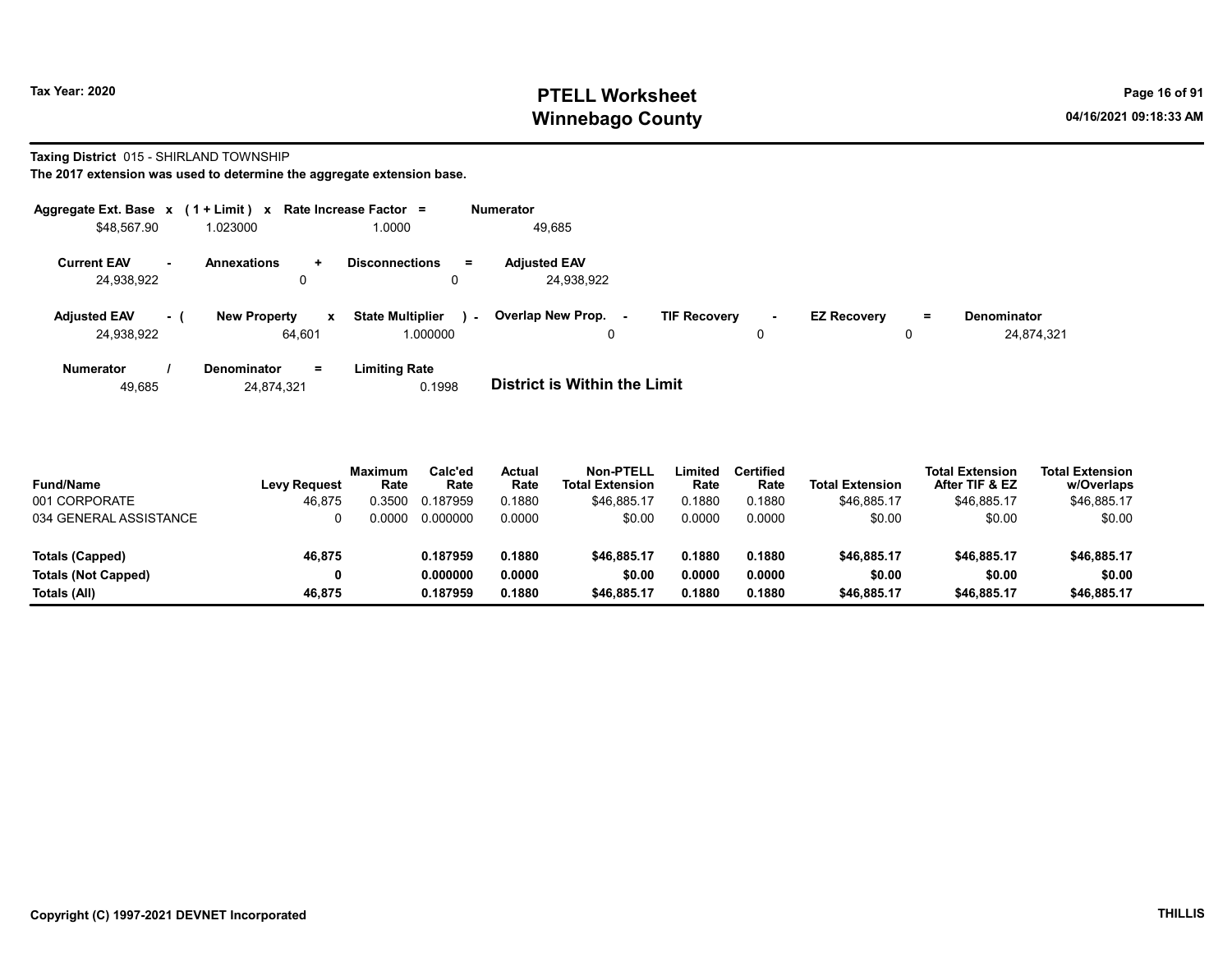**Taxing District** 015 - SHIRLAND TOWNSHIP

**The 2017 extension was used to determine the aggregate extension base.**

| Aggregate Ext. Base | x | (1 + Limit) | x | Rate Increase Factor | = | Numerator |
|---|---|---|---|---|---|---|
| $48,567.90 | | 1.023000 | | 1.0000 | | 49,685 |

| Current EAV | - | Annexations | + | Disconnections | = | Adjusted EAV |
|---|---|---|---|---|---|---|
| 24,938,922 | | 0 | | 0 | | 24,938,922 |

| Adjusted EAV | - ( | New Property | x | State Multiplier | ) - | Overlap New Prop. | - | TIF Recovery | - | EZ Recovery | = | Denominator |
|---|---|---|---|---|---|---|---|---|---|---|---|---|
| 24,938,922 | | 64,601 | | 1.000000 | | 0 | | 0 | | 0 | | 24,874,321 |

| Numerator | / | Denominator | = | Limiting Rate |
|---|---|---|---|---|
| 49,685 | | 24,874,321 | | 0.1998 |

**District is Within the Limit**

| Fund/Name | Levy Request | Maximum Rate | Calc'ed Rate | Actual Rate | Non-PTELL Total Extension | Limited Rate | Certified Rate | Total Extension | Total Extension After TIF & EZ | Total Extension w/Overlaps |
|---|---|---|---|---|---|---|---|---|---|---|
| 001 CORPORATE | 46,875 | 0.3500 | 0.187959 | 0.1880 | $46,885.17 | 0.1880 | 0.1880 | $46,885.17 | $46,885.17 | $46,885.17 |
| 034 GENERAL ASSISTANCE | 0 | 0.0000 | 0.000000 | 0.0000 | $0.00 | 0.0000 | 0.0000 | $0.00 | $0.00 | $0.00 |
| **Totals (Capped)** | **46,875** | | **0.187959** | **0.1880** | **$46,885.17** | **0.1880** | **0.1880** | **$46,885.17** | **$46,885.17** | **$46,885.17** |
| **Totals (Not Capped)** | **0** | | **0.000000** | **0.0000** | **$0.00** | **0.0000** | **0.0000** | **$0.00** | **$0.00** | **$0.00** |
| **Totals (All)** | **46,875** | | **0.187959** | **0.1880** | **$46,885.17** | **0.1880** | **0.1880** | **$46,885.17** | **$46,885.17** | **$46,885.17** |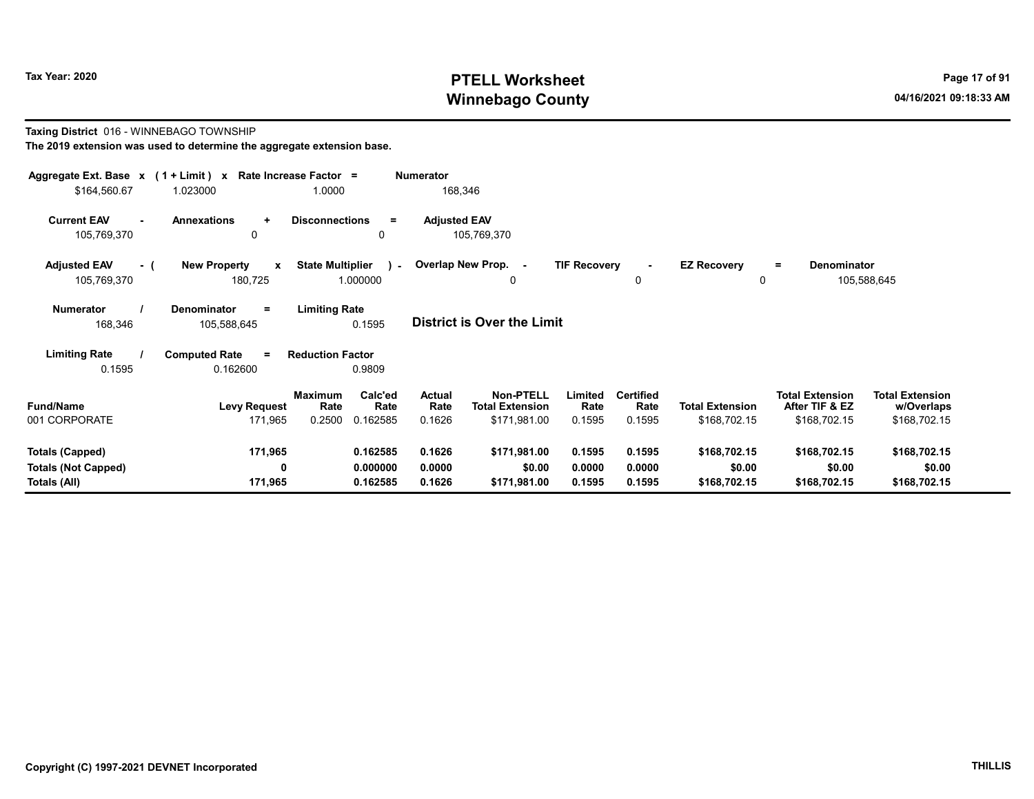# PTELL Worksheet
# Winnebago County

Tax Year: 2020

04/16/2021 09:18:33 AM

**Taxing District** 016 - WINNEBAGO TOWNSHIP

**The 2019 extension was used to determine the aggregate extension base.**

| Aggregate Ext. Base x | (1 + Limit) x | Rate Increase Factor = | Numerator |
|---|---|---|---|
| $164,560.67 | 1.023000 | 1.0000 | 168,346 |

| Current EAV - | Annexations + | Disconnections = | Adjusted EAV |
|---|---|---|---|
| 105,769,370 | 0 | 0 | 105,769,370 |

| Adjusted EAV - ( | New Property x | State Multiplier ) - | Overlap New Prop. - | TIF Recovery - | EZ Recovery = | Denominator |
|---|---|---|---|---|---|---|
| 105,769,370 | 180,725 | 1.000000 | 0 | 0 | 0 | 105,588,645 |

| Numerator / | Denominator = | Limiting Rate |
|---|---|---|
| 168,346 | 105,588,645 | 0.1595 |

**District is Over the Limit**

| Limiting Rate / | Computed Rate = | Reduction Factor |
|---|---|---|
| 0.1595 | 0.162600 | 0.9809 |

| Fund/Name | Levy Request | Maximum Rate | Calc'ed Rate | Actual Rate | Non-PTELL Total Extension | Limited Rate | Certified Rate | Total Extension | Total Extension After TIF & EZ | Total Extension w/Overlaps |
|---|---|---|---|---|---|---|---|---|---|---|
| 001 CORPORATE | 171,965 | 0.2500 | 0.162585 | 0.1626 | $171,981.00 | 0.1595 | 0.1595 | $168,702.15 | $168,702.15 | $168,702.15 |
| **Totals (Capped)** | **171,965** | | **0.162585** | **0.1626** | **$171,981.00** | **0.1595** | **0.1595** | **$168,702.15** | **$168,702.15** | **$168,702.15** |
| **Totals (Not Capped)** | **0** | | **0.000000** | **0.0000** | **$0.00** | **0.0000** | **0.0000** | **$0.00** | **$0.00** | **$0.00** |
| **Totals (All)** | **171,965** | | **0.162585** | **0.1626** | **$171,981.00** | **0.1595** | **0.1595** | **$168,702.15** | **$168,702.15** | **$168,702.15** |

Copyright (C) 1997-2021 DEVNET Incorporated

THILLIS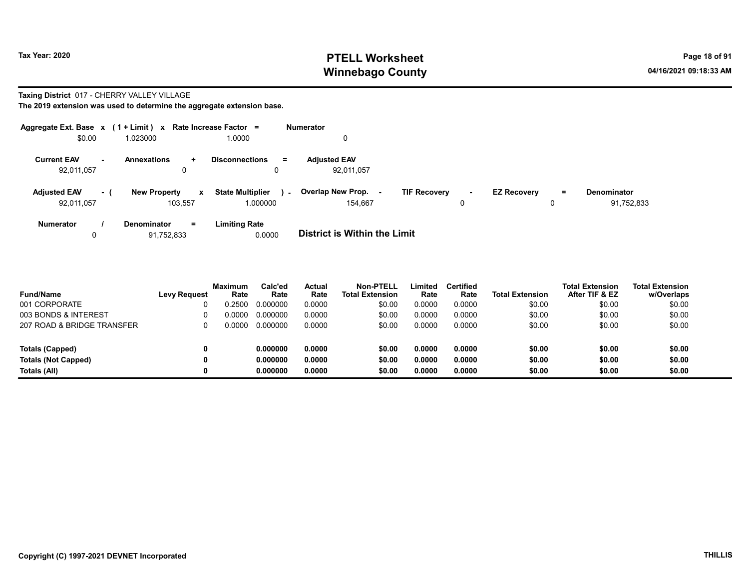Tax Year: 2020

# PTELL Worksheet
# Winnebago County

04/16/2021 09:18:33 AM

**Taxing District** 017 - CHERRY VALLEY VILLAGE

**The 2019 extension was used to determine the aggregate extension base.**

| Aggregate Ext. Base | x | (1 + Limit) | x | Rate Increase Factor | = | Numerator |
|---|---|---|---|---|---|---|
| $0.00 | | 1.023000 | | 1.0000 | | 0 |

| Current EAV | - | Annexations | + | Disconnections | = | Adjusted EAV |
|---|---|---|---|---|---|---|
| 92,011,057 | | 0 | | 0 | | 92,011,057 |

| Adjusted EAV | - ( | New Property | x | State Multiplier | ) - | Overlap New Prop. | - | TIF Recovery | - | EZ Recovery | = | Denominator |
|---|---|---|---|---|---|---|---|---|---|---|---|---|
| 92,011,057 | | 103,557 | | 1.000000 | | 154,667 | | 0 | | 0 | | 91,752,833 |

| Numerator | / | Denominator | = | Limiting Rate |
|---|---|---|---|---|
| 0 | | 91,752,833 | | 0.0000 |

**District is Within the Limit**

| Fund/Name | Levy Request | Maximum Rate | Calc'ed Rate | Actual Rate | Non-PTELL Total Extension | Limited Rate | Certified Rate | Total Extension | Total Extension After TIF & EZ | Total Extension w/Overlaps |
|---|---|---|---|---|---|---|---|---|---|---|
| 001 CORPORATE | 0 | 0.2500 | 0.000000 | 0.0000 | $0.00 | 0.0000 | 0.0000 | $0.00 | $0.00 | $0.00 |
| 003 BONDS & INTEREST | 0 | 0.0000 | 0.000000 | 0.0000 | $0.00 | 0.0000 | 0.0000 | $0.00 | $0.00 | $0.00 |
| 207 ROAD & BRIDGE TRANSFER | 0 | 0.0000 | 0.000000 | 0.0000 | $0.00 | 0.0000 | 0.0000 | $0.00 | $0.00 | $0.00 |
| **Totals (Capped)** | **0** | | **0.000000** | **0.0000** | **$0.00** | **0.0000** | **0.0000** | **$0.00** | **$0.00** | **$0.00** |
| **Totals (Not Capped)** | **0** | | **0.000000** | **0.0000** | **$0.00** | **0.0000** | **0.0000** | **$0.00** | **$0.00** | **$0.00** |
| **Totals (All)** | **0** | | **0.000000** | **0.0000** | **$0.00** | **0.0000** | **0.0000** | **$0.00** | **$0.00** | **$0.00** |

**Copyright (C) 1997-2021 DEVNET Incorporated** THILLIS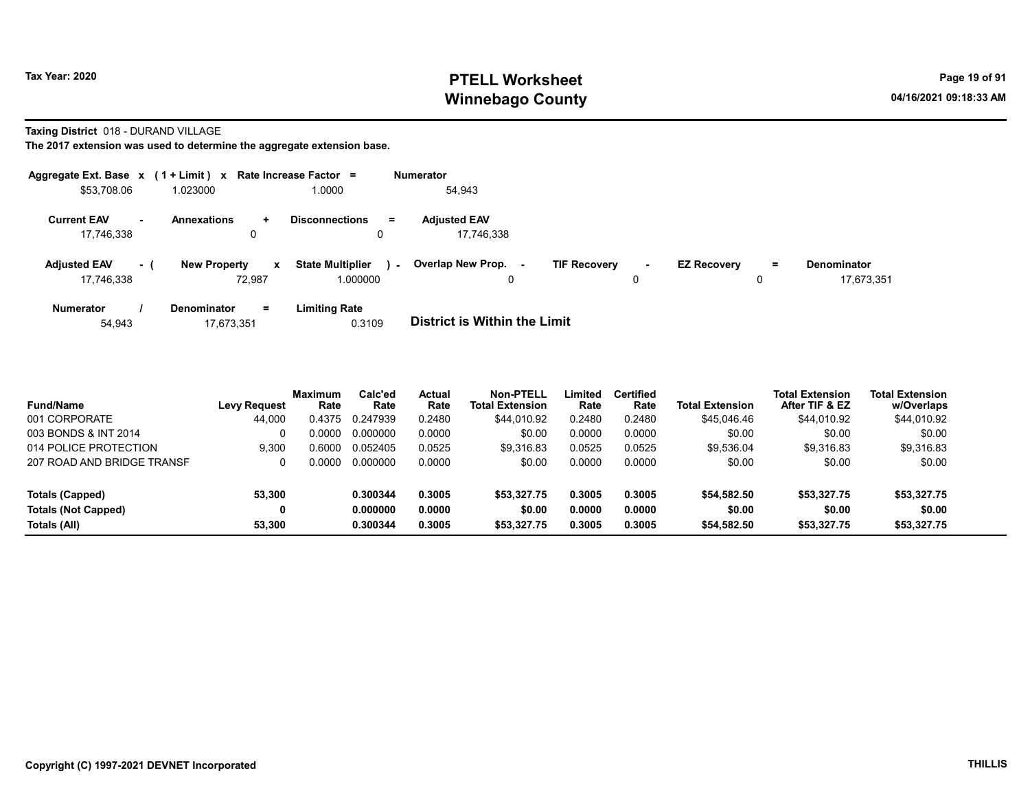Tax Year: 2020

# PTELL Worksheet
# Winnebago County

04/16/2021 09:18:33 AM

**Taxing District** 018 - DURAND VILLAGE

**The 2017 extension was used to determine the aggregate extension base.**

| Aggregate Ext. Base | x | (1 + Limit) | x | Rate Increase Factor | = | Numerator |
|---|---|---|---|---|---|---|
| $53,708.06 | | 1.023000 | | 1.0000 | | 54,943 |

| Current EAV | - | Annexations | + | Disconnections | = | Adjusted EAV |
|---|---|---|---|---|---|---|
| 17,746,338 | | 0 | | 0 | | 17,746,338 |

| Adjusted EAV | - ( | New Property | x | State Multiplier | ) - | Overlap New Prop. | - | TIF Recovery | - | EZ Recovery | = | Denominator |
|---|---|---|---|---|---|---|---|---|---|---|---|---|
| 17,746,338 | | 72,987 | | 1.000000 | | 0 | | 0 | | 0 | | 17,673,351 |

| Numerator | / | Denominator | = | Limiting Rate |
|---|---|---|---|---|
| 54,943 | | 17,673,351 | | 0.3109 |

**District is Within the Limit**

| Fund/Name | Levy Request | Maximum Rate | Calc'ed Rate | Actual Rate | Non-PTELL Total Extension | Limited Rate | Certified Rate | Total Extension | Total Extension After TIF & EZ | Total Extension w/Overlaps |
|---|---|---|---|---|---|---|---|---|---|---|
| 001 CORPORATE | 44,000 | 0.4375 | 0.247939 | 0.2480 | $44,010.92 | 0.2480 | 0.2480 | $45,046.46 | $44,010.92 | $44,010.92 |
| 003 BONDS & INT 2014 | 0 | 0.0000 | 0.000000 | 0.0000 | $0.00 | 0.0000 | 0.0000 | $0.00 | $0.00 | $0.00 |
| 014 POLICE PROTECTION | 9,300 | 0.6000 | 0.052405 | 0.0525 | $9,316.83 | 0.0525 | 0.0525 | $9,536.04 | $9,316.83 | $9,316.83 |
| 207 ROAD AND BRIDGE TRANSF | 0 | 0.0000 | 0.000000 | 0.0000 | $0.00 | 0.0000 | 0.0000 | $0.00 | $0.00 | $0.00 |
| **Totals (Capped)** | **53,300** | | **0.300344** | **0.3005** | **$53,327.75** | **0.3005** | **0.3005** | **$54,582.50** | **$53,327.75** | **$53,327.75** |
| **Totals (Not Capped)** | **0** | | **0.000000** | **0.0000** | **$0.00** | **0.0000** | **0.0000** | **$0.00** | **$0.00** | **$0.00** |
| **Totals (All)** | **53,300** | | **0.300344** | **0.3005** | **$53,327.75** | **0.3005** | **0.3005** | **$54,582.50** | **$53,327.75** | **$53,327.75** |

Copyright (C) 1997-2021 DEVNET Incorporated

THILLIS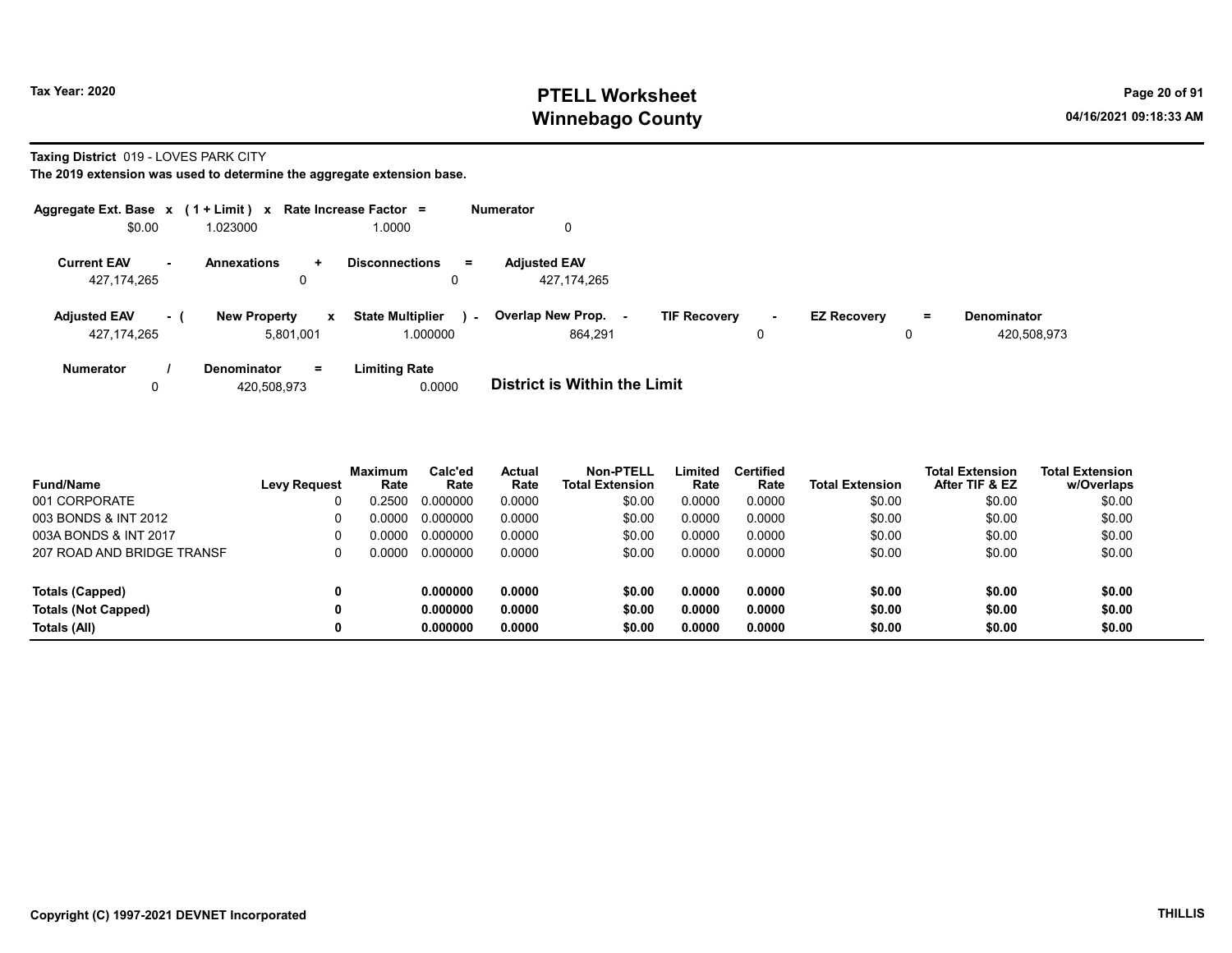**Tax Year: 2020**

# PTELL Worksheet
## Winnebago County

**Taxing District** 019 - LOVES PARK CITY

**The 2019 extension was used to determine the aggregate extension base.**

| Aggregate Ext. Base | x | (1 + Limit) | x | Rate Increase Factor | = | Numerator |
|---|---|---|---|---|---|---|
| $0.00 | | 1.023000 | | 1.0000 | | 0 |

| Current EAV | - | Annexations | + | Disconnections | = | Adjusted EAV |
|---|---|---|---|---|---|---|
| 427,174,265 | | 0 | | 0 | | 427,174,265 |

| Adjusted EAV | - ( | New Property | x | State Multiplier | ) - | Overlap New Prop. | - | TIF Recovery | - | EZ Recovery | = | Denominator |
|---|---|---|---|---|---|---|---|---|---|---|---|---|
| 427,174,265 | | 5,801,001 | | 1.000000 | | 864,291 | | 0 | | 0 | | 420,508,973 |

| Numerator | / | Denominator | = | Limiting Rate |
|---|---|---|---|---|
| 0 | | 420,508,973 | | 0.0000 |

**District is Within the Limit**

| Fund/Name | Levy Request | Maximum Rate | Calc'ed Rate | Actual Rate | Non-PTELL Total Extension | Limited Rate | Certified Rate | Total Extension | Total Extension After TIF & EZ | Total Extension w/Overlaps |
|---|---|---|---|---|---|---|---|---|---|---|
| 001 CORPORATE | 0 | 0.2500 | 0.000000 | 0.0000 | $0.00 | 0.0000 | 0.0000 | $0.00 | $0.00 | $0.00 |
| 003 BONDS & INT 2012 | 0 | 0.0000 | 0.000000 | 0.0000 | $0.00 | 0.0000 | 0.0000 | $0.00 | $0.00 | $0.00 |
| 003A BONDS & INT 2017 | 0 | 0.0000 | 0.000000 | 0.0000 | $0.00 | 0.0000 | 0.0000 | $0.00 | $0.00 | $0.00 |
| 207 ROAD AND BRIDGE TRANSF | 0 | 0.0000 | 0.000000 | 0.0000 | $0.00 | 0.0000 | 0.0000 | $0.00 | $0.00 | $0.00 |
| **Totals (Capped)** | **0** | | **0.000000** | **0.0000** | **$0.00** | **0.0000** | **0.0000** | **$0.00** | **$0.00** | **$0.00** |
| **Totals (Not Capped)** | **0** | | **0.000000** | **0.0000** | **$0.00** | **0.0000** | **0.0000** | **$0.00** | **$0.00** | **$0.00** |
| **Totals (All)** | **0** | | **0.000000** | **0.0000** | **$0.00** | **0.0000** | **0.0000** | **$0.00** | **$0.00** | **$0.00** |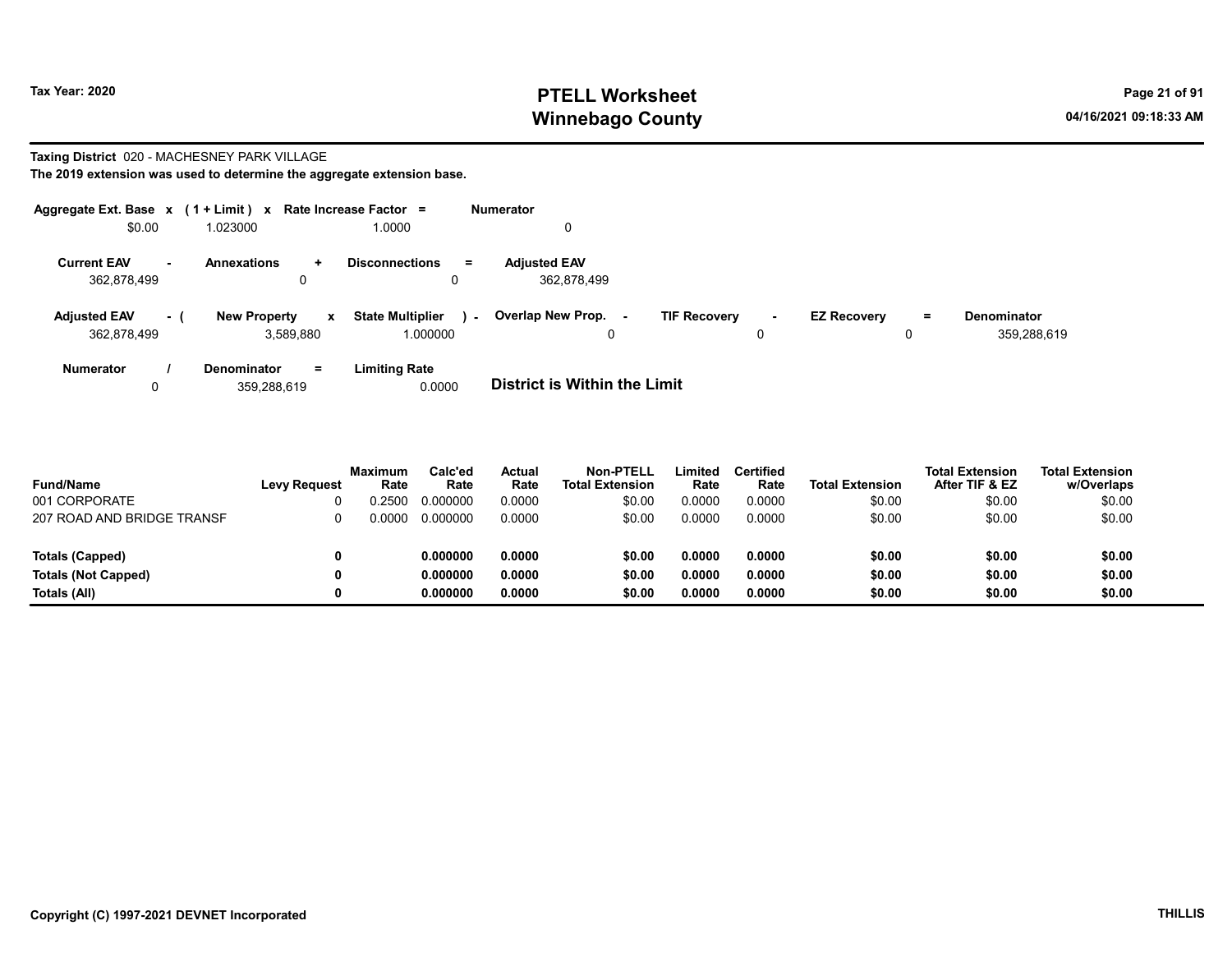**Tax Year: 2020**

# PTELL Worksheet
# Winnebago County

04/16/2021 09:18:33 AM

**Taxing District** 020 - MACHESNEY PARK VILLAGE

**The 2019 extension was used to determine the aggregate extension base.**

| Aggregate Ext. Base | x | (1 + Limit) | x | Rate Increase Factor | = | Numerator |
|---|---|---|---|---|---|---|
| $0.00 | | 1.023000 | | 1.0000 | | 0 |

| Current EAV | - | Annexations | + | Disconnections | = | Adjusted EAV |
|---|---|---|---|---|---|---|
| 362,878,499 | | 0 | | 0 | | 362,878,499 |

| Adjusted EAV | - ( | New Property | x | State Multiplier | ) - | Overlap New Prop. | - | TIF Recovery | - | EZ Recovery | = | Denominator |
|---|---|---|---|---|---|---|---|---|---|---|---|---|
| 362,878,499 | | 3,589,880 | | 1.000000 | | 0 | | 0 | | 0 | | 359,288,619 |

| Numerator | / | Denominator | = | Limiting Rate |
|---|---|---|---|---|
| 0 | | 359,288,619 | | 0.0000 |

**District is Within the Limit**

| Fund/Name | Levy Request | Maximum Rate | Calc'ed Rate | Actual Rate | Non-PTELL Total Extension | Limited Rate | Certified Rate | Total Extension | Total Extension After TIF & EZ | Total Extension w/Overlaps |
|---|---|---|---|---|---|---|---|---|---|---|
| 001 CORPORATE | 0 | 0.2500 | 0.000000 | 0.0000 | $0.00 | 0.0000 | 0.0000 | $0.00 | $0.00 | $0.00 |
| 207 ROAD AND BRIDGE TRANSF | 0 | 0.0000 | 0.000000 | 0.0000 | $0.00 | 0.0000 | 0.0000 | $0.00 | $0.00 | $0.00 |
| **Totals (Capped)** | **0** | | **0.000000** | **0.0000** | **$0.00** | **0.0000** | **0.0000** | **$0.00** | **$0.00** | **$0.00** |
| **Totals (Not Capped)** | **0** | | **0.000000** | **0.0000** | **$0.00** | **0.0000** | **0.0000** | **$0.00** | **$0.00** | **$0.00** |
| **Totals (All)** | **0** | | **0.000000** | **0.0000** | **$0.00** | **0.0000** | **0.0000** | **$0.00** | **$0.00** | **$0.00** |

**Copyright (C) 1997-2021 DEVNET Incorporated** **THILLIS**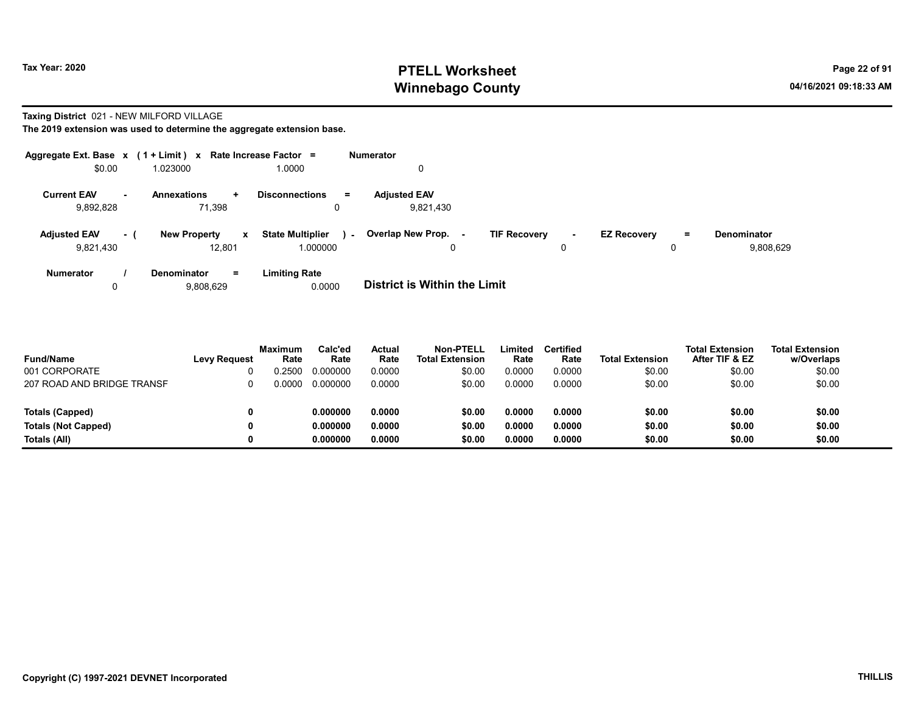Tax Year: 2020

# PTELL Worksheet
# Winnebago County

04/16/2021 09:18:33 AM

**Taxing District** 021 - NEW MILFORD VILLAGE

**The 2019 extension was used to determine the aggregate extension base.**

| Aggregate Ext. Base | x | (1 + Limit) | x | Rate Increase Factor | = | Numerator |
|---|---|---|---|---|---|---|
| $0.00 | | 1.023000 | | 1.0000 | | 0 |

| Current EAV | - | Annexations | + | Disconnections | = | Adjusted EAV |
|---|---|---|---|---|---|---|
| 9,892,828 | | 71,398 | | 0 | | 9,821,430 |

| Adjusted EAV | - ( | New Property | x | State Multiplier | ) - | Overlap New Prop. | - | TIF Recovery | - | EZ Recovery | = | Denominator |
|---|---|---|---|---|---|---|---|---|---|---|---|---|
| 9,821,430 | | 12,801 | | 1.000000 | | 0 | | 0 | | 0 | | 9,808,629 |

| Numerator | / | Denominator | = | Limiting Rate |
|---|---|---|---|---|
| 0 | | 9,808,629 | | 0.0000 |

**District is Within the Limit**

| Fund/Name | Levy Request | Maximum Rate | Calc'ed Rate | Actual Rate | Non-PTELL Total Extension | Limited Rate | Certified Rate | Total Extension | Total Extension After TIF & EZ | Total Extension w/Overlaps |
|---|---|---|---|---|---|---|---|---|---|---|
| 001 CORPORATE | 0 | 0.2500 | 0.000000 | 0.0000 | $0.00 | 0.0000 | 0.0000 | $0.00 | $0.00 | $0.00 |
| 207 ROAD AND BRIDGE TRANSF | 0 | 0.0000 | 0.000000 | 0.0000 | $0.00 | 0.0000 | 0.0000 | $0.00 | $0.00 | $0.00 |
| **Totals (Capped)** | **0** | | **0.000000** | **0.0000** | **$0.00** | **0.0000** | **0.0000** | **$0.00** | **$0.00** | **$0.00** |
| **Totals (Not Capped)** | **0** | | **0.000000** | **0.0000** | **$0.00** | **0.0000** | **0.0000** | **$0.00** | **$0.00** | **$0.00** |
| **Totals (All)** | **0** | | **0.000000** | **0.0000** | **$0.00** | **0.0000** | **0.0000** | **$0.00** | **$0.00** | **$0.00** |

Copyright (C) 1997-2021 DEVNET Incorporated

THILLIS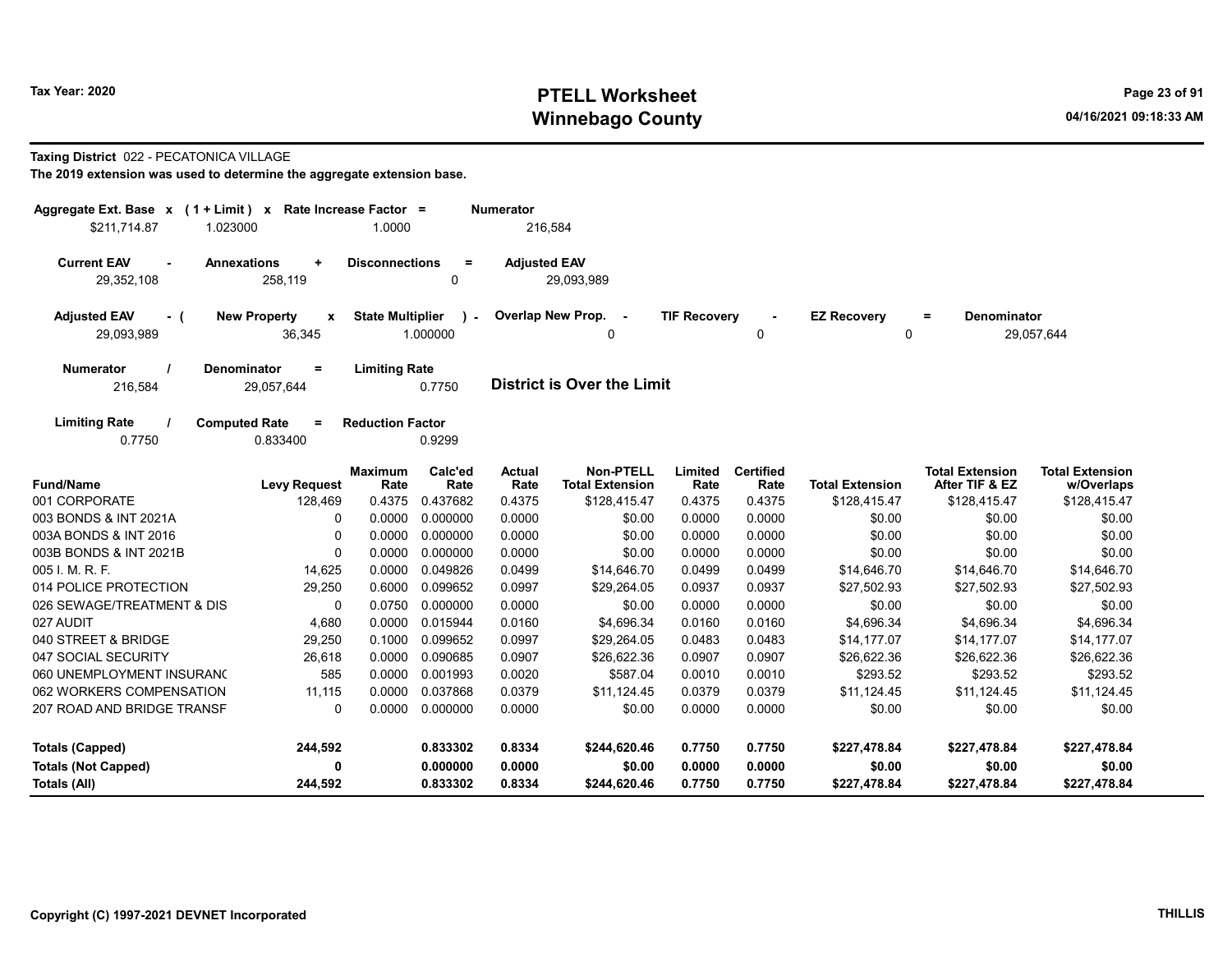# PTELL Worksheet
## Winnebago County

Tax Year: 2020

04/16/2021 09:18:33 AM

**Taxing District** 022 - PECATONICA VILLAGE

**The 2019 extension was used to determine the aggregate extension base.**

| Aggregate Ext. Base x | (1 + Limit) x | Rate Increase Factor = | Numerator |
|---|---|---|---|
| $211,714.87 | 1.023000 | 1.0000 | 216,584 |

| Current EAV - | Annexations + | Disconnections = | Adjusted EAV |
|---|---|---|---|
| 29,352,108 | 258,119 | 0 | 29,093,989 |

| Adjusted EAV - ( | New Property x | State Multiplier ) - | Overlap New Prop. - | TIF Recovery - | EZ Recovery = | Denominator |
|---|---|---|---|---|---|---|
| 29,093,989 | 36,345 | 1.000000 | 0 | 0 | 0 | 29,057,644 |

| Numerator / | Denominator = | Limiting Rate |
|---|---|---|
| 216,584 | 29,057,644 | 0.7750 |

**District is Over the Limit**

| Limiting Rate / | Computed Rate = | Reduction Factor |
|---|---|---|
| 0.7750 | 0.833400 | 0.9299 |

| Fund/Name | Levy Request | Maximum Rate | Calc'ed Rate | Actual Rate | Non-PTELL Total Extension | Limited Rate | Certified Rate | Total Extension | Total Extension After TIF & EZ | Total Extension w/Overlaps |
|---|---|---|---|---|---|---|---|---|---|---|
| 001 CORPORATE | 128,469 | 0.4375 | 0.437682 | 0.4375 | $128,415.47 | 0.4375 | 0.4375 | $128,415.47 | $128,415.47 | $128,415.47 |
| 003 BONDS & INT 2021A | 0 | 0.0000 | 0.000000 | 0.0000 | $0.00 | 0.0000 | 0.0000 | $0.00 | $0.00 | $0.00 |
| 003A BONDS & INT 2016 | 0 | 0.0000 | 0.000000 | 0.0000 | $0.00 | 0.0000 | 0.0000 | $0.00 | $0.00 | $0.00 |
| 003B BONDS & INT 2021B | 0 | 0.0000 | 0.000000 | 0.0000 | $0.00 | 0.0000 | 0.0000 | $0.00 | $0.00 | $0.00 |
| 005 I. M. R. F. | 14,625 | 0.0000 | 0.049826 | 0.0499 | $14,646.70 | 0.0499 | 0.0499 | $14,646.70 | $14,646.70 | $14,646.70 |
| 014 POLICE PROTECTION | 29,250 | 0.6000 | 0.099652 | 0.0997 | $29,264.05 | 0.0937 | 0.0937 | $27,502.93 | $27,502.93 | $27,502.93 |
| 026 SEWAGE/TREATMENT & DIS | 0 | 0.0750 | 0.000000 | 0.0000 | $0.00 | 0.0000 | 0.0000 | $0.00 | $0.00 | $0.00 |
| 027 AUDIT | 4,680 | 0.0000 | 0.015944 | 0.0160 | $4,696.34 | 0.0160 | 0.0160 | $4,696.34 | $4,696.34 | $4,696.34 |
| 040 STREET & BRIDGE | 29,250 | 0.1000 | 0.099652 | 0.0997 | $29,264.05 | 0.0483 | 0.0483 | $14,177.07 | $14,177.07 | $14,177.07 |
| 047 SOCIAL SECURITY | 26,618 | 0.0000 | 0.090685 | 0.0907 | $26,622.36 | 0.0907 | 0.0907 | $26,622.36 | $26,622.36 | $26,622.36 |
| 060 UNEMPLOYMENT INSURANC | 585 | 0.0000 | 0.001993 | 0.0020 | $587.04 | 0.0010 | 0.0010 | $293.52 | $293.52 | $293.52 |
| 062 WORKERS COMPENSATION | 11,115 | 0.0000 | 0.037868 | 0.0379 | $11,124.45 | 0.0379 | 0.0379 | $11,124.45 | $11,124.45 | $11,124.45 |
| 207 ROAD AND BRIDGE TRANSF | 0 | 0.0000 | 0.000000 | 0.0000 | $0.00 | 0.0000 | 0.0000 | $0.00 | $0.00 | $0.00 |
| **Totals (Capped)** | **244,592** | | **0.833302** | **0.8334** | **$244,620.46** | **0.7750** | **0.7750** | **$227,478.84** | **$227,478.84** | **$227,478.84** |
| **Totals (Not Capped)** | **0** | | **0.000000** | **0.0000** | **$0.00** | **0.0000** | **0.0000** | **$0.00** | **$0.00** | **$0.00** |
| **Totals (All)** | **244,592** | | **0.833302** | **0.8334** | **$244,620.46** | **0.7750** | **0.7750** | **$227,478.84** | **$227,478.84** | **$227,478.84** |

Copyright (C) 1997-2021 DEVNET Incorporated

THILLIS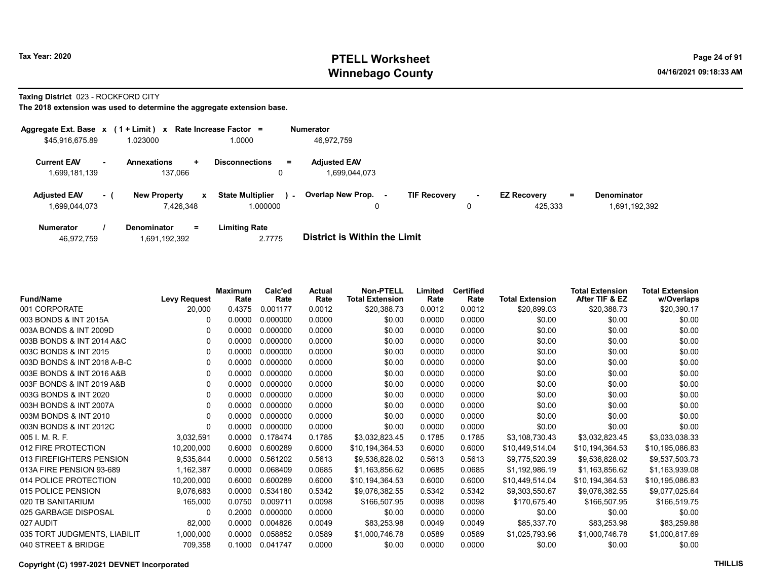# PTELL Worksheet
# Winnebago County

Tax Year: 2020

04/16/2021 09:18:33 AM

**Taxing District** 023 - ROCKFORD CITY

**The 2018 extension was used to determine the aggregate extension base.**

| Aggregate Ext. Base x | ( 1 + Limit ) x | Rate Increase Factor = | Numerator |
|---|---|---|---|
| $45,916,675.89 | 1.023000 | 1.0000 | 46,972,759 |

| Current EAV - | Annexations + | Disconnections = | Adjusted EAV |
|---|---|---|---|
| 1,699,181,139 | 137,066 | 0 | 1,699,044,073 |

| Adjusted EAV - ( | New Property x | State Multiplier ) - | Overlap New Prop. - | TIF Recovery - | EZ Recovery = | Denominator |
|---|---|---|---|---|---|---|
| 1,699,044,073 | 7,426,348 | 1.000000 | 0 | 0 | 425,333 | 1,691,192,392 |

| Numerator / | Denominator = | Limiting Rate |
|---|---|---|
| 46,972,759 | 1,691,192,392 | 2.7775 |

**District is Within the Limit**

| Fund/Name | Levy Request | Maximum Rate | Calc'ed Rate | Actual Rate | Non-PTELL Total Extension | Limited Rate | Certified Rate | Total Extension | Total Extension After TIF & EZ | Total Extension w/Overlaps |
|---|---|---|---|---|---|---|---|---|---|---|
| 001 CORPORATE | 20,000 | 0.4375 | 0.001177 | 0.0012 | $20,388.73 | 0.0012 | 0.0012 | $20,899.03 | $20,388.73 | $20,390.17 |
| 003 BONDS & INT 2015A | 0 | 0.0000 | 0.000000 | 0.0000 | $0.00 | 0.0000 | 0.0000 | $0.00 | $0.00 | $0.00 |
| 003A BONDS & INT 2009D | 0 | 0.0000 | 0.000000 | 0.0000 | $0.00 | 0.0000 | 0.0000 | $0.00 | $0.00 | $0.00 |
| 003B BONDS & INT 2014 A&C | 0 | 0.0000 | 0.000000 | 0.0000 | $0.00 | 0.0000 | 0.0000 | $0.00 | $0.00 | $0.00 |
| 003C BONDS & INT 2015 | 0 | 0.0000 | 0.000000 | 0.0000 | $0.00 | 0.0000 | 0.0000 | $0.00 | $0.00 | $0.00 |
| 003D BONDS & INT 2018 A-B-C | 0 | 0.0000 | 0.000000 | 0.0000 | $0.00 | 0.0000 | 0.0000 | $0.00 | $0.00 | $0.00 |
| 003E BONDS & INT 2016 A&B | 0 | 0.0000 | 0.000000 | 0.0000 | $0.00 | 0.0000 | 0.0000 | $0.00 | $0.00 | $0.00 |
| 003F BONDS & INT 2019 A&B | 0 | 0.0000 | 0.000000 | 0.0000 | $0.00 | 0.0000 | 0.0000 | $0.00 | $0.00 | $0.00 |
| 003G BONDS & INT 2020 | 0 | 0.0000 | 0.000000 | 0.0000 | $0.00 | 0.0000 | 0.0000 | $0.00 | $0.00 | $0.00 |
| 003H BONDS & INT 2007A | 0 | 0.0000 | 0.000000 | 0.0000 | $0.00 | 0.0000 | 0.0000 | $0.00 | $0.00 | $0.00 |
| 003M BONDS & INT 2010 | 0 | 0.0000 | 0.000000 | 0.0000 | $0.00 | 0.0000 | 0.0000 | $0.00 | $0.00 | $0.00 |
| 003N BONDS & INT 2012C | 0 | 0.0000 | 0.000000 | 0.0000 | $0.00 | 0.0000 | 0.0000 | $0.00 | $0.00 | $0.00 |
| 005 I. M. R. F. | 3,032,591 | 0.0000 | 0.178474 | 0.1785 | $3,032,823.45 | 0.1785 | 0.1785 | $3,108,730.43 | $3,032,823.45 | $3,033,038.33 |
| 012 FIRE PROTECTION | 10,200,000 | 0.6000 | 0.600289 | 0.6000 | $10,194,364.53 | 0.6000 | 0.6000 | $10,449,514.04 | $10,194,364.53 | $10,195,086.83 |
| 013 FIREFIGHTERS PENSION | 9,535,844 | 0.0000 | 0.561202 | 0.5613 | $9,536,828.02 | 0.5613 | 0.5613 | $9,775,520.39 | $9,536,828.02 | $9,537,503.73 |
| 013A FIRE PENSION 93-689 | 1,162,387 | 0.0000 | 0.068409 | 0.0685 | $1,163,856.62 | 0.0685 | 0.0685 | $1,192,986.19 | $1,163,856.62 | $1,163,939.08 |
| 014 POLICE PROTECTION | 10,200,000 | 0.6000 | 0.600289 | 0.6000 | $10,194,364.53 | 0.6000 | 0.6000 | $10,449,514.04 | $10,194,364.53 | $10,195,086.83 |
| 015 POLICE PENSION | 9,076,683 | 0.0000 | 0.534180 | 0.5342 | $9,076,382.55 | 0.5342 | 0.5342 | $9,303,550.67 | $9,076,382.55 | $9,077,025.64 |
| 020 TB SANITARIUM | 165,000 | 0.0750 | 0.009711 | 0.0098 | $166,507.95 | 0.0098 | 0.0098 | $170,675.40 | $166,507.95 | $166,519.75 |
| 025 GARBAGE DISPOSAL | 0 | 0.2000 | 0.000000 | 0.0000 | $0.00 | 0.0000 | 0.0000 | $0.00 | $0.00 | $0.00 |
| 027 AUDIT | 82,000 | 0.0000 | 0.004826 | 0.0049 | $83,253.98 | 0.0049 | 0.0049 | $85,337.70 | $83,253.98 | $83,259.88 |
| 035 TORT JUDGMENTS, LIABILIT | 1,000,000 | 0.0000 | 0.058852 | 0.0589 | $1,000,746.78 | 0.0589 | 0.0589 | $1,025,793.96 | $1,000,746.78 | $1,000,817.69 |
| 040 STREET & BRIDGE | 709,358 | 0.1000 | 0.041747 | 0.0000 | $0.00 | 0.0000 | 0.0000 | $0.00 | $0.00 | $0.00 |

Copyright (C) 1997-2021 DEVNET Incorporated

THILLIS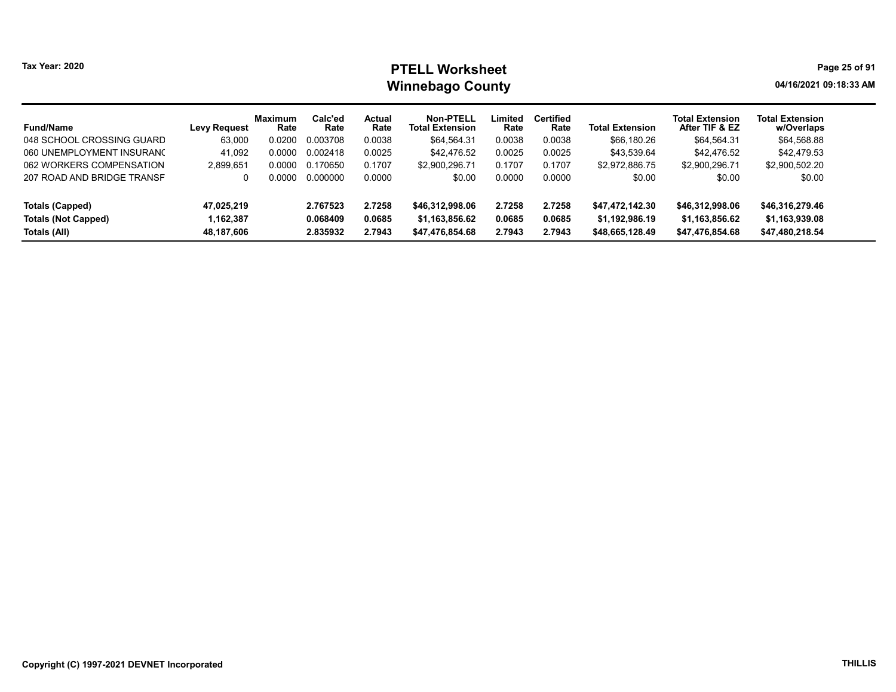# PTELL Worksheet
## Winnebago County

Tax Year: 2020

04/16/2021 09:18:33 AM

| Fund/Name | Levy Request | Maximum Rate | Calc'ed Rate | Actual Rate | Non-PTELL Total Extension | Limited Rate | Certified Rate | Total Extension | Total Extension After TIF & EZ | Total Extension w/Overlaps |
|---|---|---|---|---|---|---|---|---|---|---|
| 048 SCHOOL CROSSING GUARD | 63,000 | 0.0200 | 0.003708 | 0.0038 | $64,564.31 | 0.0038 | 0.0038 | $66,180.26 | $64,564.31 | $64,568.88 |
| 060 UNEMPLOYMENT INSURANC | 41,092 | 0.0000 | 0.002418 | 0.0025 | $42,476.52 | 0.0025 | 0.0025 | $43,539.64 | $42,476.52 | $42,479.53 |
| 062 WORKERS COMPENSATION | 2,899,651 | 0.0000 | 0.170650 | 0.1707 | $2,900,296.71 | 0.1707 | 0.1707 | $2,972,886.75 | $2,900,296.71 | $2,900,502.20 |
| 207 ROAD AND BRIDGE TRANSF | 0 | 0.0000 | 0.000000 | 0.0000 | $0.00 | 0.0000 | 0.0000 | $0.00 | $0.00 | $0.00 |
| **Totals (Capped)** | **47,025,219** | | **2.767523** | **2.7258** | **$46,312,998.06** | **2.7258** | **2.7258** | **$47,472,142.30** | **$46,312,998.06** | **$46,316,279.46** |
| **Totals (Not Capped)** | **1,162,387** | | **0.068409** | **0.0685** | **$1,163,856.62** | **0.0685** | **0.0685** | **$1,192,986.19** | **$1,163,856.62** | **$1,163,939.08** |
| **Totals (All)** | **48,187,606** | | **2.835932** | **2.7943** | **$47,476,854.68** | **2.7943** | **2.7943** | **$48,665,128.49** | **$47,476,854.68** | **$47,480,218.54** |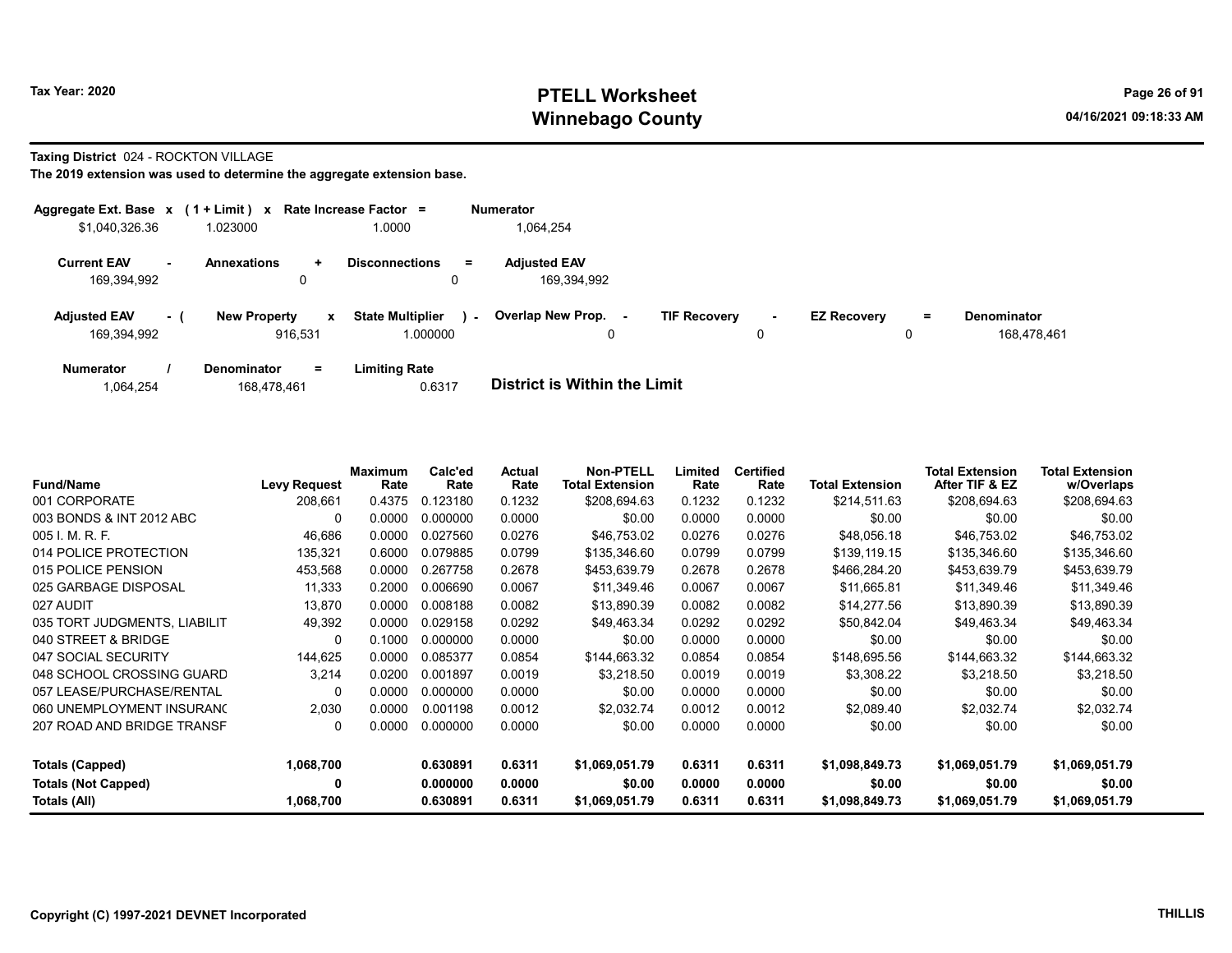# PTELL Worksheet
# Winnebago County

Tax Year: 2020

04/16/2021 09:18:33 AM

**Taxing District** 024 - ROCKTON VILLAGE

**The 2019 extension was used to determine the aggregate extension base.**

| Aggregate Ext. Base | x | (1 + Limit) | x | Rate Increase Factor | = | Numerator |
|---|---|---|---|---|---|---|
| $1,040,326.36 | | 1.023000 | | 1.0000 | | 1,064,254 |

| Current EAV | - | Annexations | + | Disconnections | = | Adjusted EAV |
|---|---|---|---|---|---|---|
| 169,394,992 | | 0 | | 0 | | 169,394,992 |

| Adjusted EAV | - ( | New Property | x | State Multiplier | ) - | Overlap New Prop. | - | TIF Recovery | - | EZ Recovery | = | Denominator |
|---|---|---|---|---|---|---|---|---|---|---|---|---|
| 169,394,992 | | 916,531 | | 1.000000 | | 0 | | 0 | | 0 | | 168,478,461 |

| Numerator | / | Denominator | = | Limiting Rate |
|---|---|---|---|---|
| 1,064,254 | | 168,478,461 | | 0.6317 |

**District is Within the Limit**

| Fund/Name | Levy Request | Maximum Rate | Calc'ed Rate | Actual Rate | Non-PTELL Total Extension | Limited Rate | Certified Rate | Total Extension | Total Extension After TIF & EZ | Total Extension w/Overlaps |
|---|---|---|---|---|---|---|---|---|---|---|
| 001 CORPORATE | 208,661 | 0.4375 | 0.123180 | 0.1232 | $208,694.63 | 0.1232 | 0.1232 | $214,511.63 | $208,694.63 | $208,694.63 |
| 003 BONDS & INT 2012 ABC | 0 | 0.0000 | 0.000000 | 0.0000 | $0.00 | 0.0000 | 0.0000 | $0.00 | $0.00 | $0.00 |
| 005 I. M. R. F. | 46,686 | 0.0000 | 0.027560 | 0.0276 | $46,753.02 | 0.0276 | 0.0276 | $48,056.18 | $46,753.02 | $46,753.02 |
| 014 POLICE PROTECTION | 135,321 | 0.6000 | 0.079885 | 0.0799 | $135,346.60 | 0.0799 | 0.0799 | $139,119.15 | $135,346.60 | $135,346.60 |
| 015 POLICE PENSION | 453,568 | 0.0000 | 0.267758 | 0.2678 | $453,639.79 | 0.2678 | 0.2678 | $466,284.20 | $453,639.79 | $453,639.79 |
| 025 GARBAGE DISPOSAL | 11,333 | 0.2000 | 0.006690 | 0.0067 | $11,349.46 | 0.0067 | 0.0067 | $11,665.81 | $11,349.46 | $11,349.46 |
| 027 AUDIT | 13,870 | 0.0000 | 0.008188 | 0.0082 | $13,890.39 | 0.0082 | 0.0082 | $14,277.56 | $13,890.39 | $13,890.39 |
| 035 TORT JUDGMENTS, LIABILIT | 49,392 | 0.0000 | 0.029158 | 0.0292 | $49,463.34 | 0.0292 | 0.0292 | $50,842.04 | $49,463.34 | $49,463.34 |
| 040 STREET & BRIDGE | 0 | 0.1000 | 0.000000 | 0.0000 | $0.00 | 0.0000 | 0.0000 | $0.00 | $0.00 | $0.00 |
| 047 SOCIAL SECURITY | 144,625 | 0.0000 | 0.085377 | 0.0854 | $144,663.32 | 0.0854 | 0.0854 | $148,695.56 | $144,663.32 | $144,663.32 |
| 048 SCHOOL CROSSING GUARD | 3,214 | 0.0200 | 0.001897 | 0.0019 | $3,218.50 | 0.0019 | 0.0019 | $3,308.22 | $3,218.50 | $3,218.50 |
| 057 LEASE/PURCHASE/RENTAL | 0 | 0.0000 | 0.000000 | 0.0000 | $0.00 | 0.0000 | 0.0000 | $0.00 | $0.00 | $0.00 |
| 060 UNEMPLOYMENT INSURANC | 2,030 | 0.0000 | 0.001198 | 0.0012 | $2,032.74 | 0.0012 | 0.0012 | $2,089.40 | $2,032.74 | $2,032.74 |
| 207 ROAD AND BRIDGE TRANSF | 0 | 0.0000 | 0.000000 | 0.0000 | $0.00 | 0.0000 | 0.0000 | $0.00 | $0.00 | $0.00 |
| **Totals (Capped)** | **1,068,700** | | **0.630891** | **0.6311** | **$1,069,051.79** | **0.6311** | **0.6311** | **$1,098,849.73** | **$1,069,051.79** | **$1,069,051.79** |
| **Totals (Not Capped)** | **0** | | **0.000000** | **0.0000** | **$0.00** | **0.0000** | **0.0000** | **$0.00** | **$0.00** | **$0.00** |
| **Totals (All)** | **1,068,700** | | **0.630891** | **0.6311** | **$1,069,051.79** | **0.6311** | **0.6311** | **$1,098,849.73** | **$1,069,051.79** | **$1,069,051.79** |

Copyright (C) 1997-2021 DEVNET Incorporated

THILLIS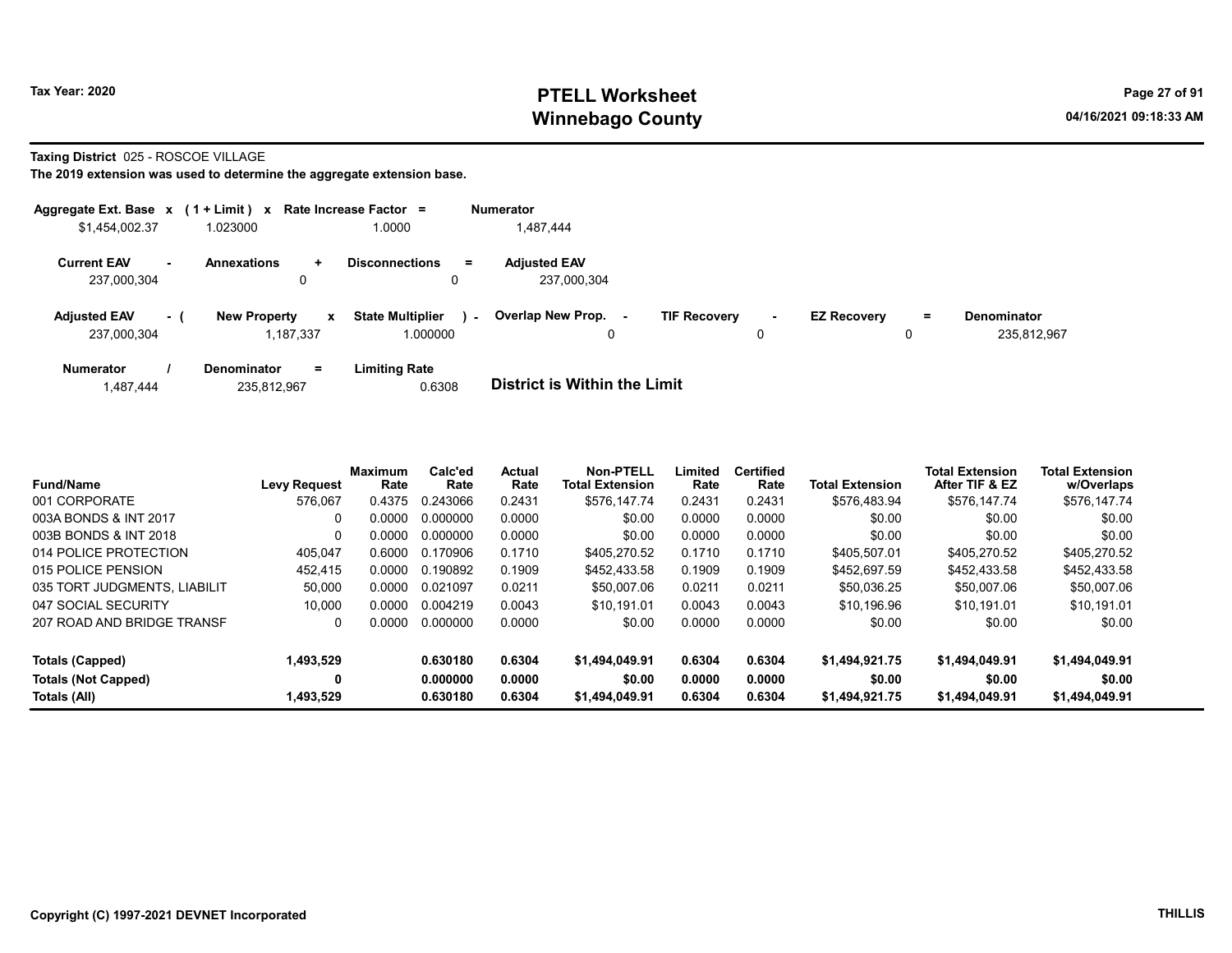# PTELL Worksheet
# Winnebago County

Tax Year: 2020

04/16/2021 09:18:33 AM

**Taxing District** 025 - ROSCOE VILLAGE

**The 2019 extension was used to determine the aggregate extension base.**

| Aggregate Ext. Base | x | (1 + Limit) | x | Rate Increase Factor | = | Numerator |
|---|---|---|---|---|---|---|
| $1,454,002.37 | | 1.023000 | | 1.0000 | | 1,487,444 |

| Current EAV | - | Annexations | + | Disconnections | = | Adjusted EAV |
|---|---|---|---|---|---|---|
| 237,000,304 | | 0 | | 0 | | 237,000,304 |

| Adjusted EAV | - ( | New Property | x | State Multiplier | ) - | Overlap New Prop. | - | TIF Recovery | - | EZ Recovery | = | Denominator |
|---|---|---|---|---|---|---|---|---|---|---|---|---|
| 237,000,304 | | 1,187,337 | | 1.000000 | | 0 | | 0 | | 0 | | 235,812,967 |

| Numerator | / | Denominator | = | Limiting Rate |
|---|---|---|---|---|
| 1,487,444 | | 235,812,967 | | 0.6308 |

**District is Within the Limit**

| Fund/Name | Levy Request | Maximum Rate | Calc'ed Rate | Actual Rate | Non-PTELL Total Extension | Limited Rate | Certified Rate | Total Extension | Total Extension After TIF & EZ | Total Extension w/Overlaps |
|---|---|---|---|---|---|---|---|---|---|---|
| 001 CORPORATE | 576,067 | 0.4375 | 0.243066 | 0.2431 | $576,147.74 | 0.2431 | 0.2431 | $576,483.94 | $576,147.74 | $576,147.74 |
| 003A BONDS & INT 2017 | 0 | 0.0000 | 0.000000 | 0.0000 | $0.00 | 0.0000 | 0.0000 | $0.00 | $0.00 | $0.00 |
| 003B BONDS & INT 2018 | 0 | 0.0000 | 0.000000 | 0.0000 | $0.00 | 0.0000 | 0.0000 | $0.00 | $0.00 | $0.00 |
| 014 POLICE PROTECTION | 405,047 | 0.6000 | 0.170906 | 0.1710 | $405,270.52 | 0.1710 | 0.1710 | $405,507.01 | $405,270.52 | $405,270.52 |
| 015 POLICE PENSION | 452,415 | 0.0000 | 0.190892 | 0.1909 | $452,433.58 | 0.1909 | 0.1909 | $452,697.59 | $452,433.58 | $452,433.58 |
| 035 TORT JUDGMENTS, LIABILIT | 50,000 | 0.0000 | 0.021097 | 0.0211 | $50,007.06 | 0.0211 | 0.0211 | $50,036.25 | $50,007.06 | $50,007.06 |
| 047 SOCIAL SECURITY | 10,000 | 0.0000 | 0.004219 | 0.0043 | $10,191.01 | 0.0043 | 0.0043 | $10,196.96 | $10,191.01 | $10,191.01 |
| 207 ROAD AND BRIDGE TRANSF | 0 | 0.0000 | 0.000000 | 0.0000 | $0.00 | 0.0000 | 0.0000 | $0.00 | $0.00 | $0.00 |
| **Totals (Capped)** | **1,493,529** | | **0.630180** | **0.6304** | **$1,494,049.91** | **0.6304** | **0.6304** | **$1,494,921.75** | **$1,494,049.91** | **$1,494,049.91** |
| **Totals (Not Capped)** | **0** | | **0.000000** | **0.0000** | **$0.00** | **0.0000** | **0.0000** | **$0.00** | **$0.00** | **$0.00** |
| **Totals (All)** | **1,493,529** | | **0.630180** | **0.6304** | **$1,494,049.91** | **0.6304** | **0.6304** | **$1,494,921.75** | **$1,494,049.91** | **$1,494,049.91** |

**Copyright (C) 1997-2021 DEVNET Incorporated** **THILLIS**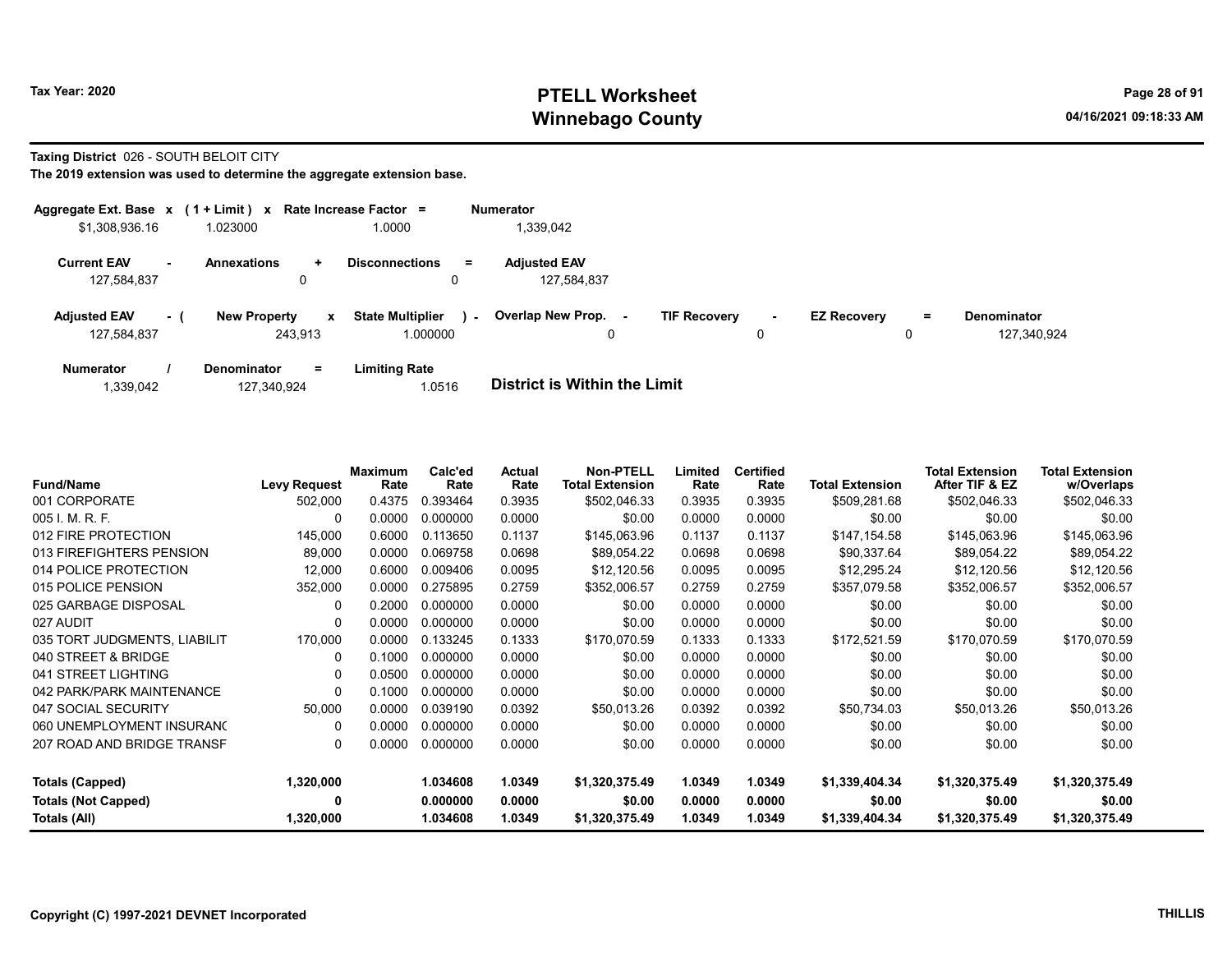**Tax Year: 2020**

# PTELL Worksheet
## Winnebago County

04/16/2021 09:18:33 AM

**Taxing District** 026 - SOUTH BELOIT CITY

**The 2019 extension was used to determine the aggregate extension base.**

| Aggregate Ext. Base | x | (1 + Limit) | x | Rate Increase Factor | = | Numerator |
|---|---|---|---|---|---|---|
| $1,308,936.16 | | 1.023000 | | 1.0000 | | 1,339,042 |

| Current EAV | - | Annexations | + | Disconnections | = | Adjusted EAV |
|---|---|---|---|---|---|---|
| 127,584,837 | | 0 | | 0 | | 127,584,837 |

| Adjusted EAV | - ( | New Property | x | State Multiplier | ) - | Overlap New Prop. | - | TIF Recovery | - | EZ Recovery | = | Denominator |
|---|---|---|---|---|---|---|---|---|---|---|---|---|
| 127,584,837 | | 243,913 | | 1.000000 | | 0 | | 0 | | 0 | | 127,340,924 |

| Numerator | / | Denominator | = | Limiting Rate |
|---|---|---|---|---|
| 1,339,042 | | 127,340,924 | | 1.0516 |

**District is Within the Limit**

| Fund/Name | Levy Request | Maximum Rate | Calc'ed Rate | Actual Rate | Non-PTELL Total Extension | Limited Rate | Certified Rate | Total Extension | Total Extension After TIF & EZ | Total Extension w/Overlaps |
|---|---|---|---|---|---|---|---|---|---|---|
| 001 CORPORATE | 502,000 | 0.4375 | 0.393464 | 0.3935 | $502,046.33 | 0.3935 | 0.3935 | $509,281.68 | $502,046.33 | $502,046.33 |
| 005 I. M. R. F. | 0 | 0.0000 | 0.000000 | 0.0000 | $0.00 | 0.0000 | 0.0000 | $0.00 | $0.00 | $0.00 |
| 012 FIRE PROTECTION | 145,000 | 0.6000 | 0.113650 | 0.1137 | $145,063.96 | 0.1137 | 0.1137 | $147,154.58 | $145,063.96 | $145,063.96 |
| 013 FIREFIGHTERS PENSION | 89,000 | 0.0000 | 0.069758 | 0.0698 | $89,054.22 | 0.0698 | 0.0698 | $90,337.64 | $89,054.22 | $89,054.22 |
| 014 POLICE PROTECTION | 12,000 | 0.6000 | 0.009406 | 0.0095 | $12,120.56 | 0.0095 | 0.0095 | $12,295.24 | $12,120.56 | $12,120.56 |
| 015 POLICE PENSION | 352,000 | 0.0000 | 0.275895 | 0.2759 | $352,006.57 | 0.2759 | 0.2759 | $357,079.58 | $352,006.57 | $352,006.57 |
| 025 GARBAGE DISPOSAL | 0 | 0.2000 | 0.000000 | 0.0000 | $0.00 | 0.0000 | 0.0000 | $0.00 | $0.00 | $0.00 |
| 027 AUDIT | 0 | 0.0000 | 0.000000 | 0.0000 | $0.00 | 0.0000 | 0.0000 | $0.00 | $0.00 | $0.00 |
| 035 TORT JUDGMENTS, LIABILIT | 170,000 | 0.0000 | 0.133245 | 0.1333 | $170,070.59 | 0.1333 | 0.1333 | $172,521.59 | $170,070.59 | $170,070.59 |
| 040 STREET & BRIDGE | 0 | 0.1000 | 0.000000 | 0.0000 | $0.00 | 0.0000 | 0.0000 | $0.00 | $0.00 | $0.00 |
| 041 STREET LIGHTING | 0 | 0.0500 | 0.000000 | 0.0000 | $0.00 | 0.0000 | 0.0000 | $0.00 | $0.00 | $0.00 |
| 042 PARK/PARK MAINTENANCE | 0 | 0.1000 | 0.000000 | 0.0000 | $0.00 | 0.0000 | 0.0000 | $0.00 | $0.00 | $0.00 |
| 047 SOCIAL SECURITY | 50,000 | 0.0000 | 0.039190 | 0.0392 | $50,013.26 | 0.0392 | 0.0392 | $50,734.03 | $50,013.26 | $50,013.26 |
| 060 UNEMPLOYMENT INSURANC | 0 | 0.0000 | 0.000000 | 0.0000 | $0.00 | 0.0000 | 0.0000 | $0.00 | $0.00 | $0.00 |
| 207 ROAD AND BRIDGE TRANSF | 0 | 0.0000 | 0.000000 | 0.0000 | $0.00 | 0.0000 | 0.0000 | $0.00 | $0.00 | $0.00 |
| **Totals (Capped)** | **1,320,000** | | **1.034608** | **1.0349** | **$1,320,375.49** | **1.0349** | **1.0349** | **$1,339,404.34** | **$1,320,375.49** | **$1,320,375.49** |
| **Totals (Not Capped)** | **0** | | **0.000000** | **0.0000** | **$0.00** | **0.0000** | **0.0000** | **$0.00** | **$0.00** | **$0.00** |
| **Totals (All)** | **1,320,000** | | **1.034608** | **1.0349** | **$1,320,375.49** | **1.0349** | **1.0349** | **$1,339,404.34** | **$1,320,375.49** | **$1,320,375.49** |

**Copyright (C) 1997-2021 DEVNET Incorporated** **THILLIS**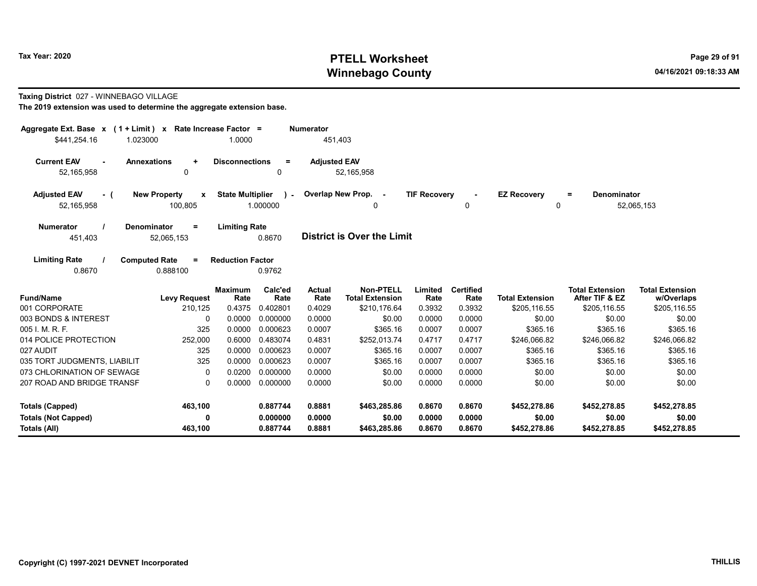# PTELL Worksheet
# Winnebago County

Tax Year: 2020

04/16/2021 09:18:33 AM

**Taxing District** 027 - WINNEBAGO VILLAGE

**The 2019 extension was used to determine the aggregate extension base.**

| Aggregate Ext. Base x | (1 + Limit) x | Rate Increase Factor = | Numerator |
|---|---|---|---|
| $441,254.16 | 1.023000 | 1.0000 | 451,403 |

| Current EAV - | Annexations + | Disconnections = | Adjusted EAV |
|---|---|---|---|
| 52,165,958 | 0 | 0 | 52,165,958 |

| Adjusted EAV - ( | New Property x | State Multiplier ) - | Overlap New Prop. - | TIF Recovery - | EZ Recovery = | Denominator |
|---|---|---|---|---|---|---|
| 52,165,958 | 100,805 | 1.000000 | 0 | 0 | 0 | 52,065,153 |

| Numerator / | Denominator = | Limiting Rate |
|---|---|---|
| 451,403 | 52,065,153 | 0.8670 |

**District is Over the Limit**

| Limiting Rate / | Computed Rate = | Reduction Factor |
|---|---|---|
| 0.8670 | 0.888100 | 0.9762 |

| Fund/Name | Levy Request | Maximum Rate | Calc'ed Rate | Actual Rate | Non-PTELL Total Extension | Limited Rate | Certified Rate | Total Extension | Total Extension After TIF & EZ | Total Extension w/Overlaps |
|---|---|---|---|---|---|---|---|---|---|---|
| 001 CORPORATE | 210,125 | 0.4375 | 0.402801 | 0.4029 | $210,176.64 | 0.3932 | 0.3932 | $205,116.55 | $205,116.55 | $205,116.55 |
| 003 BONDS & INTEREST | 0 | 0.0000 | 0.000000 | 0.0000 | $0.00 | 0.0000 | 0.0000 | $0.00 | $0.00 | $0.00 |
| 005 I. M. R. F. | 325 | 0.0000 | 0.000623 | 0.0007 | $365.16 | 0.0007 | 0.0007 | $365.16 | $365.16 | $365.16 |
| 014 POLICE PROTECTION | 252,000 | 0.6000 | 0.483074 | 0.4831 | $252,013.74 | 0.4717 | 0.4717 | $246,066.82 | $246,066.82 | $246,066.82 |
| 027 AUDIT | 325 | 0.0000 | 0.000623 | 0.0007 | $365.16 | 0.0007 | 0.0007 | $365.16 | $365.16 | $365.16 |
| 035 TORT JUDGMENTS, LIABILIT | 325 | 0.0000 | 0.000623 | 0.0007 | $365.16 | 0.0007 | 0.0007 | $365.16 | $365.16 | $365.16 |
| 073 CHLORINATION OF SEWAGE | 0 | 0.0200 | 0.000000 | 0.0000 | $0.00 | 0.0000 | 0.0000 | $0.00 | $0.00 | $0.00 |
| 207 ROAD AND BRIDGE TRANSF | 0 | 0.0000 | 0.000000 | 0.0000 | $0.00 | 0.0000 | 0.0000 | $0.00 | $0.00 | $0.00 |
| **Totals (Capped)** | **463,100** | | **0.887744** | **0.8881** | **$463,285.86** | **0.8670** | **0.8670** | **$452,278.86** | **$452,278.85** | **$452,278.85** |
| **Totals (Not Capped)** | **0** | | **0.000000** | **0.0000** | **$0.00** | **0.0000** | **0.0000** | **$0.00** | **$0.00** | **$0.00** |
| **Totals (All)** | **463,100** | | **0.887744** | **0.8881** | **$463,285.86** | **0.8670** | **0.8670** | **$452,278.86** | **$452,278.85** | **$452,278.85** |

Copyright (C) 1997-2021 DEVNET Incorporated

THILLIS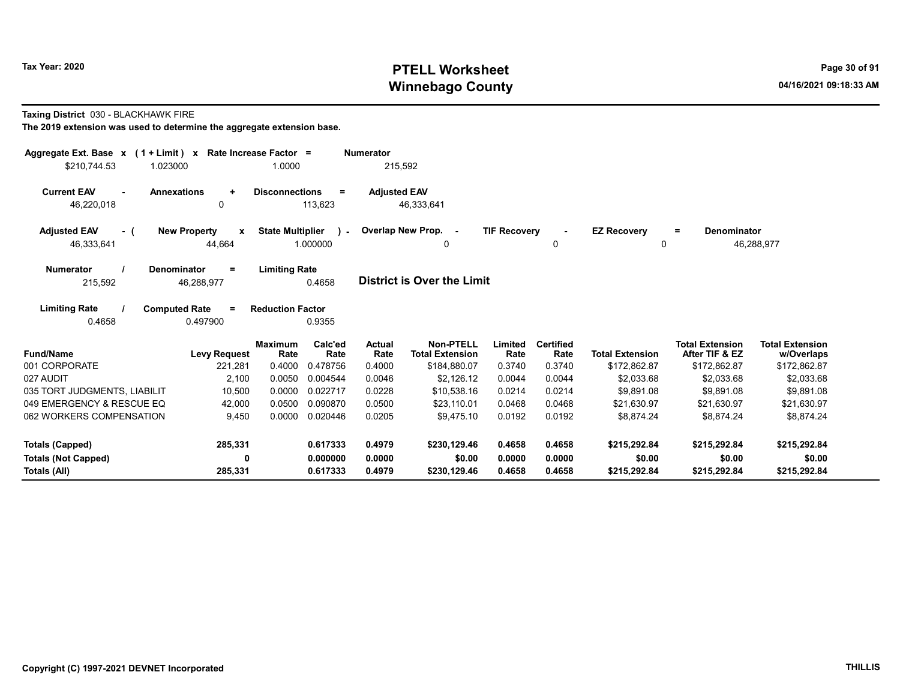**Tax Year: 2020**

# PTELL Worksheet
# Winnebago County

04/16/2021 09:18:33 AM

**Taxing District** 030 - BLACKHAWK FIRE

**The 2019 extension was used to determine the aggregate extension base.**

| Aggregate Ext. Base x | (1 + Limit) x | Rate Increase Factor = | Numerator |
|---|---|---|---|
| $210,744.53 | 1.023000 | 1.0000 | 215,592 |

| Current EAV - | Annexations + | Disconnections = | Adjusted EAV |
|---|---|---|---|
| 46,220,018 | 0 | 113,623 | 46,333,641 |

| Adjusted EAV - ( | New Property x | State Multiplier ) - | Overlap New Prop. - | TIF Recovery - | EZ Recovery = | Denominator |
|---|---|---|---|---|---|---|
| 46,333,641 | 44,664 | 1.000000 | 0 | 0 | 0 | 46,288,977 |

| Numerator / | Denominator = | Limiting Rate |
|---|---|---|
| 215,592 | 46,288,977 | 0.4658 |

**District is Over the Limit**

| Limiting Rate / | Computed Rate = | Reduction Factor |
|---|---|---|
| 0.4658 | 0.497900 | 0.9355 |

| Fund/Name | Levy Request | Maximum Rate | Calc'ed Rate | Actual Rate | Non-PTELL Total Extension | Limited Rate | Certified Rate | Total Extension | Total Extension After TIF & EZ | Total Extension w/Overlaps |
|---|---|---|---|---|---|---|---|---|---|---|
| 001 CORPORATE | 221,281 | 0.4000 | 0.478756 | 0.4000 | $184,880.07 | 0.3740 | 0.3740 | $172,862.87 | $172,862.87 | $172,862.87 |
| 027 AUDIT | 2,100 | 0.0050 | 0.004544 | 0.0046 | $2,126.12 | 0.0044 | 0.0044 | $2,033.68 | $2,033.68 | $2,033.68 |
| 035 TORT JUDGMENTS, LIABILIT | 10,500 | 0.0000 | 0.022717 | 0.0228 | $10,538.16 | 0.0214 | 0.0214 | $9,891.08 | $9,891.08 | $9,891.08 |
| 049 EMERGENCY & RESCUE EQ | 42,000 | 0.0500 | 0.090870 | 0.0500 | $23,110.01 | 0.0468 | 0.0468 | $21,630.97 | $21,630.97 | $21,630.97 |
| 062 WORKERS COMPENSATION | 9,450 | 0.0000 | 0.020446 | 0.0205 | $9,475.10 | 0.0192 | 0.0192 | $8,874.24 | $8,874.24 | $8,874.24 |
| **Totals (Capped)** | **285,331** | | **0.617333** | **0.4979** | **$230,129.46** | **0.4658** | **0.4658** | **$215,292.84** | **$215,292.84** | **$215,292.84** |
| **Totals (Not Capped)** | **0** | | **0.000000** | **0.0000** | **$0.00** | **0.0000** | **0.0000** | **$0.00** | **$0.00** | **$0.00** |
| **Totals (All)** | **285,331** | | **0.617333** | **0.4979** | **$230,129.46** | **0.4658** | **0.4658** | **$215,292.84** | **$215,292.84** | **$215,292.84** |

**Copyright (C) 1997-2021 DEVNET Incorporated** **THILLIS**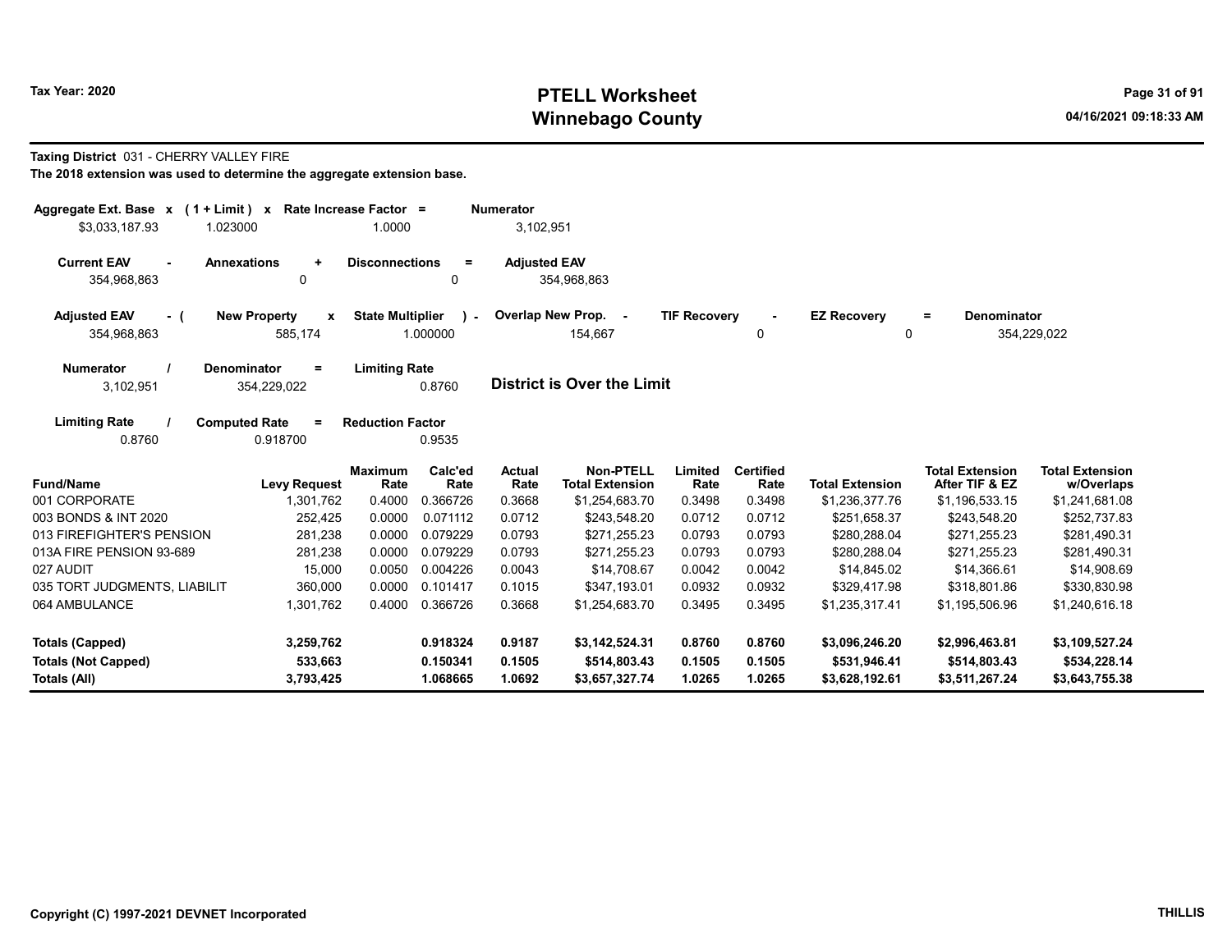Tax Year: 2020

# PTELL Worksheet
# Winnebago County

04/16/2021 09:18:33 AM

**Taxing District** 031 - CHERRY VALLEY FIRE

**The 2018 extension was used to determine the aggregate extension base.**

| Aggregate Ext. Base | x | (1 + Limit) | x | Rate Increase Factor | = | Numerator |
|---|---|---|---|---|---|---|
| $3,033,187.93 | | 1.023000 | | 1.0000 | | 3,102,951 |

| Current EAV | - | Annexations | + | Disconnections | = | Adjusted EAV |
|---|---|---|---|---|---|---|
| 354,968,863 | | 0 | | 0 | | 354,968,863 |

| Adjusted EAV | - ( | New Property | x | State Multiplier | ) - | Overlap New Prop. | - | TIF Recovery | - | EZ Recovery | = | Denominator |
|---|---|---|---|---|---|---|---|---|---|---|---|---|
| 354,968,863 | | 585,174 | | 1.000000 | | 154,667 | | 0 | | 0 | | 354,229,022 |

| Numerator | / | Denominator | = | Limiting Rate |
|---|---|---|---|---|
| 3,102,951 | | 354,229,022 | | 0.8760 |

**District is Over the Limit**

| Limiting Rate | / | Computed Rate | = | Reduction Factor |
|---|---|---|---|---|
| 0.8760 | | 0.918700 | | 0.9535 |

| Fund/Name | Levy Request | Maximum Rate | Calc'ed Rate | Actual Rate | Non-PTELL Total Extension | Limited Rate | Certified Rate | Total Extension | Total Extension After TIF & EZ | Total Extension w/Overlaps |
|---|---|---|---|---|---|---|---|---|---|---|
| 001 CORPORATE | 1,301,762 | 0.4000 | 0.366726 | 0.3668 | $1,254,683.70 | 0.3498 | 0.3498 | $1,236,377.76 | $1,196,533.15 | $1,241,681.08 |
| 003 BONDS & INT 2020 | 252,425 | 0.0000 | 0.071112 | 0.0712 | $243,548.20 | 0.0712 | 0.0712 | $251,658.37 | $243,548.20 | $252,737.83 |
| 013 FIREFIGHTER'S PENSION | 281,238 | 0.0000 | 0.079229 | 0.0793 | $271,255.23 | 0.0793 | 0.0793 | $280,288.04 | $271,255.23 | $281,490.31 |
| 013A FIRE PENSION 93-689 | 281,238 | 0.0000 | 0.079229 | 0.0793 | $271,255.23 | 0.0793 | 0.0793 | $280,288.04 | $271,255.23 | $281,490.31 |
| 027 AUDIT | 15,000 | 0.0050 | 0.004226 | 0.0043 | $14,708.67 | 0.0042 | 0.0042 | $14,845.02 | $14,366.61 | $14,908.69 |
| 035 TORT JUDGMENTS, LIABILIT | 360,000 | 0.0000 | 0.101417 | 0.1015 | $347,193.01 | 0.0932 | 0.0932 | $329,417.98 | $318,801.86 | $330,830.98 |
| 064 AMBULANCE | 1,301,762 | 0.4000 | 0.366726 | 0.3668 | $1,254,683.70 | 0.3495 | 0.3495 | $1,235,317.41 | $1,195,506.96 | $1,240,616.18 |
| **Totals (Capped)** | **3,259,762** | | **0.918324** | **0.9187** | **$3,142,524.31** | **0.8760** | **0.8760** | **$3,096,246.20** | **$2,996,463.81** | **$3,109,527.24** |
| **Totals (Not Capped)** | **533,663** | | **0.150341** | **0.1505** | **$514,803.43** | **0.1505** | **0.1505** | **$531,946.41** | **$514,803.43** | **$534,228.14** |
| **Totals (All)** | **3,793,425** | | **1.068665** | **1.0692** | **$3,657,327.74** | **1.0265** | **1.0265** | **$3,628,192.61** | **$3,511,267.24** | **$3,643,755.38** |

Copyright (C) 1997-2021 DEVNET Incorporated

THILLIS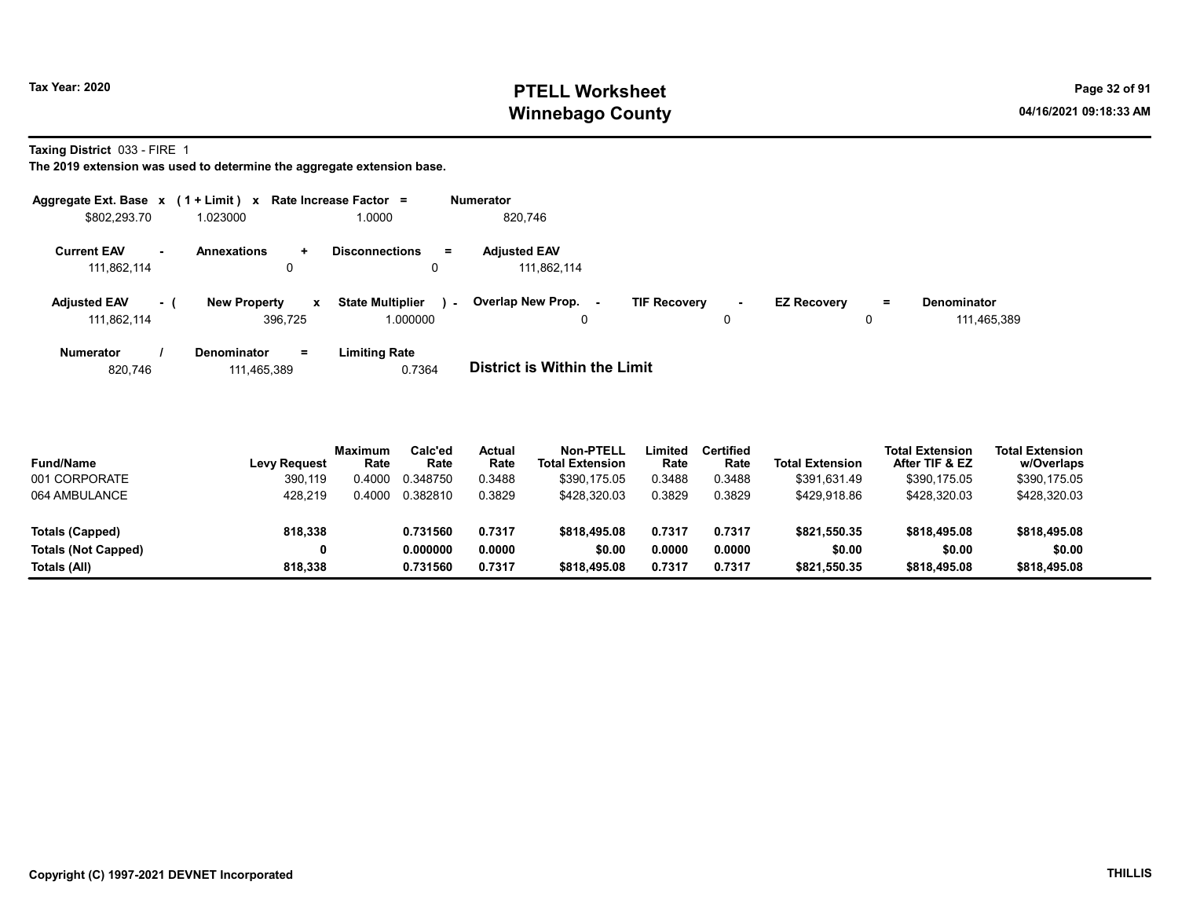# PTELL Worksheet
# Winnebago County

Tax Year: 2020

04/16/2021 09:18:33 AM

**Taxing District** 033 - FIRE 1

**The 2019 extension was used to determine the aggregate extension base.**

| Aggregate Ext. Base | x | (1 + Limit) | x | Rate Increase Factor | = | Numerator |
|---|---|---|---|---|---|---|
| $802,293.70 | | 1.023000 | | 1.0000 | | 820,746 |

| Current EAV | - | Annexations | + | Disconnections | = | Adjusted EAV |
|---|---|---|---|---|---|---|
| 111,862,114 | | 0 | | 0 | | 111,862,114 |

| Adjusted EAV | - ( | New Property | x | State Multiplier | ) - | Overlap New Prop. | - | TIF Recovery | - | EZ Recovery | = | Denominator |
|---|---|---|---|---|---|---|---|---|---|---|---|---|
| 111,862,114 | | 396,725 | | 1.000000 | | 0 | | 0 | | 0 | | 111,465,389 |

| Numerator | / | Denominator | = | Limiting Rate |
|---|---|---|---|---|
| 820,746 | | 111,465,389 | | 0.7364 |

**District is Within the Limit**

| Fund/Name | Levy Request | Maximum Rate | Calc'ed Rate | Actual Rate | Non-PTELL Total Extension | Limited Rate | Certified Rate | Total Extension | Total Extension After TIF & EZ | Total Extension w/Overlaps |
|---|---|---|---|---|---|---|---|---|---|---|
| 001 CORPORATE | 390,119 | 0.4000 | 0.348750 | 0.3488 | $390,175.05 | 0.3488 | 0.3488 | $391,631.49 | $390,175.05 | $390,175.05 |
| 064 AMBULANCE | 428,219 | 0.4000 | 0.382810 | 0.3829 | $428,320.03 | 0.3829 | 0.3829 | $429,918.86 | $428,320.03 | $428,320.03 |
| **Totals (Capped)** | **818,338** | | **0.731560** | **0.7317** | **$818,495.08** | **0.7317** | **0.7317** | **$821,550.35** | **$818,495.08** | **$818,495.08** |
| **Totals (Not Capped)** | **0** | | **0.000000** | **0.0000** | **$0.00** | **0.0000** | **0.0000** | **$0.00** | **$0.00** | **$0.00** |
| **Totals (All)** | **818,338** | | **0.731560** | **0.7317** | **$818,495.08** | **0.7317** | **0.7317** | **$821,550.35** | **$818,495.08** | **$818,495.08** |

Copyright (C) 1997-2021 DEVNET Incorporated

THILLIS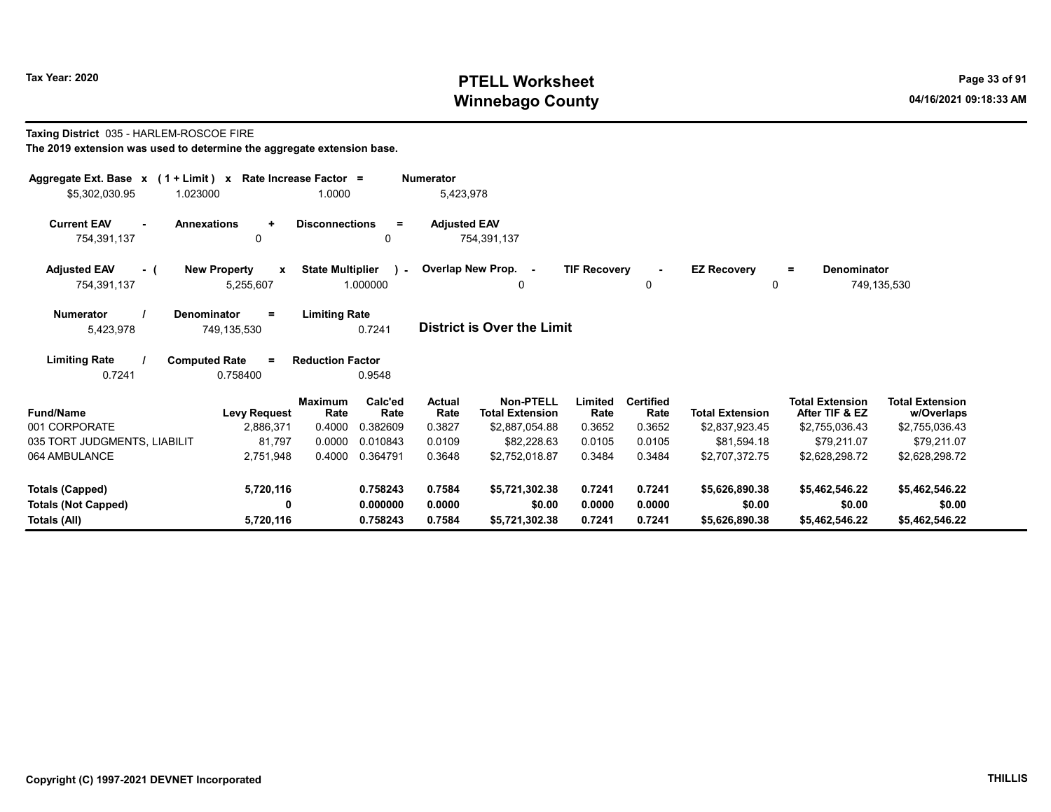**Taxing District** 035 - HARLEM-ROSCOE FIRE

**The 2019 extension was used to determine the aggregate extension base.**

| Aggregate Ext. Base x | (1 + Limit) x | Rate Increase Factor = | Numerator |
|---|---|---|---|
| $5,302,030.95 | 1.023000 | 1.0000 | 5,423,978 |

| Current EAV - | Annexations + | Disconnections = | Adjusted EAV |
|---|---|---|---|
| 754,391,137 | 0 | 0 | 754,391,137 |

| Adjusted EAV - ( | New Property x | State Multiplier ) - | Overlap New Prop. - | TIF Recovery - | EZ Recovery = | Denominator |
|---|---|---|---|---|---|---|
| 754,391,137 | 5,255,607 | 1.000000 | 0 | 0 | 0 | 749,135,530 |

| Numerator / | Denominator = | Limiting Rate |
|---|---|---|
| 5,423,978 | 749,135,530 | 0.7241 |

**District is Over the Limit**

| Limiting Rate / | Computed Rate = | Reduction Factor |
|---|---|---|
| 0.7241 | 0.758400 | 0.9548 |

| Fund/Name | Levy Request | Maximum Rate | Calc'ed Rate | Actual Rate | Non-PTELL Total Extension | Limited Rate | Certified Rate | Total Extension | Total Extension After TIF & EZ | Total Extension w/Overlaps |
|---|---|---|---|---|---|---|---|---|---|---|
| 001 CORPORATE | 2,886,371 | 0.4000 | 0.382609 | 0.3827 | $2,887,054.88 | 0.3652 | 0.3652 | $2,837,923.45 | $2,755,036.43 | $2,755,036.43 |
| 035 TORT JUDGMENTS, LIABILIT | 81,797 | 0.0000 | 0.010843 | 0.0109 | $82,228.63 | 0.0105 | 0.0105 | $81,594.18 | $79,211.07 | $79,211.07 |
| 064 AMBULANCE | 2,751,948 | 0.4000 | 0.364791 | 0.3648 | $2,752,018.87 | 0.3484 | 0.3484 | $2,707,372.75 | $2,628,298.72 | $2,628,298.72 |
| **Totals (Capped)** | **5,720,116** | | **0.758243** | **0.7584** | **$5,721,302.38** | **0.7241** | **0.7241** | **$5,626,890.38** | **$5,462,546.22** | **$5,462,546.22** |
| **Totals (Not Capped)** | **0** | | **0.000000** | **0.0000** | **$0.00** | **0.0000** | **0.0000** | **$0.00** | **$0.00** | **$0.00** |
| **Totals (All)** | **5,720,116** | | **0.758243** | **0.7584** | **$5,721,302.38** | **0.7241** | **0.7241** | **$5,626,890.38** | **$5,462,546.22** | **$5,462,546.22** |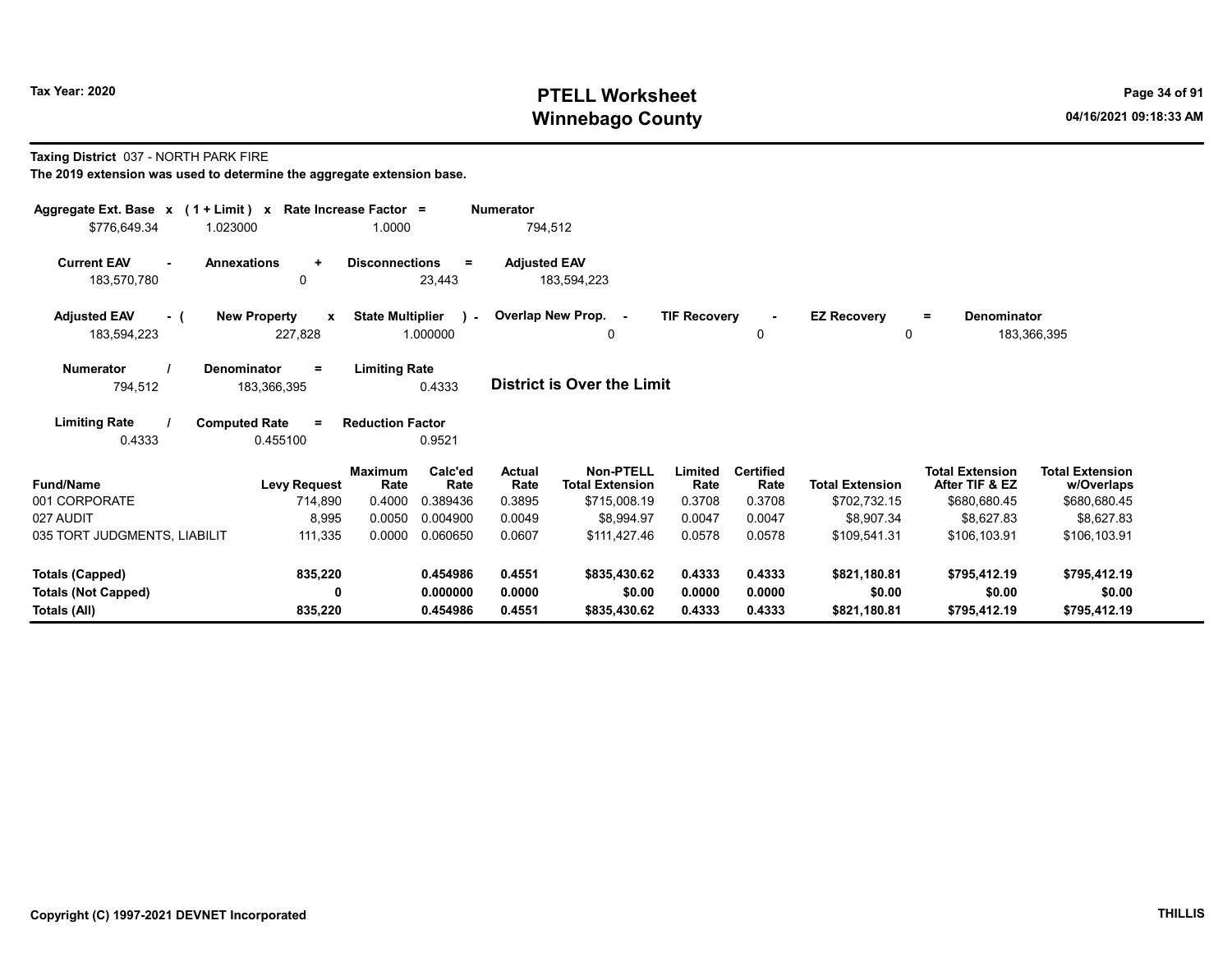# PTELL Worksheet
# Winnebago County

**Tax Year: 2020**

04/16/2021 09:18:33 AM

**Taxing District** 037 - NORTH PARK FIRE

**The 2019 extension was used to determine the aggregate extension base.**

| Aggregate Ext. Base x | (1 + Limit) x | Rate Increase Factor = | Numerator |
|---|---|---|---|
| $776,649.34 | 1.023000 | 1.0000 | 794,512 |

| Current EAV - | Annexations + | Disconnections = | Adjusted EAV |
|---|---|---|---|
| 183,570,780 | 0 | 23,443 | 183,594,223 |

| Adjusted EAV - ( | New Property x | State Multiplier ) - | Overlap New Prop. - | TIF Recovery - | EZ Recovery = | Denominator |
|---|---|---|---|---|---|---|
| 183,594,223 | 227,828 | 1.000000 | 0 | 0 | 0 | 183,366,395 |

| Numerator / | Denominator = | Limiting Rate |
|---|---|---|
| 794,512 | 183,366,395 | 0.4333 |

**District is Over the Limit**

| Limiting Rate / | Computed Rate = | Reduction Factor |
|---|---|---|
| 0.4333 | 0.455100 | 0.9521 |

| Fund/Name | Levy Request | Maximum Rate | Calc'ed Rate | Actual Rate | Non-PTELL Total Extension | Limited Rate | Certified Rate | Total Extension | Total Extension After TIF & EZ | Total Extension w/Overlaps |
|---|---|---|---|---|---|---|---|---|---|---|
| 001 CORPORATE | 714,890 | 0.4000 | 0.389436 | 0.3895 | $715,008.19 | 0.3708 | 0.3708 | $702,732.15 | $680,680.45 | $680,680.45 |
| 027 AUDIT | 8,995 | 0.0050 | 0.004900 | 0.0049 | $8,994.97 | 0.0047 | 0.0047 | $8,907.34 | $8,627.83 | $8,627.83 |
| 035 TORT JUDGMENTS, LIABILIT | 111,335 | 0.0000 | 0.060650 | 0.0607 | $111,427.46 | 0.0578 | 0.0578 | $109,541.31 | $106,103.91 | $106,103.91 |
| **Totals (Capped)** | **835,220** | | **0.454986** | **0.4551** | **$835,430.62** | **0.4333** | **0.4333** | **$821,180.81** | **$795,412.19** | **$795,412.19** |
| **Totals (Not Capped)** | **0** | | **0.000000** | **0.0000** | **$0.00** | **0.0000** | **0.0000** | **$0.00** | **$0.00** | **$0.00** |
| **Totals (All)** | **835,220** | | **0.454986** | **0.4551** | **$835,430.62** | **0.4333** | **0.4333** | **$821,180.81** | **$795,412.19** | **$795,412.19** |

**Copyright (C) 1997-2021 DEVNET Incorporated** **THILLIS**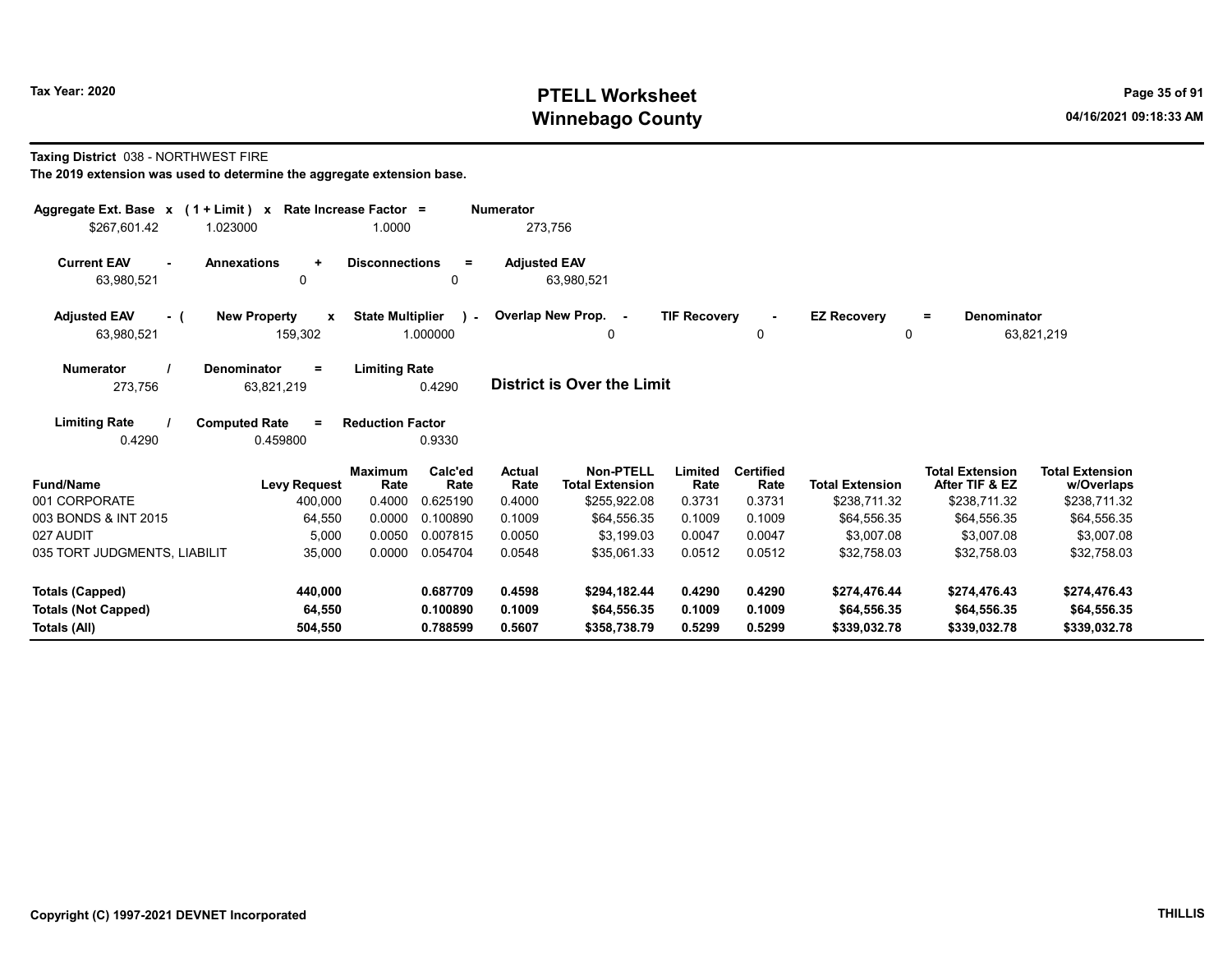# PTELL Worksheet
# Winnebago County

Tax Year: 2020

04/16/2021 09:18:33 AM

**Taxing District** 038 - NORTHWEST FIRE

**The 2019 extension was used to determine the aggregate extension base.**

| Aggregate Ext. Base x | (1 + Limit) x | Rate Increase Factor = | Numerator |
|---|---|---|---|
| $267,601.42 | 1.023000 | 1.0000 | 273,756 |

| Current EAV - | Annexations + | Disconnections = | Adjusted EAV |
|---|---|---|---|
| 63,980,521 | 0 | 0 | 63,980,521 |

| Adjusted EAV - ( | New Property x | State Multiplier ) - | Overlap New Prop. - | TIF Recovery - | EZ Recovery = | Denominator |
|---|---|---|---|---|---|---|
| 63,980,521 | 159,302 | 1.000000 | 0 | 0 | 0 | 63,821,219 |

| Numerator / | Denominator = | Limiting Rate |
|---|---|---|
| 273,756 | 63,821,219 | 0.4290 |

**District is Over the Limit**

| Limiting Rate / | Computed Rate = | Reduction Factor |
|---|---|---|
| 0.4290 | 0.459800 | 0.9330 |

| Fund/Name | Levy Request | Maximum Rate | Calc'ed Rate | Actual Rate | Non-PTELL Total Extension | Limited Rate | Certified Rate | Total Extension | Total Extension After TIF & EZ | Total Extension w/Overlaps |
|---|---|---|---|---|---|---|---|---|---|---|
| 001 CORPORATE | 400,000 | 0.4000 | 0.625190 | 0.4000 | $255,922.08 | 0.3731 | 0.3731 | $238,711.32 | $238,711.32 | $238,711.32 |
| 003 BONDS & INT 2015 | 64,550 | 0.0000 | 0.100890 | 0.1009 | $64,556.35 | 0.1009 | 0.1009 | $64,556.35 | $64,556.35 | $64,556.35 |
| 027 AUDIT | 5,000 | 0.0050 | 0.007815 | 0.0050 | $3,199.03 | 0.0047 | 0.0047 | $3,007.08 | $3,007.08 | $3,007.08 |
| 035 TORT JUDGMENTS, LIABILIT | 35,000 | 0.0000 | 0.054704 | 0.0548 | $35,061.33 | 0.0512 | 0.0512 | $32,758.03 | $32,758.03 | $32,758.03 |
| **Totals (Capped)** | **440,000** | | **0.687709** | **0.4598** | **$294,182.44** | **0.4290** | **0.4290** | **$274,476.44** | **$274,476.43** | **$274,476.43** |
| **Totals (Not Capped)** | **64,550** | | **0.100890** | **0.1009** | **$64,556.35** | **0.1009** | **0.1009** | **$64,556.35** | **$64,556.35** | **$64,556.35** |
| **Totals (All)** | **504,550** | | **0.788599** | **0.5607** | **$358,738.79** | **0.5299** | **0.5299** | **$339,032.78** | **$339,032.78** | **$339,032.78** |

Copyright (C) 1997-2021 DEVNET Incorporated

THILLIS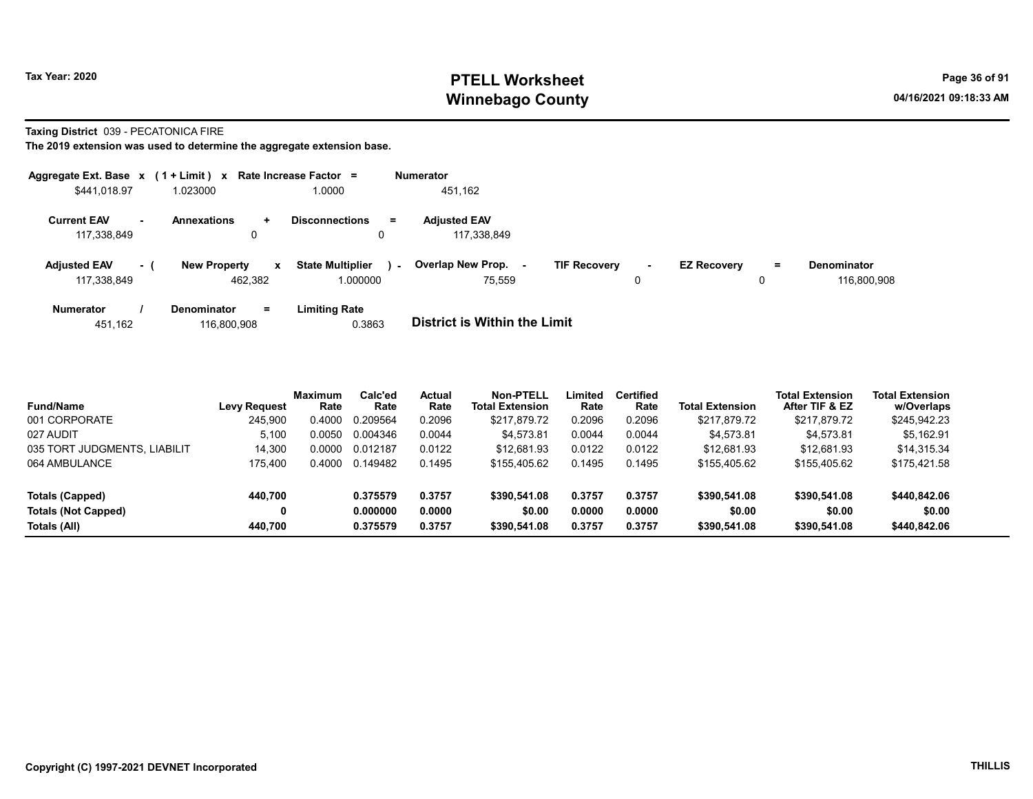# PTELL Worksheet
# Winnebago County

Tax Year: 2020

04/16/2021 09:18:33 AM

**Taxing District** 039 - PECATONICA FIRE

**The 2019 extension was used to determine the aggregate extension base.**

| Aggregate Ext. Base | x | (1 + Limit) | x | Rate Increase Factor | = | Numerator |
|---|---|---|---|---|---|---|
| $441,018.97 | | 1.023000 | | 1.0000 | | 451,162 |

| Current EAV | - | Annexations | + | Disconnections | = | Adjusted EAV |
|---|---|---|---|---|---|---|
| 117,338,849 | | 0 | | 0 | | 117,338,849 |

| Adjusted EAV | - ( | New Property | x | State Multiplier | ) - | Overlap New Prop. | - | TIF Recovery | - | EZ Recovery | = | Denominator |
|---|---|---|---|---|---|---|---|---|---|---|---|---|
| 117,338,849 | | 462,382 | | 1.000000 | | 75,559 | | 0 | | 0 | | 116,800,908 |

| Numerator | / | Denominator | = | Limiting Rate |
|---|---|---|---|---|
| 451,162 | | 116,800,908 | | 0.3863 |

**District is Within the Limit**

| Fund/Name | Levy Request | Maximum Rate | Calc'ed Rate | Actual Rate | Non-PTELL Total Extension | Limited Rate | Certified Rate | Total Extension | Total Extension After TIF & EZ | Total Extension w/Overlaps |
|---|---|---|---|---|---|---|---|---|---|---|
| 001 CORPORATE | 245,900 | 0.4000 | 0.209564 | 0.2096 | $217,879.72 | 0.2096 | 0.2096 | $217,879.72 | $217,879.72 | $245,942.23 |
| 027 AUDIT | 5,100 | 0.0050 | 0.004346 | 0.0044 | $4,573.81 | 0.0044 | 0.0044 | $4,573.81 | $4,573.81 | $5,162.91 |
| 035 TORT JUDGMENTS, LIABILIT | 14,300 | 0.0000 | 0.012187 | 0.0122 | $12,681.93 | 0.0122 | 0.0122 | $12,681.93 | $12,681.93 | $14,315.34 |
| 064 AMBULANCE | 175,400 | 0.4000 | 0.149482 | 0.1495 | $155,405.62 | 0.1495 | 0.1495 | $155,405.62 | $155,405.62 | $175,421.58 |
| **Totals (Capped)** | **440,700** | | **0.375579** | **0.3757** | **$390,541.08** | **0.3757** | **0.3757** | **$390,541.08** | **$390,541.08** | **$440,842.06** |
| **Totals (Not Capped)** | **0** | | **0.000000** | **0.0000** | **$0.00** | **0.0000** | **0.0000** | **$0.00** | **$0.00** | **$0.00** |
| **Totals (All)** | **440,700** | | **0.375579** | **0.3757** | **$390,541.08** | **0.3757** | **0.3757** | **$390,541.08** | **$390,541.08** | **$440,842.06** |

Copyright (C) 1997-2021 DEVNET Incorporated

THILLIS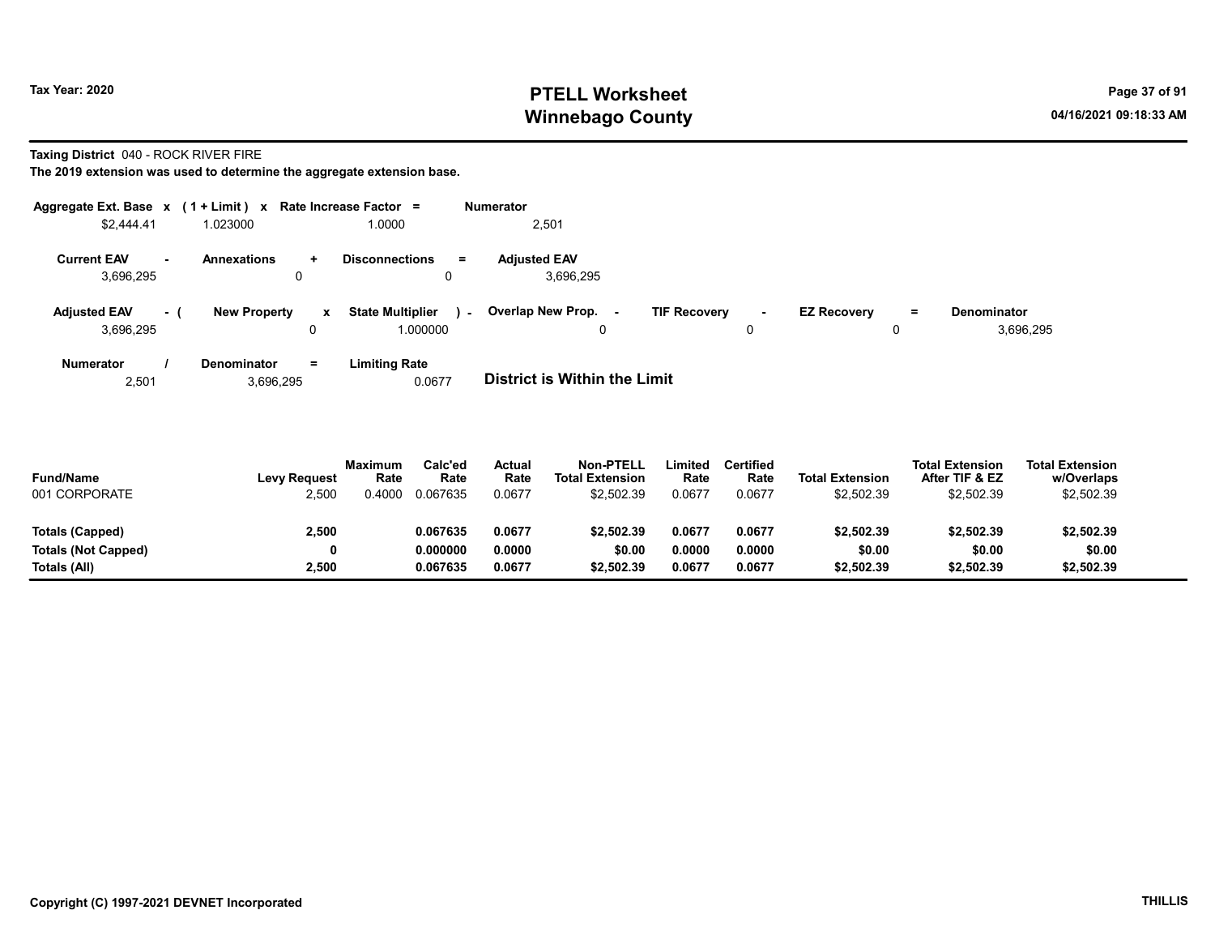Tax Year: 2020

# PTELL Worksheet
# Winnebago County

04/16/2021 09:18:33 AM

**Taxing District** 040 - ROCK RIVER FIRE

**The 2019 extension was used to determine the aggregate extension base.**

| Aggregate Ext. Base | x | (1 + Limit) | x | Rate Increase Factor | = | Numerator |
|---|---|---|---|---|---|---|
| $2,444.41 | | 1.023000 | | 1.0000 | | 2,501 |

| Current EAV | - | Annexations | + | Disconnections | = | Adjusted EAV |
|---|---|---|---|---|---|---|
| 3,696,295 | | 0 | | 0 | | 3,696,295 |

| Adjusted EAV | - ( | New Property | x | State Multiplier | ) - | Overlap New Prop. | - | TIF Recovery | - | EZ Recovery | = | Denominator |
|---|---|---|---|---|---|---|---|---|---|---|---|---|
| 3,696,295 | | 0 | | 1.000000 | | 0 | | 0 | | 0 | | 3,696,295 |

| Numerator | / | Denominator | = | Limiting Rate |
|---|---|---|---|---|
| 2,501 | | 3,696,295 | | 0.0677 |

**District is Within the Limit**

| Fund/Name | Levy Request | Maximum Rate | Calc'ed Rate | Actual Rate | Non-PTELL Total Extension | Limited Rate | Certified Rate | Total Extension | Total Extension After TIF & EZ | Total Extension w/Overlaps |
|---|---|---|---|---|---|---|---|---|---|---|
| 001 CORPORATE | 2,500 | 0.4000 | 0.067635 | 0.0677 | $2,502.39 | 0.0677 | 0.0677 | $2,502.39 | $2,502.39 | $2,502.39 |
| **Totals (Capped)** | **2,500** | | **0.067635** | **0.0677** | **$2,502.39** | **0.0677** | **0.0677** | **$2,502.39** | **$2,502.39** | **$2,502.39** |
| **Totals (Not Capped)** | **0** | | **0.000000** | **0.0000** | **$0.00** | **0.0000** | **0.0000** | **$0.00** | **$0.00** | **$0.00** |
| **Totals (All)** | **2,500** | | **0.067635** | **0.0677** | **$2,502.39** | **0.0677** | **0.0677** | **$2,502.39** | **$2,502.39** | **$2,502.39** |

**Copyright (C) 1997-2021 DEVNET Incorporated** **THILLIS**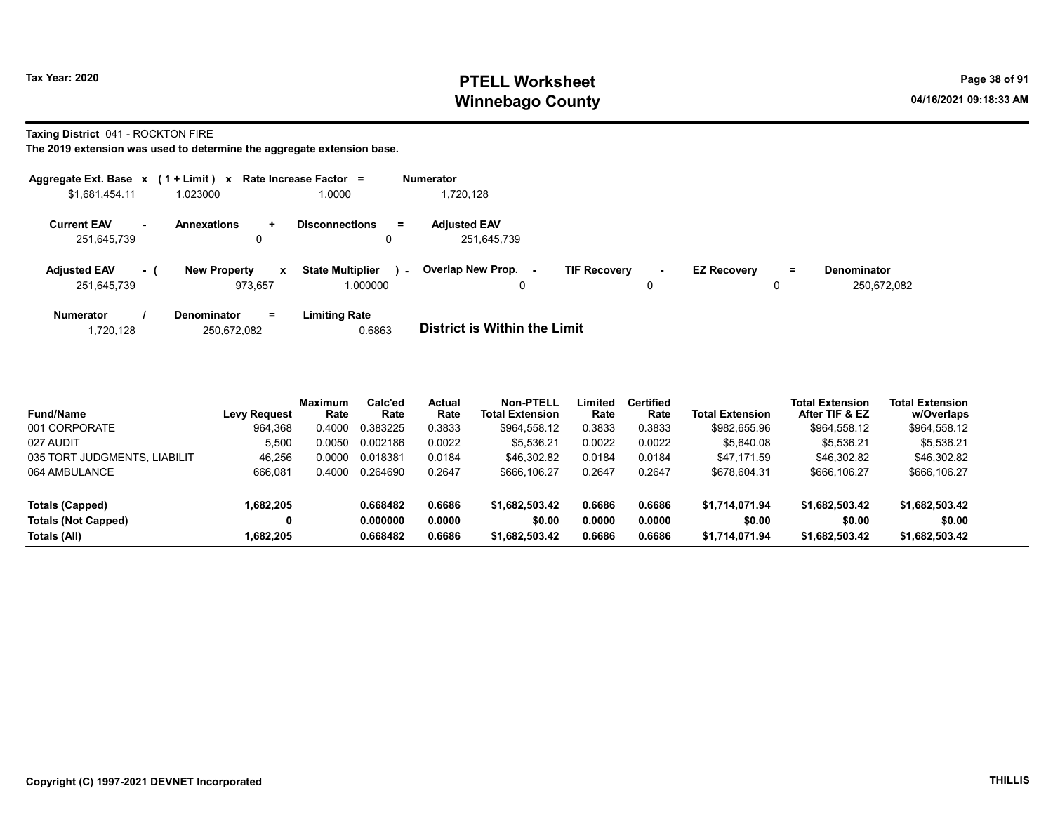Tax Year: 2020

# PTELL Worksheet
## Winnebago County

04/16/2021 09:18:33 AM

**Taxing District** 041 - ROCKTON FIRE

**The 2019 extension was used to determine the aggregate extension base.**

| Aggregate Ext. Base | x | ( 1 + Limit ) | x | Rate Increase Factor | = | Numerator |
|---|---|---|---|---|---|---|
| $1,681,454.11 | | 1.023000 | | 1.0000 | | 1,720,128 |

| Current EAV | - | Annexations | + | Disconnections | = | Adjusted EAV |
|---|---|---|---|---|---|---|
| 251,645,739 | | 0 | | 0 | | 251,645,739 |

| Adjusted EAV | - ( | New Property | x | State Multiplier | ) - | Overlap New Prop. | - | TIF Recovery | - | EZ Recovery | = | Denominator |
|---|---|---|---|---|---|---|---|---|---|---|---|---|
| 251,645,739 | | 973,657 | | 1.000000 | | 0 | | 0 | | 0 | | 250,672,082 |

| Numerator | / | Denominator | = | Limiting Rate |
|---|---|---|---|---|
| 1,720,128 | | 250,672,082 | | 0.6863 |

**District is Within the Limit**

| Fund/Name | Levy Request | Maximum Rate | Calc'ed Rate | Actual Rate | Non-PTELL Total Extension | Limited Rate | Certified Rate | Total Extension | Total Extension After TIF & EZ | Total Extension w/Overlaps |
|---|---|---|---|---|---|---|---|---|---|---|
| 001 CORPORATE | 964,368 | 0.4000 | 0.383225 | 0.3833 | $964,558.12 | 0.3833 | 0.3833 | $982,655.96 | $964,558.12 | $964,558.12 |
| 027 AUDIT | 5,500 | 0.0050 | 0.002186 | 0.0022 | $5,536.21 | 0.0022 | 0.0022 | $5,640.08 | $5,536.21 | $5,536.21 |
| 035 TORT JUDGMENTS, LIABILIT | 46,256 | 0.0000 | 0.018381 | 0.0184 | $46,302.82 | 0.0184 | 0.0184 | $47,171.59 | $46,302.82 | $46,302.82 |
| 064 AMBULANCE | 666,081 | 0.4000 | 0.264690 | 0.2647 | $666,106.27 | 0.2647 | 0.2647 | $678,604.31 | $666,106.27 | $666,106.27 |
| **Totals (Capped)** | **1,682,205** | | **0.668482** | **0.6686** | **$1,682,503.42** | **0.6686** | **0.6686** | **$1,714,071.94** | **$1,682,503.42** | **$1,682,503.42** |
| **Totals (Not Capped)** | **0** | | **0.000000** | **0.0000** | **$0.00** | **0.0000** | **0.0000** | **$0.00** | **$0.00** | **$0.00** |
| **Totals (All)** | **1,682,205** | | **0.668482** | **0.6686** | **$1,682,503.42** | **0.6686** | **0.6686** | **$1,714,071.94** | **$1,682,503.42** | **$1,682,503.42** |

Copyright (C) 1997-2021 DEVNET Incorporated

THILLIS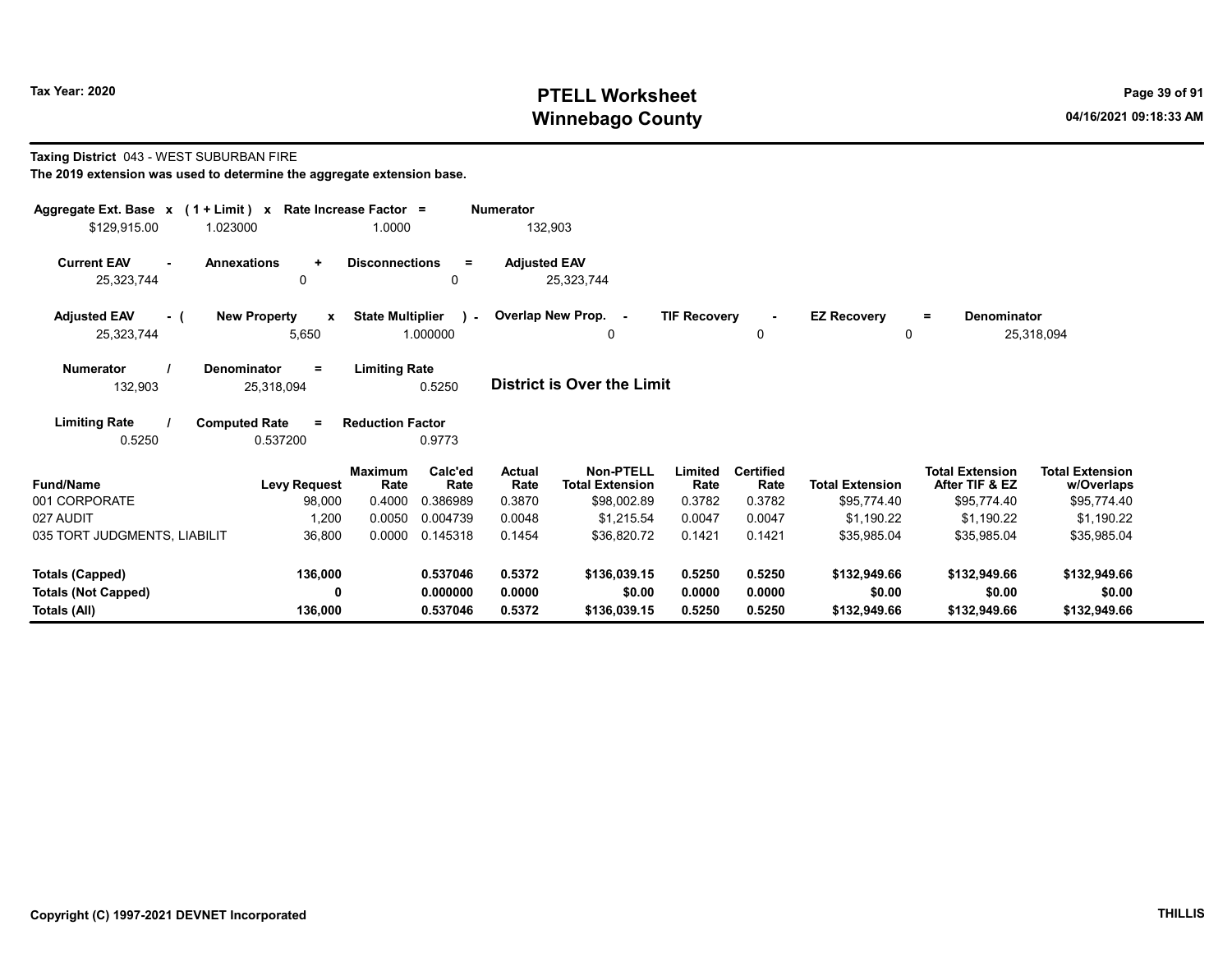Tax Year: 2020

# PTELL Worksheet
# Winnebago County

04/16/2021 09:18:33 AM

**Taxing District** 043 - WEST SUBURBAN FIRE

**The 2019 extension was used to determine the aggregate extension base.**

| Aggregate Ext. Base | x | (1 + Limit) | x | Rate Increase Factor | = | Numerator |
|---|---|---|---|---|---|---|
| $129,915.00 | | 1.023000 | | 1.0000 | | 132,903 |

| Current EAV | - | Annexations | + | Disconnections | = | Adjusted EAV |
|---|---|---|---|---|---|---|
| 25,323,744 | | 0 | | 0 | | 25,323,744 |

| Adjusted EAV | - ( | New Property | x | State Multiplier | ) - | Overlap New Prop. | - | TIF Recovery | - | EZ Recovery | = | Denominator |
|---|---|---|---|---|---|---|---|---|---|---|---|---|
| 25,323,744 | | 5,650 | | 1.000000 | | 0 | | 0 | | 0 | | 25,318,094 |

| Numerator | / | Denominator | = | Limiting Rate |
|---|---|---|---|---|
| 132,903 | | 25,318,094 | | 0.5250 |

**District is Over the Limit**

| Limiting Rate | / | Computed Rate | = | Reduction Factor |
|---|---|---|---|---|
| 0.5250 | | 0.537200 | | 0.9773 |

| Fund/Name | Levy Request | Maximum Rate | Calc'ed Rate | Actual Rate | Non-PTELL Total Extension | Limited Rate | Certified Rate | Total Extension | Total Extension After TIF & EZ | Total Extension w/Overlaps |
|---|---|---|---|---|---|---|---|---|---|---|
| 001 CORPORATE | 98,000 | 0.4000 | 0.386989 | 0.3870 | $98,002.89 | 0.3782 | 0.3782 | $95,774.40 | $95,774.40 | $95,774.40 |
| 027 AUDIT | 1,200 | 0.0050 | 0.004739 | 0.0048 | $1,215.54 | 0.0047 | 0.0047 | $1,190.22 | $1,190.22 | $1,190.22 |
| 035 TORT JUDGMENTS, LIABILIT | 36,800 | 0.0000 | 0.145318 | 0.1454 | $36,820.72 | 0.1421 | 0.1421 | $35,985.04 | $35,985.04 | $35,985.04 |
| **Totals (Capped)** | **136,000** | | **0.537046** | **0.5372** | **$136,039.15** | **0.5250** | **0.5250** | **$132,949.66** | **$132,949.66** | **$132,949.66** |
| **Totals (Not Capped)** | **0** | | **0.000000** | **0.0000** | **$0.00** | **0.0000** | **0.0000** | **$0.00** | **$0.00** | **$0.00** |
| **Totals (All)** | **136,000** | | **0.537046** | **0.5372** | **$136,039.15** | **0.5250** | **0.5250** | **$132,949.66** | **$132,949.66** | **$132,949.66** |

Copyright (C) 1997-2021 DEVNET Incorporated

THILLIS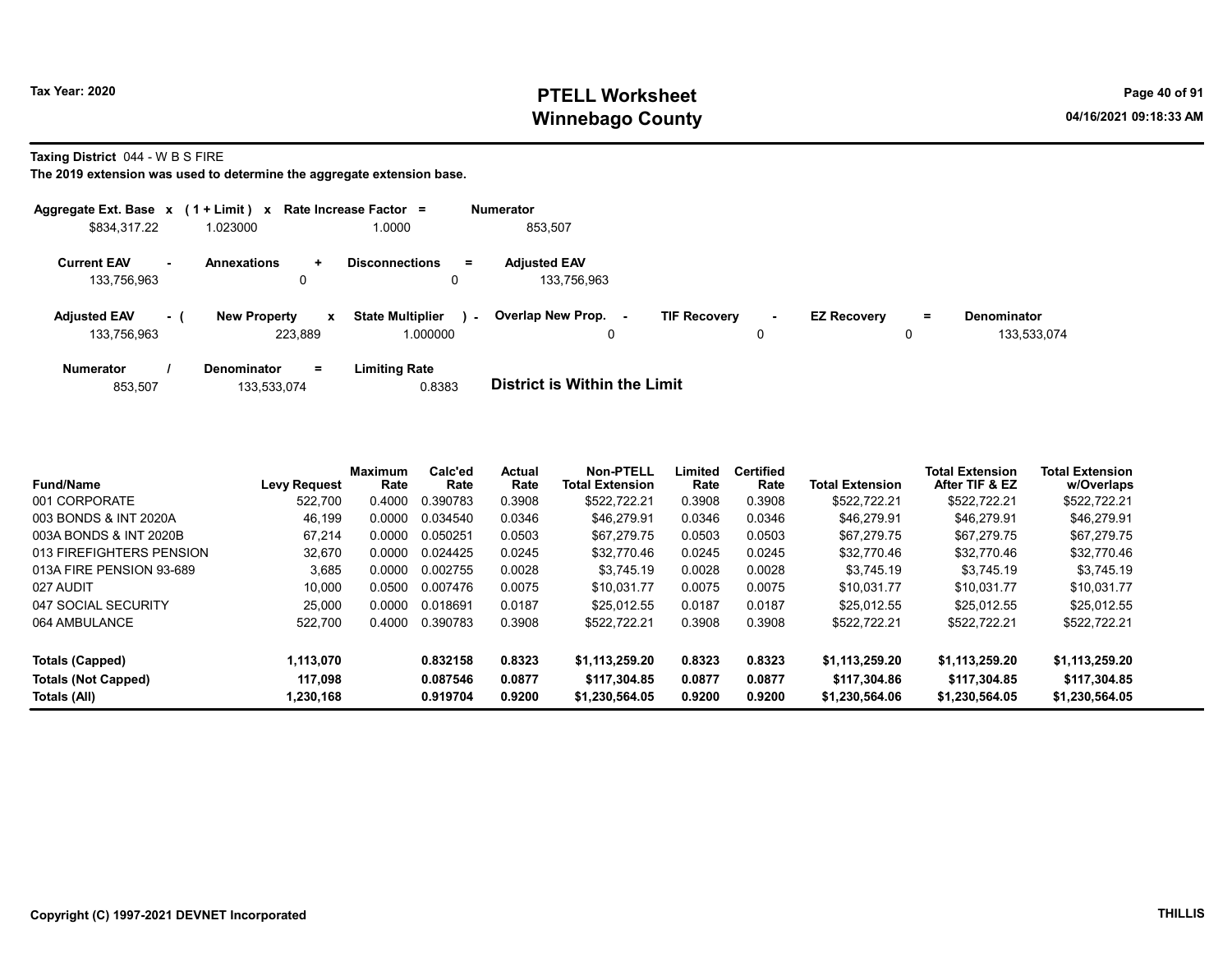# PTELL Worksheet
# Winnebago County

Tax Year: 2020

04/16/2021 09:18:33 AM

**Taxing District** 044 - W B S FIRE

**The 2019 extension was used to determine the aggregate extension base.**

| Aggregate Ext. Base x | (1 + Limit) x | Rate Increase Factor = | Numerator |
|---|---|---|---|
| $834,317.22 | 1.023000 | 1.0000 | 853,507 |

| Current EAV - | Annexations + | Disconnections = | Adjusted EAV |
|---|---|---|---|
| 133,756,963 | 0 | 0 | 133,756,963 |

| Adjusted EAV - ( | New Property x | State Multiplier ) - | Overlap New Prop. - | TIF Recovery - | EZ Recovery = | Denominator |
|---|---|---|---|---|---|---|
| 133,756,963 | 223,889 | 1.000000 | 0 | 0 | 0 | 133,533,074 |

| Numerator / | Denominator = | Limiting Rate |
|---|---|---|
| 853,507 | 133,533,074 | 0.8383 |

**District is Within the Limit**

| Fund/Name | Levy Request | Maximum Rate | Calc'ed Rate | Actual Rate | Non-PTELL Total Extension | Limited Rate | Certified Rate | Total Extension | Total Extension After TIF & EZ | Total Extension w/Overlaps |
|---|---|---|---|---|---|---|---|---|---|---|
| 001 CORPORATE | 522,700 | 0.4000 | 0.390783 | 0.3908 | $522,722.21 | 0.3908 | 0.3908 | $522,722.21 | $522,722.21 | $522,722.21 |
| 003 BONDS & INT 2020A | 46,199 | 0.0000 | 0.034540 | 0.0346 | $46,279.91 | 0.0346 | 0.0346 | $46,279.91 | $46,279.91 | $46,279.91 |
| 003A BONDS & INT 2020B | 67,214 | 0.0000 | 0.050251 | 0.0503 | $67,279.75 | 0.0503 | 0.0503 | $67,279.75 | $67,279.75 | $67,279.75 |
| 013 FIREFIGHTERS PENSION | 32,670 | 0.0000 | 0.024425 | 0.0245 | $32,770.46 | 0.0245 | 0.0245 | $32,770.46 | $32,770.46 | $32,770.46 |
| 013A FIRE PENSION 93-689 | 3,685 | 0.0000 | 0.002755 | 0.0028 | $3,745.19 | 0.0028 | 0.0028 | $3,745.19 | $3,745.19 | $3,745.19 |
| 027 AUDIT | 10,000 | 0.0500 | 0.007476 | 0.0075 | $10,031.77 | 0.0075 | 0.0075 | $10,031.77 | $10,031.77 | $10,031.77 |
| 047 SOCIAL SECURITY | 25,000 | 0.0000 | 0.018691 | 0.0187 | $25,012.55 | 0.0187 | 0.0187 | $25,012.55 | $25,012.55 | $25,012.55 |
| 064 AMBULANCE | 522,700 | 0.4000 | 0.390783 | 0.3908 | $522,722.21 | 0.3908 | 0.3908 | $522,722.21 | $522,722.21 | $522,722.21 |
| **Totals (Capped)** | **1,113,070** | | **0.832158** | **0.8323** | **$1,113,259.20** | **0.8323** | **0.8323** | **$1,113,259.20** | **$1,113,259.20** | **$1,113,259.20** |
| **Totals (Not Capped)** | **117,098** | | **0.087546** | **0.0877** | **$117,304.85** | **0.0877** | **0.0877** | **$117,304.86** | **$117,304.85** | **$117,304.85** |
| **Totals (All)** | **1,230,168** | | **0.919704** | **0.9200** | **$1,230,564.05** | **0.9200** | **0.9200** | **$1,230,564.06** | **$1,230,564.05** | **$1,230,564.05** |

Copyright (C) 1997-2021 DEVNET Incorporated

THILLIS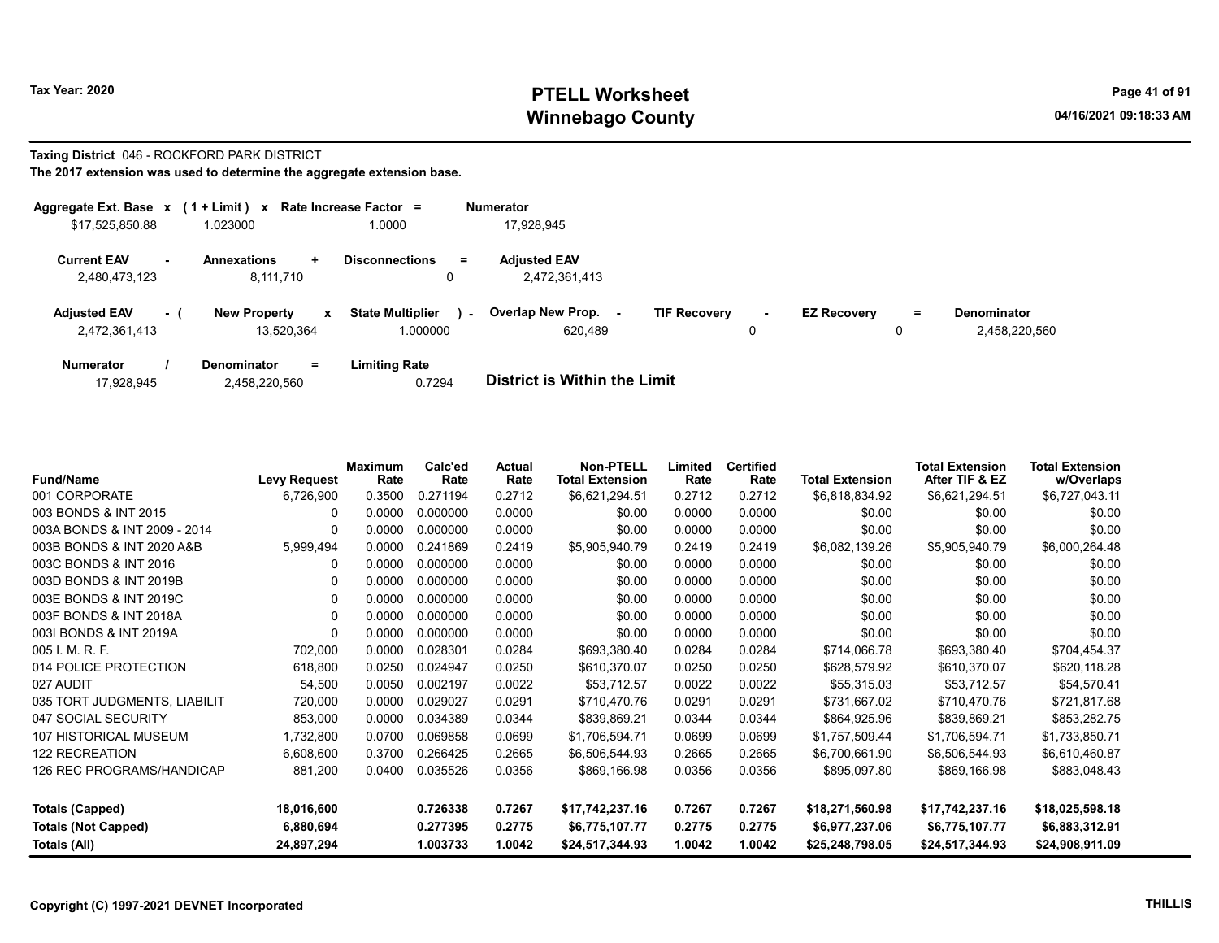# PTELL Worksheet
# Winnebago County

Tax Year: 2020

04/16/2021 09:18:33 AM

**Taxing District** 046 - ROCKFORD PARK DISTRICT

**The 2017 extension was used to determine the aggregate extension base.**

| Aggregate Ext. Base | x | (1 + Limit) | x | Rate Increase Factor | = | Numerator |
|---|---|---|---|---|---|---|
| $17,525,850.88 | | 1.023000 | | 1.0000 | | 17,928,945 |

| Current EAV | - | Annexations | + | Disconnections | = | Adjusted EAV |
|---|---|---|---|---|---|---|
| 2,480,473,123 | | 8,111,710 | | 0 | | 2,472,361,413 |

| Adjusted EAV | - ( | New Property | x | State Multiplier | ) - | Overlap New Prop. | - | TIF Recovery | - | EZ Recovery | = | Denominator |
|---|---|---|---|---|---|---|---|---|---|---|---|---|
| 2,472,361,413 | | 13,520,364 | | 1.000000 | | 620,489 | | 0 | | 0 | | 2,458,220,560 |

| Numerator | / | Denominator | = | Limiting Rate |
|---|---|---|---|---|
| 17,928,945 | | 2,458,220,560 | | 0.7294 |

**District is Within the Limit**

| Fund/Name | Levy Request | Maximum Rate | Calc'ed Rate | Actual Rate | Non-PTELL Total Extension | Limited Rate | Certified Rate | Total Extension | Total Extension After TIF & EZ | Total Extension w/Overlaps |
|---|---|---|---|---|---|---|---|---|---|---|
| 001 CORPORATE | 6,726,900 | 0.3500 | 0.271194 | 0.2712 | $6,621,294.51 | 0.2712 | 0.2712 | $6,818,834.92 | $6,621,294.51 | $6,727,043.11 |
| 003 BONDS & INT 2015 | 0 | 0.0000 | 0.000000 | 0.0000 | $0.00 | 0.0000 | 0.0000 | $0.00 | $0.00 | $0.00 |
| 003A BONDS & INT 2009 - 2014 | 0 | 0.0000 | 0.000000 | 0.0000 | $0.00 | 0.0000 | 0.0000 | $0.00 | $0.00 | $0.00 |
| 003B BONDS & INT 2020 A&B | 5,999,494 | 0.0000 | 0.241869 | 0.2419 | $5,905,940.79 | 0.2419 | 0.2419 | $6,082,139.26 | $5,905,940.79 | $6,000,264.48 |
| 003C BONDS & INT 2016 | 0 | 0.0000 | 0.000000 | 0.0000 | $0.00 | 0.0000 | 0.0000 | $0.00 | $0.00 | $0.00 |
| 003D BONDS & INT 2019B | 0 | 0.0000 | 0.000000 | 0.0000 | $0.00 | 0.0000 | 0.0000 | $0.00 | $0.00 | $0.00 |
| 003E BONDS & INT 2019C | 0 | 0.0000 | 0.000000 | 0.0000 | $0.00 | 0.0000 | 0.0000 | $0.00 | $0.00 | $0.00 |
| 003F BONDS & INT 2018A | 0 | 0.0000 | 0.000000 | 0.0000 | $0.00 | 0.0000 | 0.0000 | $0.00 | $0.00 | $0.00 |
| 003I BONDS & INT 2019A | 0 | 0.0000 | 0.000000 | 0.0000 | $0.00 | 0.0000 | 0.0000 | $0.00 | $0.00 | $0.00 |
| 005 I. M. R. F. | 702,000 | 0.0000 | 0.028301 | 0.0284 | $693,380.40 | 0.0284 | 0.0284 | $714,066.78 | $693,380.40 | $704,454.37 |
| 014 POLICE PROTECTION | 618,800 | 0.0250 | 0.024947 | 0.0250 | $610,370.07 | 0.0250 | 0.0250 | $628,579.92 | $610,370.07 | $620,118.28 |
| 027 AUDIT | 54,500 | 0.0050 | 0.002197 | 0.0022 | $53,712.57 | 0.0022 | 0.0022 | $55,315.03 | $53,712.57 | $54,570.41 |
| 035 TORT JUDGMENTS, LIABILIT | 720,000 | 0.0000 | 0.029027 | 0.0291 | $710,470.76 | 0.0291 | 0.0291 | $731,667.02 | $710,470.76 | $721,817.68 |
| 047 SOCIAL SECURITY | 853,000 | 0.0000 | 0.034389 | 0.0344 | $839,869.21 | 0.0344 | 0.0344 | $864,925.96 | $839,869.21 | $853,282.75 |
| 107 HISTORICAL MUSEUM | 1,732,800 | 0.0700 | 0.069858 | 0.0699 | $1,706,594.71 | 0.0699 | 0.0699 | $1,757,509.44 | $1,706,594.71 | $1,733,850.71 |
| 122 RECREATION | 6,608,600 | 0.3700 | 0.266425 | 0.2665 | $6,506,544.93 | 0.2665 | 0.2665 | $6,700,661.90 | $6,506,544.93 | $6,610,460.87 |
| 126 REC PROGRAMS/HANDICAP | 881,200 | 0.0400 | 0.035526 | 0.0356 | $869,166.98 | 0.0356 | 0.0356 | $895,097.80 | $869,166.98 | $883,048.43 |
| **Totals (Capped)** | **18,016,600** | | **0.726338** | **0.7267** | **$17,742,237.16** | **0.7267** | **0.7267** | **$18,271,560.98** | **$17,742,237.16** | **$18,025,598.18** |
| **Totals (Not Capped)** | **6,880,694** | | **0.277395** | **0.2775** | **$6,775,107.77** | **0.2775** | **0.2775** | **$6,977,237.06** | **$6,775,107.77** | **$6,883,312.91** |
| **Totals (All)** | **24,897,294** | | **1.003733** | **1.0042** | **$24,517,344.93** | **1.0042** | **1.0042** | **$25,248,798.05** | **$24,517,344.93** | **$24,908,911.09** |

Copyright (C) 1997-2021 DEVNET Incorporated

THILLIS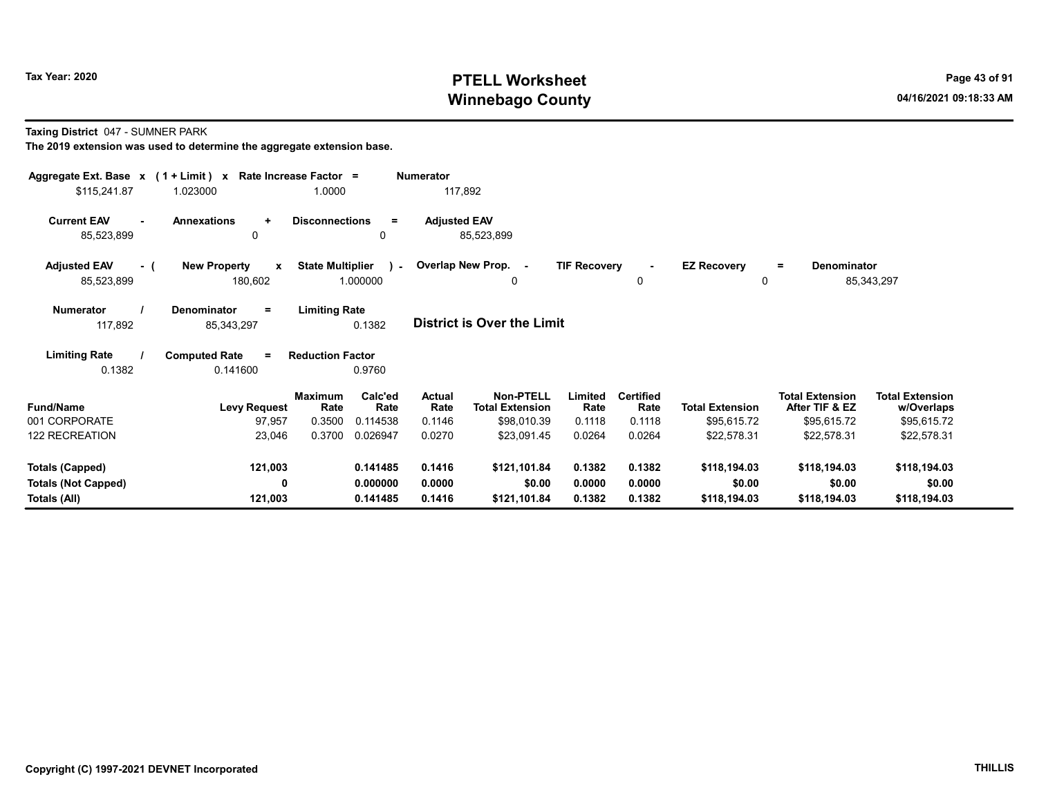Tax Year: 2020

# PTELL Worksheet
# Winnebago County

04/16/2021 09:18:33 AM

**Taxing District** 047 - SUMNER PARK

**The 2019 extension was used to determine the aggregate extension base.**

| Aggregate Ext. Base x | (1 + Limit) x | Rate Increase Factor = | Numerator |
|---|---|---|---|
| $115,241.87 | 1.023000 | 1.0000 | 117,892 |

| Current EAV - | Annexations + | Disconnections = | Adjusted EAV |
|---|---|---|---|
| 85,523,899 | 0 | 0 | 85,523,899 |

| Adjusted EAV - ( | New Property x | State Multiplier ) - | Overlap New Prop. - | TIF Recovery - | EZ Recovery = | Denominator |
|---|---|---|---|---|---|---|
| 85,523,899 | 180,602 | 1.000000 | 0 | 0 | 0 | 85,343,297 |

| Numerator / | Denominator = | Limiting Rate |
|---|---|---|
| 117,892 | 85,343,297 | 0.1382 |

**District is Over the Limit**

| Limiting Rate / | Computed Rate = | Reduction Factor |
|---|---|---|
| 0.1382 | 0.141600 | 0.9760 |

| Fund/Name | Levy Request | Maximum Rate | Calc'ed Rate | Actual Rate | Non-PTELL Total Extension | Limited Rate | Certified Rate | Total Extension | Total Extension After TIF & EZ | Total Extension w/Overlaps |
|---|---|---|---|---|---|---|---|---|---|---|
| 001 CORPORATE | 97,957 | 0.3500 | 0.114538 | 0.1146 | $98,010.39 | 0.1118 | 0.1118 | $95,615.72 | $95,615.72 | $95,615.72 |
| 122 RECREATION | 23,046 | 0.3700 | 0.026947 | 0.0270 | $23,091.45 | 0.0264 | 0.0264 | $22,578.31 | $22,578.31 | $22,578.31 |
| **Totals (Capped)** | **121,003** | | **0.141485** | **0.1416** | **$121,101.84** | **0.1382** | **0.1382** | **$118,194.03** | **$118,194.03** | **$118,194.03** |
| **Totals (Not Capped)** | **0** | | **0.000000** | **0.0000** | **$0.00** | **0.0000** | **0.0000** | **$0.00** | **$0.00** | **$0.00** |
| **Totals (All)** | **121,003** | | **0.141485** | **0.1416** | **$121,101.84** | **0.1382** | **0.1382** | **$118,194.03** | **$118,194.03** | **$118,194.03** |

Copyright (C) 1997-2021 DEVNET Incorporated

THILLIS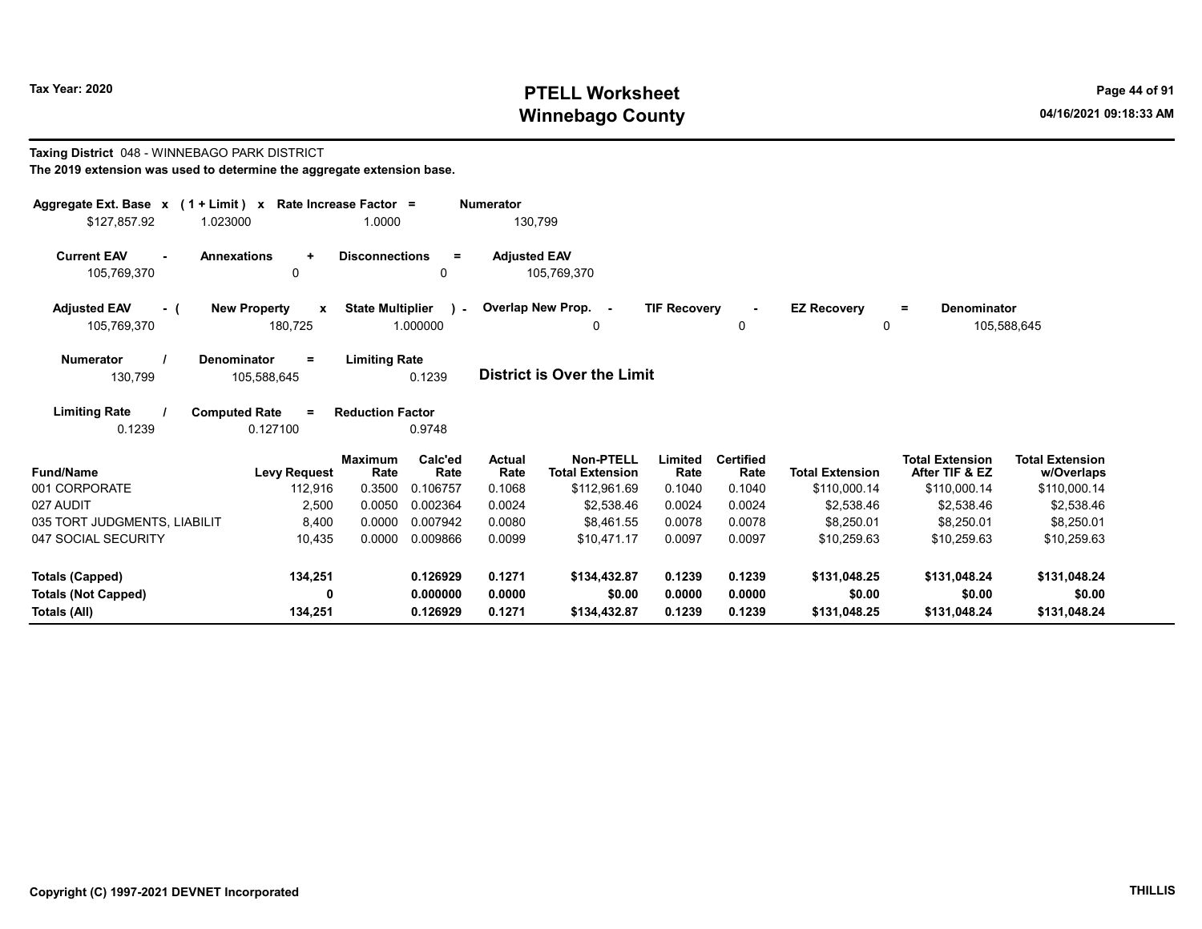# PTELL Worksheet
# Winnebago County

Tax Year: 2020

04/16/2021 09:18:33 AM

**Taxing District** 048 - WINNEBAGO PARK DISTRICT

**The 2019 extension was used to determine the aggregate extension base.**

| Aggregate Ext. Base | x | (1 + Limit) | x | Rate Increase Factor | = | Numerator |
|---|---|---|---|---|---|---|
| $127,857.92 | | 1.023000 | | 1.0000 | | 130,799 |

| Current EAV | - | Annexations | + | Disconnections | = | Adjusted EAV |
|---|---|---|---|---|---|---|
| 105,769,370 | | 0 | | 0 | | 105,769,370 |

| Adjusted EAV | - ( | New Property | x | State Multiplier | ) - | Overlap New Prop. | - | TIF Recovery | - | EZ Recovery | = | Denominator |
|---|---|---|---|---|---|---|---|---|---|---|---|---|
| 105,769,370 | | 180,725 | | 1.000000 | | 0 | | 0 | | 0 | | 105,588,645 |

| Numerator | / | Denominator | = | Limiting Rate |
|---|---|---|---|---|
| 130,799 | | 105,588,645 | | 0.1239 |

**District is Over the Limit**

| Limiting Rate | / | Computed Rate | = | Reduction Factor |
|---|---|---|---|---|
| 0.1239 | | 0.127100 | | 0.9748 |

| Fund/Name | Levy Request | Maximum Rate | Calc'ed Rate | Actual Rate | Non-PTELL Total Extension | Limited Rate | Certified Rate | Total Extension | Total Extension After TIF & EZ | Total Extension w/Overlaps |
|---|---|---|---|---|---|---|---|---|---|---|
| 001 CORPORATE | 112,916 | 0.3500 | 0.106757 | 0.1068 | $112,961.69 | 0.1040 | 0.1040 | $110,000.14 | $110,000.14 | $110,000.14 |
| 027 AUDIT | 2,500 | 0.0050 | 0.002364 | 0.0024 | $2,538.46 | 0.0024 | 0.0024 | $2,538.46 | $2,538.46 | $2,538.46 |
| 035 TORT JUDGMENTS, LIABILIT | 8,400 | 0.0000 | 0.007942 | 0.0080 | $8,461.55 | 0.0078 | 0.0078 | $8,250.01 | $8,250.01 | $8,250.01 |
| 047 SOCIAL SECURITY | 10,435 | 0.0000 | 0.009866 | 0.0099 | $10,471.17 | 0.0097 | 0.0097 | $10,259.63 | $10,259.63 | $10,259.63 |
| **Totals (Capped)** | **134,251** | | **0.126929** | **0.1271** | **$134,432.87** | **0.1239** | **0.1239** | **$131,048.25** | **$131,048.24** | **$131,048.24** |
| **Totals (Not Capped)** | **0** | | **0.000000** | **0.0000** | **$0.00** | **0.0000** | **0.0000** | **$0.00** | **$0.00** | **$0.00** |
| **Totals (All)** | **134,251** | | **0.126929** | **0.1271** | **$134,432.87** | **0.1239** | **0.1239** | **$131,048.25** | **$131,048.24** | **$131,048.24** |

Copyright (C) 1997-2021 DEVNET Incorporated

THILLIS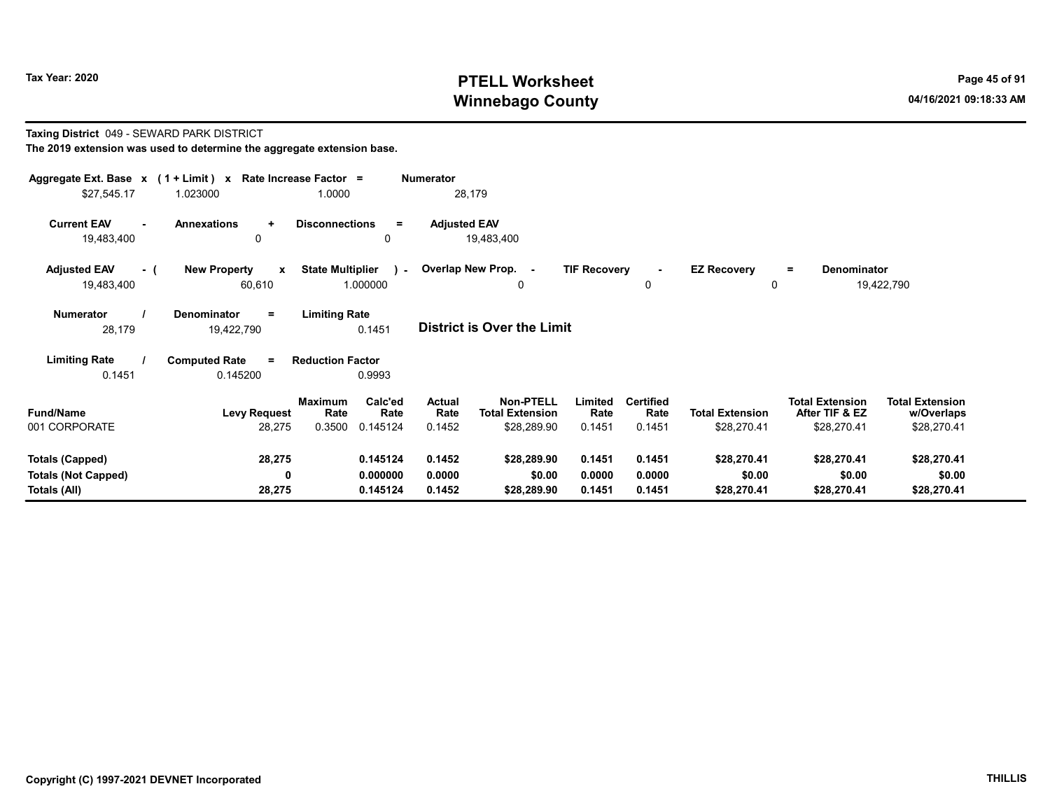# PTELL Worksheet
# Winnebago County

Tax Year: 2020

04/16/2021 09:18:33 AM

**Taxing District** 049 - SEWARD PARK DISTRICT

**The 2019 extension was used to determine the aggregate extension base.**

| Aggregate Ext. Base | x | (1 + Limit) | x | Rate Increase Factor | = | Numerator |
|---|---|---|---|---|---|---|
| $27,545.17 | | 1.023000 | | 1.0000 | | 28,179 |

| Current EAV | - | Annexations | + | Disconnections | = | Adjusted EAV |
|---|---|---|---|---|---|---|
| 19,483,400 | | 0 | | 0 | | 19,483,400 |

| Adjusted EAV | - ( | New Property | x | State Multiplier | ) - | Overlap New Prop. | - | TIF Recovery | - | EZ Recovery | = | Denominator |
|---|---|---|---|---|---|---|---|---|---|---|---|---|
| 19,483,400 | | 60,610 | | 1.000000 | | 0 | | 0 | | 0 | | 19,422,790 |

| Numerator | / | Denominator | = | Limiting Rate |
|---|---|---|---|---|
| 28,179 | | 19,422,790 | | 0.1451 |

**District is Over the Limit**

| Limiting Rate | / | Computed Rate | = | Reduction Factor |
|---|---|---|---|---|
| 0.1451 | | 0.145200 | | 0.9993 |

| Fund/Name | Levy Request | Maximum Rate | Calc'ed Rate | Actual Rate | Non-PTELL Total Extension | Limited Rate | Certified Rate | Total Extension | Total Extension After TIF & EZ | Total Extension w/Overlaps |
|---|---|---|---|---|---|---|---|---|---|---|
| 001 CORPORATE | 28,275 | 0.3500 | 0.145124 | 0.1452 | $28,289.90 | 0.1451 | 0.1451 | $28,270.41 | $28,270.41 | $28,270.41 |
| **Totals (Capped)** | **28,275** | | **0.145124** | **0.1452** | **$28,289.90** | **0.1451** | **0.1451** | **$28,270.41** | **$28,270.41** | **$28,270.41** |
| **Totals (Not Capped)** | **0** | | **0.000000** | **0.0000** | **$0.00** | **0.0000** | **0.0000** | **$0.00** | **$0.00** | **$0.00** |
| **Totals (All)** | **28,275** | | **0.145124** | **0.1452** | **$28,289.90** | **0.1451** | **0.1451** | **$28,270.41** | **$28,270.41** | **$28,270.41** |

Copyright (C) 1997-2021 DEVNET Incorporated

THILLIS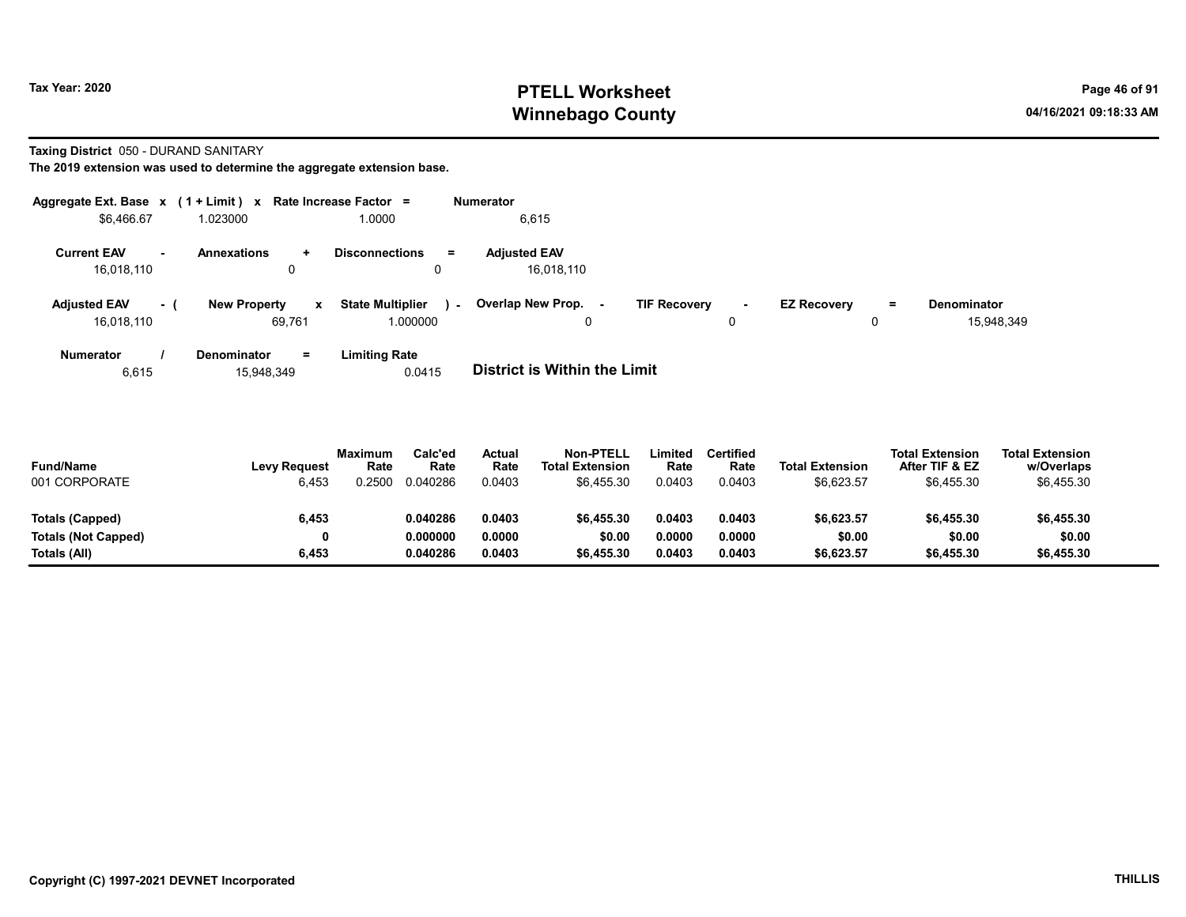Tax Year: 2020

# PTELL Worksheet
# Winnebago County

04/16/2021 09:18:33 AM

**Taxing District** 050 - DURAND SANITARY

**The 2019 extension was used to determine the aggregate extension base.**

| Aggregate Ext. Base x | (1 + Limit) x | Rate Increase Factor = | Numerator |
|---|---|---|---|
| $6,466.67 | 1.023000 | 1.0000 | 6,615 |

| Current EAV - | Annexations + | Disconnections = | Adjusted EAV |
|---|---|---|---|
| 16,018,110 | 0 | 0 | 16,018,110 |

| Adjusted EAV - ( | New Property x | State Multiplier ) - | Overlap New Prop. - | TIF Recovery - | EZ Recovery = | Denominator |
|---|---|---|---|---|---|---|
| 16,018,110 | 69,761 | 1.000000 | 0 | 0 | 0 | 15,948,349 |

| Numerator / | Denominator = | Limiting Rate |
|---|---|---|
| 6,615 | 15,948,349 | 0.0415 |

**District is Within the Limit**

| Fund/Name | Levy Request | Maximum Rate | Calc'ed Rate | Actual Rate | Non-PTELL Total Extension | Limited Rate | Certified Rate | Total Extension | Total Extension After TIF & EZ | Total Extension w/Overlaps |
|---|---|---|---|---|---|---|---|---|---|---|
| 001 CORPORATE | 6,453 | 0.2500 | 0.040286 | 0.0403 | $6,455.30 | 0.0403 | 0.0403 | $6,623.57 | $6,455.30 | $6,455.30 |
| **Totals (Capped)** | **6,453** | | **0.040286** | **0.0403** | **$6,455.30** | **0.0403** | **0.0403** | **$6,623.57** | **$6,455.30** | **$6,455.30** |
| **Totals (Not Capped)** | **0** | | **0.000000** | **0.0000** | **$0.00** | **0.0000** | **0.0000** | **$0.00** | **$0.00** | **$0.00** |
| **Totals (All)** | **6,453** | | **0.040286** | **0.0403** | **$6,455.30** | **0.0403** | **0.0403** | **$6,623.57** | **$6,455.30** | **$6,455.30** |

Copyright (C) 1997-2021 DEVNET Incorporated

THILLIS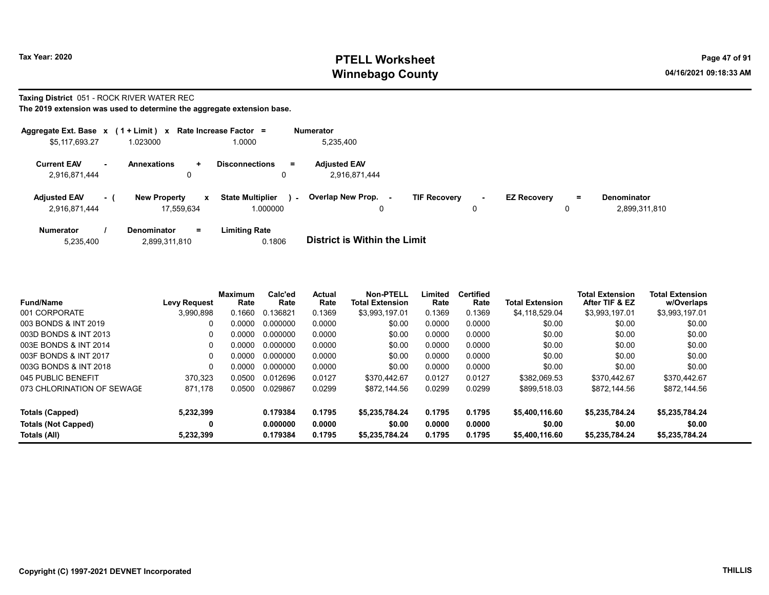Tax Year: 2020

# PTELL Worksheet
# Winnebago County

04/16/2021 09:18:33 AM

**Taxing District** 051 - ROCK RIVER WATER REC

**The 2019 extension was used to determine the aggregate extension base.**

| Aggregate Ext. Base | x | (1 + Limit) | x | Rate Increase Factor | = | Numerator |
|---|---|---|---|---|---|---|
| $5,117,693.27 | | 1.023000 | | 1.0000 | | 5,235,400 |

| Current EAV | - | Annexations | + | Disconnections | = | Adjusted EAV |
|---|---|---|---|---|---|---|
| 2,916,871,444 | | 0 | | 0 | | 2,916,871,444 |

| Adjusted EAV | - ( | New Property | x | State Multiplier | ) - | Overlap New Prop. | - | TIF Recovery | - | EZ Recovery | = | Denominator |
|---|---|---|---|---|---|---|---|---|---|---|---|---|
| 2,916,871,444 | | 17,559,634 | | 1.000000 | | 0 | | 0 | | 0 | | 2,899,311,810 |

| Numerator | / | Denominator | = | Limiting Rate |
|---|---|---|---|---|
| 5,235,400 | | 2,899,311,810 | | 0.1806 |

**District is Within the Limit**

| Fund/Name | Levy Request | Maximum Rate | Calc'ed Rate | Actual Rate | Non-PTELL Total Extension | Limited Rate | Certified Rate | Total Extension | Total Extension After TIF & EZ | Total Extension w/Overlaps |
|---|---|---|---|---|---|---|---|---|---|---|
| 001 CORPORATE | 3,990,898 | 0.1660 | 0.136821 | 0.1369 | $3,993,197.01 | 0.1369 | 0.1369 | $4,118,529.04 | $3,993,197.01 | $3,993,197.01 |
| 003 BONDS & INT 2019 | 0 | 0.0000 | 0.000000 | 0.0000 | $0.00 | 0.0000 | 0.0000 | $0.00 | $0.00 | $0.00 |
| 003D BONDS & INT 2013 | 0 | 0.0000 | 0.000000 | 0.0000 | $0.00 | 0.0000 | 0.0000 | $0.00 | $0.00 | $0.00 |
| 003E BONDS & INT 2014 | 0 | 0.0000 | 0.000000 | 0.0000 | $0.00 | 0.0000 | 0.0000 | $0.00 | $0.00 | $0.00 |
| 003F BONDS & INT 2017 | 0 | 0.0000 | 0.000000 | 0.0000 | $0.00 | 0.0000 | 0.0000 | $0.00 | $0.00 | $0.00 |
| 003G BONDS & INT 2018 | 0 | 0.0000 | 0.000000 | 0.0000 | $0.00 | 0.0000 | 0.0000 | $0.00 | $0.00 | $0.00 |
| 045 PUBLIC BENEFIT | 370,323 | 0.0500 | 0.012696 | 0.0127 | $370,442.67 | 0.0127 | 0.0127 | $382,069.53 | $370,442.67 | $370,442.67 |
| 073 CHLORINATION OF SEWAGE | 871,178 | 0.0500 | 0.029867 | 0.0299 | $872,144.56 | 0.0299 | 0.0299 | $899,518.03 | $872,144.56 | $872,144.56 |
| **Totals (Capped)** | **5,232,399** | | **0.179384** | **0.1795** | **$5,235,784.24** | **0.1795** | **0.1795** | **$5,400,116.60** | **$5,235,784.24** | **$5,235,784.24** |
| **Totals (Not Capped)** | **0** | | **0.000000** | **0.0000** | **$0.00** | **0.0000** | **0.0000** | **$0.00** | **$0.00** | **$0.00** |
| **Totals (All)** | **5,232,399** | | **0.179384** | **0.1795** | **$5,235,784.24** | **0.1795** | **0.1795** | **$5,400,116.60** | **$5,235,784.24** | **$5,235,784.24** |

Copyright (C) 1997-2021 DEVNET Incorporated

THILLIS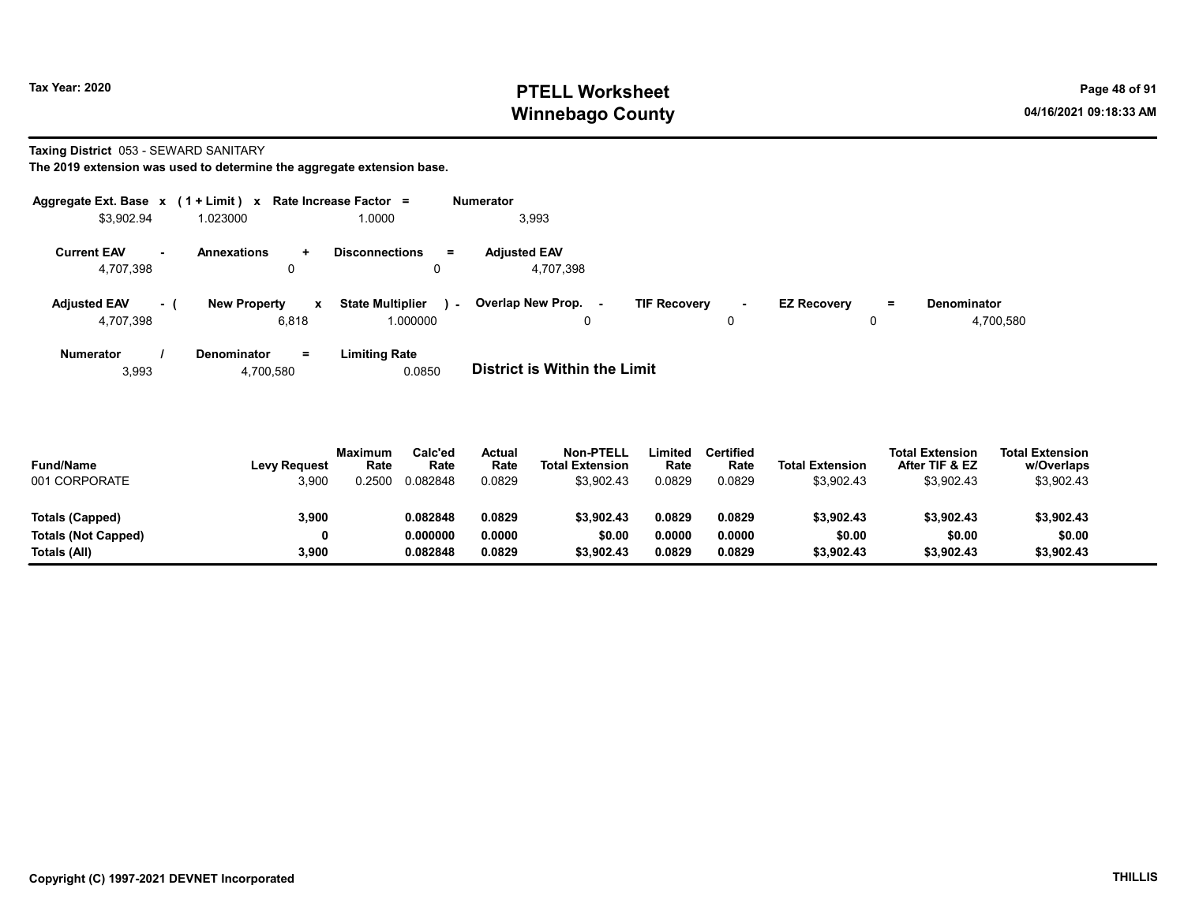Tax Year: 2020

# PTELL Worksheet
# Winnebago County

04/16/2021 09:18:33 AM

**Taxing District** 053 - SEWARD SANITARY

**The 2019 extension was used to determine the aggregate extension base.**

| Aggregate Ext. Base | x | (1 + Limit) | x | Rate Increase Factor | = | Numerator |
|---|---|---|---|---|---|---|
| $3,902.94 | | 1.023000 | | 1.0000 | | 3,993 |

| Current EAV | - | Annexations | + | Disconnections | = | Adjusted EAV |
|---|---|---|---|---|---|---|
| 4,707,398 | | 0 | | 0 | | 4,707,398 |

| Adjusted EAV | - ( | New Property | x | State Multiplier | ) - | Overlap New Prop. | - | TIF Recovery | - | EZ Recovery | = | Denominator |
|---|---|---|---|---|---|---|---|---|---|---|---|---|
| 4,707,398 | | 6,818 | | 1.000000 | | 0 | | 0 | | 0 | | 4,700,580 |

| Numerator | / | Denominator | = | Limiting Rate |
|---|---|---|---|---|
| 3,993 | | 4,700,580 | | 0.0850 |

**District is Within the Limit**

| Fund/Name | Levy Request | Maximum Rate | Calc'ed Rate | Actual Rate | Non-PTELL Total Extension | Limited Rate | Certified Rate | Total Extension | Total Extension After TIF & EZ | Total Extension w/Overlaps |
|---|---|---|---|---|---|---|---|---|---|---|
| 001 CORPORATE | 3,900 | 0.2500 | 0.082848 | 0.0829 | $3,902.43 | 0.0829 | 0.0829 | $3,902.43 | $3,902.43 | $3,902.43 |
| **Totals (Capped)** | **3,900** | | **0.082848** | **0.0829** | **$3,902.43** | **0.0829** | **0.0829** | **$3,902.43** | **$3,902.43** | **$3,902.43** |
| **Totals (Not Capped)** | **0** | | **0.000000** | **0.0000** | **$0.00** | **0.0000** | **0.0000** | **$0.00** | **$0.00** | **$0.00** |
| **Totals (All)** | **3,900** | | **0.082848** | **0.0829** | **$3,902.43** | **0.0829** | **0.0829** | **$3,902.43** | **$3,902.43** | **$3,902.43** |

**Copyright (C) 1997-2021 DEVNET Incorporated** **THILLIS**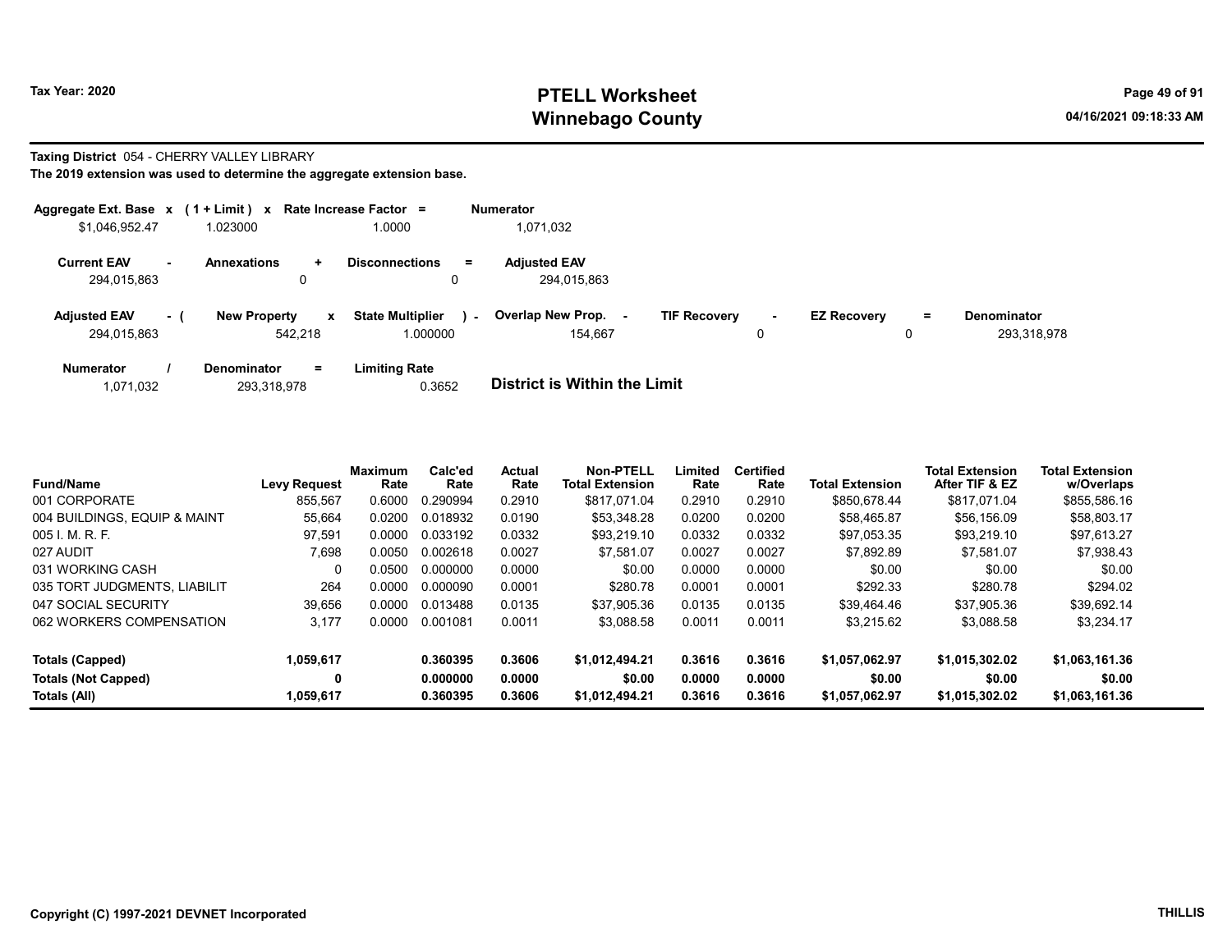**Taxing District** 054 - CHERRY VALLEY LIBRARY

**The 2019 extension was used to determine the aggregate extension base.**

| Aggregate Ext. Base | x | (1 + Limit) | x | Rate Increase Factor | = | Numerator |
|---|---|---|---|---|---|---|
| $1,046,952.47 | | 1.023000 | | 1.0000 | | 1,071,032 |

| Current EAV | - | Annexations | + | Disconnections | = | Adjusted EAV |
|---|---|---|---|---|---|---|
| 294,015,863 | | 0 | | 0 | | 294,015,863 |

| Adjusted EAV | - ( | New Property | x | State Multiplier | ) - | Overlap New Prop. | - | TIF Recovery | - | EZ Recovery | = | Denominator |
|---|---|---|---|---|---|---|---|---|---|---|---|---|
| 294,015,863 | | 542,218 | | 1.000000 | | 154,667 | | 0 | | 0 | | 293,318,978 |

| Numerator | / | Denominator | = | Limiting Rate |
|---|---|---|---|---|
| 1,071,032 | | 293,318,978 | | 0.3652 |

**District is Within the Limit**

| Fund/Name | Levy Request | Maximum Rate | Calc'ed Rate | Actual Rate | Non-PTELL Total Extension | Limited Rate | Certified Rate | Total Extension | Total Extension After TIF & EZ | Total Extension w/Overlaps |
|---|---|---|---|---|---|---|---|---|---|---|
| 001 CORPORATE | 855,567 | 0.6000 | 0.290994 | 0.2910 | $817,071.04 | 0.2910 | 0.2910 | $850,678.44 | $817,071.04 | $855,586.16 |
| 004 BUILDINGS, EQUIP & MAINT | 55,664 | 0.0200 | 0.018932 | 0.0190 | $53,348.28 | 0.0200 | 0.0200 | $58,465.87 | $56,156.09 | $58,803.17 |
| 005 I. M. R. F. | 97,591 | 0.0000 | 0.033192 | 0.0332 | $93,219.10 | 0.0332 | 0.0332 | $97,053.35 | $93,219.10 | $97,613.27 |
| 027 AUDIT | 7,698 | 0.0050 | 0.002618 | 0.0027 | $7,581.07 | 0.0027 | 0.0027 | $7,892.89 | $7,581.07 | $7,938.43 |
| 031 WORKING CASH | 0 | 0.0500 | 0.000000 | 0.0000 | $0.00 | 0.0000 | 0.0000 | $0.00 | $0.00 | $0.00 |
| 035 TORT JUDGMENTS, LIABILIT | 264 | 0.0000 | 0.000090 | 0.0001 | $280.78 | 0.0001 | 0.0001 | $292.33 | $280.78 | $294.02 |
| 047 SOCIAL SECURITY | 39,656 | 0.0000 | 0.013488 | 0.0135 | $37,905.36 | 0.0135 | 0.0135 | $39,464.46 | $37,905.36 | $39,692.14 |
| 062 WORKERS COMPENSATION | 3,177 | 0.0000 | 0.001081 | 0.0011 | $3,088.58 | 0.0011 | 0.0011 | $3,215.62 | $3,088.58 | $3,234.17 |
| **Totals (Capped)** | **1,059,617** | | **0.360395** | **0.3606** | **$1,012,494.21** | **0.3616** | **0.3616** | **$1,057,062.97** | **$1,015,302.02** | **$1,063,161.36** |
| **Totals (Not Capped)** | **0** | | **0.000000** | **0.0000** | **$0.00** | **0.0000** | **0.0000** | **$0.00** | **$0.00** | **$0.00** |
| **Totals (All)** | **1,059,617** | | **0.360395** | **0.3606** | **$1,012,494.21** | **0.3616** | **0.3616** | **$1,057,062.97** | **$1,015,302.02** | **$1,063,161.36** |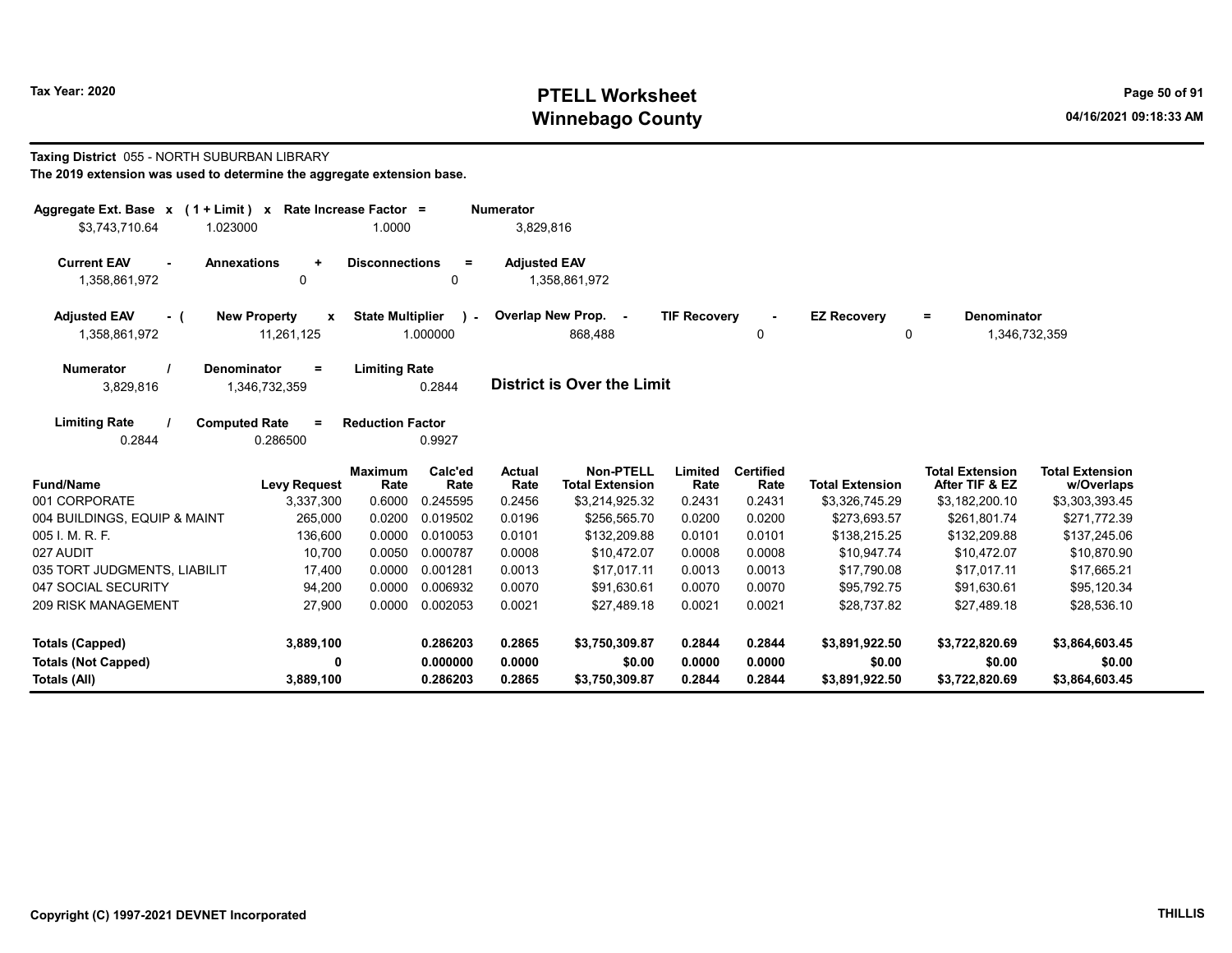# PTELL Worksheet
## Winnebago County

Tax Year: 2020

04/16/2021 09:18:33 AM

**Taxing District** 055 - NORTH SUBURBAN LIBRARY

**The 2019 extension was used to determine the aggregate extension base.**

| Aggregate Ext. Base | x | (1 + Limit) | x | Rate Increase Factor | = | Numerator |
|---|---|---|---|---|---|---|
| $3,743,710.64 | | 1.023000 | | 1.0000 | | 3,829,816 |

| Current EAV | - | Annexations | + | Disconnections | = | Adjusted EAV |
|---|---|---|---|---|---|---|
| 1,358,861,972 | | 0 | | 0 | | 1,358,861,972 |

| Adjusted EAV | - ( | New Property | x | State Multiplier | ) - | Overlap New Prop. | - | TIF Recovery | - | EZ Recovery | = | Denominator |
|---|---|---|---|---|---|---|---|---|---|---|---|---|
| 1,358,861,972 | | 11,261,125 | | 1.000000 | | 868,488 | | 0 | | 0 | | 1,346,732,359 |

| Numerator | / | Denominator | = | Limiting Rate |
|---|---|---|---|---|
| 3,829,816 | | 1,346,732,359 | | 0.2844 |

**District is Over the Limit**

| Limiting Rate | / | Computed Rate | = | Reduction Factor |
|---|---|---|---|---|
| 0.2844 | | 0.286500 | | 0.9927 |

| Fund/Name | Levy Request | Maximum Rate | Calc'ed Rate | Actual Rate | Non-PTELL Total Extension | Limited Rate | Certified Rate | Total Extension | Total Extension After TIF & EZ | Total Extension w/Overlaps |
|---|---|---|---|---|---|---|---|---|---|---|
| 001 CORPORATE | 3,337,300 | 0.6000 | 0.245595 | 0.2456 | $3,214,925.32 | 0.2431 | 0.2431 | $3,326,745.29 | $3,182,200.10 | $3,303,393.45 |
| 004 BUILDINGS, EQUIP & MAINT | 265,000 | 0.0200 | 0.019502 | 0.0196 | $256,565.70 | 0.0200 | 0.0200 | $273,693.57 | $261,801.74 | $271,772.39 |
| 005 I. M. R. F. | 136,600 | 0.0000 | 0.010053 | 0.0101 | $132,209.88 | 0.0101 | 0.0101 | $138,215.25 | $132,209.88 | $137,245.06 |
| 027 AUDIT | 10,700 | 0.0050 | 0.000787 | 0.0008 | $10,472.07 | 0.0008 | 0.0008 | $10,947.74 | $10,472.07 | $10,870.90 |
| 035 TORT JUDGMENTS, LIABILIT | 17,400 | 0.0000 | 0.001281 | 0.0013 | $17,017.11 | 0.0013 | 0.0013 | $17,790.08 | $17,017.11 | $17,665.21 |
| 047 SOCIAL SECURITY | 94,200 | 0.0000 | 0.006932 | 0.0070 | $91,630.61 | 0.0070 | 0.0070 | $95,792.75 | $91,630.61 | $95,120.34 |
| 209 RISK MANAGEMENT | 27,900 | 0.0000 | 0.002053 | 0.0021 | $27,489.18 | 0.0021 | 0.0021 | $28,737.82 | $27,489.18 | $28,536.10 |
| **Totals (Capped)** | **3,889,100** | | **0.286203** | **0.2865** | **$3,750,309.87** | **0.2844** | **0.2844** | **$3,891,922.50** | **$3,722,820.69** | **$3,864,603.45** |
| **Totals (Not Capped)** | **0** | | **0.000000** | **0.0000** | **$0.00** | **0.0000** | **0.0000** | **$0.00** | **$0.00** | **$0.00** |
| **Totals (All)** | **3,889,100** | | **0.286203** | **0.2865** | **$3,750,309.87** | **0.2844** | **0.2844** | **$3,891,922.50** | **$3,722,820.69** | **$3,864,603.45** |

Copyright (C) 1997-2021 DEVNET Incorporated

THILLIS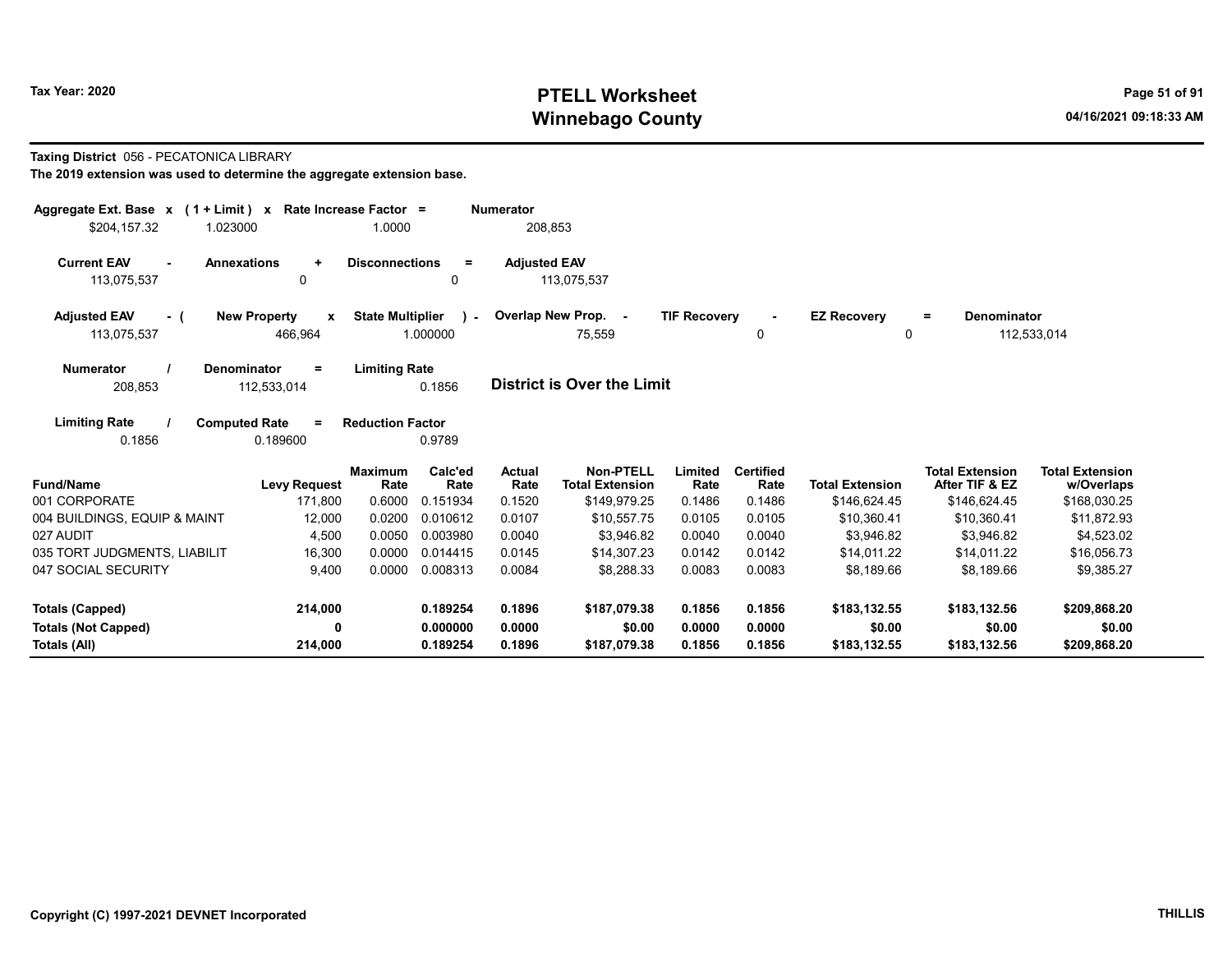**Taxing District** 056 - PECATONICA LIBRARY

**The 2019 extension was used to determine the aggregate extension base.**

| Aggregate Ext. Base | x | (1 + Limit) | x | Rate Increase Factor | = | Numerator |
|---|---|---|---|---|---|---|
| $204,157.32 | | 1.023000 | | 1.0000 | | 208,853 |

| Current EAV | - | Annexations | + | Disconnections | = | Adjusted EAV |
|---|---|---|---|---|---|---|
| 113,075,537 | | 0 | | 0 | | 113,075,537 |

| Adjusted EAV | - ( | New Property | x | State Multiplier | ) - | Overlap New Prop. | - | TIF Recovery | - | EZ Recovery | = | Denominator |
|---|---|---|---|---|---|---|---|---|---|---|---|---|
| 113,075,537 | | 466,964 | | 1.000000 | | 75,559 | | 0 | | 0 | | 112,533,014 |

| Numerator | / | Denominator | = | Limiting Rate |
|---|---|---|---|---|
| 208,853 | | 112,533,014 | | 0.1856 |

**District is Over the Limit**

| Limiting Rate | / | Computed Rate | = | Reduction Factor |
|---|---|---|---|---|
| 0.1856 | | 0.189600 | | 0.9789 |

| Fund/Name | Levy Request | Maximum Rate | Calc'ed Rate | Actual Rate | Non-PTELL Total Extension | Limited Rate | Certified Rate | Total Extension | Total Extension After TIF & EZ | Total Extension w/Overlaps |
|---|---|---|---|---|---|---|---|---|---|---|
| 001 CORPORATE | 171,800 | 0.6000 | 0.151934 | 0.1520 | $149,979.25 | 0.1486 | 0.1486 | $146,624.45 | $146,624.45 | $168,030.25 |
| 004 BUILDINGS, EQUIP & MAINT | 12,000 | 0.0200 | 0.010612 | 0.0107 | $10,557.75 | 0.0105 | 0.0105 | $10,360.41 | $10,360.41 | $11,872.93 |
| 027 AUDIT | 4,500 | 0.0050 | 0.003980 | 0.0040 | $3,946.82 | 0.0040 | 0.0040 | $3,946.82 | $3,946.82 | $4,523.02 |
| 035 TORT JUDGMENTS, LIABILIT | 16,300 | 0.0000 | 0.014415 | 0.0145 | $14,307.23 | 0.0142 | 0.0142 | $14,011.22 | $14,011.22 | $16,056.73 |
| 047 SOCIAL SECURITY | 9,400 | 0.0000 | 0.008313 | 0.0084 | $8,288.33 | 0.0083 | 0.0083 | $8,189.66 | $8,189.66 | $9,385.27 |
| **Totals (Capped)** | **214,000** | | **0.189254** | **0.1896** | **$187,079.38** | **0.1856** | **0.1856** | **$183,132.55** | **$183,132.56** | **$209,868.20** |
| **Totals (Not Capped)** | **0** | | **0.000000** | **0.0000** | **$0.00** | **0.0000** | **0.0000** | **$0.00** | **$0.00** | **$0.00** |
| **Totals (All)** | **214,000** | | **0.189254** | **0.1896** | **$187,079.38** | **0.1856** | **0.1856** | **$183,132.55** | **$183,132.56** | **$209,868.20** |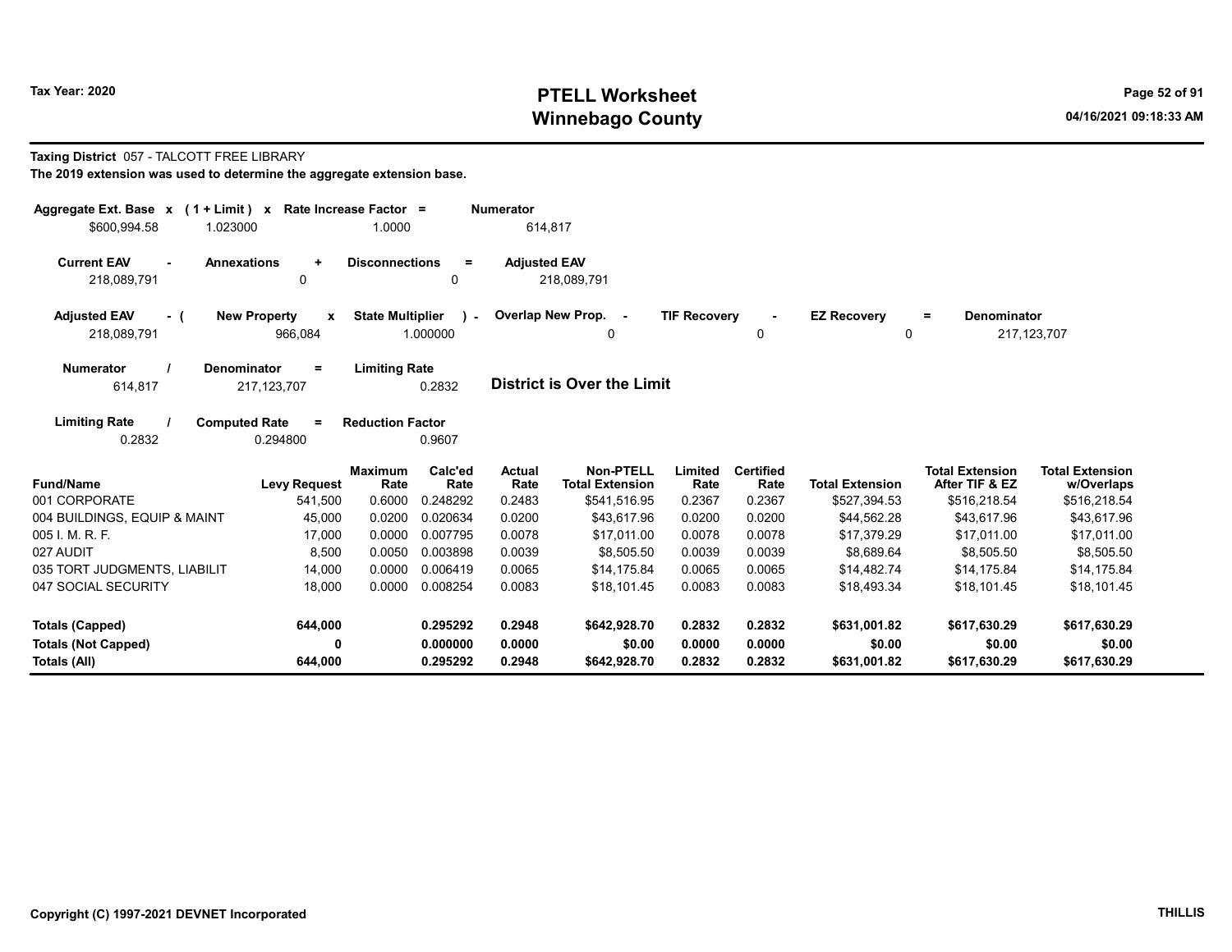# PTELL Worksheet
# Winnebago County

Tax Year: 2020

04/16/2021 09:18:33 AM

**Taxing District** 057 - TALCOTT FREE LIBRARY

**The 2019 extension was used to determine the aggregate extension base.**

| Aggregate Ext. Base x | (1 + Limit) x | Rate Increase Factor = | Numerator |
|---|---|---|---|
| $600,994.58 | 1.023000 | 1.0000 | 614,817 |

| Current EAV - | Annexations + | Disconnections = | Adjusted EAV |
|---|---|---|---|
| 218,089,791 | 0 | 0 | 218,089,791 |

| Adjusted EAV - ( | New Property x | State Multiplier ) - | Overlap New Prop. - | TIF Recovery - | EZ Recovery = | Denominator |
|---|---|---|---|---|---|---|
| 218,089,791 | 966,084 | 1.000000 | 0 | 0 | 0 | 217,123,707 |

| Numerator / | Denominator = | Limiting Rate |
|---|---|---|
| 614,817 | 217,123,707 | 0.2832 |

**District is Over the Limit**

| Limiting Rate / | Computed Rate = | Reduction Factor |
|---|---|---|
| 0.2832 | 0.294800 | 0.9607 |

| Fund/Name | Levy Request | Maximum Rate | Calc'ed Rate | Actual Rate | Non-PTELL Total Extension | Limited Rate | Certified Rate | Total Extension | Total Extension After TIF & EZ | Total Extension w/Overlaps |
|---|---|---|---|---|---|---|---|---|---|---|
| 001 CORPORATE | 541,500 | 0.6000 | 0.248292 | 0.2483 | $541,516.95 | 0.2367 | 0.2367 | $527,394.53 | $516,218.54 | $516,218.54 |
| 004 BUILDINGS, EQUIP & MAINT | 45,000 | 0.0200 | 0.020634 | 0.0200 | $43,617.96 | 0.0200 | 0.0200 | $44,562.28 | $43,617.96 | $43,617.96 |
| 005 I. M. R. F. | 17,000 | 0.0000 | 0.007795 | 0.0078 | $17,011.00 | 0.0078 | 0.0078 | $17,379.29 | $17,011.00 | $17,011.00 |
| 027 AUDIT | 8,500 | 0.0050 | 0.003898 | 0.0039 | $8,505.50 | 0.0039 | 0.0039 | $8,689.64 | $8,505.50 | $8,505.50 |
| 035 TORT JUDGMENTS, LIABILIT | 14,000 | 0.0000 | 0.006419 | 0.0065 | $14,175.84 | 0.0065 | 0.0065 | $14,482.74 | $14,175.84 | $14,175.84 |
| 047 SOCIAL SECURITY | 18,000 | 0.0000 | 0.008254 | 0.0083 | $18,101.45 | 0.0083 | 0.0083 | $18,493.34 | $18,101.45 | $18,101.45 |
| **Totals (Capped)** | **644,000** | | **0.295292** | **0.2948** | **$642,928.70** | **0.2832** | **0.2832** | **$631,001.82** | **$617,630.29** | **$617,630.29** |
| **Totals (Not Capped)** | **0** | | **0.000000** | **0.0000** | **$0.00** | **0.0000** | **0.0000** | **$0.00** | **$0.00** | **$0.00** |
| **Totals (All)** | **644,000** | | **0.295292** | **0.2948** | **$642,928.70** | **0.2832** | **0.2832** | **$631,001.82** | **$617,630.29** | **$617,630.29** |

Copyright (C) 1997-2021 DEVNET Incorporated

THILLIS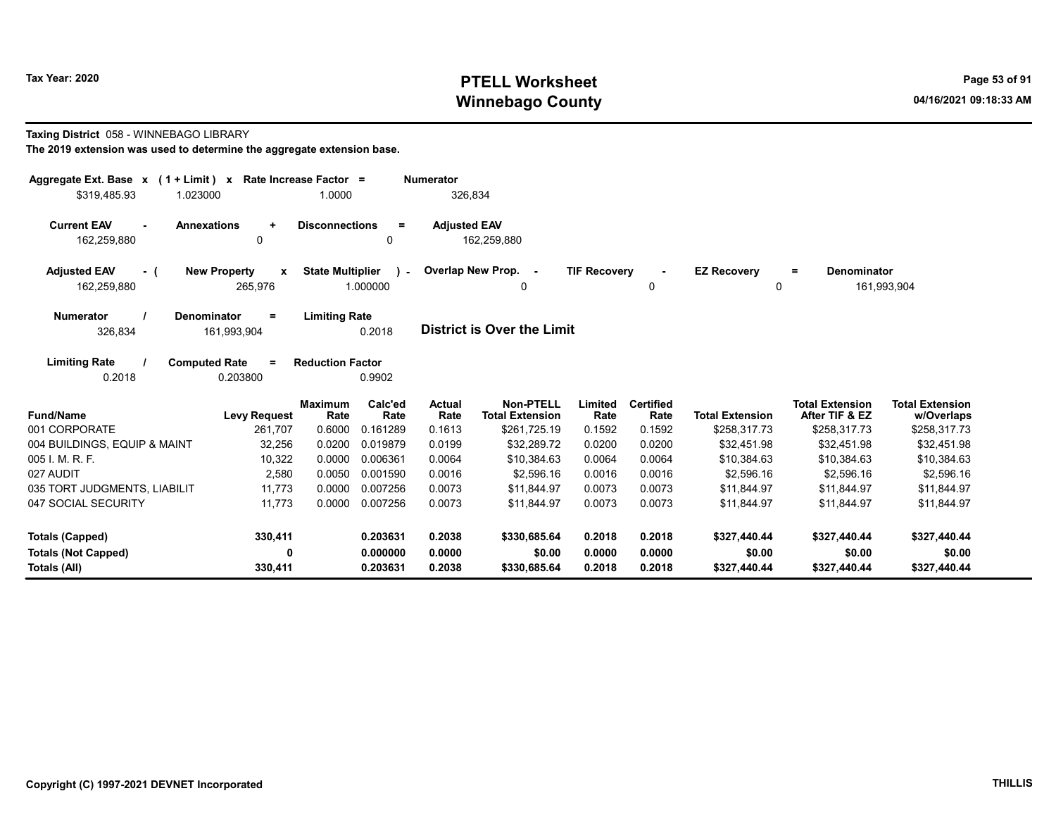Tax Year: 2020

# PTELL Worksheet
# Winnebago County

04/16/2021 09:18:33 AM

**Taxing District** 058 - WINNEBAGO LIBRARY

**The 2019 extension was used to determine the aggregate extension base.**

| Aggregate Ext. Base | x | (1 + Limit) | x | Rate Increase Factor | = | Numerator |
|---|---|---|---|---|---|---|
| $319,485.93 | | 1.023000 | | 1.0000 | | 326,834 |

| Current EAV | - | Annexations | + | Disconnections | = | Adjusted EAV |
|---|---|---|---|---|---|---|
| 162,259,880 | | 0 | | 0 | | 162,259,880 |

| Adjusted EAV | - ( | New Property | x | State Multiplier | ) - | Overlap New Prop. | - | TIF Recovery | - | EZ Recovery | = | Denominator |
|---|---|---|---|---|---|---|---|---|---|---|---|---|
| 162,259,880 | | 265,976 | | 1.000000 | | 0 | | 0 | | 0 | | 161,993,904 |

| Numerator | / | Denominator | = | Limiting Rate |
|---|---|---|---|---|
| 326,834 | | 161,993,904 | | 0.2018 |

**District is Over the Limit**

| Limiting Rate | / | Computed Rate | = | Reduction Factor |
|---|---|---|---|---|
| 0.2018 | | 0.203800 | | 0.9902 |

| Fund/Name | Levy Request | Maximum Rate | Calc'ed Rate | Actual Rate | Non-PTELL Total Extension | Limited Rate | Certified Rate | Total Extension | Total Extension After TIF & EZ | Total Extension w/Overlaps |
|---|---|---|---|---|---|---|---|---|---|---|
| 001 CORPORATE | 261,707 | 0.6000 | 0.161289 | 0.1613 | $261,725.19 | 0.1592 | 0.1592 | $258,317.73 | $258,317.73 | $258,317.73 |
| 004 BUILDINGS, EQUIP & MAINT | 32,256 | 0.0200 | 0.019879 | 0.0199 | $32,289.72 | 0.0200 | 0.0200 | $32,451.98 | $32,451.98 | $32,451.98 |
| 005 I. M. R. F. | 10,322 | 0.0000 | 0.006361 | 0.0064 | $10,384.63 | 0.0064 | 0.0064 | $10,384.63 | $10,384.63 | $10,384.63 |
| 027 AUDIT | 2,580 | 0.0050 | 0.001590 | 0.0016 | $2,596.16 | 0.0016 | 0.0016 | $2,596.16 | $2,596.16 | $2,596.16 |
| 035 TORT JUDGMENTS, LIABILIT | 11,773 | 0.0000 | 0.007256 | 0.0073 | $11,844.97 | 0.0073 | 0.0073 | $11,844.97 | $11,844.97 | $11,844.97 |
| 047 SOCIAL SECURITY | 11,773 | 0.0000 | 0.007256 | 0.0073 | $11,844.97 | 0.0073 | 0.0073 | $11,844.97 | $11,844.97 | $11,844.97 |
| **Totals (Capped)** | **330,411** | | **0.203631** | **0.2038** | **$330,685.64** | **0.2018** | **0.2018** | **$327,440.44** | **$327,440.44** | **$327,440.44** |
| **Totals (Not Capped)** | **0** | | **0.000000** | **0.0000** | **$0.00** | **0.0000** | **0.0000** | **$0.00** | **$0.00** | **$0.00** |
| **Totals (All)** | **330,411** | | **0.203631** | **0.2038** | **$330,685.64** | **0.2018** | **0.2018** | **$327,440.44** | **$327,440.44** | **$327,440.44** |

Copyright (C) 1997-2021 DEVNET Incorporated

THILLIS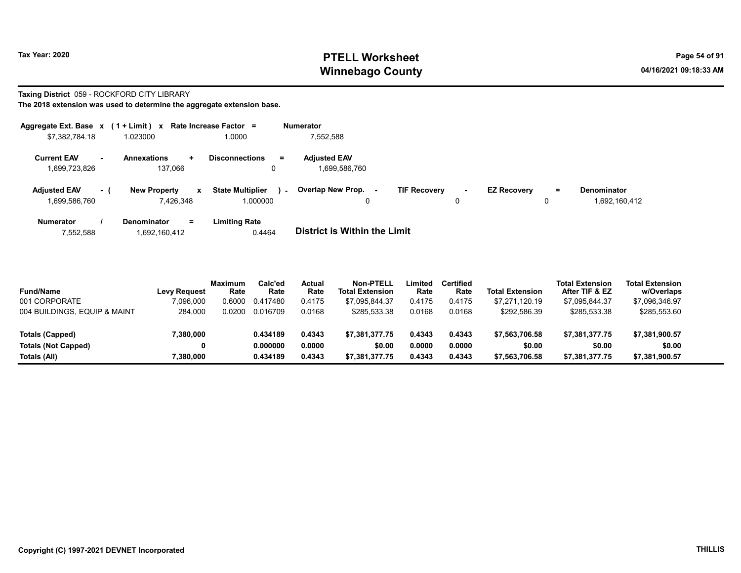# PTELL Worksheet
# Winnebago County

Tax Year: 2020

04/16/2021 09:18:33 AM

**Taxing District** 059 - ROCKFORD CITY LIBRARY

**The 2018 extension was used to determine the aggregate extension base.**

| Aggregate Ext. Base | x | (1 + Limit) | x | Rate Increase Factor | = | Numerator |
|---|---|---|---|---|---|---|
| $7,382,784.18 | | 1.023000 | | 1.0000 | | 7,552,588 |

| Current EAV | - | Annexations | + | Disconnections | = | Adjusted EAV |
|---|---|---|---|---|---|---|
| 1,699,723,826 | | 137,066 | | 0 | | 1,699,586,760 |

| Adjusted EAV | - ( | New Property | x | State Multiplier | ) - | Overlap New Prop. | - | TIF Recovery | - | EZ Recovery | = | Denominator |
|---|---|---|---|---|---|---|---|---|---|---|---|---|
| 1,699,586,760 | | 7,426,348 | | 1.000000 | | 0 | | 0 | | 0 | | 1,692,160,412 |

| Numerator | / | Denominator | = | Limiting Rate |
|---|---|---|---|---|
| 7,552,588 | | 1,692,160,412 | | 0.4464 |

**District is Within the Limit**

| Fund/Name | Levy Request | Maximum Rate | Calc'ed Rate | Actual Rate | Non-PTELL Total Extension | Limited Rate | Certified Rate | Total Extension | Total Extension After TIF & EZ | Total Extension w/Overlaps |
|---|---|---|---|---|---|---|---|---|---|---|
| 001 CORPORATE | 7,096,000 | 0.6000 | 0.417480 | 0.4175 | $7,095,844.37 | 0.4175 | 0.4175 | $7,271,120.19 | $7,095,844.37 | $7,096,346.97 |
| 004 BUILDINGS, EQUIP & MAINT | 284,000 | 0.0200 | 0.016709 | 0.0168 | $285,533.38 | 0.0168 | 0.0168 | $292,586.39 | $285,533.38 | $285,553.60 |
| **Totals (Capped)** | **7,380,000** | | **0.434189** | **0.4343** | **$7,381,377.75** | **0.4343** | **0.4343** | **$7,563,706.58** | **$7,381,377.75** | **$7,381,900.57** |
| **Totals (Not Capped)** | **0** | | **0.000000** | **0.0000** | **$0.00** | **0.0000** | **0.0000** | **$0.00** | **$0.00** | **$0.00** |
| **Totals (All)** | **7,380,000** | | **0.434189** | **0.4343** | **$7,381,377.75** | **0.4343** | **0.4343** | **$7,563,706.58** | **$7,381,377.75** | **$7,381,900.57** |

Copyright (C) 1997-2021 DEVNET Incorporated

THILLIS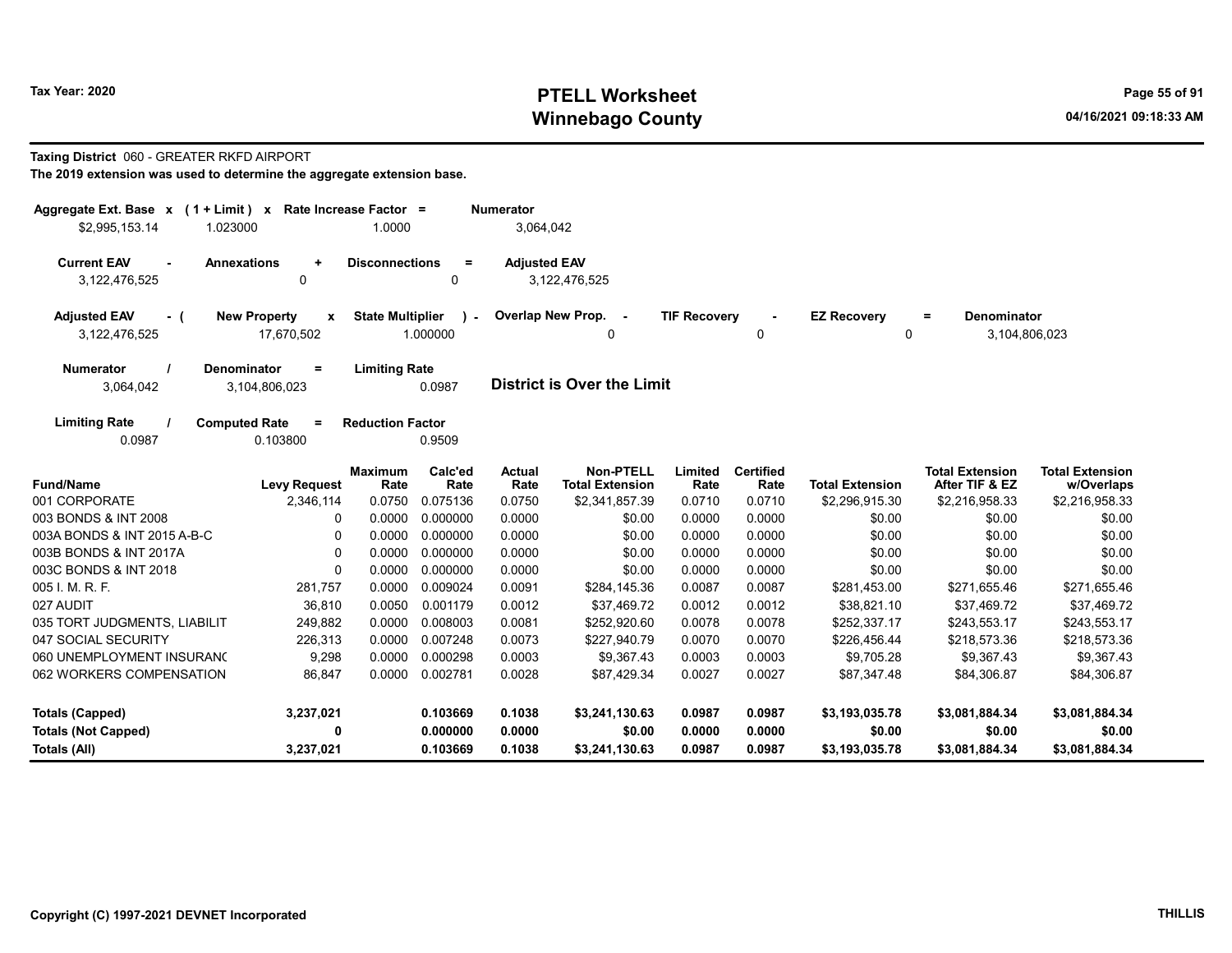**Taxing District** 060 - GREATER RKFD AIRPORT

**The 2019 extension was used to determine the aggregate extension base.**

| Aggregate Ext. Base | x | (1 + Limit) | x | Rate Increase Factor | = | Numerator |
|---|---|---|---|---|---|---|
| $2,995,153.14 | | 1.023000 | | 1.0000 | | 3,064,042 |

| Current EAV | - | Annexations | + | Disconnections | = | Adjusted EAV |
|---|---|---|---|---|---|---|
| 3,122,476,525 | | 0 | | 0 | | 3,122,476,525 |

| Adjusted EAV | - ( | New Property | x | State Multiplier | ) - | Overlap New Prop. | - | TIF Recovery | - | EZ Recovery | = | Denominator |
|---|---|---|---|---|---|---|---|---|---|---|---|---|
| 3,122,476,525 | | 17,670,502 | | 1.000000 | | 0 | | 0 | | 0 | | 3,104,806,023 |

| Numerator | / | Denominator | = | Limiting Rate |
|---|---|---|---|---|
| 3,064,042 | | 3,104,806,023 | | 0.0987 |

**District is Over the Limit**

| Limiting Rate | / | Computed Rate | = | Reduction Factor |
|---|---|---|---|---|
| 0.0987 | | 0.103800 | | 0.9509 |

| Fund/Name | Levy Request | Maximum Rate | Calc'ed Rate | Actual Rate | Non-PTELL Total Extension | Limited Rate | Certified Rate | Total Extension | Total Extension After TIF & EZ | Total Extension w/Overlaps |
|---|---|---|---|---|---|---|---|---|---|---|
| 001 CORPORATE | 2,346,114 | 0.0750 | 0.075136 | 0.0750 | $2,341,857.39 | 0.0710 | 0.0710 | $2,296,915.30 | $2,216,958.33 | $2,216,958.33 |
| 003 BONDS & INT 2008 | 0 | 0.0000 | 0.000000 | 0.0000 | $0.00 | 0.0000 | 0.0000 | $0.00 | $0.00 | $0.00 |
| 003A BONDS & INT 2015 A-B-C | 0 | 0.0000 | 0.000000 | 0.0000 | $0.00 | 0.0000 | 0.0000 | $0.00 | $0.00 | $0.00 |
| 003B BONDS & INT 2017A | 0 | 0.0000 | 0.000000 | 0.0000 | $0.00 | 0.0000 | 0.0000 | $0.00 | $0.00 | $0.00 |
| 003C BONDS & INT 2018 | 0 | 0.0000 | 0.000000 | 0.0000 | $0.00 | 0.0000 | 0.0000 | $0.00 | $0.00 | $0.00 |
| 005 I. M. R. F. | 281,757 | 0.0000 | 0.009024 | 0.0091 | $284,145.36 | 0.0087 | 0.0087 | $281,453.00 | $271,655.46 | $271,655.46 |
| 027 AUDIT | 36,810 | 0.0050 | 0.001179 | 0.0012 | $37,469.72 | 0.0012 | 0.0012 | $38,821.10 | $37,469.72 | $37,469.72 |
| 035 TORT JUDGMENTS, LIABILIT | 249,882 | 0.0000 | 0.008003 | 0.0081 | $252,920.60 | 0.0078 | 0.0078 | $252,337.17 | $243,553.17 | $243,553.17 |
| 047 SOCIAL SECURITY | 226,313 | 0.0000 | 0.007248 | 0.0073 | $227,940.79 | 0.0070 | 0.0070 | $226,456.44 | $218,573.36 | $218,573.36 |
| 060 UNEMPLOYMENT INSURANC | 9,298 | 0.0000 | 0.000298 | 0.0003 | $9,367.43 | 0.0003 | 0.0003 | $9,705.28 | $9,367.43 | $9,367.43 |
| 062 WORKERS COMPENSATION | 86,847 | 0.0000 | 0.002781 | 0.0028 | $87,429.34 | 0.0027 | 0.0027 | $87,347.48 | $84,306.87 | $84,306.87 |
| **Totals (Capped)** | **3,237,021** | | **0.103669** | **0.1038** | **$3,241,130.63** | **0.0987** | **0.0987** | **$3,193,035.78** | **$3,081,884.34** | **$3,081,884.34** |
| **Totals (Not Capped)** | **0** | | **0.000000** | **0.0000** | **$0.00** | **0.0000** | **0.0000** | **$0.00** | **$0.00** | **$0.00** |
| **Totals (All)** | **3,237,021** | | **0.103669** | **0.1038** | **$3,241,130.63** | **0.0987** | **0.0987** | **$3,193,035.78** | **$3,081,884.34** | **$3,081,884.34** |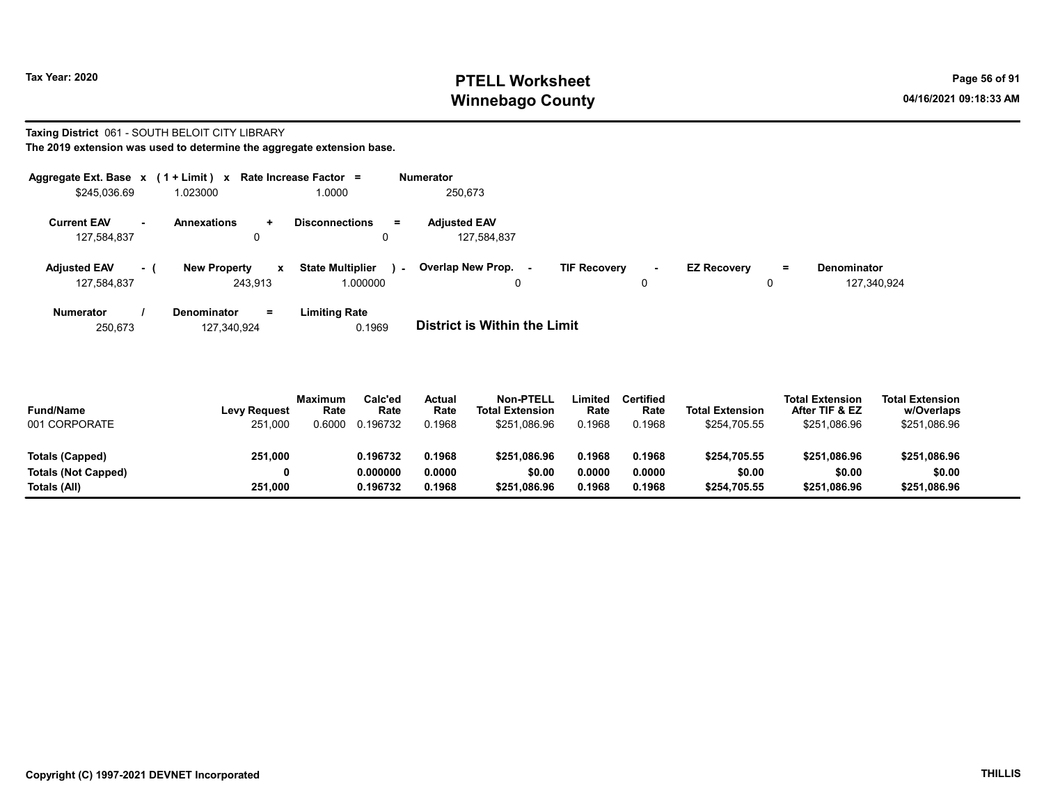Tax Year: 2020

# PTELL Worksheet
# Winnebago County

04/16/2021 09:18:33 AM

**Taxing District** 061 - SOUTH BELOIT CITY LIBRARY

**The 2019 extension was used to determine the aggregate extension base.**

| Aggregate Ext. Base | x | (1 + Limit) | x | Rate Increase Factor | = | Numerator |
|---|---|---|---|---|---|---|
| $245,036.69 | | 1.023000 | | 1.0000 | | 250,673 |

| Current EAV | - | Annexations | + | Disconnections | = | Adjusted EAV |
|---|---|---|---|---|---|---|
| 127,584,837 | | 0 | | 0 | | 127,584,837 |

| Adjusted EAV | - ( | New Property | x | State Multiplier | ) - | Overlap New Prop. | - | TIF Recovery | - | EZ Recovery | = | Denominator |
|---|---|---|---|---|---|---|---|---|---|---|---|---|
| 127,584,837 | | 243,913 | | 1.000000 | | 0 | | 0 | | 0 | | 127,340,924 |

| Numerator | / | Denominator | = | Limiting Rate | |
|---|---|---|---|---|---|
| 250,673 | | 127,340,924 | | 0.1969 | **District is Within the Limit** |

| Fund/Name | Levy Request | Maximum Rate | Calc'ed Rate | Actual Rate | Non-PTELL Total Extension | Limited Rate | Certified Rate | Total Extension | Total Extension After TIF & EZ | Total Extension w/Overlaps |
|---|---|---|---|---|---|---|---|---|---|---|
| 001 CORPORATE | 251,000 | 0.6000 | 0.196732 | 0.1968 | $251,086.96 | 0.1968 | 0.1968 | $254,705.55 | $251,086.96 | $251,086.96 |
| **Totals (Capped)** | **251,000** | | **0.196732** | **0.1968** | **$251,086.96** | **0.1968** | **0.1968** | **$254,705.55** | **$251,086.96** | **$251,086.96** |
| **Totals (Not Capped)** | **0** | | **0.000000** | **0.0000** | **$0.00** | **0.0000** | **0.0000** | **$0.00** | **$0.00** | **$0.00** |
| **Totals (All)** | **251,000** | | **0.196732** | **0.1968** | **$251,086.96** | **0.1968** | **0.1968** | **$254,705.55** | **$251,086.96** | **$251,086.96** |

Copyright (C) 1997-2021 DEVNET Incorporated

THILLIS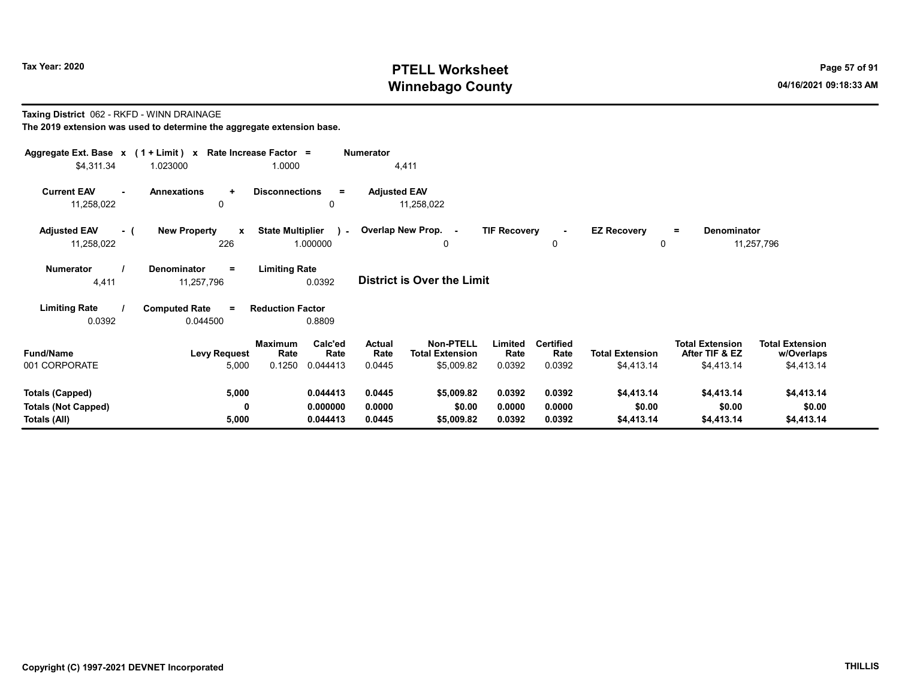**Taxing District** 062 - RKFD - WINN DRAINAGE

**The 2019 extension was used to determine the aggregate extension base.**

| Aggregate Ext. Base | x | (1 + Limit) | x | Rate Increase Factor | = | Numerator |
|---|---|---|---|---|---|---|
| $4,311.34 | | 1.023000 | | 1.0000 | | 4,411 |

| Current EAV | - | Annexations | + | Disconnections | = | Adjusted EAV |
|---|---|---|---|---|---|---|
| 11,258,022 | | 0 | | 0 | | 11,258,022 |

| Adjusted EAV | - ( | New Property | x | State Multiplier | ) - | Overlap New Prop. | - | TIF Recovery | - | EZ Recovery | = | Denominator |
|---|---|---|---|---|---|---|---|---|---|---|---|---|
| 11,258,022 | | 226 | | 1.000000 | | 0 | | 0 | | 0 | | 11,257,796 |

| Numerator | / | Denominator | = | Limiting Rate |
|---|---|---|---|---|
| 4,411 | | 11,257,796 | | 0.0392 |

**District is Over the Limit**

| Limiting Rate | / | Computed Rate | = | Reduction Factor |
|---|---|---|---|---|
| 0.0392 | | 0.044500 | | 0.8809 |

| Fund/Name | Levy Request | Maximum Rate | Calc'ed Rate | Actual Rate | Non-PTELL Total Extension | Limited Rate | Certified Rate | Total Extension | Total Extension After TIF & EZ | Total Extension w/Overlaps |
|---|---|---|---|---|---|---|---|---|---|---|
| 001 CORPORATE | 5,000 | 0.1250 | 0.044413 | 0.0445 | $5,009.82 | 0.0392 | 0.0392 | $4,413.14 | $4,413.14 | $4,413.14 |
| **Totals (Capped)** | **5,000** | | **0.044413** | **0.0445** | **$5,009.82** | **0.0392** | **0.0392** | **$4,413.14** | **$4,413.14** | **$4,413.14** |
| **Totals (Not Capped)** | **0** | | **0.000000** | **0.0000** | **$0.00** | **0.0000** | **0.0000** | **$0.00** | **$0.00** | **$0.00** |
| **Totals (All)** | **5,000** | | **0.044413** | **0.0445** | **$5,009.82** | **0.0392** | **0.0392** | **$4,413.14** | **$4,413.14** | **$4,413.14** |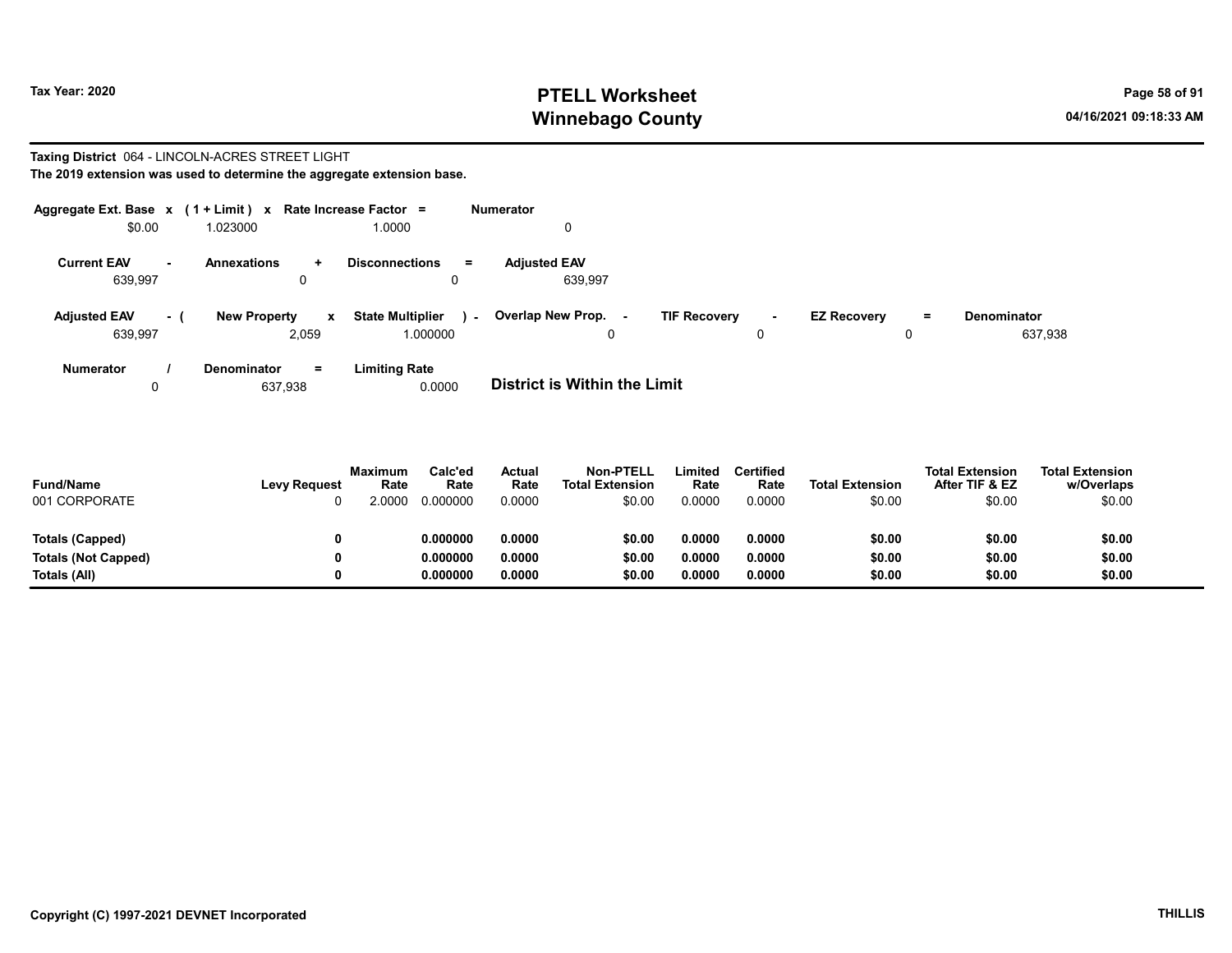# PTELL Worksheet
# Winnebago County

Tax Year: 2020

04/16/2021 09:18:33 AM

**Taxing District** 064 - LINCOLN-ACRES STREET LIGHT

**The 2019 extension was used to determine the aggregate extension base.**

| Aggregate Ext. Base | x | (1 + Limit) | x | Rate Increase Factor | = | Numerator |
|---|---|---|---|---|---|---|
| $0.00 | | 1.023000 | | 1.0000 | | 0 |

| Current EAV | - | Annexations | + | Disconnections | = | Adjusted EAV |
|---|---|---|---|---|---|---|
| 639,997 | | 0 | | 0 | | 639,997 |

| Adjusted EAV | - ( | New Property | x | State Multiplier | ) - | Overlap New Prop. | - | TIF Recovery | - | EZ Recovery | = | Denominator |
|---|---|---|---|---|---|---|---|---|---|---|---|---|
| 639,997 | | 2,059 | | 1.000000 | | 0 | | 0 | | 0 | | 637,938 |

| Numerator | / | Denominator | = | Limiting Rate |
|---|---|---|---|---|
| 0 | | 637,938 | | 0.0000 |

**District is Within the Limit**

| Fund/Name | Levy Request | Maximum Rate | Calc'ed Rate | Actual Rate | Non-PTELL Total Extension | Limited Rate | Certified Rate | Total Extension | Total Extension After TIF & EZ | Total Extension w/Overlaps |
|---|---|---|---|---|---|---|---|---|---|---|
| 001 CORPORATE | 0 | 2.0000 | 0.000000 | 0.0000 | $0.00 | 0.0000 | 0.0000 | $0.00 | $0.00 | $0.00 |
| **Totals (Capped)** | **0** | | **0.000000** | **0.0000** | **$0.00** | **0.0000** | **0.0000** | **$0.00** | **$0.00** | **$0.00** |
| **Totals (Not Capped)** | **0** | | **0.000000** | **0.0000** | **$0.00** | **0.0000** | **0.0000** | **$0.00** | **$0.00** | **$0.00** |
| **Totals (All)** | **0** | | **0.000000** | **0.0000** | **$0.00** | **0.0000** | **0.0000** | **$0.00** | **$0.00** | **$0.00** |

**Copyright (C) 1997-2021 DEVNET Incorporated** **THILLIS**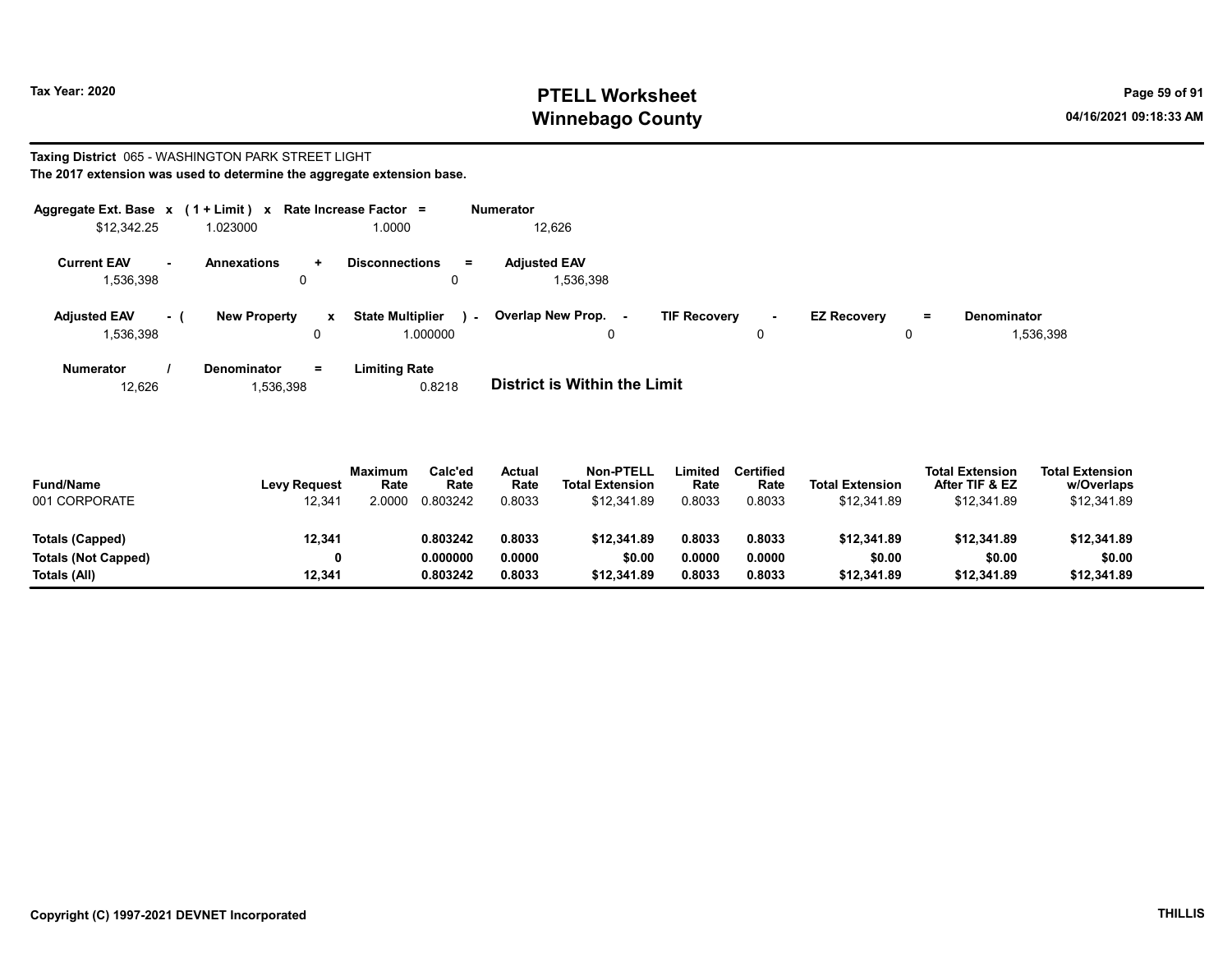# PTELL Worksheet
# Winnebago County

Tax Year: 2020

04/16/2021 09:18:33 AM

**Taxing District** 065 - WASHINGTON PARK STREET LIGHT

**The 2017 extension was used to determine the aggregate extension base.**

| Aggregate Ext. Base | x | (1 + Limit) | x | Rate Increase Factor | = | Numerator |
|---|---|---|---|---|---|---|
| $12,342.25 | | 1.023000 | | 1.0000 | | 12,626 |

| Current EAV | - | Annexations | + | Disconnections | = | Adjusted EAV |
|---|---|---|---|---|---|---|
| 1,536,398 | | 0 | | 0 | | 1,536,398 |

| Adjusted EAV | - ( | New Property | x | State Multiplier | ) - | Overlap New Prop. | - | TIF Recovery | - | EZ Recovery | = | Denominator |
|---|---|---|---|---|---|---|---|---|---|---|---|---|
| 1,536,398 | | 0 | | 1.000000 | | 0 | | 0 | | 0 | | 1,536,398 |

| Numerator | / | Denominator | = | Limiting Rate |
|---|---|---|---|---|
| 12,626 | | 1,536,398 | | 0.8218 |

**District is Within the Limit**

| Fund/Name | Levy Request | Maximum Rate | Calc'ed Rate | Actual Rate | Non-PTELL Total Extension | Limited Rate | Certified Rate | Total Extension | Total Extension After TIF & EZ | Total Extension w/Overlaps |
|---|---|---|---|---|---|---|---|---|---|---|
| 001 CORPORATE | 12,341 | 2.0000 | 0.803242 | 0.8033 | $12,341.89 | 0.8033 | 0.8033 | $12,341.89 | $12,341.89 | $12,341.89 |
| **Totals (Capped)** | **12,341** | | **0.803242** | **0.8033** | **$12,341.89** | **0.8033** | **0.8033** | **$12,341.89** | **$12,341.89** | **$12,341.89** |
| **Totals (Not Capped)** | **0** | | **0.000000** | **0.0000** | **$0.00** | **0.0000** | **0.0000** | **$0.00** | **$0.00** | **$0.00** |
| **Totals (All)** | **12,341** | | **0.803242** | **0.8033** | **$12,341.89** | **0.8033** | **0.8033** | **$12,341.89** | **$12,341.89** | **$12,341.89** |

Copyright (C) 1997-2021 DEVNET Incorporated

THILLIS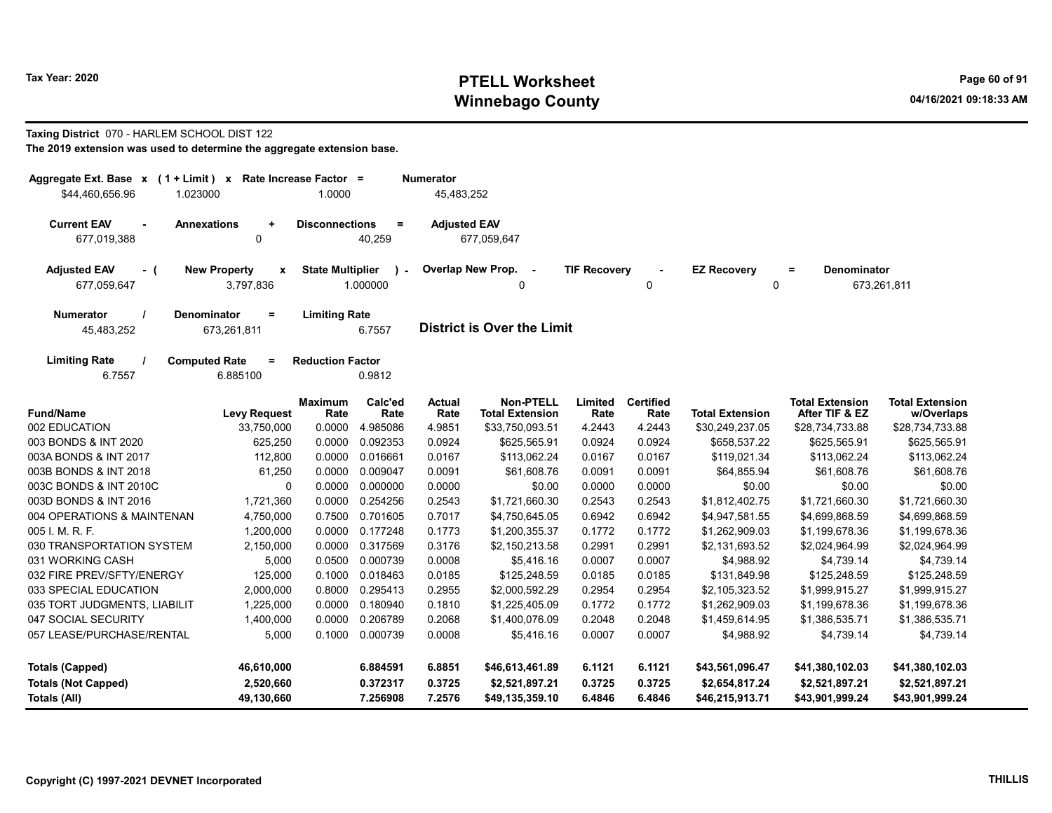**Taxing District** 070 - HARLEM SCHOOL DIST 122

**The 2019 extension was used to determine the aggregate extension base.**

| Aggregate Ext. Base x | (1 + Limit) x | Rate Increase Factor = | Numerator |
|---|---|---|---|
| $44,460,656.96 | 1.023000 | 1.0000 | 45,483,252 |

| Current EAV - | Annexations + | Disconnections = | Adjusted EAV |
|---|---|---|---|
| 677,019,388 | 0 | 40,259 | 677,059,647 |

| Adjusted EAV - ( | New Property x | State Multiplier ) - | Overlap New Prop. - | TIF Recovery - | EZ Recovery = | Denominator |
|---|---|---|---|---|---|---|
| 677,059,647 | 3,797,836 | 1.000000 | 0 | 0 | 0 | 673,261,811 |

| Numerator / | Denominator = | Limiting Rate |
|---|---|---|
| 45,483,252 | 673,261,811 | 6.7557 |

**District is Over the Limit**

| Limiting Rate / | Computed Rate = | Reduction Factor |
|---|---|---|
| 6.7557 | 6.885100 | 0.9812 |

| Fund/Name | Levy Request | Maximum Rate | Calc'ed Rate | Actual Rate | Non-PTELL Total Extension | Limited Rate | Certified Rate | Total Extension | Total Extension After TIF & EZ | Total Extension w/Overlaps |
|---|---|---|---|---|---|---|---|---|---|---|
| 002 EDUCATION | 33,750,000 | 0.0000 | 4.985086 | 4.9851 | $33,750,093.51 | 4.2443 | 4.2443 | $30,249,237.05 | $28,734,733.88 | $28,734,733.88 |
| 003 BONDS & INT 2020 | 625,250 | 0.0000 | 0.092353 | 0.0924 | $625,565.91 | 0.0924 | 0.0924 | $658,537.22 | $625,565.91 | $625,565.91 |
| 003A BONDS & INT 2017 | 112,800 | 0.0000 | 0.016661 | 0.0167 | $113,062.24 | 0.0167 | 0.0167 | $119,021.34 | $113,062.24 | $113,062.24 |
| 003B BONDS & INT 2018 | 61,250 | 0.0000 | 0.009047 | 0.0091 | $61,608.76 | 0.0091 | 0.0091 | $64,855.94 | $61,608.76 | $61,608.76 |
| 003C BONDS & INT 2010C | 0 | 0.0000 | 0.000000 | 0.0000 | $0.00 | 0.0000 | 0.0000 | $0.00 | $0.00 | $0.00 |
| 003D BONDS & INT 2016 | 1,721,360 | 0.0000 | 0.254256 | 0.2543 | $1,721,660.30 | 0.2543 | 0.2543 | $1,812,402.75 | $1,721,660.30 | $1,721,660.30 |
| 004 OPERATIONS & MAINTENAN | 4,750,000 | 0.7500 | 0.701605 | 0.7017 | $4,750,645.05 | 0.6942 | 0.6942 | $4,947,581.55 | $4,699,868.59 | $4,699,868.59 |
| 005 I. M. R. F. | 1,200,000 | 0.0000 | 0.177248 | 0.1773 | $1,200,355.37 | 0.1772 | 0.1772 | $1,262,909.03 | $1,199,678.36 | $1,199,678.36 |
| 030 TRANSPORTATION SYSTEM | 2,150,000 | 0.0000 | 0.317569 | 0.3176 | $2,150,213.58 | 0.2991 | 0.2991 | $2,131,693.52 | $2,024,964.99 | $2,024,964.99 |
| 031 WORKING CASH | 5,000 | 0.0500 | 0.000739 | 0.0008 | $5,416.16 | 0.0007 | 0.0007 | $4,988.92 | $4,739.14 | $4,739.14 |
| 032 FIRE PREV/SFTY/ENERGY | 125,000 | 0.1000 | 0.018463 | 0.0185 | $125,248.59 | 0.0185 | 0.0185 | $131,849.98 | $125,248.59 | $125,248.59 |
| 033 SPECIAL EDUCATION | 2,000,000 | 0.8000 | 0.295413 | 0.2955 | $2,000,592.29 | 0.2954 | 0.2954 | $2,105,323.52 | $1,999,915.27 | $1,999,915.27 |
| 035 TORT JUDGMENTS, LIABILIT | 1,225,000 | 0.0000 | 0.180940 | 0.1810 | $1,225,405.09 | 0.1772 | 0.1772 | $1,262,909.03 | $1,199,678.36 | $1,199,678.36 |
| 047 SOCIAL SECURITY | 1,400,000 | 0.0000 | 0.206789 | 0.2068 | $1,400,076.09 | 0.2048 | 0.2048 | $1,459,614.95 | $1,386,535.71 | $1,386,535.71 |
| 057 LEASE/PURCHASE/RENTAL | 5,000 | 0.1000 | 0.000739 | 0.0008 | $5,416.16 | 0.0007 | 0.0007 | $4,988.92 | $4,739.14 | $4,739.14 |
| **Totals (Capped)** | **46,610,000** | | **6.884591** | **6.8851** | **$46,613,461.89** | **6.1121** | **6.1121** | **$43,561,096.47** | **$41,380,102.03** | **$41,380,102.03** |
| **Totals (Not Capped)** | **2,520,660** | | **0.372317** | **0.3725** | **$2,521,897.21** | **0.3725** | **0.3725** | **$2,654,817.24** | **$2,521,897.21** | **$2,521,897.21** |
| **Totals (All)** | **49,130,660** | | **7.256908** | **7.2576** | **$49,135,359.10** | **6.4846** | **6.4846** | **$46,215,913.71** | **$43,901,999.24** | **$43,901,999.24** |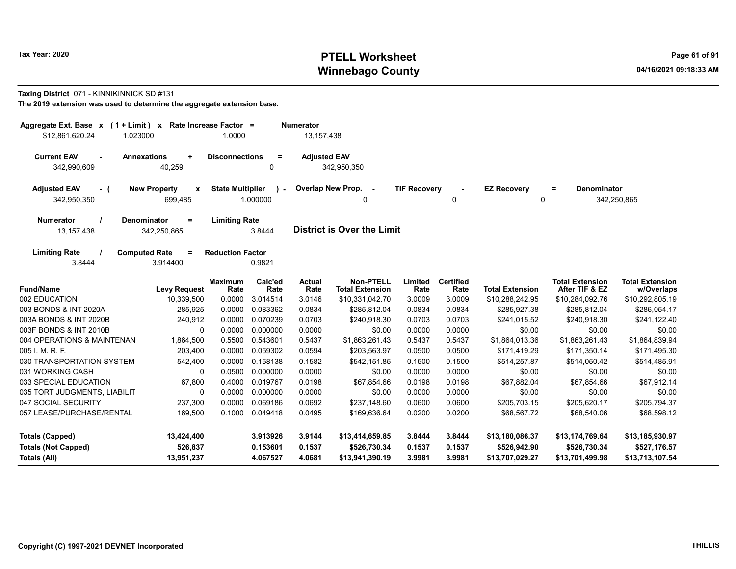**Tax Year: 2020**

# PTELL Worksheet
## Winnebago County

04/16/2021 09:18:33 AM

**Taxing District** 071 - KINNIKINNICK SD #131

**The 2019 extension was used to determine the aggregate extension base.**

| Aggregate Ext. Base x | (1 + Limit) x | Rate Increase Factor = | Numerator |
|---|---|---|---|
| $12,861,620.24 | 1.023000 | 1.0000 | 13,157,438 |

| Current EAV - | Annexations + | Disconnections = | Adjusted EAV |
|---|---|---|---|
| 342,990,609 | 40,259 | 0 | 342,950,350 |

| Adjusted EAV - ( | New Property x | State Multiplier ) - | Overlap New Prop. - | TIF Recovery - | EZ Recovery = | Denominator |
|---|---|---|---|---|---|---|
| 342,950,350 | 699,485 | 1.000000 | 0 | 0 | 0 | 342,250,865 |

| Numerator / | Denominator = | Limiting Rate |
|---|---|---|
| 13,157,438 | 342,250,865 | 3.8444 |

**District is Over the Limit**

| Limiting Rate / | Computed Rate = | Reduction Factor |
|---|---|---|
| 3.8444 | 3.914400 | 0.9821 |

| Fund/Name | Levy Request | Maximum Rate | Calc'ed Rate | Actual Rate | Non-PTELL Total Extension | Limited Rate | Certified Rate | Total Extension | Total Extension After TIF & EZ | Total Extension w/Overlaps |
|---|---|---|---|---|---|---|---|---|---|---|
| 002 EDUCATION | 10,339,500 | 0.0000 | 3.014514 | 3.0146 | $10,331,042.70 | 3.0009 | 3.0009 | $10,288,242.95 | $10,284,092.76 | $10,292,805.19 |
| 003 BONDS & INT 2020A | 285,925 | 0.0000 | 0.083362 | 0.0834 | $285,812.04 | 0.0834 | 0.0834 | $285,927.38 | $285,812.04 | $286,054.17 |
| 003A BONDS & INT 2020B | 240,912 | 0.0000 | 0.070239 | 0.0703 | $240,918.30 | 0.0703 | 0.0703 | $241,015.52 | $240,918.30 | $241,122.40 |
| 003F BONDS & INT 2010B | 0 | 0.0000 | 0.000000 | 0.0000 | $0.00 | 0.0000 | 0.0000 | $0.00 | $0.00 | $0.00 |
| 004 OPERATIONS & MAINTENAN | 1,864,500 | 0.5500 | 0.543601 | 0.5437 | $1,863,261.43 | 0.5437 | 0.5437 | $1,864,013.36 | $1,863,261.43 | $1,864,839.94 |
| 005 I. M. R. F. | 203,400 | 0.0000 | 0.059302 | 0.0594 | $203,563.97 | 0.0500 | 0.0500 | $171,419.29 | $171,350.14 | $171,495.30 |
| 030 TRANSPORTATION SYSTEM | 542,400 | 0.0000 | 0.158138 | 0.1582 | $542,151.85 | 0.1500 | 0.1500 | $514,257.87 | $514,050.42 | $514,485.91 |
| 031 WORKING CASH | 0 | 0.0500 | 0.000000 | 0.0000 | $0.00 | 0.0000 | 0.0000 | $0.00 | $0.00 | $0.00 |
| 033 SPECIAL EDUCATION | 67,800 | 0.4000 | 0.019767 | 0.0198 | $67,854.66 | 0.0198 | 0.0198 | $67,882.04 | $67,854.66 | $67,912.14 |
| 035 TORT JUDGMENTS, LIABILIT | 0 | 0.0000 | 0.000000 | 0.0000 | $0.00 | 0.0000 | 0.0000 | $0.00 | $0.00 | $0.00 |
| 047 SOCIAL SECURITY | 237,300 | 0.0000 | 0.069186 | 0.0692 | $237,148.60 | 0.0600 | 0.0600 | $205,703.15 | $205,620.17 | $205,794.37 |
| 057 LEASE/PURCHASE/RENTAL | 169,500 | 0.1000 | 0.049418 | 0.0495 | $169,636.64 | 0.0200 | 0.0200 | $68,567.72 | $68,540.06 | $68,598.12 |
| **Totals (Capped)** | **13,424,400** | | **3.913926** | **3.9144** | **$13,414,659.85** | **3.8444** | **3.8444** | **$13,180,086.37** | **$13,174,769.64** | **$13,185,930.97** |
| **Totals (Not Capped)** | **526,837** | | **0.153601** | **0.1537** | **$526,730.34** | **0.1537** | **0.1537** | **$526,942.90** | **$526,730.34** | **$527,176.57** |
| **Totals (All)** | **13,951,237** | | **4.067527** | **4.0681** | **$13,941,390.19** | **3.9981** | **3.9981** | **$13,707,029.27** | **$13,701,499.98** | **$13,713,107.54** |

Copyright (C) 1997-2021 DEVNET Incorporated

THILLIS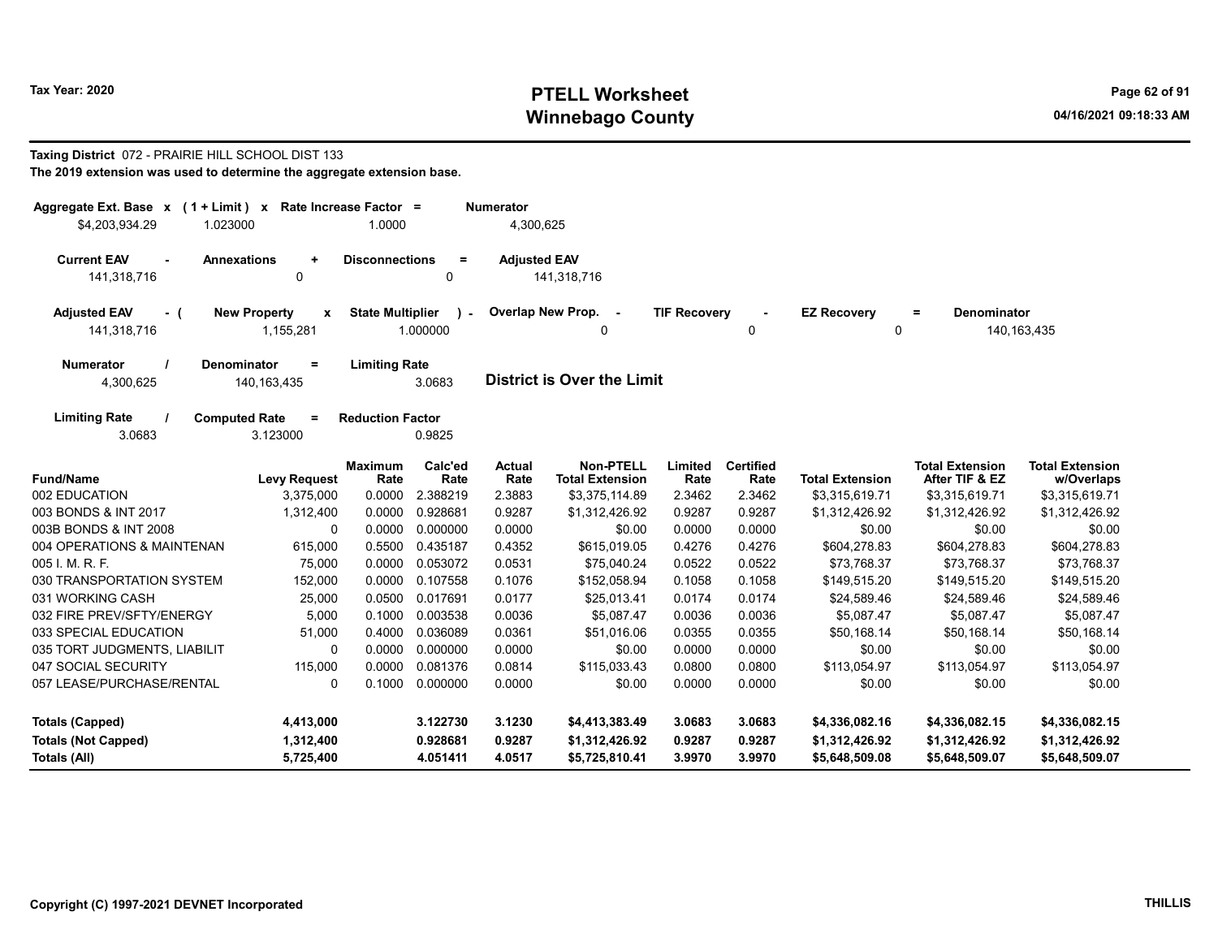# PTELL Worksheet
# Winnebago County

Tax Year: 2020

04/16/2021 09:18:33 AM

**Taxing District** 072 - PRAIRIE HILL SCHOOL DIST 133

**The 2019 extension was used to determine the aggregate extension base.**

| Aggregate Ext. Base | x | (1 + Limit) | x | Rate Increase Factor | = | Numerator |
|---|---|---|---|---|---|---|
| $4,203,934.29 | | 1.023000 | | 1.0000 | | 4,300,625 |

| Current EAV | - | Annexations | + | Disconnections | = | Adjusted EAV |
|---|---|---|---|---|---|---|
| 141,318,716 | | 0 | | 0 | | 141,318,716 |

| Adjusted EAV | - ( | New Property | x | State Multiplier | ) - | Overlap New Prop. | - | TIF Recovery | - | EZ Recovery | = | Denominator |
|---|---|---|---|---|---|---|---|---|---|---|---|---|
| 141,318,716 | | 1,155,281 | | 1.000000 | | 0 | | 0 | | 0 | | 140,163,435 |

| Numerator | / | Denominator | = | Limiting Rate |
|---|---|---|---|---|
| 4,300,625 | | 140,163,435 | | 3.0683 |

**District is Over the Limit**

| Limiting Rate | / | Computed Rate | = | Reduction Factor |
|---|---|---|---|---|
| 3.0683 | | 3.123000 | | 0.9825 |

| Fund/Name | Levy Request | Maximum Rate | Calc'ed Rate | Actual Rate | Non-PTELL Total Extension | Limited Rate | Certified Rate | Total Extension | Total Extension After TIF & EZ | Total Extension w/Overlaps |
|---|---|---|---|---|---|---|---|---|---|---|
| 002 EDUCATION | 3,375,000 | 0.0000 | 2.388219 | 2.3883 | $3,375,114.89 | 2.3462 | 2.3462 | $3,315,619.71 | $3,315,619.71 | $3,315,619.71 |
| 003 BONDS & INT 2017 | 1,312,400 | 0.0000 | 0.928681 | 0.9287 | $1,312,426.92 | 0.9287 | 0.9287 | $1,312,426.92 | $1,312,426.92 | $1,312,426.92 |
| 003B BONDS & INT 2008 | 0 | 0.0000 | 0.000000 | 0.0000 | $0.00 | 0.0000 | 0.0000 | $0.00 | $0.00 | $0.00 |
| 004 OPERATIONS & MAINTENAN | 615,000 | 0.5500 | 0.435187 | 0.4352 | $615,019.05 | 0.4276 | 0.4276 | $604,278.83 | $604,278.83 | $604,278.83 |
| 005 I. M. R. F. | 75,000 | 0.0000 | 0.053072 | 0.0531 | $75,040.24 | 0.0522 | 0.0522 | $73,768.37 | $73,768.37 | $73,768.37 |
| 030 TRANSPORTATION SYSTEM | 152,000 | 0.0000 | 0.107558 | 0.1076 | $152,058.94 | 0.1058 | 0.1058 | $149,515.20 | $149,515.20 | $149,515.20 |
| 031 WORKING CASH | 25,000 | 0.0500 | 0.017691 | 0.0177 | $25,013.41 | 0.0174 | 0.0174 | $24,589.46 | $24,589.46 | $24,589.46 |
| 032 FIRE PREV/SFTY/ENERGY | 5,000 | 0.1000 | 0.003538 | 0.0036 | $5,087.47 | 0.0036 | 0.0036 | $5,087.47 | $5,087.47 | $5,087.47 |
| 033 SPECIAL EDUCATION | 51,000 | 0.4000 | 0.036089 | 0.0361 | $51,016.06 | 0.0355 | 0.0355 | $50,168.14 | $50,168.14 | $50,168.14 |
| 035 TORT JUDGMENTS, LIABILIT | 0 | 0.0000 | 0.000000 | 0.0000 | $0.00 | 0.0000 | 0.0000 | $0.00 | $0.00 | $0.00 |
| 047 SOCIAL SECURITY | 115,000 | 0.0000 | 0.081376 | 0.0814 | $115,033.43 | 0.0800 | 0.0800 | $113,054.97 | $113,054.97 | $113,054.97 |
| 057 LEASE/PURCHASE/RENTAL | 0 | 0.1000 | 0.000000 | 0.0000 | $0.00 | 0.0000 | 0.0000 | $0.00 | $0.00 | $0.00 |
| **Totals (Capped)** | **4,413,000** | | **3.122730** | **3.1230** | **$4,413,383.49** | **3.0683** | **3.0683** | **$4,336,082.16** | **$4,336,082.15** | **$4,336,082.15** |
| **Totals (Not Capped)** | **1,312,400** | | **0.928681** | **0.9287** | **$1,312,426.92** | **0.9287** | **0.9287** | **$1,312,426.92** | **$1,312,426.92** | **$1,312,426.92** |
| **Totals (All)** | **5,725,400** | | **4.051411** | **4.0517** | **$5,725,810.41** | **3.9970** | **3.9970** | **$5,648,509.08** | **$5,648,509.07** | **$5,648,509.07** |

Copyright (C) 1997-2021 DEVNET Incorporated

THILLIS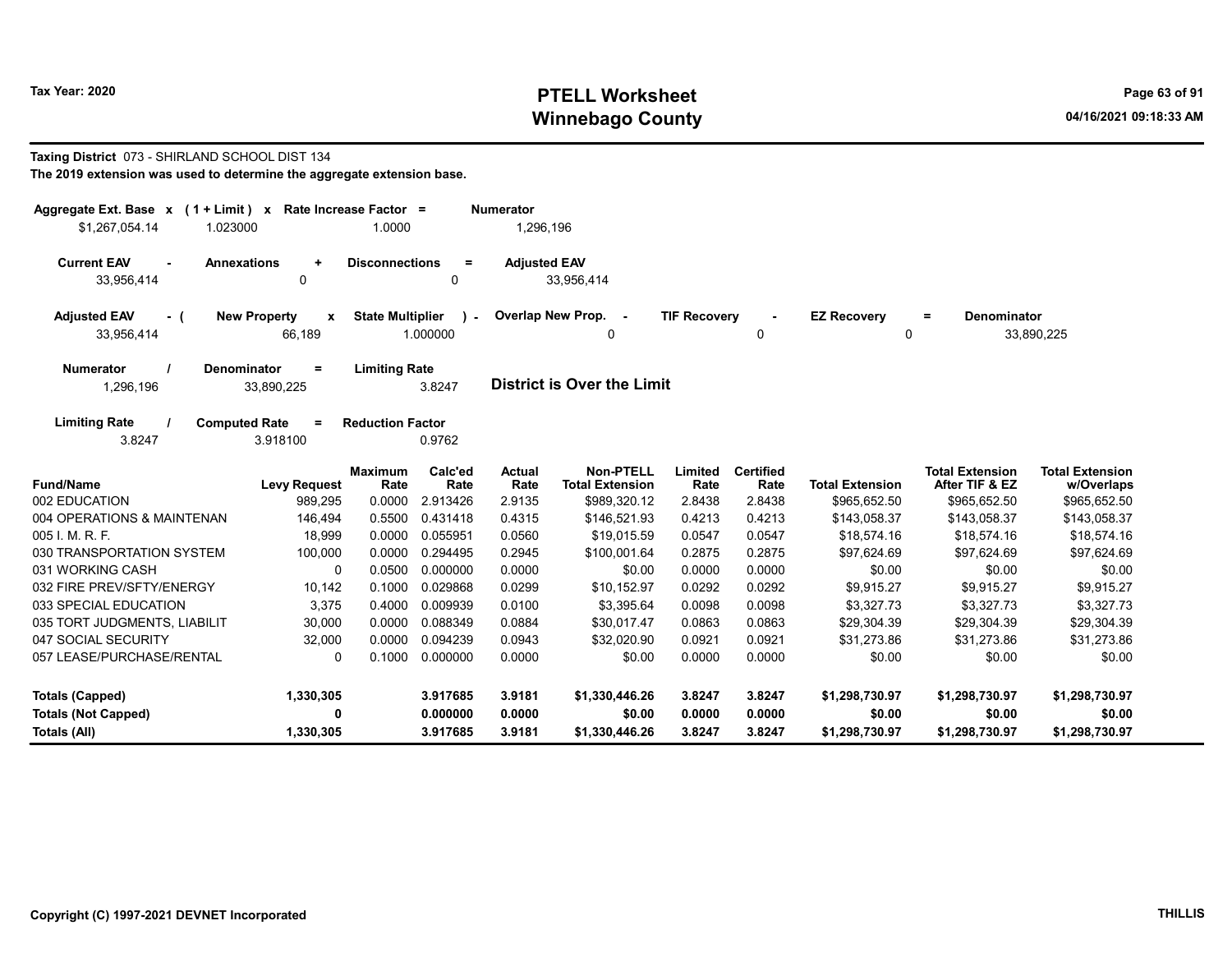Tax Year: 2020

# PTELL Worksheet
## Winnebago County

04/16/2021 09:18:33 AM

**Taxing District** 073 - SHIRLAND SCHOOL DIST 134

**The 2019 extension was used to determine the aggregate extension base.**

| Aggregate Ext. Base x | (1 + Limit) x | Rate Increase Factor = | Numerator |
|---|---|---|---|
| $1,267,054.14 | 1.023000 | 1.0000 | 1,296,196 |

| Current EAV - | Annexations + | Disconnections = | Adjusted EAV |
|---|---|---|---|
| 33,956,414 | 0 | 0 | 33,956,414 |

| Adjusted EAV - ( | New Property x | State Multiplier ) - | Overlap New Prop. - | TIF Recovery - | EZ Recovery = | Denominator |
|---|---|---|---|---|---|---|
| 33,956,414 | 66,189 | 1.000000 | 0 | 0 | 0 | 33,890,225 |

| Numerator / | Denominator = | Limiting Rate |
|---|---|---|
| 1,296,196 | 33,890,225 | 3.8247 |

**District is Over the Limit**

| Limiting Rate / | Computed Rate = | Reduction Factor |
|---|---|---|
| 3.8247 | 3.918100 | 0.9762 |

| Fund/Name | Levy Request | Maximum Rate | Calc'ed Rate | Actual Rate | Non-PTELL Total Extension | Limited Rate | Certified Rate | Total Extension | Total Extension After TIF & EZ | Total Extension w/Overlaps |
|---|---|---|---|---|---|---|---|---|---|---|
| 002 EDUCATION | 989,295 | 0.0000 | 2.913426 | 2.9135 | $989,320.12 | 2.8438 | 2.8438 | $965,652.50 | $965,652.50 | $965,652.50 |
| 004 OPERATIONS & MAINTENAN | 146,494 | 0.5500 | 0.431418 | 0.4315 | $146,521.93 | 0.4213 | 0.4213 | $143,058.37 | $143,058.37 | $143,058.37 |
| 005 I. M. R. F. | 18,999 | 0.0000 | 0.055951 | 0.0560 | $19,015.59 | 0.0547 | 0.0547 | $18,574.16 | $18,574.16 | $18,574.16 |
| 030 TRANSPORTATION SYSTEM | 100,000 | 0.0000 | 0.294495 | 0.2945 | $100,001.64 | 0.2875 | 0.2875 | $97,624.69 | $97,624.69 | $97,624.69 |
| 031 WORKING CASH | 0 | 0.0500 | 0.000000 | 0.0000 | $0.00 | 0.0000 | 0.0000 | $0.00 | $0.00 | $0.00 |
| 032 FIRE PREV/SFTY/ENERGY | 10,142 | 0.1000 | 0.029868 | 0.0299 | $10,152.97 | 0.0292 | 0.0292 | $9,915.27 | $9,915.27 | $9,915.27 |
| 033 SPECIAL EDUCATION | 3,375 | 0.4000 | 0.009939 | 0.0100 | $3,395.64 | 0.0098 | 0.0098 | $3,327.73 | $3,327.73 | $3,327.73 |
| 035 TORT JUDGMENTS, LIABILIT | 30,000 | 0.0000 | 0.088349 | 0.0884 | $30,017.47 | 0.0863 | 0.0863 | $29,304.39 | $29,304.39 | $29,304.39 |
| 047 SOCIAL SECURITY | 32,000 | 0.0000 | 0.094239 | 0.0943 | $32,020.90 | 0.0921 | 0.0921 | $31,273.86 | $31,273.86 | $31,273.86 |
| 057 LEASE/PURCHASE/RENTAL | 0 | 0.1000 | 0.000000 | 0.0000 | $0.00 | 0.0000 | 0.0000 | $0.00 | $0.00 | $0.00 |
| **Totals (Capped)** | **1,330,305** | | **3.917685** | **3.9181** | **$1,330,446.26** | **3.8247** | **3.8247** | **$1,298,730.97** | **$1,298,730.97** | **$1,298,730.97** |
| **Totals (Not Capped)** | **0** | | **0.000000** | **0.0000** | **$0.00** | **0.0000** | **0.0000** | **$0.00** | **$0.00** | **$0.00** |
| **Totals (All)** | **1,330,305** | | **3.917685** | **3.9181** | **$1,330,446.26** | **3.8247** | **3.8247** | **$1,298,730.97** | **$1,298,730.97** | **$1,298,730.97** |

Copyright (C) 1997-2021 DEVNET Incorporated

THILLIS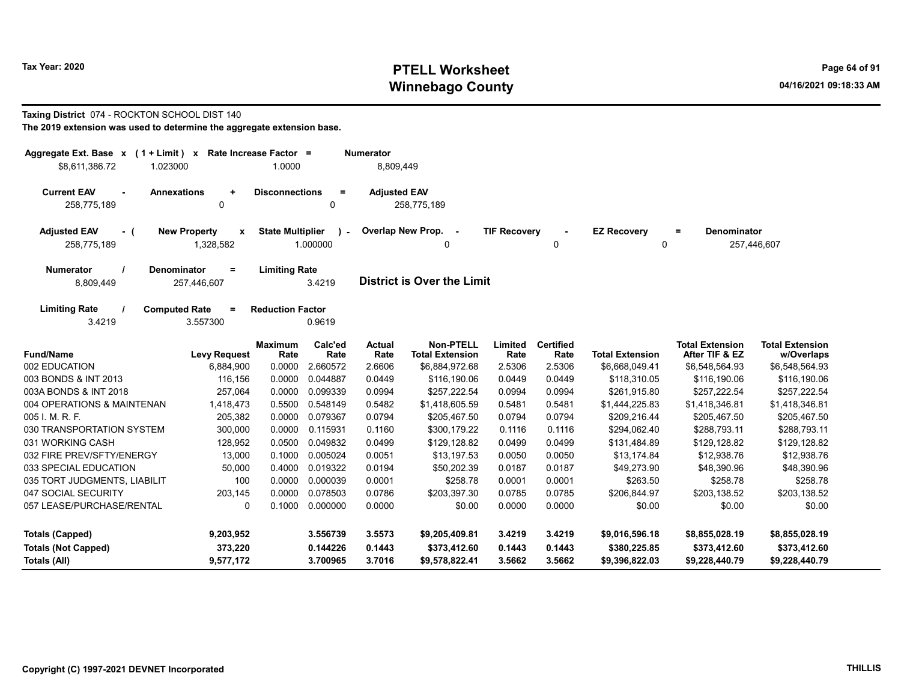# PTELL Worksheet
# Winnebago County

Tax Year: 2020

04/16/2021 09:18:33 AM

**Taxing District** 074 - ROCKTON SCHOOL DIST 140

**The 2019 extension was used to determine the aggregate extension base.**

| Aggregate Ext. Base | x | (1 + Limit) | x | Rate Increase Factor | = | Numerator |
|---|---|---|---|---|---|---|
| $8,611,386.72 | | 1.023000 | | 1.0000 | | 8,809,449 |

| Current EAV | - | Annexations | + | Disconnections | = | Adjusted EAV |
|---|---|---|---|---|---|---|
| 258,775,189 | | 0 | | 0 | | 258,775,189 |

| Adjusted EAV | - ( | New Property | x | State Multiplier | ) - | Overlap New Prop. | - | TIF Recovery | - | EZ Recovery | = | Denominator |
|---|---|---|---|---|---|---|---|---|---|---|---|---|
| 258,775,189 | | 1,328,582 | | 1.000000 | | 0 | | 0 | | 0 | | 257,446,607 |

| Numerator | / | Denominator | = | Limiting Rate |
|---|---|---|---|---|
| 8,809,449 | | 257,446,607 | | 3.4219 |

**District is Over the Limit**

| Limiting Rate | / | Computed Rate | = | Reduction Factor |
|---|---|---|---|---|
| 3.4219 | | 3.557300 | | 0.9619 |

| Fund/Name | Levy Request | Maximum Rate | Calc'ed Rate | Actual Rate | Non-PTELL Total Extension | Limited Rate | Certified Rate | Total Extension | Total Extension After TIF & EZ | Total Extension w/Overlaps |
|---|---|---|---|---|---|---|---|---|---|---|
| 002 EDUCATION | 6,884,900 | 0.0000 | 2.660572 | 2.6606 | $6,884,972.68 | 2.5306 | 2.5306 | $6,668,049.41 | $6,548,564.93 | $6,548,564.93 |
| 003 BONDS & INT 2013 | 116,156 | 0.0000 | 0.044887 | 0.0449 | $116,190.06 | 0.0449 | 0.0449 | $118,310.05 | $116,190.06 | $116,190.06 |
| 003A BONDS & INT 2018 | 257,064 | 0.0000 | 0.099339 | 0.0994 | $257,222.54 | 0.0994 | 0.0994 | $261,915.80 | $257,222.54 | $257,222.54 |
| 004 OPERATIONS & MAINTENAN | 1,418,473 | 0.5500 | 0.548149 | 0.5482 | $1,418,605.59 | 0.5481 | 0.5481 | $1,444,225.83 | $1,418,346.81 | $1,418,346.81 |
| 005 I. M. R. F. | 205,382 | 0.0000 | 0.079367 | 0.0794 | $205,467.50 | 0.0794 | 0.0794 | $209,216.44 | $205,467.50 | $205,467.50 |
| 030 TRANSPORTATION SYSTEM | 300,000 | 0.0000 | 0.115931 | 0.1160 | $300,179.22 | 0.1116 | 0.1116 | $294,062.40 | $288,793.11 | $288,793.11 |
| 031 WORKING CASH | 128,952 | 0.0500 | 0.049832 | 0.0499 | $129,128.82 | 0.0499 | 0.0499 | $131,484.89 | $129,128.82 | $129,128.82 |
| 032 FIRE PREV/SFTY/ENERGY | 13,000 | 0.1000 | 0.005024 | 0.0051 | $13,197.53 | 0.0050 | 0.0050 | $13,174.84 | $12,938.76 | $12,938.76 |
| 033 SPECIAL EDUCATION | 50,000 | 0.4000 | 0.019322 | 0.0194 | $50,202.39 | 0.0187 | 0.0187 | $49,273.90 | $48,390.96 | $48,390.96 |
| 035 TORT JUDGMENTS, LIABILIT | 100 | 0.0000 | 0.000039 | 0.0001 | $258.78 | 0.0001 | 0.0001 | $263.50 | $258.78 | $258.78 |
| 047 SOCIAL SECURITY | 203,145 | 0.0000 | 0.078503 | 0.0786 | $203,397.30 | 0.0785 | 0.0785 | $206,844.97 | $203,138.52 | $203,138.52 |
| 057 LEASE/PURCHASE/RENTAL | 0 | 0.1000 | 0.000000 | 0.0000 | $0.00 | 0.0000 | 0.0000 | $0.00 | $0.00 | $0.00 |
| **Totals (Capped)** | **9,203,952** | | **3.556739** | **3.5573** | **$9,205,409.81** | **3.4219** | **3.4219** | **$9,016,596.18** | **$8,855,028.19** | **$8,855,028.19** |
| **Totals (Not Capped)** | **373,220** | | **0.144226** | **0.1443** | **$373,412.60** | **0.1443** | **0.1443** | **$380,225.85** | **$373,412.60** | **$373,412.60** |
| **Totals (All)** | **9,577,172** | | **3.700965** | **3.7016** | **$9,578,822.41** | **3.5662** | **3.5662** | **$9,396,822.03** | **$9,228,440.79** | **$9,228,440.79** |

Copyright (C) 1997-2021 DEVNET Incorporated

THILLIS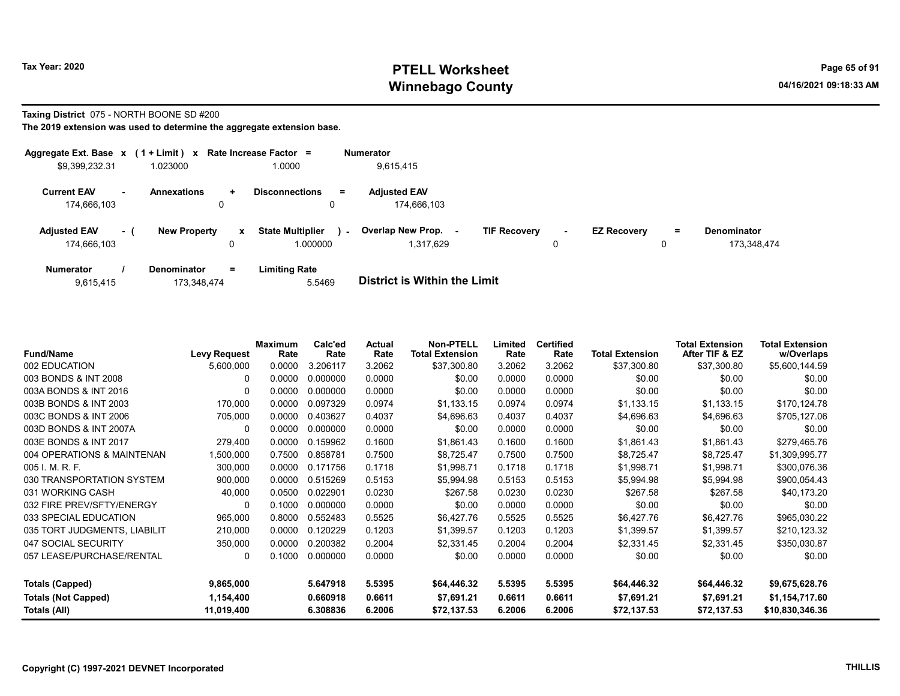Tax Year: 2020

# PTELL Worksheet
## Winnebago County

04/16/2021 09:18:33 AM

**Taxing District** 075 - NORTH BOONE SD #200

**The 2019 extension was used to determine the aggregate extension base.**

| Aggregate Ext. Base | x | (1 + Limit) | x | Rate Increase Factor | = | Numerator |
|---|---|---|---|---|---|---|
| $9,399,232.31 | | 1.023000 | | 1.0000 | | 9,615,415 |

| Current EAV | - | Annexations | + | Disconnections | = | Adjusted EAV |
|---|---|---|---|---|---|---|
| 174,666,103 | | 0 | | 0 | | 174,666,103 |

| Adjusted EAV | - ( | New Property | x | State Multiplier | ) - | Overlap New Prop. | - | TIF Recovery | - | EZ Recovery | = | Denominator |
|---|---|---|---|---|---|---|---|---|---|---|---|---|
| 174,666,103 | | 0 | | 1.000000 | | 1,317,629 | | 0 | | 0 | | 173,348,474 |

| Numerator | / | Denominator | = | Limiting Rate |
|---|---|---|---|---|
| 9,615,415 | | 173,348,474 | | 5.5469 |

**District is Within the Limit**

| Fund/Name | Levy Request | Maximum Rate | Calc'ed Rate | Actual Rate | Non-PTELL Total Extension | Limited Rate | Certified Rate | Total Extension | Total Extension After TIF & EZ | Total Extension w/Overlaps |
|---|---|---|---|---|---|---|---|---|---|---|
| 002 EDUCATION | 5,600,000 | 0.0000 | 3.206117 | 3.2062 | $37,300.80 | 3.2062 | 3.2062 | $37,300.80 | $37,300.80 | $5,600,144.59 |
| 003 BONDS & INT 2008 | 0 | 0.0000 | 0.000000 | 0.0000 | $0.00 | 0.0000 | 0.0000 | $0.00 | $0.00 | $0.00 |
| 003A BONDS & INT 2016 | 0 | 0.0000 | 0.000000 | 0.0000 | $0.00 | 0.0000 | 0.0000 | $0.00 | $0.00 | $0.00 |
| 003B BONDS & INT 2003 | 170,000 | 0.0000 | 0.097329 | 0.0974 | $1,133.15 | 0.0974 | 0.0974 | $1,133.15 | $1,133.15 | $170,124.78 |
| 003C BONDS & INT 2006 | 705,000 | 0.0000 | 0.403627 | 0.4037 | $4,696.63 | 0.4037 | 0.4037 | $4,696.63 | $4,696.63 | $705,127.06 |
| 003D BONDS & INT 2007A | 0 | 0.0000 | 0.000000 | 0.0000 | $0.00 | 0.0000 | 0.0000 | $0.00 | $0.00 | $0.00 |
| 003E BONDS & INT 2017 | 279,400 | 0.0000 | 0.159962 | 0.1600 | $1,861.43 | 0.1600 | 0.1600 | $1,861.43 | $1,861.43 | $279,465.76 |
| 004 OPERATIONS & MAINTENAN | 1,500,000 | 0.7500 | 0.858781 | 0.7500 | $8,725.47 | 0.7500 | 0.7500 | $8,725.47 | $8,725.47 | $1,309,995.77 |
| 005 I. M. R. F. | 300,000 | 0.0000 | 0.171756 | 0.1718 | $1,998.71 | 0.1718 | 0.1718 | $1,998.71 | $1,998.71 | $300,076.36 |
| 030 TRANSPORTATION SYSTEM | 900,000 | 0.0000 | 0.515269 | 0.5153 | $5,994.98 | 0.5153 | 0.5153 | $5,994.98 | $5,994.98 | $900,054.43 |
| 031 WORKING CASH | 40,000 | 0.0500 | 0.022901 | 0.0230 | $267.58 | 0.0230 | 0.0230 | $267.58 | $267.58 | $40,173.20 |
| 032 FIRE PREV/SFTY/ENERGY | 0 | 0.1000 | 0.000000 | 0.0000 | $0.00 | 0.0000 | 0.0000 | $0.00 | $0.00 | $0.00 |
| 033 SPECIAL EDUCATION | 965,000 | 0.8000 | 0.552483 | 0.5525 | $6,427.76 | 0.5525 | 0.5525 | $6,427.76 | $6,427.76 | $965,030.22 |
| 035 TORT JUDGMENTS, LIABILIT | 210,000 | 0.0000 | 0.120229 | 0.1203 | $1,399.57 | 0.1203 | 0.1203 | $1,399.57 | $1,399.57 | $210,123.32 |
| 047 SOCIAL SECURITY | 350,000 | 0.0000 | 0.200382 | 0.2004 | $2,331.45 | 0.2004 | 0.2004 | $2,331.45 | $2,331.45 | $350,030.87 |
| 057 LEASE/PURCHASE/RENTAL | 0 | 0.1000 | 0.000000 | 0.0000 | $0.00 | 0.0000 | 0.0000 | $0.00 | $0.00 | $0.00 |
| **Totals (Capped)** | **9,865,000** | | **5.647918** | **5.5395** | **$64,446.32** | **5.5395** | **5.5395** | **$64,446.32** | **$64,446.32** | **$9,675,628.76** |
| **Totals (Not Capped)** | **1,154,400** | | **0.660918** | **0.6611** | **$7,691.21** | **0.6611** | **0.6611** | **$7,691.21** | **$7,691.21** | **$1,154,717.60** |
| **Totals (All)** | **11,019,400** | | **6.308836** | **6.2006** | **$72,137.53** | **6.2006** | **6.2006** | **$72,137.53** | **$72,137.53** | **$10,830,346.36** |

**Copyright (C) 1997-2021 DEVNET Incorporated** **THILLIS**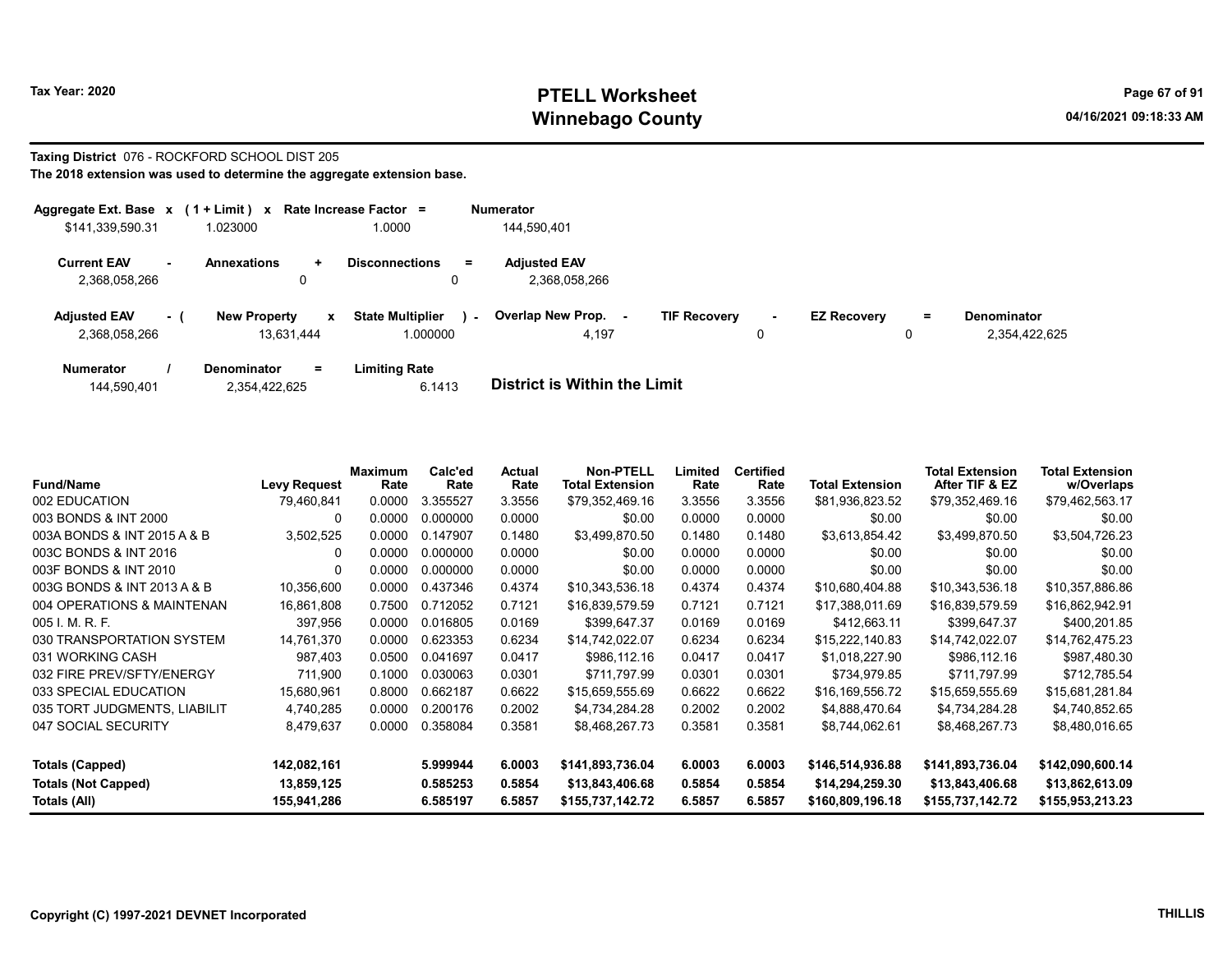Tax Year: 2020

# PTELL Worksheet
## Winnebago County

04/16/2021 09:18:33 AM

**Taxing District** 076 - ROCKFORD SCHOOL DIST 205

**The 2018 extension was used to determine the aggregate extension base.**

| Aggregate Ext. Base | x | (1 + Limit) | x | Rate Increase Factor | = | Numerator |
|---|---|---|---|---|---|---|
| $141,339,590.31 | | 1.023000 | | 1.0000 | | 144,590,401 |

| Current EAV | - | Annexations | + | Disconnections | = | Adjusted EAV |
|---|---|---|---|---|---|---|
| 2,368,058,266 | | 0 | | 0 | | 2,368,058,266 |

| Adjusted EAV | - ( | New Property | x | State Multiplier | ) - | Overlap New Prop. | - | TIF Recovery | - | EZ Recovery | = | Denominator |
|---|---|---|---|---|---|---|---|---|---|---|---|---|
| 2,368,058,266 | | 13,631,444 | | 1.000000 | | 4,197 | | 0 | | 0 | | 2,354,422,625 |

| Numerator | / | Denominator | = | Limiting Rate |
|---|---|---|---|---|
| 144,590,401 | | 2,354,422,625 | | 6.1413 |

**District is Within the Limit**

| Fund/Name | Levy Request | Maximum Rate | Calc'ed Rate | Actual Rate | Non-PTELL Total Extension | Limited Rate | Certified Rate | Total Extension | Total Extension After TIF & EZ | Total Extension w/Overlaps |
|---|---|---|---|---|---|---|---|---|---|---|
| 002 EDUCATION | 79,460,841 | 0.0000 | 3.355527 | 3.3556 | $79,352,469.16 | 3.3556 | 3.3556 | $81,936,823.52 | $79,352,469.16 | $79,462,563.17 |
| 003 BONDS & INT 2000 | 0 | 0.0000 | 0.000000 | 0.0000 | $0.00 | 0.0000 | 0.0000 | $0.00 | $0.00 | $0.00 |
| 003A BONDS & INT 2015 A & B | 3,502,525 | 0.0000 | 0.147907 | 0.1480 | $3,499,870.50 | 0.1480 | 0.1480 | $3,613,854.42 | $3,499,870.50 | $3,504,726.23 |
| 003C BONDS & INT 2016 | 0 | 0.0000 | 0.000000 | 0.0000 | $0.00 | 0.0000 | 0.0000 | $0.00 | $0.00 | $0.00 |
| 003F BONDS & INT 2010 | 0 | 0.0000 | 0.000000 | 0.0000 | $0.00 | 0.0000 | 0.0000 | $0.00 | $0.00 | $0.00 |
| 003G BONDS & INT 2013 A & B | 10,356,600 | 0.0000 | 0.437346 | 0.4374 | $10,343,536.18 | 0.4374 | 0.4374 | $10,680,404.88 | $10,343,536.18 | $10,357,886.86 |
| 004 OPERATIONS & MAINTENAN | 16,861,808 | 0.7500 | 0.712052 | 0.7121 | $16,839,579.59 | 0.7121 | 0.7121 | $17,388,011.69 | $16,839,579.59 | $16,862,942.91 |
| 005 I. M. R. F. | 397,956 | 0.0000 | 0.016805 | 0.0169 | $399,647.37 | 0.0169 | 0.0169 | $412,663.11 | $399,647.37 | $400,201.85 |
| 030 TRANSPORTATION SYSTEM | 14,761,370 | 0.0000 | 0.623353 | 0.6234 | $14,742,022.07 | 0.6234 | 0.6234 | $15,222,140.83 | $14,742,022.07 | $14,762,475.23 |
| 031 WORKING CASH | 987,403 | 0.0500 | 0.041697 | 0.0417 | $986,112.16 | 0.0417 | 0.0417 | $1,018,227.90 | $986,112.16 | $987,480.30 |
| 032 FIRE PREV/SFTY/ENERGY | 711,900 | 0.1000 | 0.030063 | 0.0301 | $711,797.99 | 0.0301 | 0.0301 | $734,979.85 | $711,797.99 | $712,785.54 |
| 033 SPECIAL EDUCATION | 15,680,961 | 0.8000 | 0.662187 | 0.6622 | $15,659,555.69 | 0.6622 | 0.6622 | $16,169,556.72 | $15,659,555.69 | $15,681,281.84 |
| 035 TORT JUDGMENTS, LIABILIT | 4,740,285 | 0.0000 | 0.200176 | 0.2002 | $4,734,284.28 | 0.2002 | 0.2002 | $4,888,470.64 | $4,734,284.28 | $4,740,852.65 |
| 047 SOCIAL SECURITY | 8,479,637 | 0.0000 | 0.358084 | 0.3581 | $8,468,267.73 | 0.3581 | 0.3581 | $8,744,062.61 | $8,468,267.73 | $8,480,016.65 |
| **Totals (Capped)** | **142,082,161** | | **5.999944** | **6.0003** | **$141,893,736.04** | **6.0003** | **6.0003** | **$146,514,936.88** | **$141,893,736.04** | **$142,090,600.14** |
| **Totals (Not Capped)** | **13,859,125** | | **0.585253** | **0.5854** | **$13,843,406.68** | **0.5854** | **0.5854** | **$14,294,259.30** | **$13,843,406.68** | **$13,862,613.09** |
| **Totals (All)** | **155,941,286** | | **6.585197** | **6.5857** | **$155,737,142.72** | **6.5857** | **6.5857** | **$160,809,196.18** | **$155,737,142.72** | **$155,953,213.23** |

Copyright (C) 1997-2021 DEVNET Incorporated

THILLIS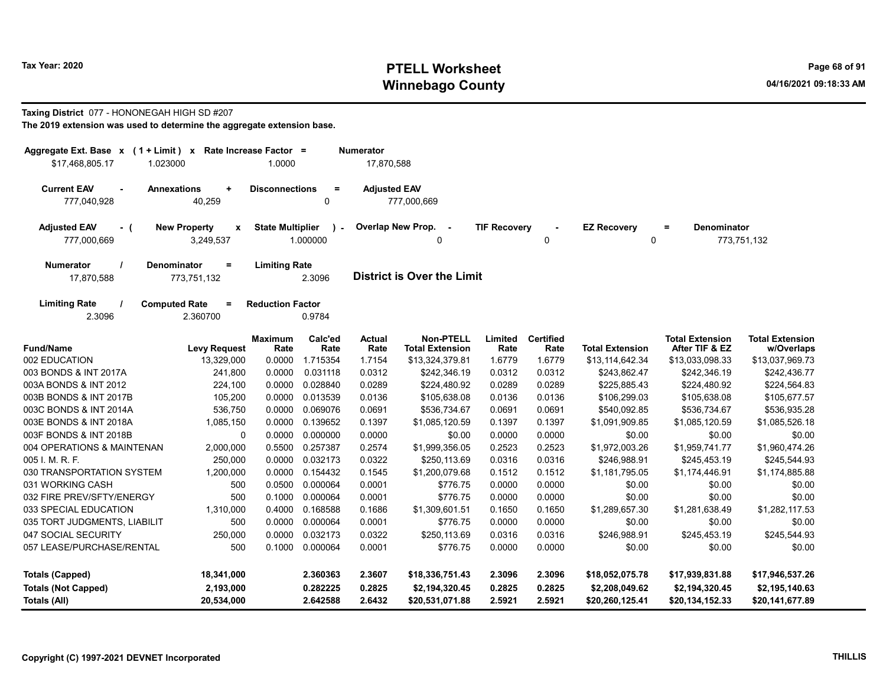**Tax Year: 2020**

# PTELL Worksheet
## Winnebago County

**Taxing District** 077 - HONONEGAH HIGH SD #207

**The 2019 extension was used to determine the aggregate extension base.**

| Aggregate Ext. Base | x | (1 + Limit) | x | Rate Increase Factor | = | Numerator |
|---|---|---|---|---|---|---|
| $17,468,805.17 | | 1.023000 | | 1.0000 | | 17,870,588 |

| Current EAV | - | Annexations | + | Disconnections | = | Adjusted EAV |
|---|---|---|---|---|---|---|
| 777,040,928 | | 40,259 | | 0 | | 777,000,669 |

| Adjusted EAV | - ( | New Property | x | State Multiplier | ) - | Overlap New Prop. | - | TIF Recovery | - | EZ Recovery | = | Denominator |
|---|---|---|---|---|---|---|---|---|---|---|---|---|
| 777,000,669 | | 3,249,537 | | 1.000000 | | 0 | | 0 | | 0 | | 773,751,132 |

| Numerator | / | Denominator | = | Limiting Rate |
|---|---|---|---|---|
| 17,870,588 | | 773,751,132 | | 2.3096 |

**District is Over the Limit**

| Limiting Rate | / | Computed Rate | = | Reduction Factor |
|---|---|---|---|---|
| 2.3096 | | 2.360700 | | 0.9784 |

| Fund/Name | Levy Request | Maximum Rate | Calc'ed Rate | Actual Rate | Non-PTELL Total Extension | Limited Rate | Certified Rate | Total Extension | Total Extension After TIF & EZ | Total Extension w/Overlaps |
|---|---|---|---|---|---|---|---|---|---|---|
| 002 EDUCATION | 13,329,000 | 0.0000 | 1.715354 | 1.7154 | $13,324,379.81 | 1.6779 | 1.6779 | $13,114,642.34 | $13,033,098.33 | $13,037,969.73 |
| 003 BONDS & INT 2017A | 241,800 | 0.0000 | 0.031118 | 0.0312 | $242,346.19 | 0.0312 | 0.0312 | $243,862.47 | $242,346.19 | $242,436.77 |
| 003A BONDS & INT 2012 | 224,100 | 0.0000 | 0.028840 | 0.0289 | $224,480.92 | 0.0289 | 0.0289 | $225,885.43 | $224,480.92 | $224,564.83 |
| 003B BONDS & INT 2017B | 105,200 | 0.0000 | 0.013539 | 0.0136 | $105,638.08 | 0.0136 | 0.0136 | $106,299.03 | $105,638.08 | $105,677.57 |
| 003C BONDS & INT 2014A | 536,750 | 0.0000 | 0.069076 | 0.0691 | $536,734.67 | 0.0691 | 0.0691 | $540,092.85 | $536,734.67 | $536,935.28 |
| 003E BONDS & INT 2018A | 1,085,150 | 0.0000 | 0.139652 | 0.1397 | $1,085,120.59 | 0.1397 | 0.1397 | $1,091,909.85 | $1,085,120.59 | $1,085,526.18 |
| 003F BONDS & INT 2018B | 0 | 0.0000 | 0.000000 | 0.0000 | $0.00 | 0.0000 | 0.0000 | $0.00 | $0.00 | $0.00 |
| 004 OPERATIONS & MAINTENAN | 2,000,000 | 0.5500 | 0.257387 | 0.2574 | $1,999,356.05 | 0.2523 | 0.2523 | $1,972,003.26 | $1,959,741.77 | $1,960,474.26 |
| 005 I. M. R. F. | 250,000 | 0.0000 | 0.032173 | 0.0322 | $250,113.69 | 0.0316 | 0.0316 | $246,988.91 | $245,453.19 | $245,544.93 |
| 030 TRANSPORTATION SYSTEM | 1,200,000 | 0.0000 | 0.154432 | 0.1545 | $1,200,079.68 | 0.1512 | 0.1512 | $1,181,795.05 | $1,174,446.91 | $1,174,885.88 |
| 031 WORKING CASH | 500 | 0.0500 | 0.000064 | 0.0001 | $776.75 | 0.0000 | 0.0000 | $0.00 | $0.00 | $0.00 |
| 032 FIRE PREV/SFTY/ENERGY | 500 | 0.1000 | 0.000064 | 0.0001 | $776.75 | 0.0000 | 0.0000 | $0.00 | $0.00 | $0.00 |
| 033 SPECIAL EDUCATION | 1,310,000 | 0.4000 | 0.168588 | 0.1686 | $1,309,601.51 | 0.1650 | 0.1650 | $1,289,657.30 | $1,281,638.49 | $1,282,117.53 |
| 035 TORT JUDGMENTS, LIABILIT | 500 | 0.0000 | 0.000064 | 0.0001 | $776.75 | 0.0000 | 0.0000 | $0.00 | $0.00 | $0.00 |
| 047 SOCIAL SECURITY | 250,000 | 0.0000 | 0.032173 | 0.0322 | $250,113.69 | 0.0316 | 0.0316 | $246,988.91 | $245,453.19 | $245,544.93 |
| 057 LEASE/PURCHASE/RENTAL | 500 | 0.1000 | 0.000064 | 0.0001 | $776.75 | 0.0000 | 0.0000 | $0.00 | $0.00 | $0.00 |
| **Totals (Capped)** | **18,341,000** | | **2.360363** | **2.3607** | **$18,336,751.43** | **2.3096** | **2.3096** | **$18,052,075.78** | **$17,939,831.88** | **$17,946,537.26** |
| **Totals (Not Capped)** | **2,193,000** | | **0.282225** | **0.2825** | **$2,194,320.45** | **0.2825** | **0.2825** | **$2,208,049.62** | **$2,194,320.45** | **$2,195,140.63** |
| **Totals (All)** | **20,534,000** | | **2.642588** | **2.6432** | **$20,531,071.88** | **2.5921** | **2.5921** | **$20,260,125.41** | **$20,134,152.33** | **$20,141,677.89** |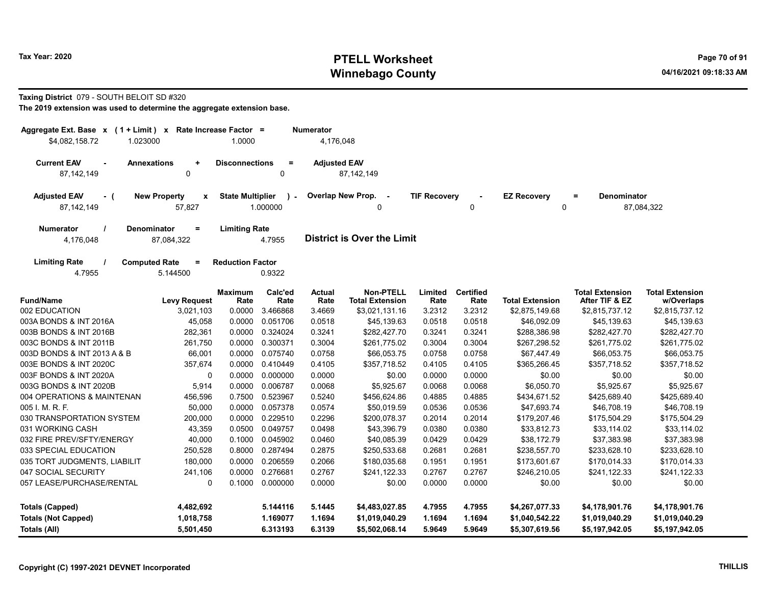# PTELL Worksheet
# Winnebago County

Tax Year: 2020

04/16/2021 09:18:33 AM

**Taxing District** 079 - SOUTH BELOIT SD #320

**The 2019 extension was used to determine the aggregate extension base.**

| Aggregate Ext. Base x | (1 + Limit) x | Rate Increase Factor = | Numerator |
|---|---|---|---|
| $4,082,158.72 | 1.023000 | 1.0000 | 4,176,048 |

| Current EAV - | Annexations + | Disconnections = | Adjusted EAV |
|---|---|---|---|
| 87,142,149 | 0 | 0 | 87,142,149 |

| Adjusted EAV - ( | New Property x | State Multiplier ) - | Overlap New Prop. - | TIF Recovery - | EZ Recovery = | Denominator |
|---|---|---|---|---|---|---|
| 87,142,149 | 57,827 | 1.000000 | 0 | 0 | 0 | 87,084,322 |

| Numerator / | Denominator = | Limiting Rate |
|---|---|---|
| 4,176,048 | 87,084,322 | 4.7955 |

**District is Over the Limit**

| Limiting Rate / | Computed Rate = | Reduction Factor |
|---|---|---|
| 4.7955 | 5.144500 | 0.9322 |

| Fund/Name | Levy Request | Maximum Rate | Calc'ed Rate | Actual Rate | Non-PTELL Total Extension | Limited Rate | Certified Rate | Total Extension | Total Extension After TIF & EZ | Total Extension w/Overlaps |
|---|---|---|---|---|---|---|---|---|---|---|
| 002 EDUCATION | 3,021,103 | 0.0000 | 3.466868 | 3.4669 | $3,021,131.16 | 3.2312 | 3.2312 | $2,875,149.68 | $2,815,737.12 | $2,815,737.12 |
| 003A BONDS & INT 2016A | 45,058 | 0.0000 | 0.051706 | 0.0518 | $45,139.63 | 0.0518 | 0.0518 | $46,092.09 | $45,139.63 | $45,139.63 |
| 003B BONDS & INT 2016B | 282,361 | 0.0000 | 0.324024 | 0.3241 | $282,427.70 | 0.3241 | 0.3241 | $288,386.98 | $282,427.70 | $282,427.70 |
| 003C BONDS & INT 2011B | 261,750 | 0.0000 | 0.300371 | 0.3004 | $261,775.02 | 0.3004 | 0.3004 | $267,298.52 | $261,775.02 | $261,775.02 |
| 003D BONDS & INT 2013 A & B | 66,001 | 0.0000 | 0.075740 | 0.0758 | $66,053.75 | 0.0758 | 0.0758 | $67,447.49 | $66,053.75 | $66,053.75 |
| 003E BONDS & INT 2020C | 357,674 | 0.0000 | 0.410449 | 0.4105 | $357,718.52 | 0.4105 | 0.4105 | $365,266.45 | $357,718.52 | $357,718.52 |
| 003F BONDS & INT 2020A | 0 | 0.0000 | 0.000000 | 0.0000 | $0.00 | 0.0000 | 0.0000 | $0.00 | $0.00 | $0.00 |
| 003G BONDS & INT 2020B | 5,914 | 0.0000 | 0.006787 | 0.0068 | $5,925.67 | 0.0068 | 0.0068 | $6,050.70 | $5,925.67 | $5,925.67 |
| 004 OPERATIONS & MAINTENAN | 456,596 | 0.7500 | 0.523967 | 0.5240 | $456,624.86 | 0.4885 | 0.4885 | $434,671.52 | $425,689.40 | $425,689.40 |
| 005 I. M. R. F. | 50,000 | 0.0000 | 0.057378 | 0.0574 | $50,019.59 | 0.0536 | 0.0536 | $47,693.74 | $46,708.19 | $46,708.19 |
| 030 TRANSPORTATION SYSTEM | 200,000 | 0.0000 | 0.229510 | 0.2296 | $200,078.37 | 0.2014 | 0.2014 | $179,207.46 | $175,504.29 | $175,504.29 |
| 031 WORKING CASH | 43,359 | 0.0500 | 0.049757 | 0.0498 | $43,396.79 | 0.0380 | 0.0380 | $33,812.73 | $33,114.02 | $33,114.02 |
| 032 FIRE PREV/SFTY/ENERGY | 40,000 | 0.1000 | 0.045902 | 0.0460 | $40,085.39 | 0.0429 | 0.0429 | $38,172.79 | $37,383.98 | $37,383.98 |
| 033 SPECIAL EDUCATION | 250,528 | 0.8000 | 0.287494 | 0.2875 | $250,533.68 | 0.2681 | 0.2681 | $238,557.70 | $233,628.10 | $233,628.10 |
| 035 TORT JUDGMENTS, LIABILIT | 180,000 | 0.0000 | 0.206559 | 0.2066 | $180,035.68 | 0.1951 | 0.1951 | $173,601.67 | $170,014.33 | $170,014.33 |
| 047 SOCIAL SECURITY | 241,106 | 0.0000 | 0.276681 | 0.2767 | $241,122.33 | 0.2767 | 0.2767 | $246,210.05 | $241,122.33 | $241,122.33 |
| 057 LEASE/PURCHASE/RENTAL | 0 | 0.1000 | 0.000000 | 0.0000 | $0.00 | 0.0000 | 0.0000 | $0.00 | $0.00 | $0.00 |
| **Totals (Capped)** | **4,482,692** | | **5.144116** | **5.1445** | **$4,483,027.85** | **4.7955** | **4.7955** | **$4,267,077.33** | **$4,178,901.76** | **$4,178,901.76** |
| **Totals (Not Capped)** | **1,018,758** | | **1.169077** | **1.1694** | **$1,019,040.29** | **1.1694** | **1.1694** | **$1,040,542.22** | **$1,019,040.29** | **$1,019,040.29** |
| **Totals (All)** | **5,501,450** | | **6.313193** | **6.3139** | **$5,502,068.14** | **5.9649** | **5.9649** | **$5,307,619.56** | **$5,197,942.05** | **$5,197,942.05** |

Copyright (C) 1997-2021 DEVNET Incorporated

THILLIS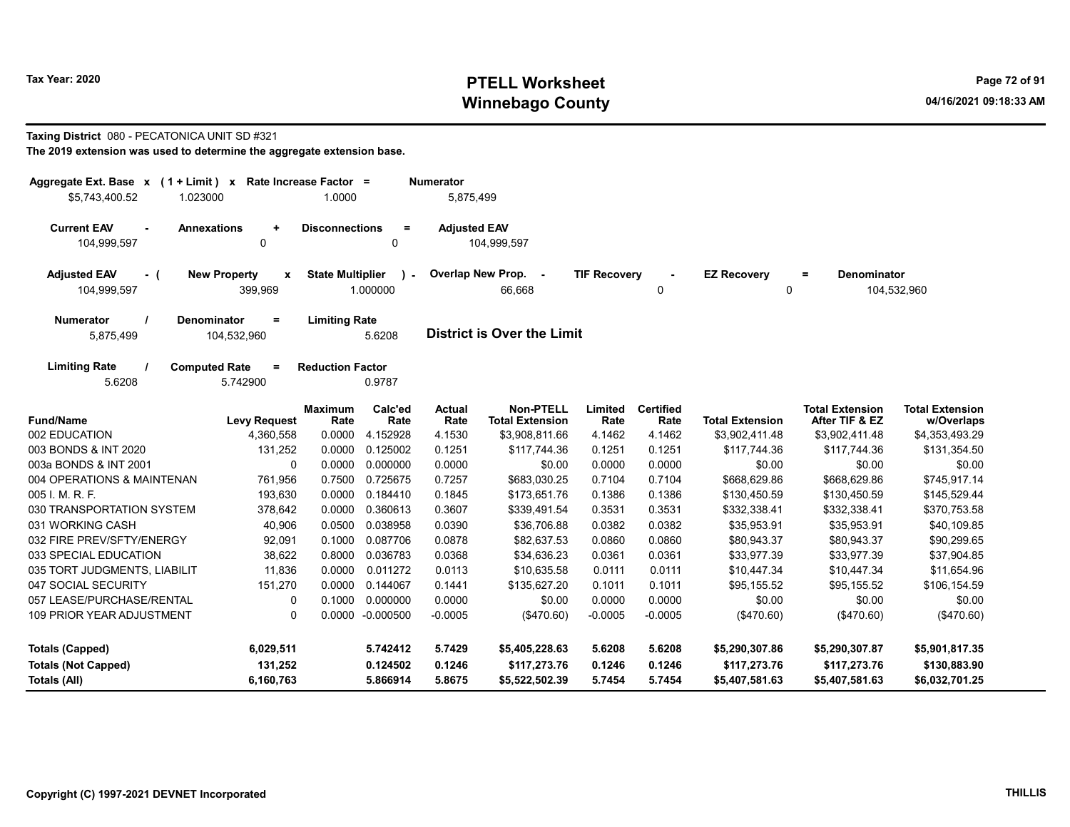**Taxing District** 080 - PECATONICA UNIT SD #321

**The 2019 extension was used to determine the aggregate extension base.**

| Aggregate Ext. Base | x | (1 + Limit) | x | Rate Increase Factor | = | Numerator |
|---|---|---|---|---|---|---|
| $5,743,400.52 | | 1.023000 | | 1.0000 | | 5,875,499 |

| Current EAV | - | Annexations | + | Disconnections | = | Adjusted EAV |
|---|---|---|---|---|---|---|
| 104,999,597 | | 0 | | 0 | | 104,999,597 |

| Adjusted EAV | - ( | New Property | x | State Multiplier | ) - | Overlap New Prop. | - | TIF Recovery | - | EZ Recovery | = | Denominator |
|---|---|---|---|---|---|---|---|---|---|---|---|---|
| 104,999,597 | | 399,969 | | 1.000000 | | 66,668 | | 0 | | 0 | | 104,532,960 |

| Numerator | / | Denominator | = | Limiting Rate |
|---|---|---|---|---|
| 5,875,499 | | 104,532,960 | | 5.6208 |

**District is Over the Limit**

| Limiting Rate | / | Computed Rate | = | Reduction Factor |
|---|---|---|---|---|
| 5.6208 | | 5.742900 | | 0.9787 |

| Fund/Name | Levy Request | Maximum Rate | Calc'ed Rate | Actual Rate | Non-PTELL Total Extension | Limited Rate | Certified Rate | Total Extension | Total Extension After TIF & EZ | Total Extension w/Overlaps |
|---|---|---|---|---|---|---|---|---|---|---|
| 002 EDUCATION | 4,360,558 | 0.0000 | 4.152928 | 4.1530 | $3,908,811.66 | 4.1462 | 4.1462 | $3,902,411.48 | $3,902,411.48 | $4,353,493.29 |
| 003 BONDS & INT 2020 | 131,252 | 0.0000 | 0.125002 | 0.1251 | $117,744.36 | 0.1251 | 0.1251 | $117,744.36 | $117,744.36 | $131,354.50 |
| 003a BONDS & INT 2001 | 0 | 0.0000 | 0.000000 | 0.0000 | $0.00 | 0.0000 | 0.0000 | $0.00 | $0.00 | $0.00 |
| 004 OPERATIONS & MAINTENAN | 761,956 | 0.7500 | 0.725675 | 0.7257 | $683,030.25 | 0.7104 | 0.7104 | $668,629.86 | $668,629.86 | $745,917.14 |
| 005 I. M. R. F. | 193,630 | 0.0000 | 0.184410 | 0.1845 | $173,651.76 | 0.1386 | 0.1386 | $130,450.59 | $130,450.59 | $145,529.44 |
| 030 TRANSPORTATION SYSTEM | 378,642 | 0.0000 | 0.360613 | 0.3607 | $339,491.54 | 0.3531 | 0.3531 | $332,338.41 | $332,338.41 | $370,753.58 |
| 031 WORKING CASH | 40,906 | 0.0500 | 0.038958 | 0.0390 | $36,706.88 | 0.0382 | 0.0382 | $35,953.91 | $35,953.91 | $40,109.85 |
| 032 FIRE PREV/SFTY/ENERGY | 92,091 | 0.1000 | 0.087706 | 0.0878 | $82,637.53 | 0.0860 | 0.0860 | $80,943.37 | $80,943.37 | $90,299.65 |
| 033 SPECIAL EDUCATION | 38,622 | 0.8000 | 0.036783 | 0.0368 | $34,636.23 | 0.0361 | 0.0361 | $33,977.39 | $33,977.39 | $37,904.85 |
| 035 TORT JUDGMENTS, LIABILIT | 11,836 | 0.0000 | 0.011272 | 0.0113 | $10,635.58 | 0.0111 | 0.0111 | $10,447.34 | $10,447.34 | $11,654.96 |
| 047 SOCIAL SECURITY | 151,270 | 0.0000 | 0.144067 | 0.1441 | $135,627.20 | 0.1011 | 0.1011 | $95,155.52 | $95,155.52 | $106,154.59 |
| 057 LEASE/PURCHASE/RENTAL | 0 | 0.1000 | 0.000000 | 0.0000 | $0.00 | 0.0000 | 0.0000 | $0.00 | $0.00 | $0.00 |
| 109 PRIOR YEAR ADJUSTMENT | 0 | 0.0000 | -0.000500 | -0.0005 | ($470.60) | -0.0005 | -0.0005 | ($470.60) | ($470.60) | ($470.60) |
| **Totals (Capped)** | **6,029,511** | | **5.742412** | **5.7429** | **$5,405,228.63** | **5.6208** | **5.6208** | **$5,290,307.86** | **$5,290,307.87** | **$5,901,817.35** |
| **Totals (Not Capped)** | **131,252** | | **0.124502** | **0.1246** | **$117,273.76** | **0.1246** | **0.1246** | **$117,273.76** | **$117,273.76** | **$130,883.90** |
| **Totals (All)** | **6,160,763** | | **5.866914** | **5.8675** | **$5,522,502.39** | **5.7454** | **5.7454** | **$5,407,581.63** | **$5,407,581.63** | **$6,032,701.25** |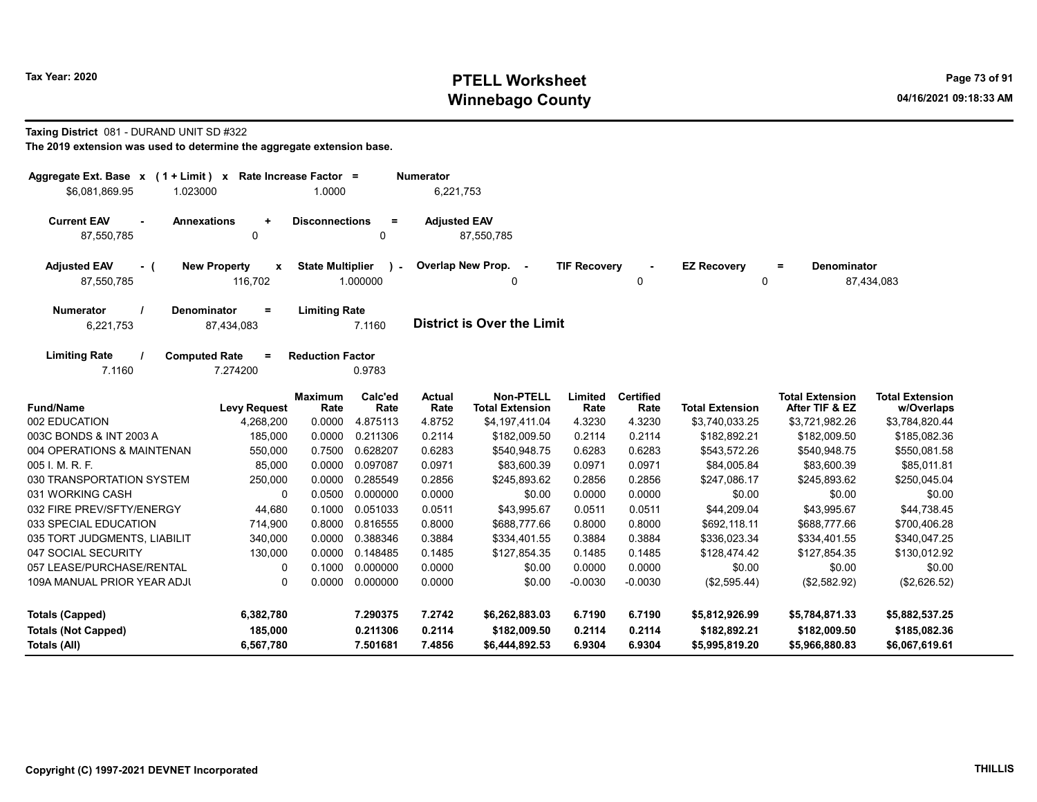# PTELL Worksheet
# Winnebago County

Tax Year: 2020

04/16/2021 09:18:33 AM

**Taxing District** 081 - DURAND UNIT SD #322

**The 2019 extension was used to determine the aggregate extension base.**

| Aggregate Ext. Base | x | (1 + Limit) | x | Rate Increase Factor | = | Numerator |
|---|---|---|---|---|---|---|
| $6,081,869.95 | | 1.023000 | | 1.0000 | | 6,221,753 |

| Current EAV | - | Annexations | + | Disconnections | = | Adjusted EAV |
|---|---|---|---|---|---|---|
| 87,550,785 | | 0 | | 0 | | 87,550,785 |

| Adjusted EAV | - ( | New Property | x | State Multiplier | ) - | Overlap New Prop. | - | TIF Recovery | - | EZ Recovery | = | Denominator |
|---|---|---|---|---|---|---|---|---|---|---|---|---|
| 87,550,785 | | 116,702 | | 1.000000 | | 0 | | 0 | | 0 | | 87,434,083 |

| Numerator | / | Denominator | = | Limiting Rate |
|---|---|---|---|---|
| 6,221,753 | | 87,434,083 | | 7.1160 |

**District is Over the Limit**

| Limiting Rate | / | Computed Rate | = | Reduction Factor |
|---|---|---|---|---|
| 7.1160 | | 7.274200 | | 0.9783 |

| Fund/Name | Levy Request | Maximum Rate | Calc'ed Rate | Actual Rate | Non-PTELL Total Extension | Limited Rate | Certified Rate | Total Extension | Total Extension After TIF & EZ | Total Extension w/Overlaps |
|---|---|---|---|---|---|---|---|---|---|---|
| 002 EDUCATION | 4,268,200 | 0.0000 | 4.875113 | 4.8752 | $4,197,411.04 | 4.3230 | 4.3230 | $3,740,033.25 | $3,721,982.26 | $3,784,820.44 |
| 003C BONDS & INT 2003 A | 185,000 | 0.0000 | 0.211306 | 0.2114 | $182,009.50 | 0.2114 | 0.2114 | $182,892.21 | $182,009.50 | $185,082.36 |
| 004 OPERATIONS & MAINTENAN | 550,000 | 0.7500 | 0.628207 | 0.6283 | $540,948.75 | 0.6283 | 0.6283 | $543,572.26 | $540,948.75 | $550,081.58 |
| 005 I. M. R. F. | 85,000 | 0.0000 | 0.097087 | 0.0971 | $83,600.39 | 0.0971 | 0.0971 | $84,005.84 | $83,600.39 | $85,011.81 |
| 030 TRANSPORTATION SYSTEM | 250,000 | 0.0000 | 0.285549 | 0.2856 | $245,893.62 | 0.2856 | 0.2856 | $247,086.17 | $245,893.62 | $250,045.04 |
| 031 WORKING CASH | 0 | 0.0500 | 0.000000 | 0.0000 | $0.00 | 0.0000 | 0.0000 | $0.00 | $0.00 | $0.00 |
| 032 FIRE PREV/SFTY/ENERGY | 44,680 | 0.1000 | 0.051033 | 0.0511 | $43,995.67 | 0.0511 | 0.0511 | $44,209.04 | $43,995.67 | $44,738.45 |
| 033 SPECIAL EDUCATION | 714,900 | 0.8000 | 0.816555 | 0.8000 | $688,777.66 | 0.8000 | 0.8000 | $692,118.11 | $688,777.66 | $700,406.28 |
| 035 TORT JUDGMENTS, LIABILIT | 340,000 | 0.0000 | 0.388346 | 0.3884 | $334,401.55 | 0.3884 | 0.3884 | $336,023.34 | $334,401.55 | $340,047.25 |
| 047 SOCIAL SECURITY | 130,000 | 0.0000 | 0.148485 | 0.1485 | $127,854.35 | 0.1485 | 0.1485 | $128,474.42 | $127,854.35 | $130,012.92 |
| 057 LEASE/PURCHASE/RENTAL | 0 | 0.1000 | 0.000000 | 0.0000 | $0.00 | 0.0000 | 0.0000 | $0.00 | $0.00 | $0.00 |
| 109A MANUAL PRIOR YEAR ADJU | 0 | 0.0000 | 0.000000 | 0.0000 | $0.00 | -0.0030 | -0.0030 | ($2,595.44) | ($2,582.92) | ($2,626.52) |
| **Totals (Capped)** | **6,382,780** | | **7.290375** | **7.2742** | **$6,262,883.03** | **6.7190** | **6.7190** | **$5,812,926.99** | **$5,784,871.33** | **$5,882,537.25** |
| **Totals (Not Capped)** | **185,000** | | **0.211306** | **0.2114** | **$182,009.50** | **0.2114** | **0.2114** | **$182,892.21** | **$182,009.50** | **$185,082.36** |
| **Totals (All)** | **6,567,780** | | **7.501681** | **7.4856** | **$6,444,892.53** | **6.9304** | **6.9304** | **$5,995,819.20** | **$5,966,880.83** | **$6,067,619.61** |

Copyright (C) 1997-2021 DEVNET Incorporated

THILLIS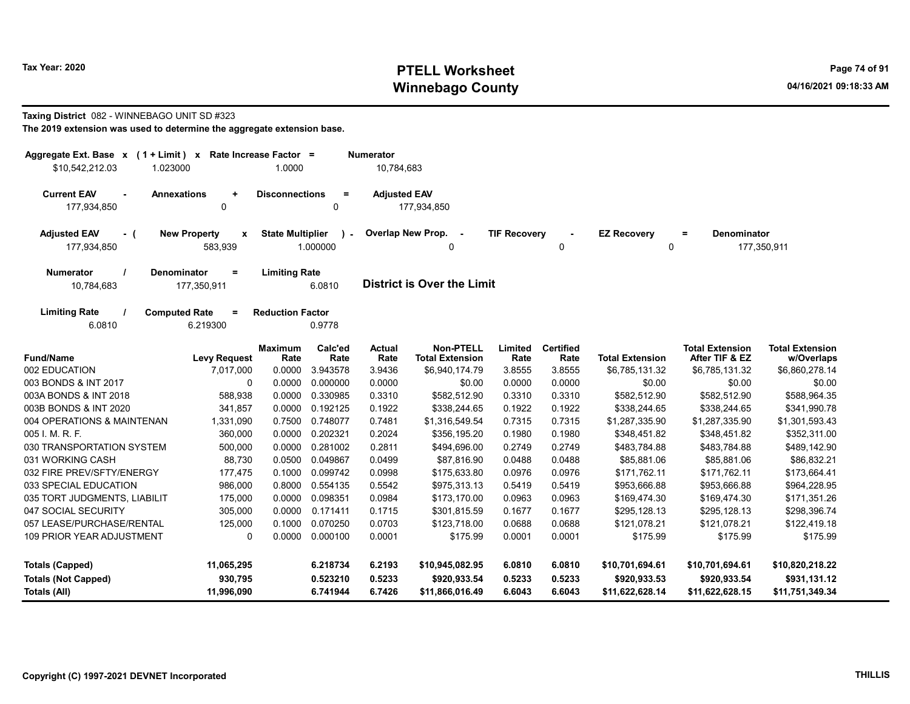Tax Year: 2020

# PTELL Worksheet
# Winnebago County

04/16/2021 09:18:33 AM

**Taxing District** 082 - WINNEBAGO UNIT SD #323

**The 2019 extension was used to determine the aggregate extension base.**

| Aggregate Ext. Base x | (1 + Limit) x | Rate Increase Factor = | Numerator |
|---|---|---|---|
| $10,542,212.03 | 1.023000 | 1.0000 | 10,784,683 |

| Current EAV - | Annexations + | Disconnections = | Adjusted EAV |
|---|---|---|---|
| 177,934,850 | 0 | 0 | 177,934,850 |

| Adjusted EAV - ( | New Property x | State Multiplier ) - | Overlap New Prop. - | TIF Recovery - | EZ Recovery = | Denominator |
|---|---|---|---|---|---|---|
| 177,934,850 | 583,939 | 1.000000 | 0 | 0 | 0 | 177,350,911 |

| Numerator / | Denominator = | Limiting Rate |
|---|---|---|
| 10,784,683 | 177,350,911 | 6.0810 |

**District is Over the Limit**

| Limiting Rate / | Computed Rate = | Reduction Factor |
|---|---|---|
| 6.0810 | 6.219300 | 0.9778 |

| Fund/Name | Levy Request | Maximum Rate | Calc'ed Rate | Actual Rate | Non-PTELL Total Extension | Limited Rate | Certified Rate | Total Extension | Total Extension After TIF & EZ | Total Extension w/Overlaps |
|---|---|---|---|---|---|---|---|---|---|---|
| 002 EDUCATION | 7,017,000 | 0.0000 | 3.943578 | 3.9436 | $6,940,174.79 | 3.8555 | 3.8555 | $6,785,131.32 | $6,785,131.32 | $6,860,278.14 |
| 003 BONDS & INT 2017 | 0 | 0.0000 | 0.000000 | 0.0000 | $0.00 | 0.0000 | 0.0000 | $0.00 | $0.00 | $0.00 |
| 003A BONDS & INT 2018 | 588,938 | 0.0000 | 0.330985 | 0.3310 | $582,512.90 | 0.3310 | 0.3310 | $582,512.90 | $582,512.90 | $588,964.35 |
| 003B BONDS & INT 2020 | 341,857 | 0.0000 | 0.192125 | 0.1922 | $338,244.65 | 0.1922 | 0.1922 | $338,244.65 | $338,244.65 | $341,990.78 |
| 004 OPERATIONS & MAINTENAN | 1,331,090 | 0.7500 | 0.748077 | 0.7481 | $1,316,549.54 | 0.7315 | 0.7315 | $1,287,335.90 | $1,287,335.90 | $1,301,593.43 |
| 005 I. M. R. F. | 360,000 | 0.0000 | 0.202321 | 0.2024 | $356,195.20 | 0.1980 | 0.1980 | $348,451.82 | $348,451.82 | $352,311.00 |
| 030 TRANSPORTATION SYSTEM | 500,000 | 0.0000 | 0.281002 | 0.2811 | $494,696.00 | 0.2749 | 0.2749 | $483,784.88 | $483,784.88 | $489,142.90 |
| 031 WORKING CASH | 88,730 | 0.0500 | 0.049867 | 0.0499 | $87,816.90 | 0.0488 | 0.0488 | $85,881.06 | $85,881.06 | $86,832.21 |
| 032 FIRE PREV/SFTY/ENERGY | 177,475 | 0.1000 | 0.099742 | 0.0998 | $175,633.80 | 0.0976 | 0.0976 | $171,762.11 | $171,762.11 | $173,664.41 |
| 033 SPECIAL EDUCATION | 986,000 | 0.8000 | 0.554135 | 0.5542 | $975,313.13 | 0.5419 | 0.5419 | $953,666.88 | $953,666.88 | $964,228.95 |
| 035 TORT JUDGMENTS, LIABILIT | 175,000 | 0.0000 | 0.098351 | 0.0984 | $173,170.00 | 0.0963 | 0.0963 | $169,474.30 | $169,474.30 | $171,351.26 |
| 047 SOCIAL SECURITY | 305,000 | 0.0000 | 0.171411 | 0.1715 | $301,815.59 | 0.1677 | 0.1677 | $295,128.13 | $295,128.13 | $298,396.74 |
| 057 LEASE/PURCHASE/RENTAL | 125,000 | 0.1000 | 0.070250 | 0.0703 | $123,718.00 | 0.0688 | 0.0688 | $121,078.21 | $121,078.21 | $122,419.18 |
| 109 PRIOR YEAR ADJUSTMENT | 0 | 0.0000 | 0.000100 | 0.0001 | $175.99 | 0.0001 | 0.0001 | $175.99 | $175.99 | $175.99 |
| **Totals (Capped)** | **11,065,295** | | **6.218734** | **6.2193** | **$10,945,082.95** | **6.0810** | **6.0810** | **$10,701,694.61** | **$10,701,694.61** | **$10,820,218.22** |
| **Totals (Not Capped)** | **930,795** | | **0.523210** | **0.5233** | **$920,933.54** | **0.5233** | **0.5233** | **$920,933.53** | **$920,933.54** | **$931,131.12** |
| **Totals (All)** | **11,996,090** | | **6.741944** | **6.7426** | **$11,866,016.49** | **6.6043** | **6.6043** | **$11,622,628.14** | **$11,622,628.15** | **$11,751,349.34** |

Copyright (C) 1997-2021 DEVNET Incorporated

THILLIS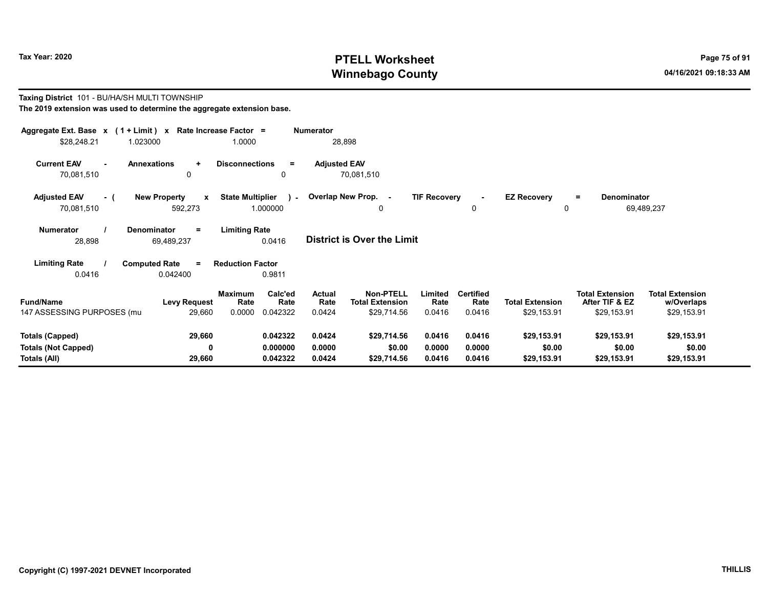Tax Year: 2020

# PTELL Worksheet
# Winnebago County

04/16/2021 09:18:33 AM

**Taxing District** 101 - BU/HA/SH MULTI TOWNSHIP

**The 2019 extension was used to determine the aggregate extension base.**

| Aggregate Ext. Base x | (1 + Limit) x | Rate Increase Factor = | Numerator |
|---|---|---|---|
| $28,248.21 | 1.023000 | 1.0000 | 28,898 |

| Current EAV - | Annexations + | Disconnections = | Adjusted EAV |
|---|---|---|---|
| 70,081,510 | 0 | 0 | 70,081,510 |

| Adjusted EAV - ( | New Property x | State Multiplier ) - | Overlap New Prop. - | TIF Recovery - | EZ Recovery = | Denominator |
|---|---|---|---|---|---|---|
| 70,081,510 | 592,273 | 1.000000 | 0 | 0 | 0 | 69,489,237 |

| Numerator / | Denominator = | Limiting Rate |
|---|---|---|
| 28,898 | 69,489,237 | 0.0416 |

**District is Over the Limit**

| Limiting Rate / | Computed Rate = | Reduction Factor |
|---|---|---|
| 0.0416 | 0.042400 | 0.9811 |

| Fund/Name | Levy Request | Maximum Rate | Calc'ed Rate | Actual Rate | Non-PTELL Total Extension | Limited Rate | Certified Rate | Total Extension | Total Extension After TIF & EZ | Total Extension w/Overlaps |
|---|---|---|---|---|---|---|---|---|---|---|
| 147 ASSESSING PURPOSES (mu | 29,660 | 0.0000 | 0.042322 | 0.0424 | $29,714.56 | 0.0416 | 0.0416 | $29,153.91 | $29,153.91 | $29,153.91 |
| **Totals (Capped)** | **29,660** | | **0.042322** | **0.0424** | **$29,714.56** | **0.0416** | **0.0416** | **$29,153.91** | **$29,153.91** | **$29,153.91** |
| **Totals (Not Capped)** | **0** | | **0.000000** | **0.0000** | **$0.00** | **0.0000** | **0.0000** | **$0.00** | **$0.00** | **$0.00** |
| **Totals (All)** | **29,660** | | **0.042322** | **0.0424** | **$29,714.56** | **0.0416** | **0.0416** | **$29,153.91** | **$29,153.91** | **$29,153.91** |

**Copyright (C) 1997-2021 DEVNET Incorporated** **THILLIS**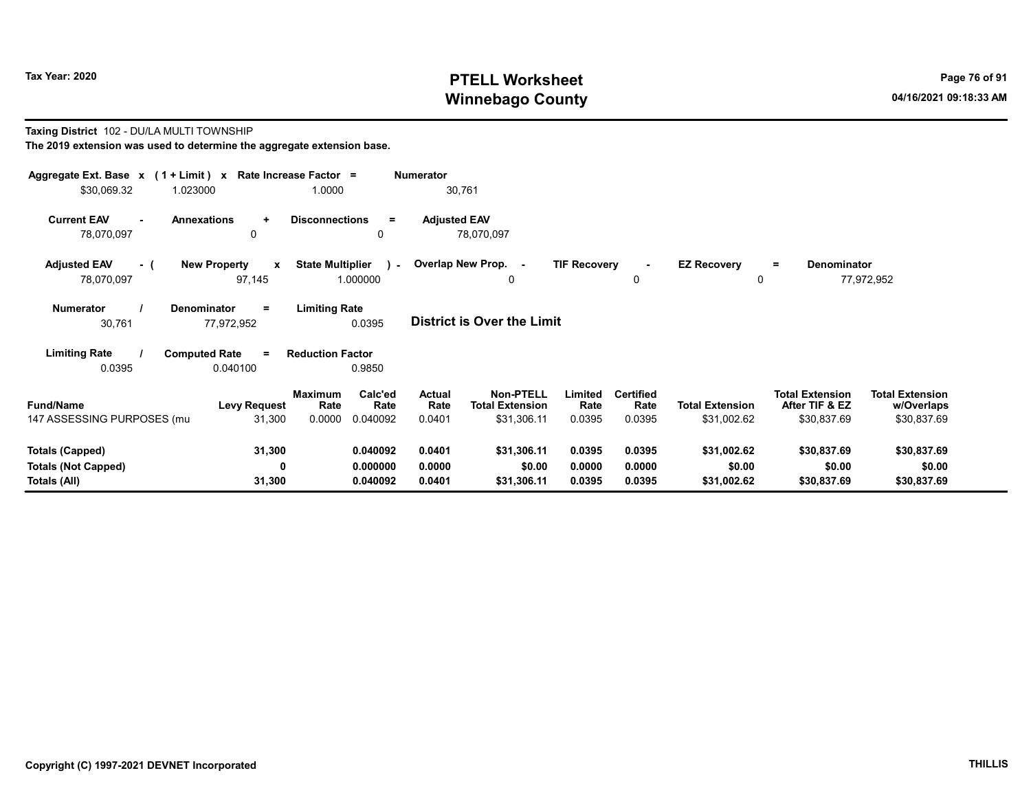# PTELL Worksheet
# Winnebago County

**Tax Year: 2020**

04/16/2021 09:18:33 AM

**Taxing District** 102 - DU/LA MULTI TOWNSHIP

**The 2019 extension was used to determine the aggregate extension base.**

| Aggregate Ext. Base x | (1 + Limit) x | Rate Increase Factor = | Numerator |
|---|---|---|---|
| $30,069.32 | 1.023000 | 1.0000 | 30,761 |

| Current EAV - | Annexations + | Disconnections = | Adjusted EAV |
|---|---|---|---|
| 78,070,097 | 0 | 0 | 78,070,097 |

| Adjusted EAV - ( | New Property x | State Multiplier ) - | Overlap New Prop. - | TIF Recovery - | EZ Recovery = | Denominator |
|---|---|---|---|---|---|---|
| 78,070,097 | 97,145 | 1.000000 | 0 | 0 | 0 | 77,972,952 |

| Numerator / | Denominator = | Limiting Rate |
|---|---|---|
| 30,761 | 77,972,952 | 0.0395 |

**District is Over the Limit**

| Limiting Rate / | Computed Rate = | Reduction Factor |
|---|---|---|
| 0.0395 | 0.040100 | 0.9850 |

| Fund/Name | Levy Request | Maximum Rate | Calc'ed Rate | Actual Rate | Non-PTELL Total Extension | Limited Rate | Certified Rate | Total Extension | Total Extension After TIF & EZ | Total Extension w/Overlaps |
|---|---|---|---|---|---|---|---|---|---|---|
| 147 ASSESSING PURPOSES (mu | 31,300 | 0.0000 | 0.040092 | 0.0401 | $31,306.11 | 0.0395 | 0.0395 | $31,002.62 | $30,837.69 | $30,837.69 |
| **Totals (Capped)** | **31,300** | | **0.040092** | **0.0401** | **$31,306.11** | **0.0395** | **0.0395** | **$31,002.62** | **$30,837.69** | **$30,837.69** |
| **Totals (Not Capped)** | **0** | | **0.000000** | **0.0000** | **$0.00** | **0.0000** | **0.0000** | **$0.00** | **$0.00** | **$0.00** |
| **Totals (All)** | **31,300** | | **0.040092** | **0.0401** | **$31,306.11** | **0.0395** | **0.0395** | **$31,002.62** | **$30,837.69** | **$30,837.69** |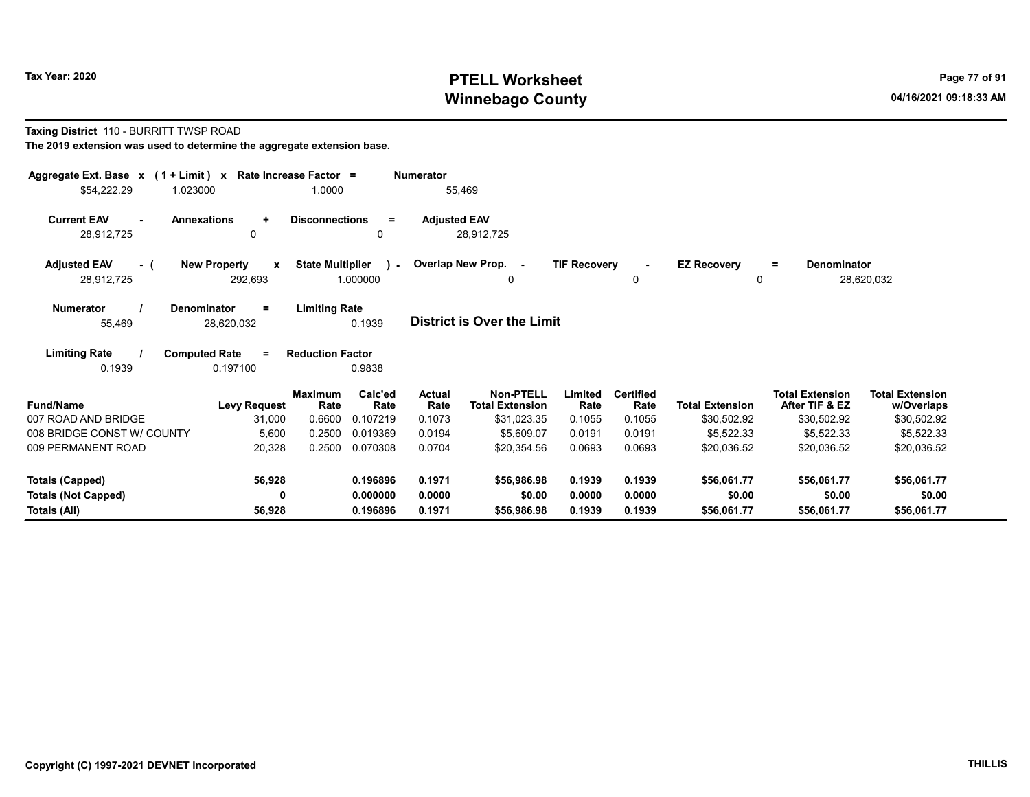# PTELL Worksheet
# Winnebago County

Tax Year: 2020

04/16/2021 09:18:33 AM

**Taxing District** 110 - BURRITT TWSP ROAD

**The 2019 extension was used to determine the aggregate extension base.**

| Aggregate Ext. Base | x | (1 + Limit) | x | Rate Increase Factor | = | Numerator |
|---|---|---|---|---|---|---|
| $54,222.29 | | 1.023000 | | 1.0000 | | 55,469 |

| Current EAV | - | Annexations | + | Disconnections | = | Adjusted EAV |
|---|---|---|---|---|---|---|
| 28,912,725 | | 0 | | 0 | | 28,912,725 |

| Adjusted EAV | - ( | New Property | x | State Multiplier | ) - | Overlap New Prop. | - | TIF Recovery | - | EZ Recovery | = | Denominator |
|---|---|---|---|---|---|---|---|---|---|---|---|---|
| 28,912,725 | | 292,693 | | 1.000000 | | 0 | | 0 | | 0 | | 28,620,032 |

| Numerator | / | Denominator | = | Limiting Rate |
|---|---|---|---|---|
| 55,469 | | 28,620,032 | | 0.1939 |

**District is Over the Limit**

| Limiting Rate | / | Computed Rate | = | Reduction Factor |
|---|---|---|---|---|
| 0.1939 | | 0.197100 | | 0.9838 |

| Fund/Name | Levy Request | Maximum Rate | Calc'ed Rate | Actual Rate | Non-PTELL Total Extension | Limited Rate | Certified Rate | Total Extension | Total Extension After TIF & EZ | Total Extension w/Overlaps |
|---|---|---|---|---|---|---|---|---|---|---|
| 007 ROAD AND BRIDGE | 31,000 | 0.6600 | 0.107219 | 0.1073 | $31,023.35 | 0.1055 | 0.1055 | $30,502.92 | $30,502.92 | $30,502.92 |
| 008 BRIDGE CONST W/ COUNTY | 5,600 | 0.2500 | 0.019369 | 0.0194 | $5,609.07 | 0.0191 | 0.0191 | $5,522.33 | $5,522.33 | $5,522.33 |
| 009 PERMANENT ROAD | 20,328 | 0.2500 | 0.070308 | 0.0704 | $20,354.56 | 0.0693 | 0.0693 | $20,036.52 | $20,036.52 | $20,036.52 |
| **Totals (Capped)** | **56,928** | | **0.196896** | **0.1971** | **$56,986.98** | **0.1939** | **0.1939** | **$56,061.77** | **$56,061.77** | **$56,061.77** |
| **Totals (Not Capped)** | **0** | | **0.000000** | **0.0000** | **$0.00** | **0.0000** | **0.0000** | **$0.00** | **$0.00** | **$0.00** |
| **Totals (All)** | **56,928** | | **0.196896** | **0.1971** | **$56,986.98** | **0.1939** | **0.1939** | **$56,061.77** | **$56,061.77** | **$56,061.77** |

**Copyright (C) 1997-2021 DEVNET Incorporated** **THILLIS**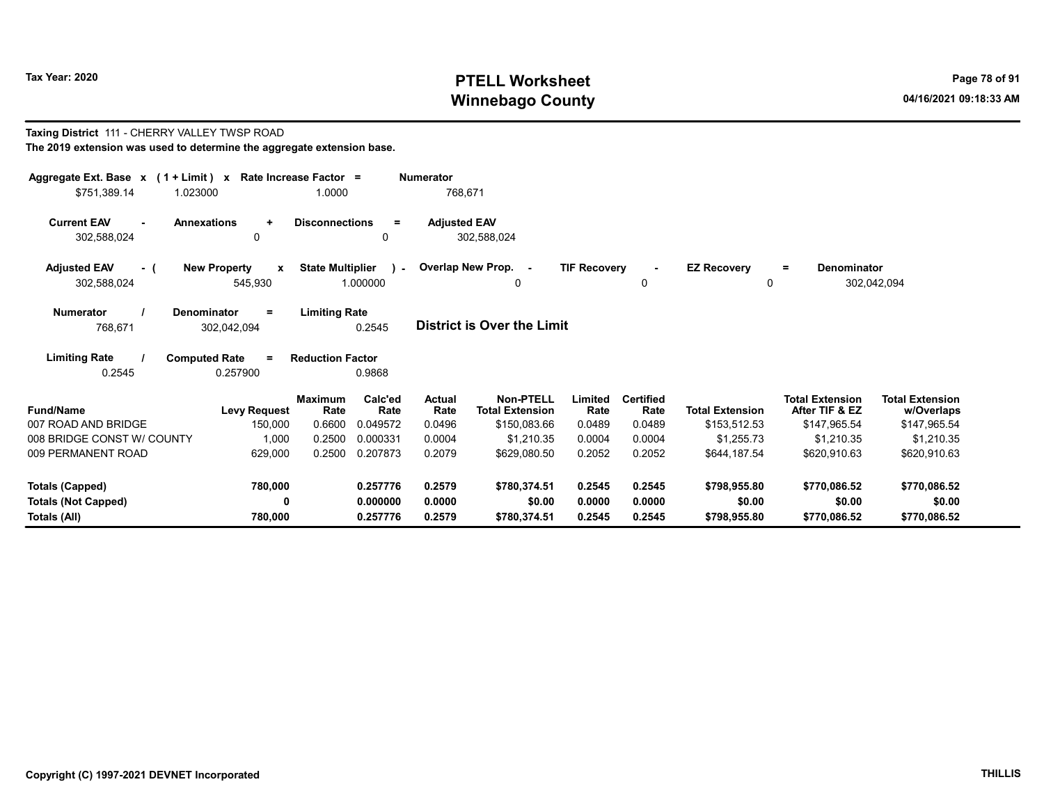Tax Year: 2020

# PTELL Worksheet
# Winnebago County

04/16/2021 09:18:33 AM

**Taxing District** 111 - CHERRY VALLEY TWSP ROAD

**The 2019 extension was used to determine the aggregate extension base.**

| Aggregate Ext. Base x | (1 + Limit) x | Rate Increase Factor = | Numerator |
|---|---|---|---|
| $751,389.14 | 1.023000 | 1.0000 | 768,671 |

| Current EAV - | Annexations + | Disconnections = | Adjusted EAV |
|---|---|---|---|
| 302,588,024 | 0 | 0 | 302,588,024 |

| Adjusted EAV - ( | New Property x | State Multiplier ) - | Overlap New Prop. - | TIF Recovery - | EZ Recovery = | Denominator |
|---|---|---|---|---|---|---|
| 302,588,024 | 545,930 | 1.000000 | 0 | 0 | 0 | 302,042,094 |

| Numerator / | Denominator = | Limiting Rate |
|---|---|---|
| 768,671 | 302,042,094 | 0.2545 |

**District is Over the Limit**

| Limiting Rate / | Computed Rate = | Reduction Factor |
|---|---|---|
| 0.2545 | 0.257900 | 0.9868 |

| Fund/Name | Levy Request | Maximum Rate | Calc'ed Rate | Actual Rate | Non-PTELL Total Extension | Limited Rate | Certified Rate | Total Extension | Total Extension After TIF & EZ | Total Extension w/Overlaps |
|---|---|---|---|---|---|---|---|---|---|---|
| 007 ROAD AND BRIDGE | 150,000 | 0.6600 | 0.049572 | 0.0496 | $150,083.66 | 0.0489 | 0.0489 | $153,512.53 | $147,965.54 | $147,965.54 |
| 008 BRIDGE CONST W/ COUNTY | 1,000 | 0.2500 | 0.000331 | 0.0004 | $1,210.35 | 0.0004 | 0.0004 | $1,255.73 | $1,210.35 | $1,210.35 |
| 009 PERMANENT ROAD | 629,000 | 0.2500 | 0.207873 | 0.2079 | $629,080.50 | 0.2052 | 0.2052 | $644,187.54 | $620,910.63 | $620,910.63 |
| **Totals (Capped)** | **780,000** | | **0.257776** | **0.2579** | **$780,374.51** | **0.2545** | **0.2545** | **$798,955.80** | **$770,086.52** | **$770,086.52** |
| **Totals (Not Capped)** | **0** | | **0.000000** | **0.0000** | **$0.00** | **0.0000** | **0.0000** | **$0.00** | **$0.00** | **$0.00** |
| **Totals (All)** | **780,000** | | **0.257776** | **0.2579** | **$780,374.51** | **0.2545** | **0.2545** | **$798,955.80** | **$770,086.52** | **$770,086.52** |

Copyright (C) 1997-2021 DEVNET Incorporated

THILLIS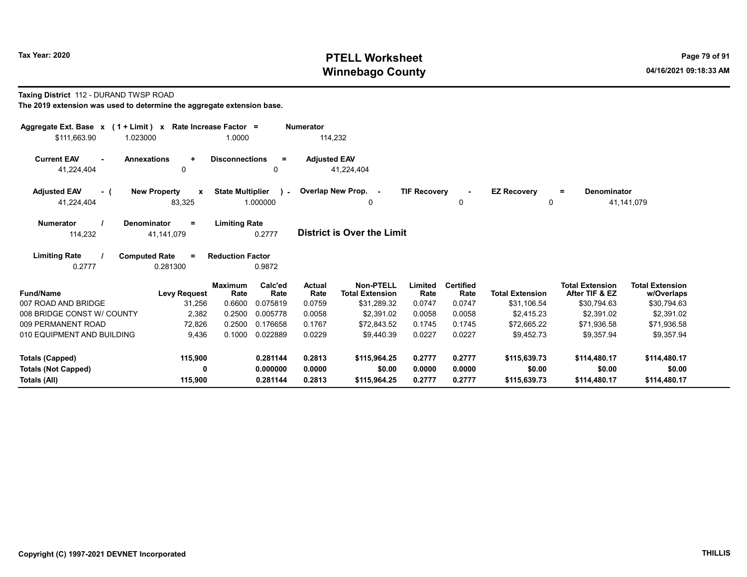# PTELL Worksheet
## Winnebago County

Tax Year: 2020

04/16/2021 09:18:33 AM

**Taxing District** 112 - DURAND TWSP ROAD

**The 2019 extension was used to determine the aggregate extension base.**

| Aggregate Ext. Base | x | (1 + Limit) | x | Rate Increase Factor | = | Numerator |
|---|---|---|---|---|---|---|
| $111,663.90 | | 1.023000 | | 1.0000 | | 114,232 |

| Current EAV | - | Annexations | + | Disconnections | = | Adjusted EAV |
|---|---|---|---|---|---|---|
| 41,224,404 | | 0 | | 0 | | 41,224,404 |

| Adjusted EAV | - ( | New Property | x | State Multiplier | ) - | Overlap New Prop. | - | TIF Recovery | - | EZ Recovery | = | Denominator |
|---|---|---|---|---|---|---|---|---|---|---|---|---|
| 41,224,404 | | 83,325 | | 1.000000 | | 0 | | 0 | | 0 | | 41,141,079 |

| Numerator | / | Denominator | = | Limiting Rate |
|---|---|---|---|---|
| 114,232 | | 41,141,079 | | 0.2777 |

**District is Over the Limit**

| Limiting Rate | / | Computed Rate | = | Reduction Factor |
|---|---|---|---|---|
| 0.2777 | | 0.281300 | | 0.9872 |

| Fund/Name | Levy Request | Maximum Rate | Calc'ed Rate | Actual Rate | Non-PTELL Total Extension | Limited Rate | Certified Rate | Total Extension | Total Extension After TIF & EZ | Total Extension w/Overlaps |
|---|---|---|---|---|---|---|---|---|---|---|
| 007 ROAD AND BRIDGE | 31,256 | 0.6600 | 0.075819 | 0.0759 | $31,289.32 | 0.0747 | 0.0747 | $31,106.54 | $30,794.63 | $30,794.63 |
| 008 BRIDGE CONST W/ COUNTY | 2,382 | 0.2500 | 0.005778 | 0.0058 | $2,391.02 | 0.0058 | 0.0058 | $2,415.23 | $2,391.02 | $2,391.02 |
| 009 PERMANENT ROAD | 72,826 | 0.2500 | 0.176658 | 0.1767 | $72,843.52 | 0.1745 | 0.1745 | $72,665.22 | $71,936.58 | $71,936.58 |
| 010 EQUIPMENT AND BUILDING | 9,436 | 0.1000 | 0.022889 | 0.0229 | $9,440.39 | 0.0227 | 0.0227 | $9,452.73 | $9,357.94 | $9,357.94 |
| **Totals (Capped)** | **115,900** | | **0.281144** | **0.2813** | **$115,964.25** | **0.2777** | **0.2777** | **$115,639.73** | **$114,480.17** | **$114,480.17** |
| **Totals (Not Capped)** | **0** | | **0.000000** | **0.0000** | **$0.00** | **0.0000** | **0.0000** | **$0.00** | **$0.00** | **$0.00** |
| **Totals (All)** | **115,900** | | **0.281144** | **0.2813** | **$115,964.25** | **0.2777** | **0.2777** | **$115,639.73** | **$114,480.17** | **$114,480.17** |

Copyright (C) 1997-2021 DEVNET Incorporated

THILLIS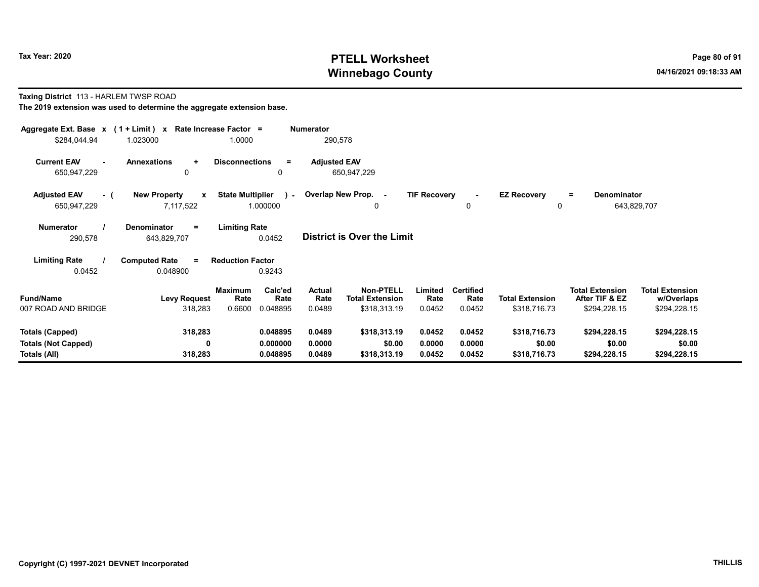**Taxing District** 113 - HARLEM TWSP ROAD

**The 2019 extension was used to determine the aggregate extension base.**

| Aggregate Ext. Base | x | (1 + Limit) | x | Rate Increase Factor | = | Numerator |
|---|---|---|---|---|---|---|
| $284,044.94 | | 1.023000 | | 1.0000 | | 290,578 |

| Current EAV | - | Annexations | + | Disconnections | = | Adjusted EAV |
|---|---|---|---|---|---|---|
| 650,947,229 | | 0 | | 0 | | 650,947,229 |

| Adjusted EAV | - ( | New Property | x | State Multiplier | ) - | Overlap New Prop. | - | TIF Recovery | - | EZ Recovery | = | Denominator |
|---|---|---|---|---|---|---|---|---|---|---|---|---|
| 650,947,229 | | 7,117,522 | | 1.000000 | | 0 | | 0 | | 0 | | 643,829,707 |

| Numerator | / | Denominator | = | Limiting Rate |
|---|---|---|---|---|
| 290,578 | | 643,829,707 | | 0.0452 |

**District is Over the Limit**

| Limiting Rate | / | Computed Rate | = | Reduction Factor |
|---|---|---|---|---|
| 0.0452 | | 0.048900 | | 0.9243 |

| Fund/Name | Levy Request | Maximum Rate | Calc'ed Rate | Actual Rate | Non-PTELL Total Extension | Limited Rate | Certified Rate | Total Extension | Total Extension After TIF & EZ | Total Extension w/Overlaps |
|---|---|---|---|---|---|---|---|---|---|---|
| 007 ROAD AND BRIDGE | 318,283 | 0.6600 | 0.048895 | 0.0489 | $318,313.19 | 0.0452 | 0.0452 | $318,716.73 | $294,228.15 | $294,228.15 |
| **Totals (Capped)** | **318,283** | | **0.048895** | **0.0489** | **$318,313.19** | **0.0452** | **0.0452** | **$318,716.73** | **$294,228.15** | **$294,228.15** |
| **Totals (Not Capped)** | **0** | | **0.000000** | **0.0000** | **$0.00** | **0.0000** | **0.0000** | **$0.00** | **$0.00** | **$0.00** |
| **Totals (All)** | **318,283** | | **0.048895** | **0.0489** | **$318,313.19** | **0.0452** | **0.0452** | **$318,716.73** | **$294,228.15** | **$294,228.15** |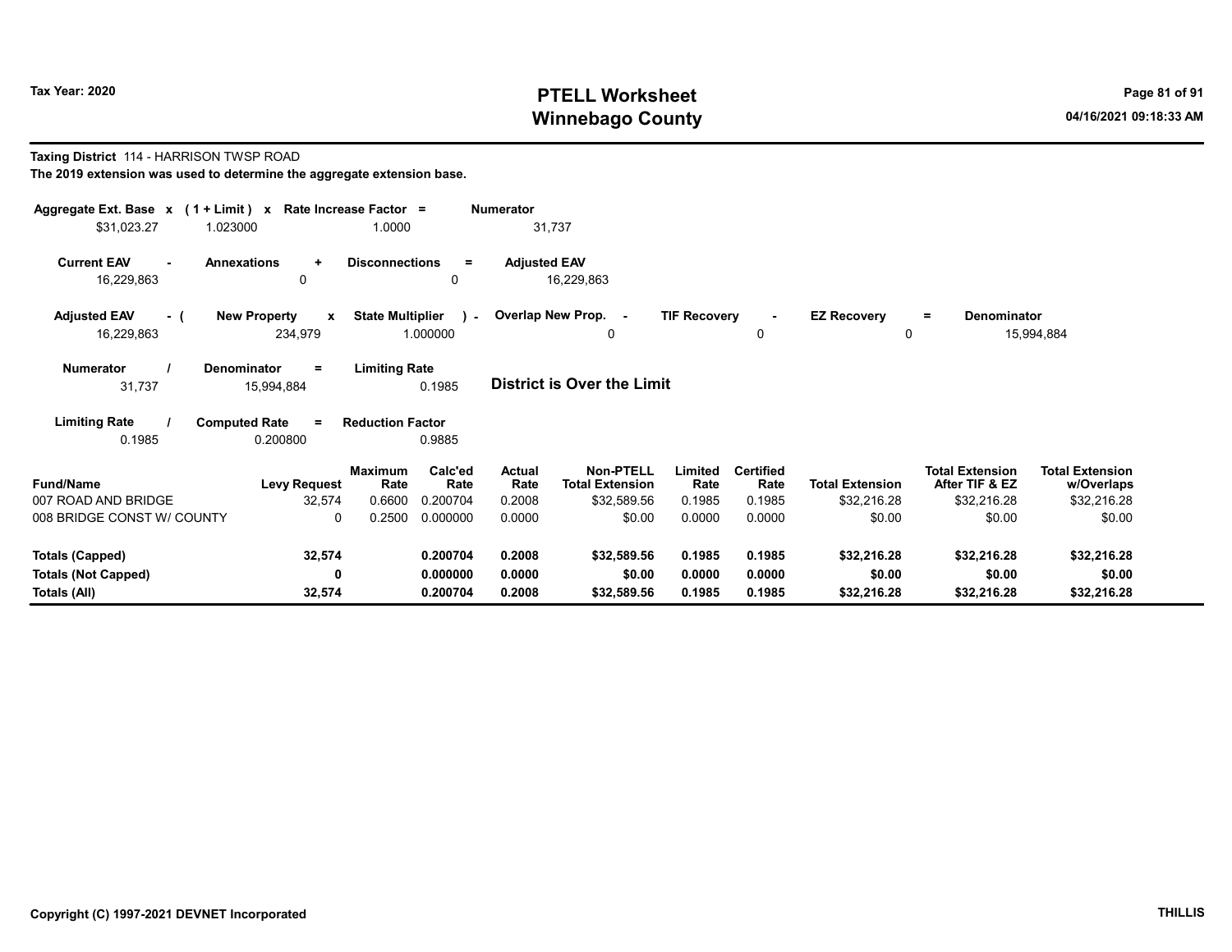Tax Year: 2020

# PTELL Worksheet
# Winnebago County

04/16/2021 09:18:33 AM

**Taxing District** 114 - HARRISON TWSP ROAD

**The 2019 extension was used to determine the aggregate extension base.**

| Aggregate Ext. Base | x | (1 + Limit) | x | Rate Increase Factor | = | Numerator |
|---|---|---|---|---|---|---|
| $31,023.27 | | 1.023000 | | 1.0000 | | 31,737 |

| Current EAV | - | Annexations | + | Disconnections | = | Adjusted EAV |
|---|---|---|---|---|---|---|
| 16,229,863 | | 0 | | 0 | | 16,229,863 |

| Adjusted EAV | - ( | New Property | x | State Multiplier | ) - | Overlap New Prop. | - | TIF Recovery | - | EZ Recovery | = | Denominator |
|---|---|---|---|---|---|---|---|---|---|---|---|---|
| 16,229,863 | | 234,979 | | 1.000000 | | 0 | | 0 | | 0 | | 15,994,884 |

| Numerator | / | Denominator | = | Limiting Rate |
|---|---|---|---|---|
| 31,737 | | 15,994,884 | | 0.1985 |

**District is Over the Limit**

| Limiting Rate | / | Computed Rate | = | Reduction Factor |
|---|---|---|---|---|
| 0.1985 | | 0.200800 | | 0.9885 |

| Fund/Name | Levy Request | Maximum Rate | Calc'ed Rate | Actual Rate | Non-PTELL Total Extension | Limited Rate | Certified Rate | Total Extension | Total Extension After TIF & EZ | Total Extension w/Overlaps |
|---|---|---|---|---|---|---|---|---|---|---|
| 007 ROAD AND BRIDGE | 32,574 | 0.6600 | 0.200704 | 0.2008 | $32,589.56 | 0.1985 | 0.1985 | $32,216.28 | $32,216.28 | $32,216.28 |
| 008 BRIDGE CONST W/ COUNTY | 0 | 0.2500 | 0.000000 | 0.0000 | $0.00 | 0.0000 | 0.0000 | $0.00 | $0.00 | $0.00 |
| **Totals (Capped)** | **32,574** | | **0.200704** | **0.2008** | **$32,589.56** | **0.1985** | **0.1985** | **$32,216.28** | **$32,216.28** | **$32,216.28** |
| **Totals (Not Capped)** | **0** | | **0.000000** | **0.0000** | **$0.00** | **0.0000** | **0.0000** | **$0.00** | **$0.00** | **$0.00** |
| **Totals (All)** | **32,574** | | **0.200704** | **0.2008** | **$32,589.56** | **0.1985** | **0.1985** | **$32,216.28** | **$32,216.28** | **$32,216.28** |

Copyright (C) 1997-2021 DEVNET Incorporated

THILLIS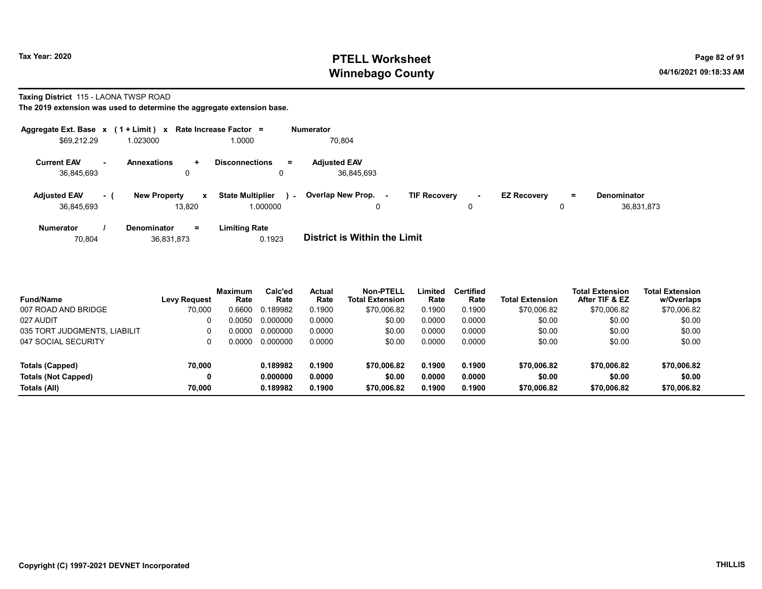Tax Year: 2020

# PTELL Worksheet
# Winnebago County

04/16/2021 09:18:33 AM

**Taxing District** 115 - LAONA TWSP ROAD

**The 2019 extension was used to determine the aggregate extension base.**

| Aggregate Ext. Base | x | (1 + Limit) | x | Rate Increase Factor | = | Numerator |
|---|---|---|---|---|---|---|
| $69,212.29 | | 1.023000 | | 1.0000 | | 70,804 |

| Current EAV | - | Annexations | + | Disconnections | = | Adjusted EAV |
|---|---|---|---|---|---|---|
| 36,845,693 | | 0 | | 0 | | 36,845,693 |

| Adjusted EAV | - ( | New Property | x | State Multiplier | ) - | Overlap New Prop. | - | TIF Recovery | - | EZ Recovery | = | Denominator |
|---|---|---|---|---|---|---|---|---|---|---|---|---|
| 36,845,693 | | 13,820 | | 1.000000 | | 0 | | 0 | | 0 | | 36,831,873 |

| Numerator | / | Denominator | = | Limiting Rate |
|---|---|---|---|---|
| 70,804 | | 36,831,873 | | 0.1923 |

**District is Within the Limit**

| Fund/Name | Levy Request | Maximum Rate | Calc'ed Rate | Actual Rate | Non-PTELL Total Extension | Limited Rate | Certified Rate | Total Extension | Total Extension After TIF & EZ | Total Extension w/Overlaps |
|---|---|---|---|---|---|---|---|---|---|---|
| 007 ROAD AND BRIDGE | 70,000 | 0.6600 | 0.189982 | 0.1900 | $70,006.82 | 0.1900 | 0.1900 | $70,006.82 | $70,006.82 | $70,006.82 |
| 027 AUDIT | 0 | 0.0050 | 0.000000 | 0.0000 | $0.00 | 0.0000 | 0.0000 | $0.00 | $0.00 | $0.00 |
| 035 TORT JUDGMENTS, LIABILIT | 0 | 0.0000 | 0.000000 | 0.0000 | $0.00 | 0.0000 | 0.0000 | $0.00 | $0.00 | $0.00 |
| 047 SOCIAL SECURITY | 0 | 0.0000 | 0.000000 | 0.0000 | $0.00 | 0.0000 | 0.0000 | $0.00 | $0.00 | $0.00 |
| **Totals (Capped)** | **70,000** | | **0.189982** | **0.1900** | **$70,006.82** | **0.1900** | **0.1900** | **$70,006.82** | **$70,006.82** | **$70,006.82** |
| **Totals (Not Capped)** | **0** | | **0.000000** | **0.0000** | **$0.00** | **0.0000** | **0.0000** | **$0.00** | **$0.00** | **$0.00** |
| **Totals (All)** | **70,000** | | **0.189982** | **0.1900** | **$70,006.82** | **0.1900** | **0.1900** | **$70,006.82** | **$70,006.82** | **$70,006.82** |

Copyright (C) 1997-2021 DEVNET Incorporated

THILLIS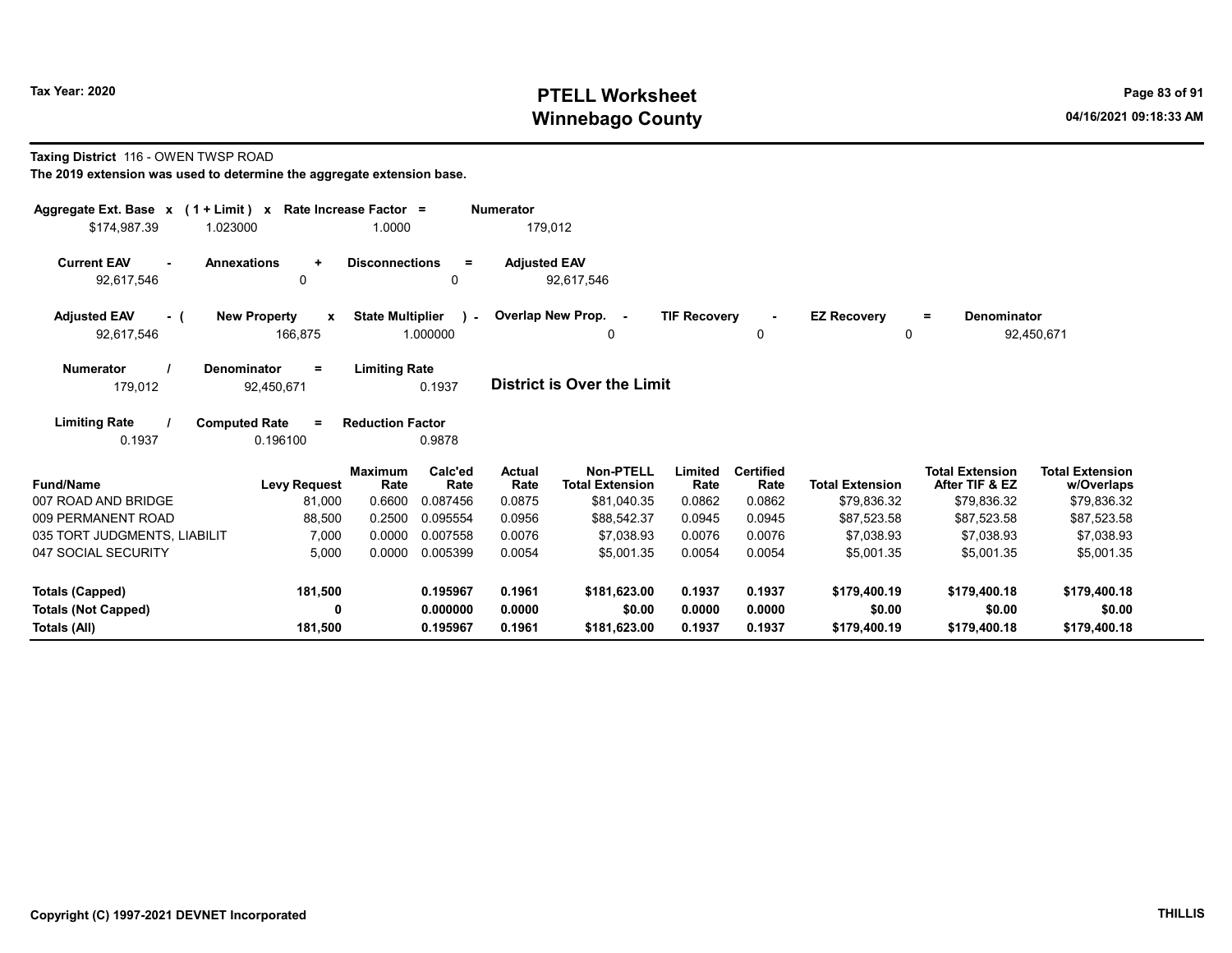Tax Year: 2020

# PTELL Worksheet
# Winnebago County

04/16/2021 09:18:33 AM

**Taxing District** 116 - OWEN TWSP ROAD

**The 2019 extension was used to determine the aggregate extension base.**

| Aggregate Ext. Base x | (1 + Limit) x | Rate Increase Factor = | Numerator |
|---|---|---|---|
| $174,987.39 | 1.023000 | 1.0000 | 179,012 |

| Current EAV - | Annexations + | Disconnections = | Adjusted EAV |
|---|---|---|---|
| 92,617,546 | 0 | 0 | 92,617,546 |

| Adjusted EAV - ( | New Property x | State Multiplier ) - | Overlap New Prop. - | TIF Recovery - | EZ Recovery = | Denominator |
|---|---|---|---|---|---|---|
| 92,617,546 | 166,875 | 1.000000 | 0 | 0 | 0 | 92,450,671 |

| Numerator / | Denominator = | Limiting Rate |
|---|---|---|
| 179,012 | 92,450,671 | 0.1937 |

**District is Over the Limit**

| Limiting Rate / | Computed Rate = | Reduction Factor |
|---|---|---|
| 0.1937 | 0.196100 | 0.9878 |

| Fund/Name | Levy Request | Maximum Rate | Calc'ed Rate | Actual Rate | Non-PTELL Total Extension | Limited Rate | Certified Rate | Total Extension | Total Extension After TIF & EZ | Total Extension w/Overlaps |
|---|---|---|---|---|---|---|---|---|---|---|
| 007 ROAD AND BRIDGE | 81,000 | 0.6600 | 0.087456 | 0.0875 | $81,040.35 | 0.0862 | 0.0862 | $79,836.32 | $79,836.32 | $79,836.32 |
| 009 PERMANENT ROAD | 88,500 | 0.2500 | 0.095554 | 0.0956 | $88,542.37 | 0.0945 | 0.0945 | $87,523.58 | $87,523.58 | $87,523.58 |
| 035 TORT JUDGMENTS, LIABILIT | 7,000 | 0.0000 | 0.007558 | 0.0076 | $7,038.93 | 0.0076 | 0.0076 | $7,038.93 | $7,038.93 | $7,038.93 |
| 047 SOCIAL SECURITY | 5,000 | 0.0000 | 0.005399 | 0.0054 | $5,001.35 | 0.0054 | 0.0054 | $5,001.35 | $5,001.35 | $5,001.35 |
| **Totals (Capped)** | **181,500** | | **0.195967** | **0.1961** | **$181,623.00** | **0.1937** | **0.1937** | **$179,400.19** | **$179,400.18** | **$179,400.18** |
| **Totals (Not Capped)** | **0** | | **0.000000** | **0.0000** | **$0.00** | **0.0000** | **0.0000** | **$0.00** | **$0.00** | **$0.00** |
| **Totals (All)** | **181,500** | | **0.195967** | **0.1961** | **$181,623.00** | **0.1937** | **0.1937** | **$179,400.19** | **$179,400.18** | **$179,400.18** |

Copyright (C) 1997-2021 DEVNET Incorporated

THILLIS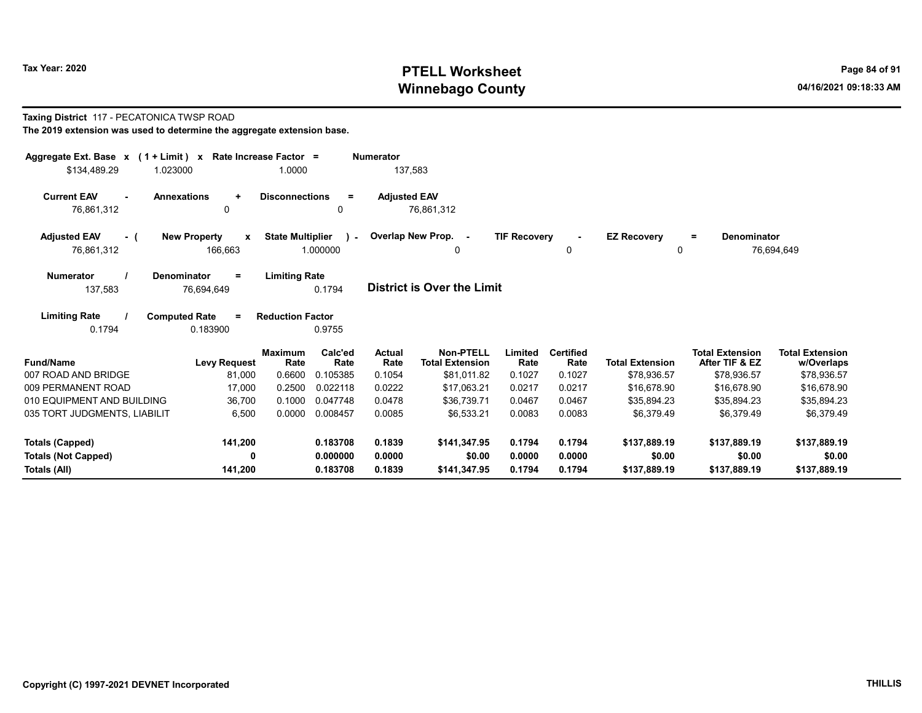**Tax Year: 2020**

# PTELL Worksheet
# Winnebago County

**Taxing District** 117 - PECATONICA TWSP ROAD

**The 2019 extension was used to determine the aggregate extension base.**

| Aggregate Ext. Base | x | (1 + Limit) | x | Rate Increase Factor | = | Numerator |
|---|---|---|---|---|---|---|
| $134,489.29 | | 1.023000 | | 1.0000 | | 137,583 |

| Current EAV | - | Annexations | + | Disconnections | = | Adjusted EAV |
|---|---|---|---|---|---|---|
| 76,861,312 | | 0 | | 0 | | 76,861,312 |

| Adjusted EAV | - ( | New Property | x | State Multiplier | ) - | Overlap New Prop. | - | TIF Recovery | - | EZ Recovery | = | Denominator |
|---|---|---|---|---|---|---|---|---|---|---|---|---|
| 76,861,312 | | 166,663 | | 1.000000 | | 0 | | 0 | | 0 | | 76,694,649 |

| Numerator | / | Denominator | = | Limiting Rate |
|---|---|---|---|---|
| 137,583 | | 76,694,649 | | 0.1794 |

**District is Over the Limit**

| Limiting Rate | / | Computed Rate | = | Reduction Factor |
|---|---|---|---|---|
| 0.1794 | | 0.183900 | | 0.9755 |

| Fund/Name | Levy Request | Maximum Rate | Calc'ed Rate | Actual Rate | Non-PTELL Total Extension | Limited Rate | Certified Rate | Total Extension | Total Extension After TIF & EZ | Total Extension w/Overlaps |
|---|---|---|---|---|---|---|---|---|---|---|
| 007 ROAD AND BRIDGE | 81,000 | 0.6600 | 0.105385 | 0.1054 | $81,011.82 | 0.1027 | 0.1027 | $78,936.57 | $78,936.57 | $78,936.57 |
| 009 PERMANENT ROAD | 17,000 | 0.2500 | 0.022118 | 0.0222 | $17,063.21 | 0.0217 | 0.0217 | $16,678.90 | $16,678.90 | $16,678.90 |
| 010 EQUIPMENT AND BUILDING | 36,700 | 0.1000 | 0.047748 | 0.0478 | $36,739.71 | 0.0467 | 0.0467 | $35,894.23 | $35,894.23 | $35,894.23 |
| 035 TORT JUDGMENTS, LIABILIT | 6,500 | 0.0000 | 0.008457 | 0.0085 | $6,533.21 | 0.0083 | 0.0083 | $6,379.49 | $6,379.49 | $6,379.49 |
| **Totals (Capped)** | **141,200** | | **0.183708** | **0.1839** | **$141,347.95** | **0.1794** | **0.1794** | **$137,889.19** | **$137,889.19** | **$137,889.19** |
| **Totals (Not Capped)** | **0** | | **0.000000** | **0.0000** | **$0.00** | **0.0000** | **0.0000** | **$0.00** | **$0.00** | **$0.00** |
| **Totals (All)** | **141,200** | | **0.183708** | **0.1839** | **$141,347.95** | **0.1794** | **0.1794** | **$137,889.19** | **$137,889.19** | **$137,889.19** |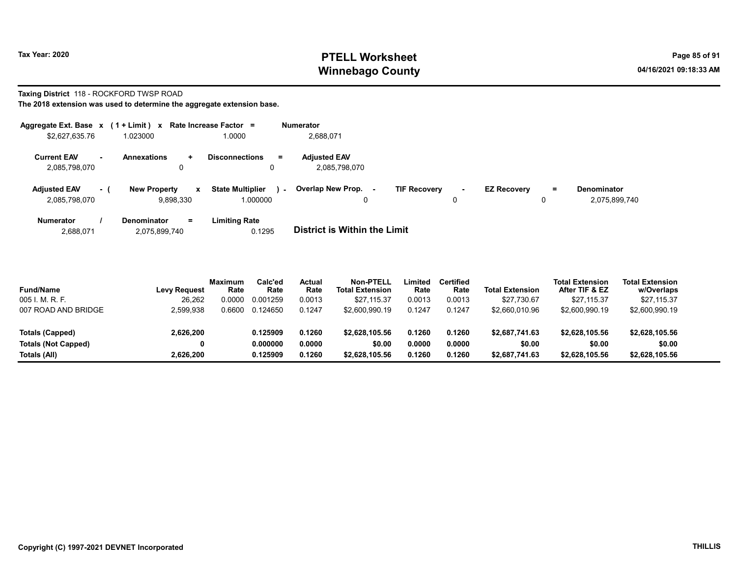**Tax Year: 2020**

# PTELL Worksheet
# Winnebago County

04/16/2021 09:18:33 AM

**Taxing District** 118 - ROCKFORD TWSP ROAD

**The 2018 extension was used to determine the aggregate extension base.**

| Aggregate Ext. Base | x | (1 + Limit) | x | Rate Increase Factor | = | Numerator |
|---|---|---|---|---|---|---|
| $2,627,635.76 | | 1.023000 | | 1.0000 | | 2,688,071 |

| Current EAV | - | Annexations | + | Disconnections | = | Adjusted EAV |
|---|---|---|---|---|---|---|
| 2,085,798,070 | | 0 | | 0 | | 2,085,798,070 |

| Adjusted EAV | - ( | New Property | x | State Multiplier | ) - | Overlap New Prop. | - | TIF Recovery | - | EZ Recovery | = | Denominator |
|---|---|---|---|---|---|---|---|---|---|---|---|---|
| 2,085,798,070 | | 9,898,330 | | 1.000000 | | 0 | | 0 | | 0 | | 2,075,899,740 |

| Numerator | / | Denominator | = | Limiting Rate |
|---|---|---|---|---|
| 2,688,071 | | 2,075,899,740 | | 0.1295 |

**District is Within the Limit**

| Fund/Name | Levy Request | Maximum Rate | Calc'ed Rate | Actual Rate | Non-PTELL Total Extension | Limited Rate | Certified Rate | Total Extension | Total Extension After TIF & EZ | Total Extension w/Overlaps |
|---|---|---|---|---|---|---|---|---|---|---|
| 005 I. M. R. F. | 26,262 | 0.0000 | 0.001259 | 0.0013 | $27,115.37 | 0.0013 | 0.0013 | $27,730.67 | $27,115.37 | $27,115.37 |
| 007 ROAD AND BRIDGE | 2,599,938 | 0.6600 | 0.124650 | 0.1247 | $2,600,990.19 | 0.1247 | 0.1247 | $2,660,010.96 | $2,600,990.19 | $2,600,990.19 |
| **Totals (Capped)** | **2,626,200** | | **0.125909** | **0.1260** | **$2,628,105.56** | **0.1260** | **0.1260** | **$2,687,741.63** | **$2,628,105.56** | **$2,628,105.56** |
| **Totals (Not Capped)** | **0** | | **0.000000** | **0.0000** | **$0.00** | **0.0000** | **0.0000** | **$0.00** | **$0.00** | **$0.00** |
| **Totals (All)** | **2,626,200** | | **0.125909** | **0.1260** | **$2,628,105.56** | **0.1260** | **0.1260** | **$2,687,741.63** | **$2,628,105.56** | **$2,628,105.56** |

**Copyright (C) 1997-2021 DEVNET Incorporated** **THILLIS**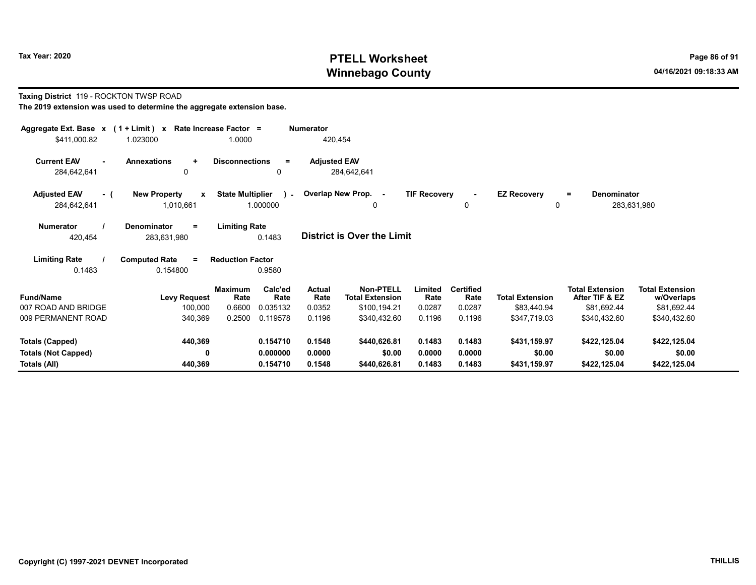# PTELL Worksheet
# Winnebago County

Tax Year: 2020

04/16/2021 09:18:33 AM

**Taxing District** 119 - ROCKTON TWSP ROAD

**The 2019 extension was used to determine the aggregate extension base.**

| Aggregate Ext. Base x | (1 + Limit) x | Rate Increase Factor = | Numerator |
|---|---|---|---|
| $411,000.82 | 1.023000 | 1.0000 | 420,454 |

| Current EAV - | Annexations + | Disconnections = | Adjusted EAV |
|---|---|---|---|
| 284,642,641 | 0 | 0 | 284,642,641 |

| Adjusted EAV - ( | New Property x | State Multiplier ) - | Overlap New Prop. - | TIF Recovery - | EZ Recovery = | Denominator |
|---|---|---|---|---|---|---|
| 284,642,641 | 1,010,661 | 1.000000 | 0 | 0 | 0 | 283,631,980 |

| Numerator / | Denominator = | Limiting Rate |
|---|---|---|
| 420,454 | 283,631,980 | 0.1483 |

**District is Over the Limit**

| Limiting Rate / | Computed Rate = | Reduction Factor |
|---|---|---|
| 0.1483 | 0.154800 | 0.9580 |

| Fund/Name | Levy Request | Maximum Rate | Calc'ed Rate | Actual Rate | Non-PTELL Total Extension | Limited Rate | Certified Rate | Total Extension | Total Extension After TIF & EZ | Total Extension w/Overlaps |
|---|---|---|---|---|---|---|---|---|---|---|
| 007 ROAD AND BRIDGE | 100,000 | 0.6600 | 0.035132 | 0.0352 | $100,194.21 | 0.0287 | 0.0287 | $83,440.94 | $81,692.44 | $81,692.44 |
| 009 PERMANENT ROAD | 340,369 | 0.2500 | 0.119578 | 0.1196 | $340,432.60 | 0.1196 | 0.1196 | $347,719.03 | $340,432.60 | $340,432.60 |
| **Totals (Capped)** | **440,369** | | **0.154710** | **0.1548** | **$440,626.81** | **0.1483** | **0.1483** | **$431,159.97** | **$422,125.04** | **$422,125.04** |
| **Totals (Not Capped)** | **0** | | **0.000000** | **0.0000** | **$0.00** | **0.0000** | **0.0000** | **$0.00** | **$0.00** | **$0.00** |
| **Totals (All)** | **440,369** | | **0.154710** | **0.1548** | **$440,626.81** | **0.1483** | **0.1483** | **$431,159.97** | **$422,125.04** | **$422,125.04** |

**Copyright (C) 1997-2021 DEVNET Incorporated** **THILLIS**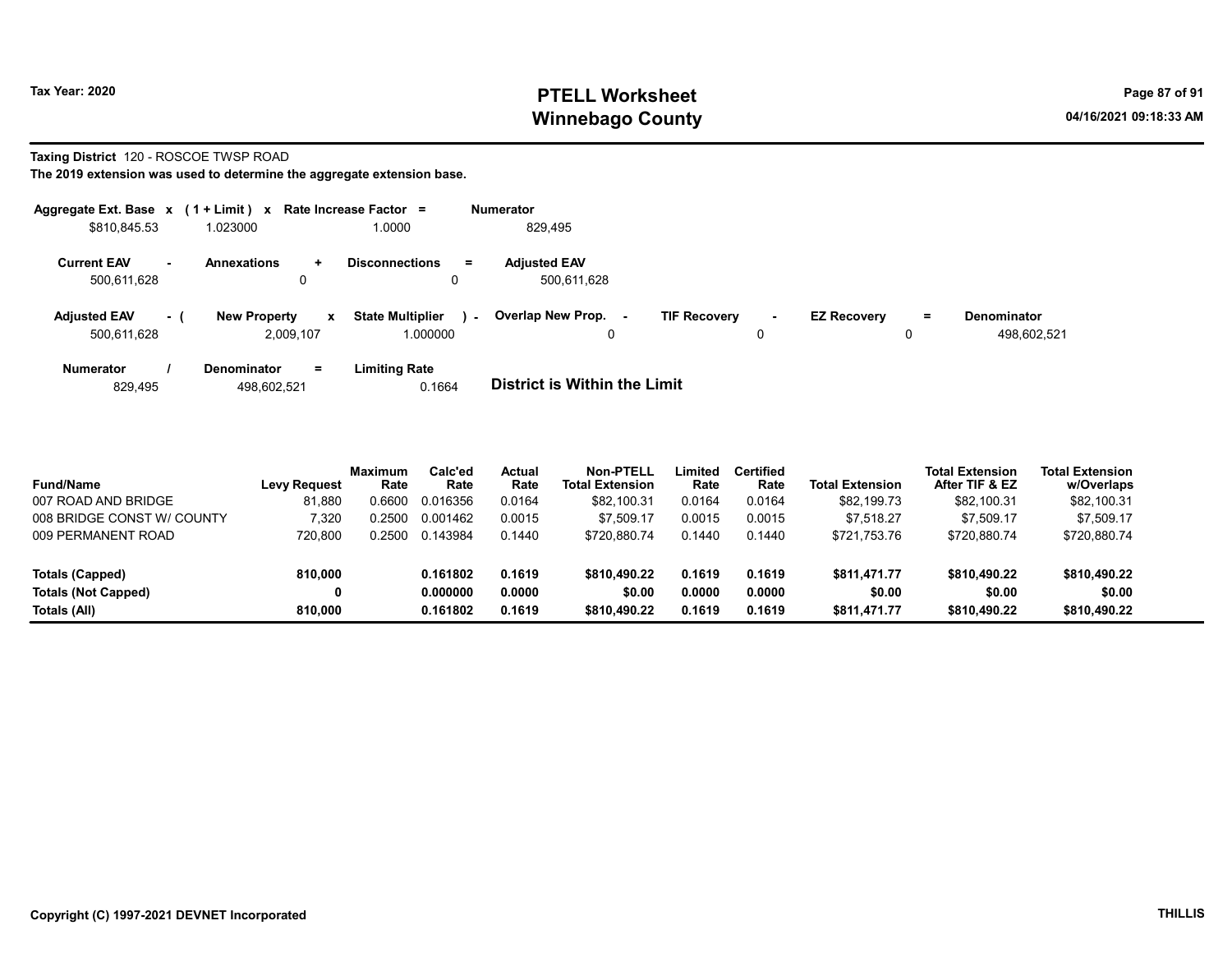**Tax Year: 2020**

# PTELL Worksheet
# Winnebago County

04/16/2021 09:18:33 AM

**Taxing District** 120 - ROSCOE TWSP ROAD

**The 2019 extension was used to determine the aggregate extension base.**

| Aggregate Ext. Base | x | (1 + Limit) | x | Rate Increase Factor | = | Numerator |
|---|---|---|---|---|---|---|
| $810,845.53 | | 1.023000 | | 1.0000 | | 829,495 |

| Current EAV | - | Annexations | + | Disconnections | = | Adjusted EAV |
|---|---|---|---|---|---|---|
| 500,611,628 | | 0 | | 0 | | 500,611,628 |

| Adjusted EAV | - ( | New Property | x | State Multiplier | ) - | Overlap New Prop. | - | TIF Recovery | - | EZ Recovery | = | Denominator |
|---|---|---|---|---|---|---|---|---|---|---|---|---|
| 500,611,628 | | 2,009,107 | | 1.000000 | | 0 | | 0 | | 0 | | 498,602,521 |

| Numerator | / | Denominator | = | Limiting Rate |
|---|---|---|---|---|
| 829,495 | | 498,602,521 | | 0.1664 |

**District is Within the Limit**

| Fund/Name | Levy Request | Maximum Rate | Calc'ed Rate | Actual Rate | Non-PTELL Total Extension | Limited Rate | Certified Rate | Total Extension | Total Extension After TIF & EZ | Total Extension w/Overlaps |
|---|---|---|---|---|---|---|---|---|---|---|
| 007 ROAD AND BRIDGE | 81,880 | 0.6600 | 0.016356 | 0.0164 | $82,100.31 | 0.0164 | 0.0164 | $82,199.73 | $82,100.31 | $82,100.31 |
| 008 BRIDGE CONST W/ COUNTY | 7,320 | 0.2500 | 0.001462 | 0.0015 | $7,509.17 | 0.0015 | 0.0015 | $7,518.27 | $7,509.17 | $7,509.17 |
| 009 PERMANENT ROAD | 720,800 | 0.2500 | 0.143984 | 0.1440 | $720,880.74 | 0.1440 | 0.1440 | $721,753.76 | $720,880.74 | $720,880.74 |
| **Totals (Capped)** | **810,000** | | **0.161802** | **0.1619** | **$810,490.22** | **0.1619** | **0.1619** | **$811,471.77** | **$810,490.22** | **$810,490.22** |
| **Totals (Not Capped)** | **0** | | **0.000000** | **0.0000** | **$0.00** | **0.0000** | **0.0000** | **$0.00** | **$0.00** | **$0.00** |
| **Totals (All)** | **810,000** | | **0.161802** | **0.1619** | **$810,490.22** | **0.1619** | **0.1619** | **$811,471.77** | **$810,490.22** | **$810,490.22** |

**Copyright (C) 1997-2021 DEVNET Incorporated** **THILLIS**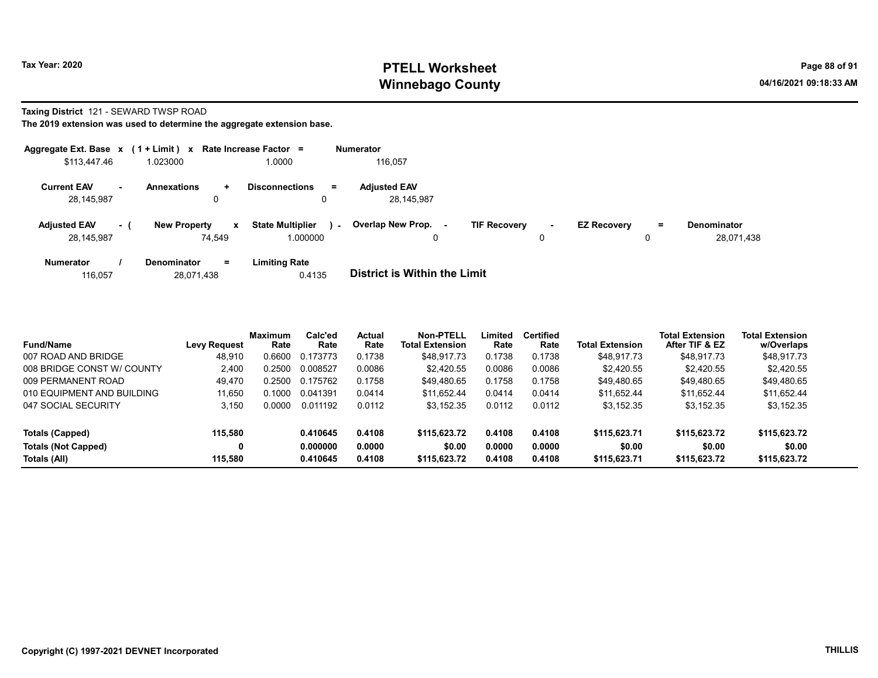**Tax Year: 2020**

# PTELL Worksheet
# Winnebago County

**Taxing District** 121 - SEWARD TWSP ROAD

**The 2019 extension was used to determine the aggregate extension base.**

| Aggregate Ext. Base | x | ( 1 + Limit ) | x | Rate Increase Factor | = | Numerator |
|---|---|---|---|---|---|---|
| $113,447.46 | | 1.023000 | | 1.0000 | | 116,057 |

| Current EAV | - | Annexations | + | Disconnections | = | Adjusted EAV |
|---|---|---|---|---|---|---|
| 28,145,987 | | 0 | | 0 | | 28,145,987 |

| Adjusted EAV | - ( | New Property | x | State Multiplier | ) - | Overlap New Prop. | - | TIF Recovery | - | EZ Recovery | = | Denominator |
|---|---|---|---|---|---|---|---|---|---|---|---|---|
| 28,145,987 | | 74,549 | | 1.000000 | | 0 | | 0 | | 0 | | 28,071,438 |

| Numerator | / | Denominator | = | Limiting Rate |
|---|---|---|---|---|
| 116,057 | | 28,071,438 | | 0.4135 |

**District is Within the Limit**

| Fund/Name | Levy Request | Maximum Rate | Calc'ed Rate | Actual Rate | Non-PTELL Total Extension | Limited Rate | Certified Rate | Total Extension | Total Extension After TIF & EZ | Total Extension w/Overlaps |
|---|---|---|---|---|---|---|---|---|---|---|
| 007 ROAD AND BRIDGE | 48,910 | 0.6600 | 0.173773 | 0.1738 | $48,917.73 | 0.1738 | 0.1738 | $48,917.73 | $48,917.73 | $48,917.73 |
| 008 BRIDGE CONST W/ COUNTY | 2,400 | 0.2500 | 0.008527 | 0.0086 | $2,420.55 | 0.0086 | 0.0086 | $2,420.55 | $2,420.55 | $2,420.55 |
| 009 PERMANENT ROAD | 49,470 | 0.2500 | 0.175762 | 0.1758 | $49,480.65 | 0.1758 | 0.1758 | $49,480.65 | $49,480.65 | $49,480.65 |
| 010 EQUIPMENT AND BUILDING | 11,650 | 0.1000 | 0.041391 | 0.0414 | $11,652.44 | 0.0414 | 0.0414 | $11,652.44 | $11,652.44 | $11,652.44 |
| 047 SOCIAL SECURITY | 3,150 | 0.0000 | 0.011192 | 0.0112 | $3,152.35 | 0.0112 | 0.0112 | $3,152.35 | $3,152.35 | $3,152.35 |
| **Totals (Capped)** | **115,580** | | **0.410645** | **0.4108** | **$115,623.72** | **0.4108** | **0.4108** | **$115,623.71** | **$115,623.72** | **$115,623.72** |
| **Totals (Not Capped)** | **0** | | **0.000000** | **0.0000** | **$0.00** | **0.0000** | **0.0000** | **$0.00** | **$0.00** | **$0.00** |
| **Totals (All)** | **115,580** | | **0.410645** | **0.4108** | **$115,623.72** | **0.4108** | **0.4108** | **$115,623.71** | **$115,623.72** | **$115,623.72** |

**Copyright (C) 1997-2021 DEVNET Incorporated** **THILLIS**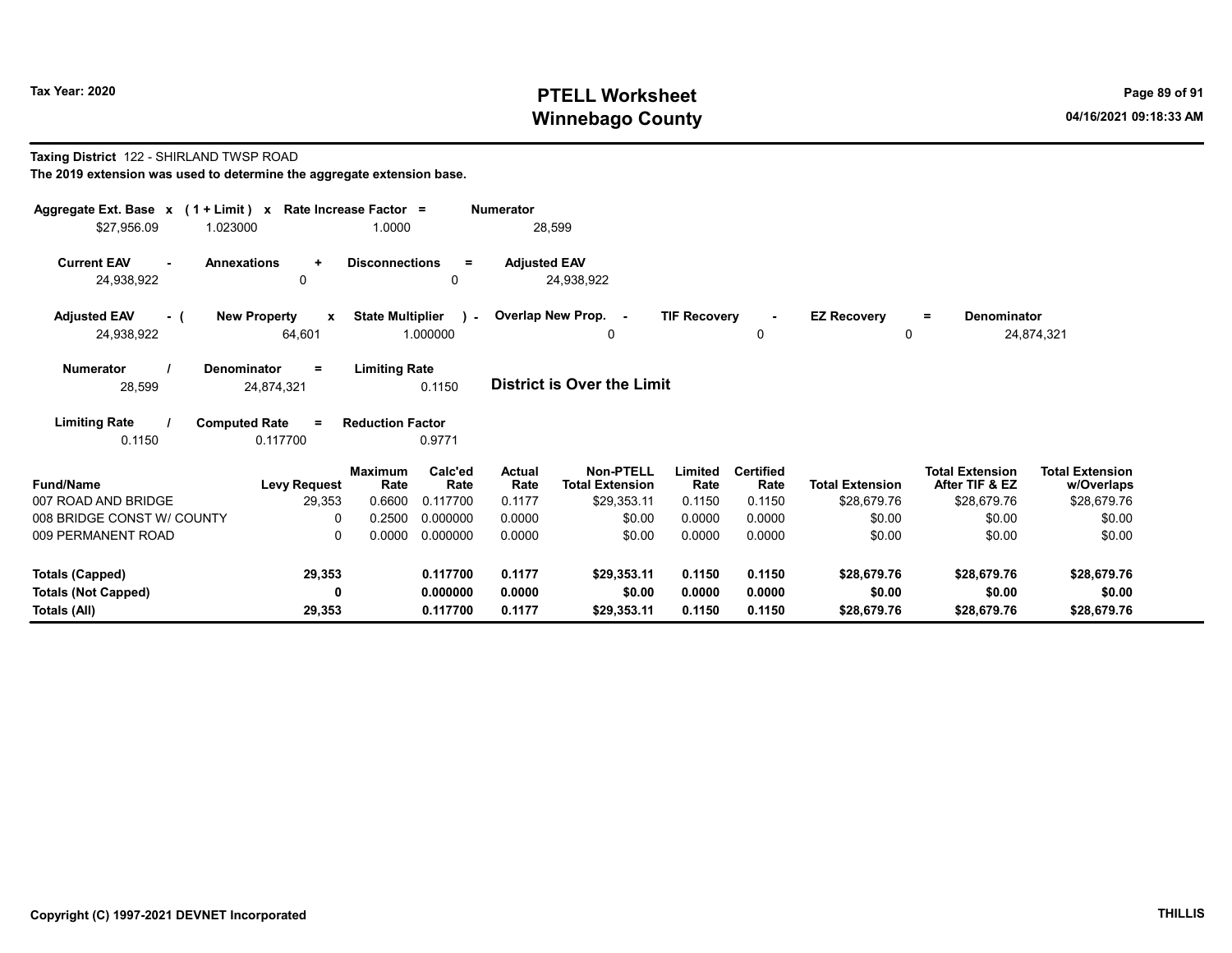**Taxing District** 122 - SHIRLAND TWSP ROAD

**The 2019 extension was used to determine the aggregate extension base.**

| Aggregate Ext. Base x | (1 + Limit) x | Rate Increase Factor = | Numerator |
|---|---|---|---|
| $27,956.09 | 1.023000 | 1.0000 | 28,599 |

| Current EAV - | Annexations + | Disconnections = | Adjusted EAV |
|---|---|---|---|
| 24,938,922 | 0 | 0 | 24,938,922 |

| Adjusted EAV - ( | New Property x | State Multiplier ) - | Overlap New Prop. - | TIF Recovery - | EZ Recovery = | Denominator |
|---|---|---|---|---|---|---|
| 24,938,922 | 64,601 | 1.000000 | 0 | 0 | 0 | 24,874,321 |

| Numerator / | Denominator = | Limiting Rate |
|---|---|---|
| 28,599 | 24,874,321 | 0.1150 |

**District is Over the Limit**

| Limiting Rate / | Computed Rate = | Reduction Factor |
|---|---|---|
| 0.1150 | 0.117700 | 0.9771 |

| Fund/Name | Levy Request | Maximum Rate | Calc'ed Rate | Actual Rate | Non-PTELL Total Extension | Limited Rate | Certified Rate | Total Extension | Total Extension After TIF & EZ | Total Extension w/Overlaps |
|---|---|---|---|---|---|---|---|---|---|---|
| 007 ROAD AND BRIDGE | 29,353 | 0.6600 | 0.117700 | 0.1177 | $29,353.11 | 0.1150 | 0.1150 | $28,679.76 | $28,679.76 | $28,679.76 |
| 008 BRIDGE CONST W/ COUNTY | 0 | 0.2500 | 0.000000 | 0.0000 | $0.00 | 0.0000 | 0.0000 | $0.00 | $0.00 | $0.00 |
| 009 PERMANENT ROAD | 0 | 0.0000 | 0.000000 | 0.0000 | $0.00 | 0.0000 | 0.0000 | $0.00 | $0.00 | $0.00 |
| **Totals (Capped)** | **29,353** | | **0.117700** | **0.1177** | **$29,353.11** | **0.1150** | **0.1150** | **$28,679.76** | **$28,679.76** | **$28,679.76** |
| **Totals (Not Capped)** | **0** | | **0.000000** | **0.0000** | **$0.00** | **0.0000** | **0.0000** | **$0.00** | **$0.00** | **$0.00** |
| **Totals (All)** | **29,353** | | **0.117700** | **0.1177** | **$29,353.11** | **0.1150** | **0.1150** | **$28,679.76** | **$28,679.76** | **$28,679.76** |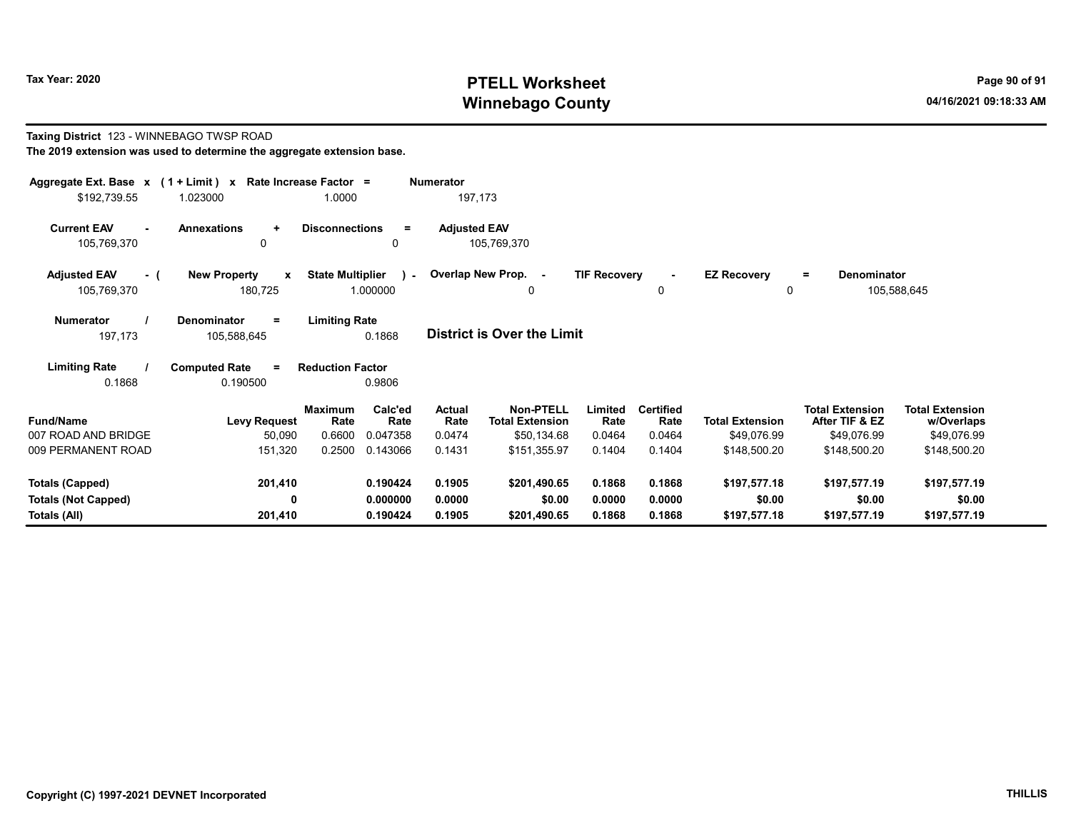**Tax Year: 2020**

# PTELL Worksheet
# Winnebago County

04/16/2021 09:18:33 AM

**Taxing District** 123 - WINNEBAGO TWSP ROAD

**The 2019 extension was used to determine the aggregate extension base.**

| Aggregate Ext. Base x | (1 + Limit) x | Rate Increase Factor = | Numerator |
|---|---|---|---|
| $192,739.55 | 1.023000 | 1.0000 | 197,173 |

| Current EAV - | Annexations + | Disconnections = | Adjusted EAV |
|---|---|---|---|
| 105,769,370 | 0 | 0 | 105,769,370 |

| Adjusted EAV - ( | New Property x | State Multiplier ) - | Overlap New Prop. - | TIF Recovery - | EZ Recovery = | Denominator |
|---|---|---|---|---|---|---|
| 105,769,370 | 180,725 | 1.000000 | 0 | 0 | 0 | 105,588,645 |

| Numerator / | Denominator = | Limiting Rate |
|---|---|---|
| 197,173 | 105,588,645 | 0.1868 |

**District is Over the Limit**

| Limiting Rate / | Computed Rate = | Reduction Factor |
|---|---|---|
| 0.1868 | 0.190500 | 0.9806 |

| Fund/Name | Levy Request | Maximum Rate | Calc'ed Rate | Actual Rate | Non-PTELL Total Extension | Limited Rate | Certified Rate | Total Extension | Total Extension After TIF & EZ | Total Extension w/Overlaps |
|---|---|---|---|---|---|---|---|---|---|---|
| 007 ROAD AND BRIDGE | 50,090 | 0.6600 | 0.047358 | 0.0474 | $50,134.68 | 0.0464 | 0.0464 | $49,076.99 | $49,076.99 | $49,076.99 |
| 009 PERMANENT ROAD | 151,320 | 0.2500 | 0.143066 | 0.1431 | $151,355.97 | 0.1404 | 0.1404 | $148,500.20 | $148,500.20 | $148,500.20 |
| **Totals (Capped)** | **201,410** | | **0.190424** | **0.1905** | **$201,490.65** | **0.1868** | **0.1868** | **$197,577.18** | **$197,577.19** | **$197,577.19** |
| **Totals (Not Capped)** | **0** | | **0.000000** | **0.0000** | **$0.00** | **0.0000** | **0.0000** | **$0.00** | **$0.00** | **$0.00** |
| **Totals (All)** | **201,410** | | **0.190424** | **0.1905** | **$201,490.65** | **0.1868** | **0.1868** | **$197,577.18** | **$197,577.19** | **$197,577.19** |

**Copyright (C) 1997-2021 DEVNET Incorporated** **THILLIS**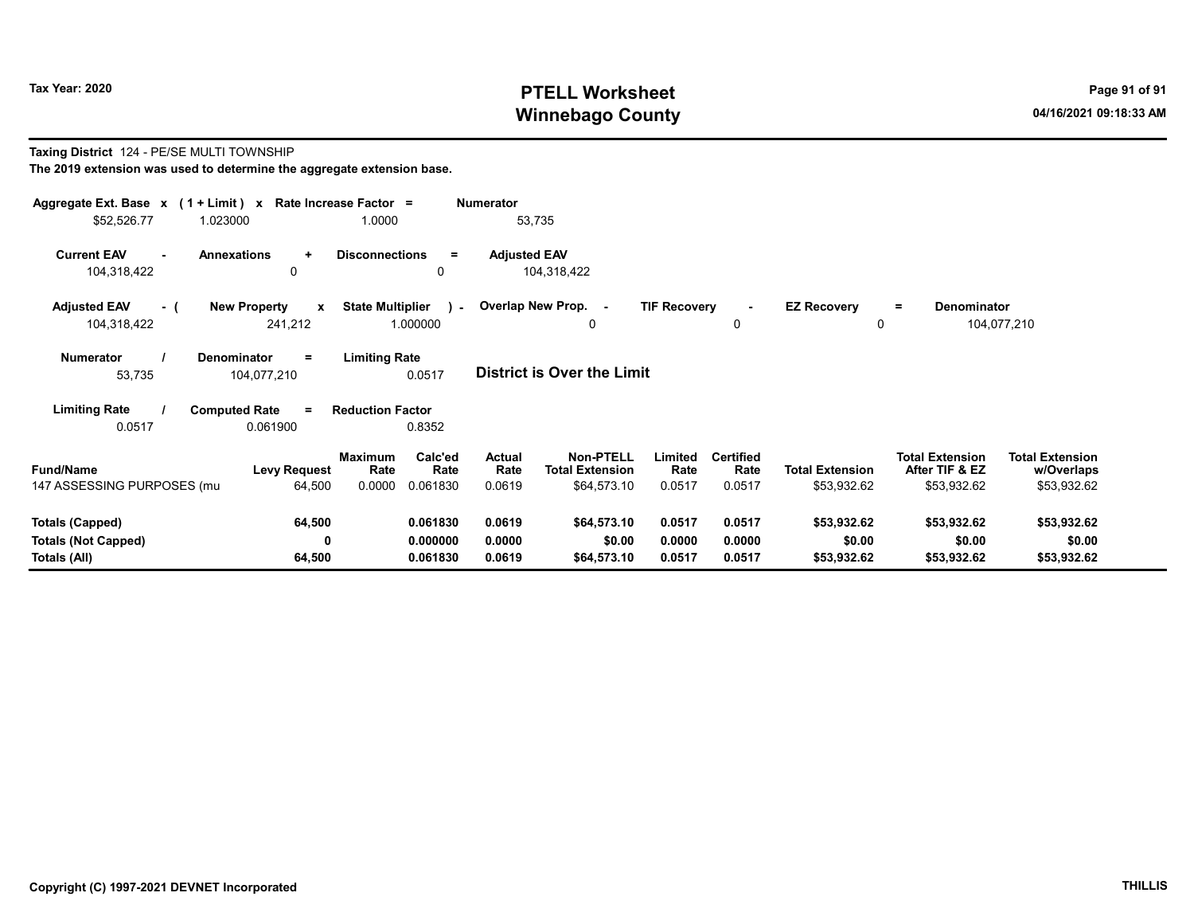**Taxing District** 124 - PE/SE MULTI TOWNSHIP

**The 2019 extension was used to determine the aggregate extension base.**

| Aggregate Ext. Base | x | (1 + Limit) | x | Rate Increase Factor | = | Numerator |
|---|---|---|---|---|---|---|
| $52,526.77 | | 1.023000 | | 1.0000 | | 53,735 |

| Current EAV | - | Annexations | + | Disconnections | = | Adjusted EAV |
|---|---|---|---|---|---|---|
| 104,318,422 | | 0 | | 0 | | 104,318,422 |

| Adjusted EAV | - ( | New Property | x | State Multiplier | ) - | Overlap New Prop. | - | TIF Recovery | - | EZ Recovery | = | Denominator |
|---|---|---|---|---|---|---|---|---|---|---|---|---|
| 104,318,422 | | 241,212 | | 1.000000 | | 0 | | 0 | | 0 | | 104,077,210 |

| Numerator | / | Denominator | = | Limiting Rate |
|---|---|---|---|---|
| 53,735 | | 104,077,210 | | 0.0517 |

**District is Over the Limit**

| Limiting Rate | / | Computed Rate | = | Reduction Factor |
|---|---|---|---|---|
| 0.0517 | | 0.061900 | | 0.8352 |

| Fund/Name | Levy Request | Maximum Rate | Calc'ed Rate | Actual Rate | Non-PTELL Total Extension | Limited Rate | Certified Rate | Total Extension | Total Extension After TIF & EZ | Total Extension w/Overlaps |
|---|---|---|---|---|---|---|---|---|---|---|
| 147 ASSESSING PURPOSES (mu | 64,500 | 0.0000 | 0.061830 | 0.0619 | $64,573.10 | 0.0517 | 0.0517 | $53,932.62 | $53,932.62 | $53,932.62 |
| **Totals (Capped)** | **64,500** | | **0.061830** | **0.0619** | **$64,573.10** | **0.0517** | **0.0517** | **$53,932.62** | **$53,932.62** | **$53,932.62** |
| **Totals (Not Capped)** | **0** | | **0.000000** | **0.0000** | **$0.00** | **0.0000** | **0.0000** | **$0.00** | **$0.00** | **$0.00** |
| **Totals (All)** | **64,500** | | **0.061830** | **0.0619** | **$64,573.10** | **0.0517** | **0.0517** | **$53,932.62** | **$53,932.62** | **$53,932.62** |